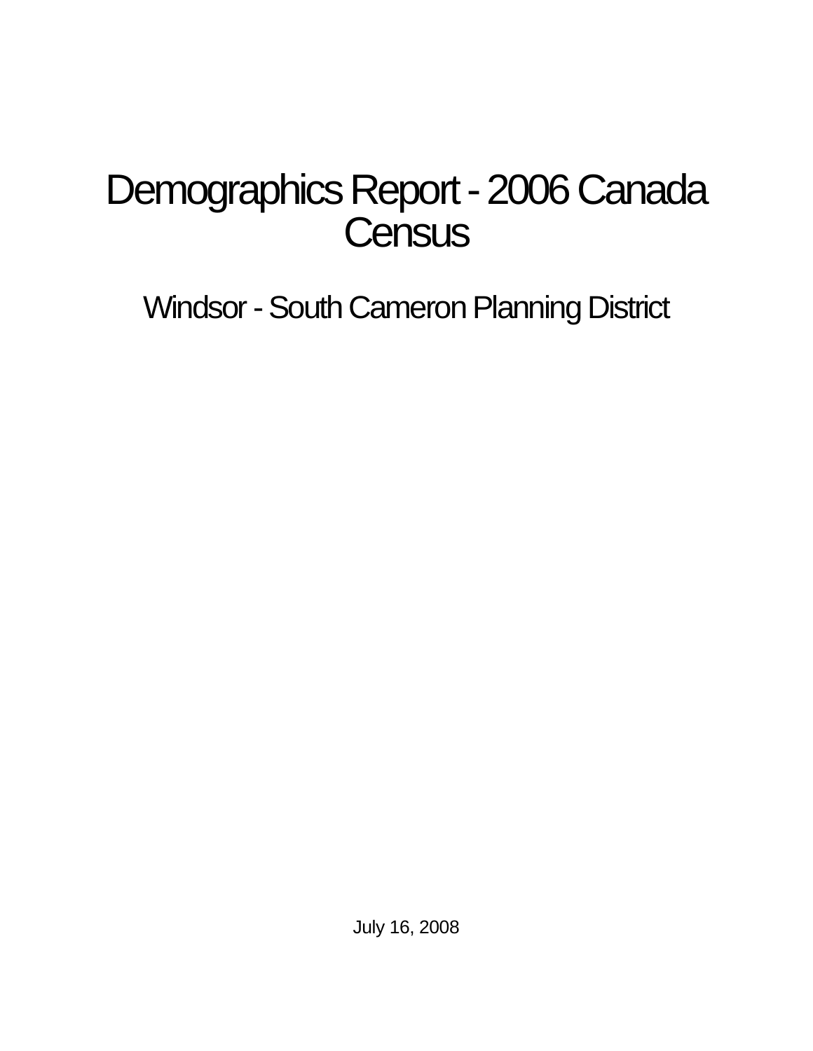# Demographics Report - 2006 Canada Census

## Windsor - South Cameron Planning District

July 16, 2008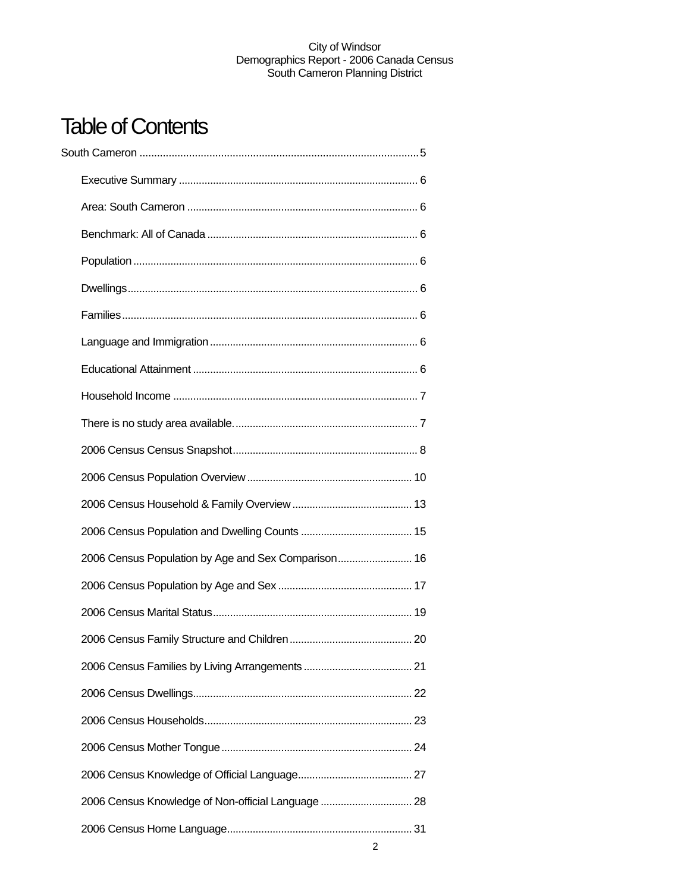# Table of Contents

South Cameron ........................................................................................5

- Executive Summary ................................................................................. 6
- Area: South Cameron ............................................................................... 6
- Benchmark: All of Canada ........................................................................ 6
- Population ................................................................................................ 6
- Dwellings.................................................................................................. 6
- Families .................................................................................................... 6
- Language and Immigration ....................................................................... 6
- Educational Attainment ............................................................................. 6
- Household Income .................................................................................... 7
- There is no study area available. .............................................................. 7
- 2006 Census Census Snapshot ................................................................. 8
- 2006 Census Population Overview .......................................................... 10
- 2006 Census Household & Family Overview .......................................... 13
- 2006 Census Population and Dwelling Counts ....................................... 15
- 2006 Census Population by Age and Sex Comparison .......................... 16
- 2006 Census Population by Age and Sex ............................................... 17
- 2006 Census Marital Status ..................................................................... 19
- 2006 Census Family Structure and Children ........................................... 20
- 2006 Census Families by Living Arrangements ...................................... 21
- 2006 Census Dwellings ............................................................................ 22
- 2006 Census Households ........................................................................ 23
- 2006 Census Mother Tongue .................................................................. 24
- 2006 Census Knowledge of Official Language ........................................ 27
- 2006 Census Knowledge of Non-official Language ................................ 28
- 2006 Census Home Language ................................................................ 31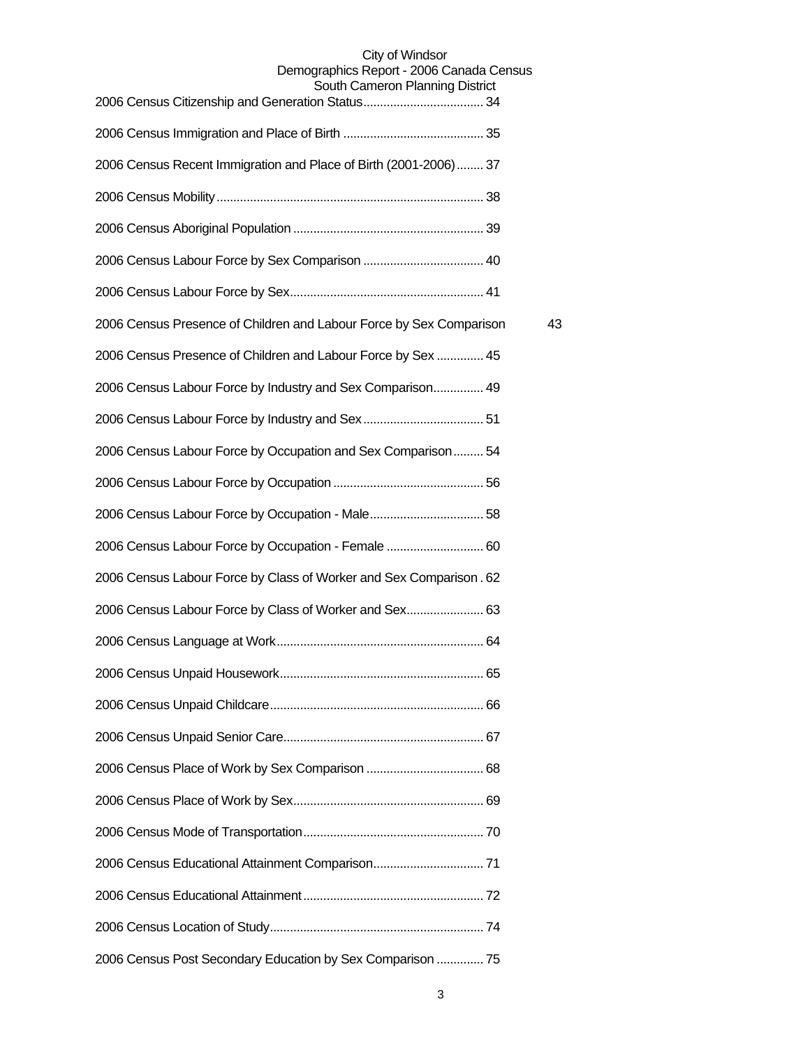2006 Census Citizenship and Generation Status.................................... 34

2006 Census Immigration and Place of Birth .......................................... 35

2006 Census Recent Immigration and Place of Birth (2001-2006)........ 37

2006 Census Mobility............................................................................... 38

2006 Census Aboriginal Population ......................................................... 39

2006 Census Labour Force by Sex Comparison .................................... 40

2006 Census Labour Force by Sex.......................................................... 41

2006 Census Presence of Children and Labour Force by Sex Comparison 43

2006 Census Presence of Children and Labour Force by Sex .............. 45

2006 Census Labour Force by Industry and Sex Comparison............... 49

2006 Census Labour Force by Industry and Sex.................................... 51

2006 Census Labour Force by Occupation and Sex Comparison......... 54

2006 Census Labour Force by Occupation ............................................. 56

2006 Census Labour Force by Occupation - Male.................................. 58

2006 Census Labour Force by Occupation - Female ............................. 60

2006 Census Labour Force by Class of Worker and Sex Comparison . 62

2006 Census Labour Force by Class of Worker and Sex....................... 63

2006 Census Language at Work............................................................. 64

2006 Census Unpaid Housework............................................................. 65

2006 Census Unpaid Childcare............................................................... 66

2006 Census Unpaid Senior Care........................................................... 67

2006 Census Place of Work by Sex Comparison ................................... 68

2006 Census Place of Work by Sex......................................................... 69

2006 Census Mode of Transportation...................................................... 70

2006 Census Educational Attainment Comparison................................. 71

2006 Census Educational Attainment...................................................... 72

2006 Census Location of Study............................................................... 74

2006 Census Post Secondary Education by Sex Comparison .............. 75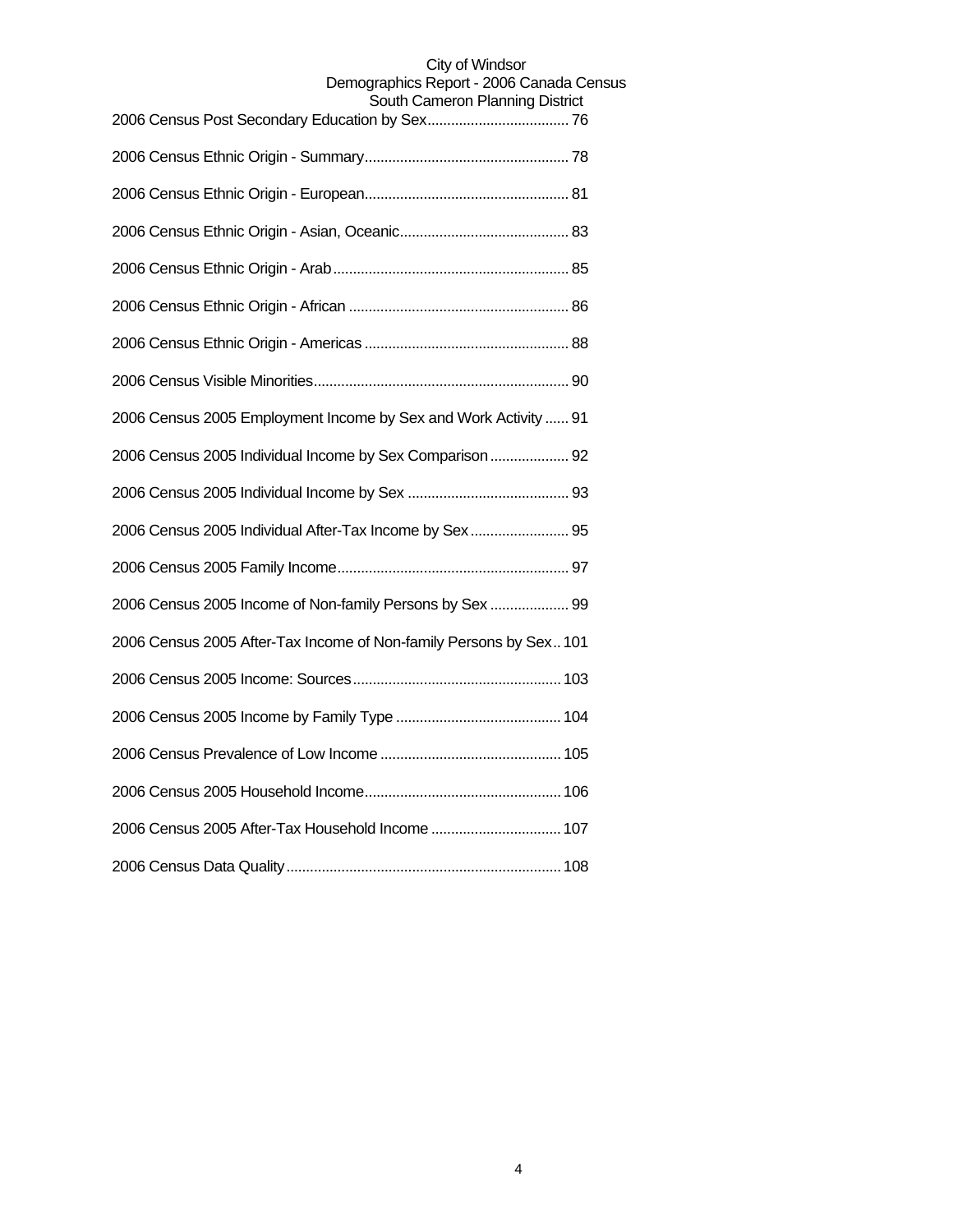2006 Census Post Secondary Education by Sex.................................... 76

2006 Census Ethnic Origin - Summary.................................................... 78

2006 Census Ethnic Origin - European.................................................... 81

2006 Census Ethnic Origin - Asian, Oceanic........................................... 83

2006 Census Ethnic Origin - Arab............................................................ 85

2006 Census Ethnic Origin - African ........................................................ 86

2006 Census Ethnic Origin - Americas .................................................... 88

2006 Census Visible Minorities................................................................. 90

2006 Census 2005 Employment Income by Sex and Work Activity ...... 91

2006 Census 2005 Individual Income by Sex Comparison .................... 92

2006 Census 2005 Individual Income by Sex ......................................... 93

2006 Census 2005 Individual After-Tax Income by Sex ......................... 95

2006 Census 2005 Family Income........................................................... 97

2006 Census 2005 Income of Non-family Persons by Sex .................... 99

2006 Census 2005 After-Tax Income of Non-family Persons by Sex.. 101

2006 Census 2005 Income: Sources..................................................... 103

2006 Census 2005 Income by Family Type .......................................... 104

2006 Census Prevalence of Low Income .............................................. 105

2006 Census 2005 Household Income.................................................. 106

2006 Census 2005 After-Tax Household Income ................................. 107

2006 Census Data Quality...................................................................... 108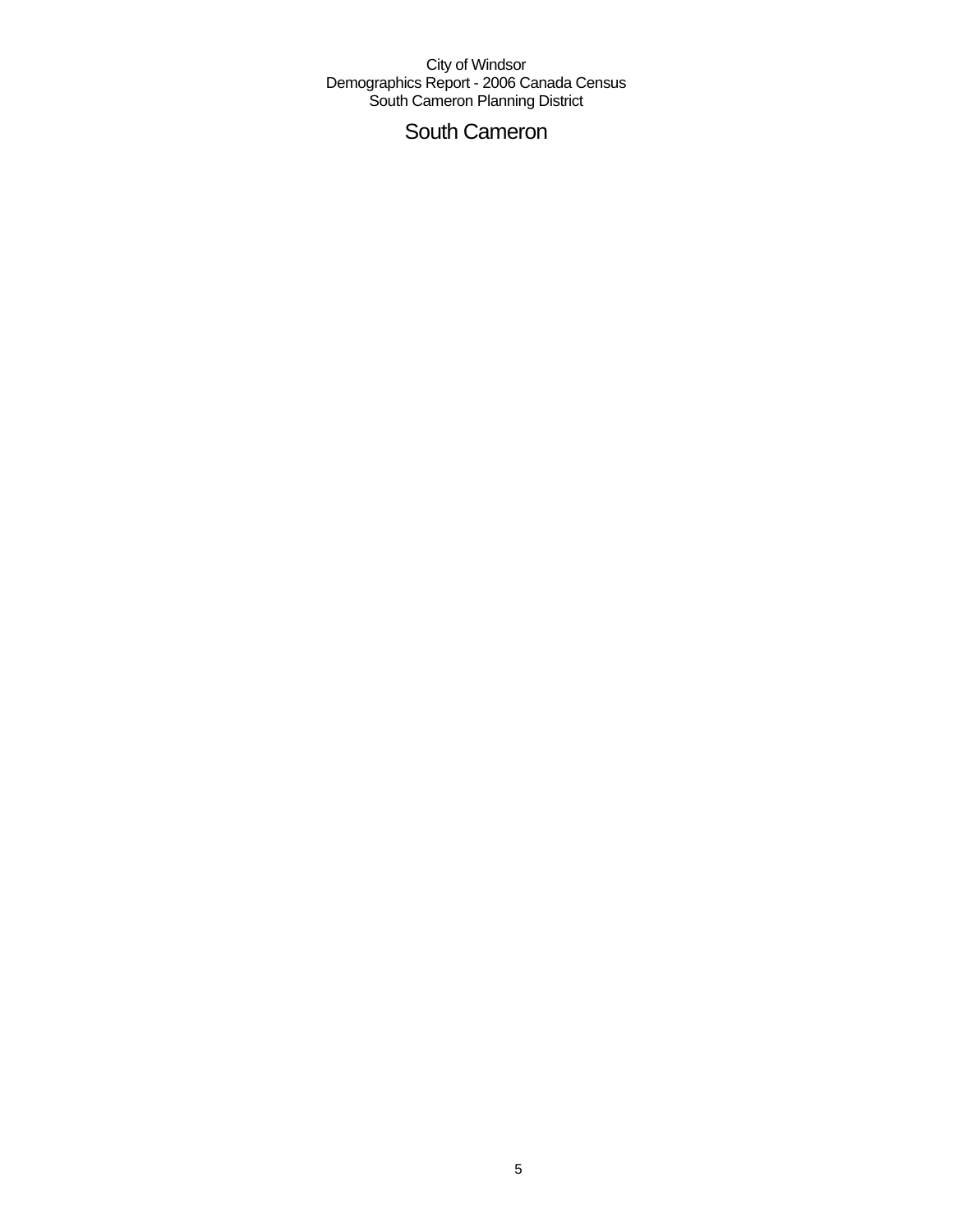# South Cameron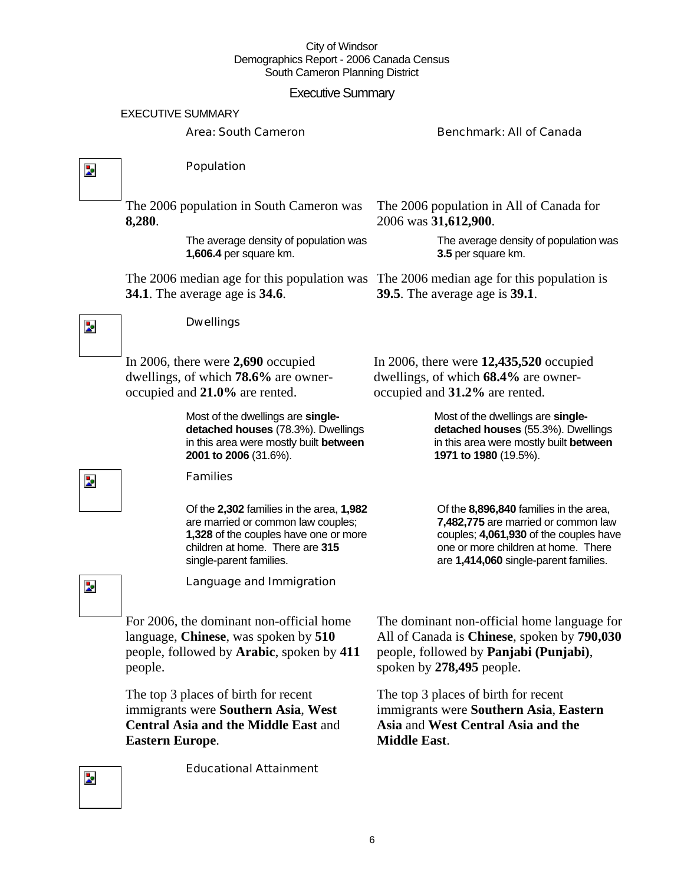City of Windsor
Demographics Report - 2006 Canada Census
South Cameron Planning District

# Executive Summary

## EXECUTIVE SUMMARY

| Area: South Cameron | Benchmark: All of Canada |
|---|---|

### Population

The 2006 population in South Cameron was **8,280**.

The average density of population was **1,606.4** per square km.

The 2006 median age for this population was **34.1**. The average age is **34.6**.

The 2006 population in All of Canada for 2006 was **31,612,900**.

The average density of population was **3.5** per square km.

The 2006 median age for this population is **39.5**. The average age is **39.1**.

### Dwellings

In 2006, there were **2,690** occupied dwellings, of which **78.6%** are owner-occupied and **21.0%** are rented.

Most of the dwellings are **single-detached houses** (78.3%). Dwellings in this area were mostly built **between 2001 to 2006** (31.6%).

In 2006, there were **12,435,520** occupied dwellings, of which **68.4%** are owner-occupied and **31.2%** are rented.

Most of the dwellings are **single-detached houses** (55.3%). Dwellings in this area were mostly built **between 1971 to 1980** (19.5%).

### Families

Of the **2,302** families in the area, **1,982** are married or common law couples; **1,328** of the couples have one or more children at home. There are **315** single-parent families.

Of the **8,896,840** families in the area, **7,482,775** are married or common law couples; **4,061,930** of the couples have one or more children at home. There are **1,414,060** single-parent families.

### Language and Immigration

For 2006, the dominant non-official home language, **Chinese**, was spoken by **510** people, followed by **Arabic**, spoken by **411** people.

The top 3 places of birth for recent immigrants were **Southern Asia**, **West Central Asia and the Middle East** and **Eastern Europe**.

The dominant non-official home language for All of Canada is **Chinese**, spoken by **790,030** people, followed by **Panjabi (Punjabi)**, spoken by **278,495** people.

The top 3 places of birth for recent immigrants were **Southern Asia**, **Eastern Asia** and **West Central Asia and the Middle East**.

### Educational Attainment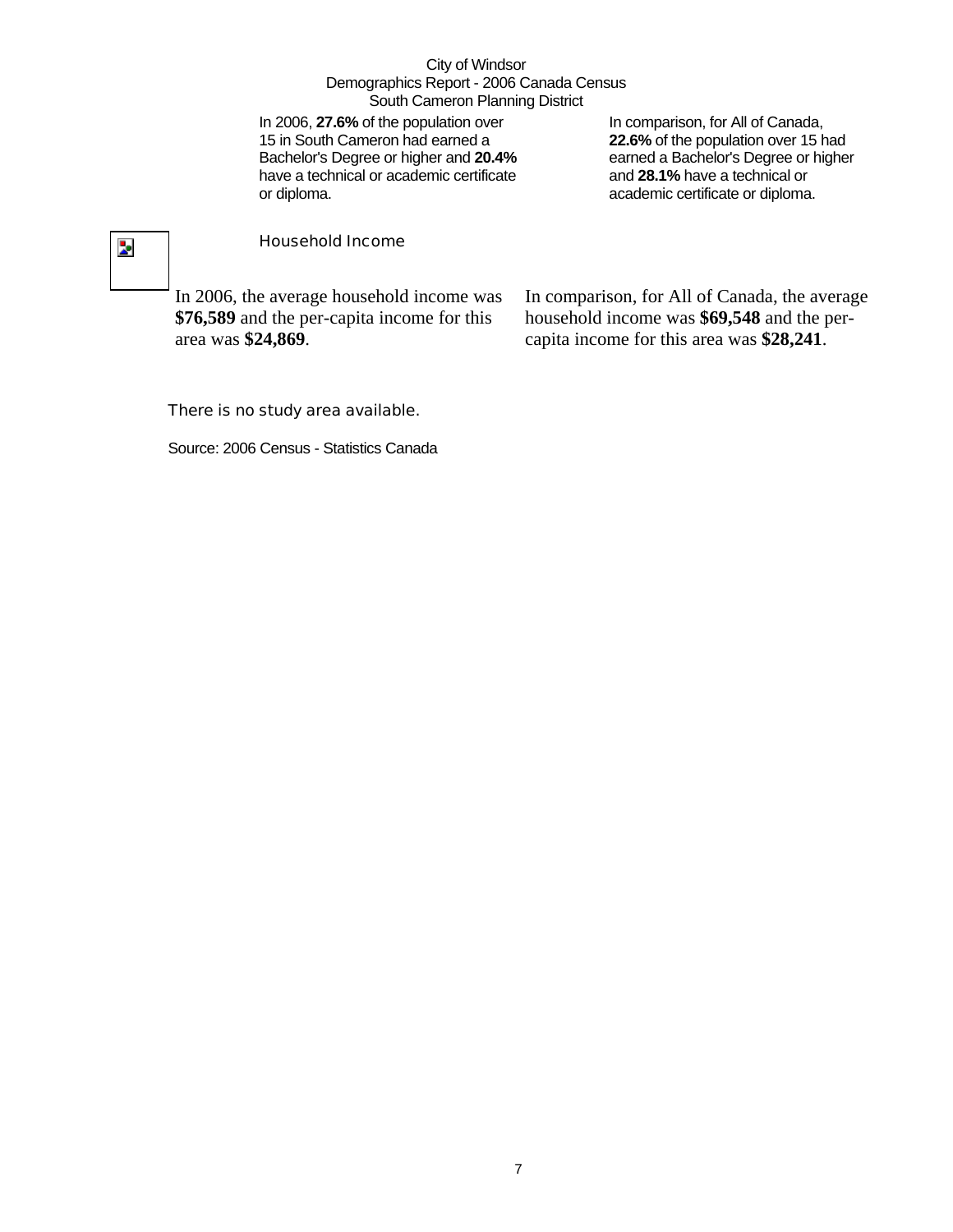In 2006, **27.6%** of the population over 15 in South Cameron had earned a Bachelor's Degree or higher and **20.4%** have a technical or academic certificate or diploma.

In comparison, for All of Canada, **22.6%** of the population over 15 had earned a Bachelor's Degree or higher and **28.1%** have a technical or academic certificate or diploma.

## Household Income

In 2006, the average household income was **$76,589** and the per-capita income for this area was **$24,869**.

In comparison, for All of Canada, the average household income was **$69,548** and the per-capita income for this area was **$28,241**.

There is no study area available.

Source: 2006 Census - Statistics Canada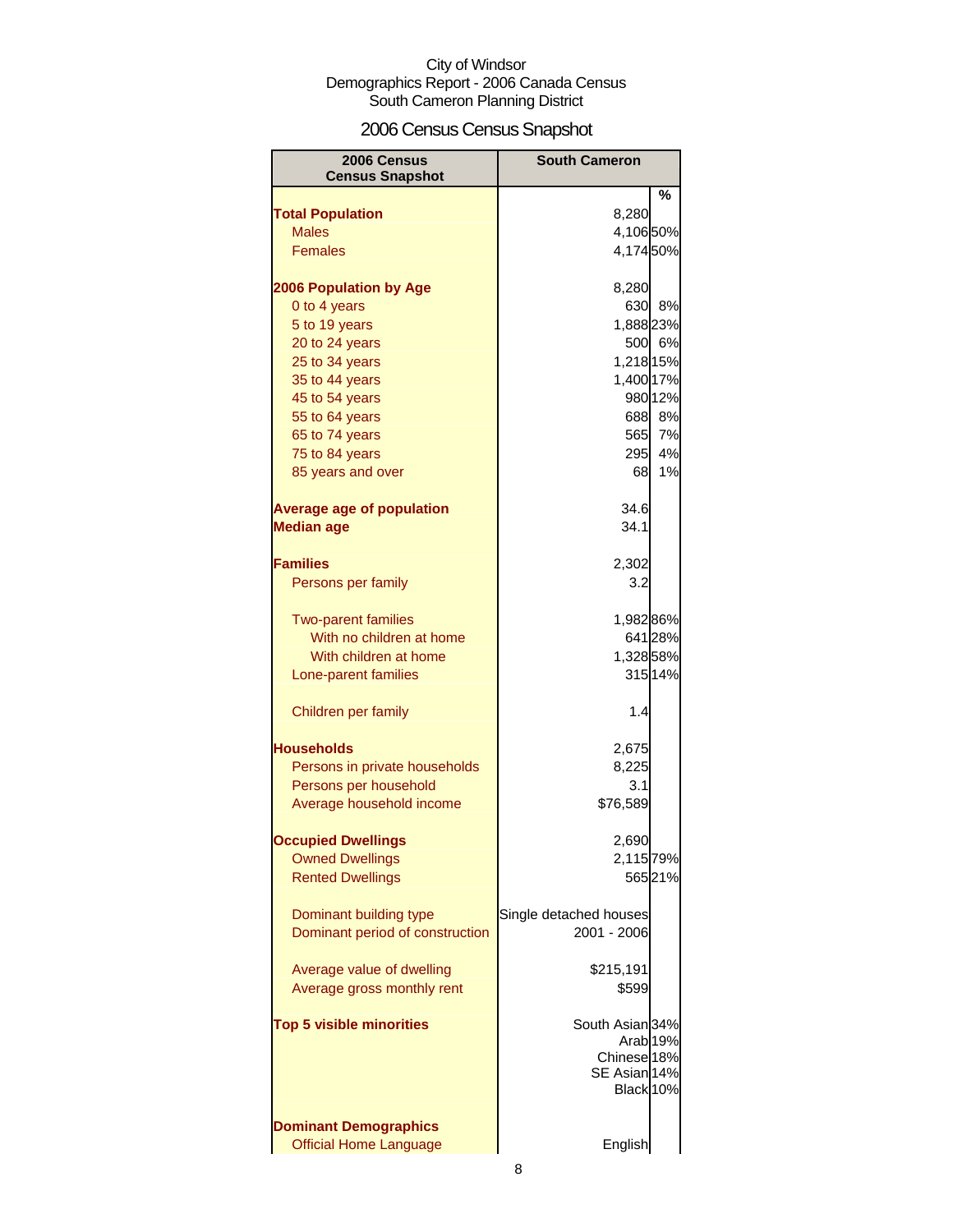City of Windsor
Demographics Report - 2006 Canada Census
South Cameron Planning District

# 2006 Census Census Snapshot

| 2006 Census Census Snapshot | South Cameron | |
|---|---|---|
| | | % |
| **Total Population** | 8,280 | |
| Males | 4,106 | 50% |
| Females | 4,174 | 50% |
| | | |
| **2006 Population by Age** | 8,280 | |
| 0 to 4 years | 630 | 8% |
| 5 to 19 years | 1,888 | 23% |
| 20 to 24 years | 500 | 6% |
| 25 to 34 years | 1,218 | 15% |
| 35 to 44 years | 1,400 | 17% |
| 45 to 54 years | 980 | 12% |
| 55 to 64 years | 688 | 8% |
| 65 to 74 years | 565 | 7% |
| 75 to 84 years | 295 | 4% |
| 85 years and over | 68 | 1% |
| | | |
| **Average age of population** | 34.6 | |
| **Median age** | 34.1 | |
| | | |
| **Families** | 2,302 | |
| Persons per family | 3.2 | |
| | | |
| Two-parent families | 1,982 | 86% |
| With no children at home | 641 | 28% |
| With children at home | 1,328 | 58% |
| Lone-parent families | 315 | 14% |
| | | |
| Children per family | 1.4 | |
| | | |
| **Households** | 2,675 | |
| Persons in private households | 8,225 | |
| Persons per household | 3.1 | |
| Average household income | $76,589 | |
| | | |
| **Occupied Dwellings** | 2,690 | |
| Owned Dwellings | 2,115 | 79% |
| Rented Dwellings | 565 | 21% |
| | | |
| Dominant building type | Single detached houses | |
| Dominant period of construction | 2001 - 2006 | |
| | | |
| Average value of dwelling | $215,191 | |
| Average gross monthly rent | $599 | |
| | | |
| **Top 5 visible minorities** | South Asian | 34% |
| | Arab | 19% |
| | Chinese | 18% |
| | SE Asian | 14% |
| | Black | 10% |
| | | |
| **Dominant Demographics** | | |
| Official Home Language | English | |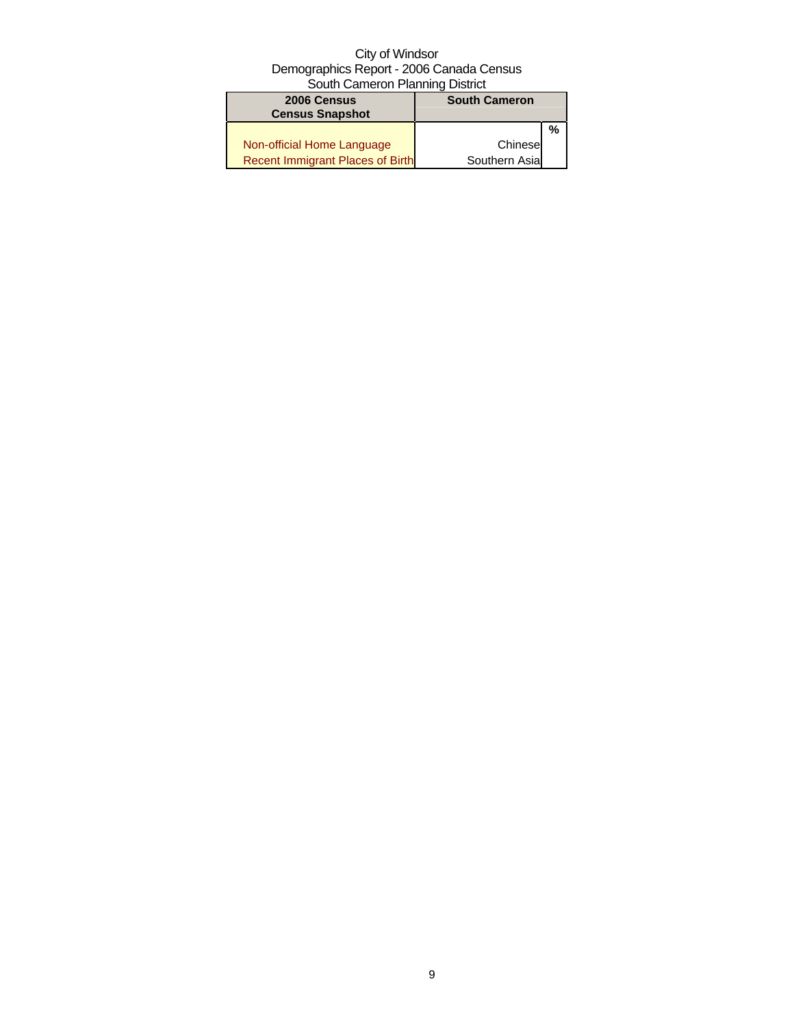City of Windsor
Demographics Report - 2006 Canada Census
South Cameron Planning District

| 2006 Census Census Snapshot | South Cameron | |
|---|---|---|
| | | % |
| Non-official Home Language | Chinese | |
| Recent Immigrant Places of Birth | Southern Asia | |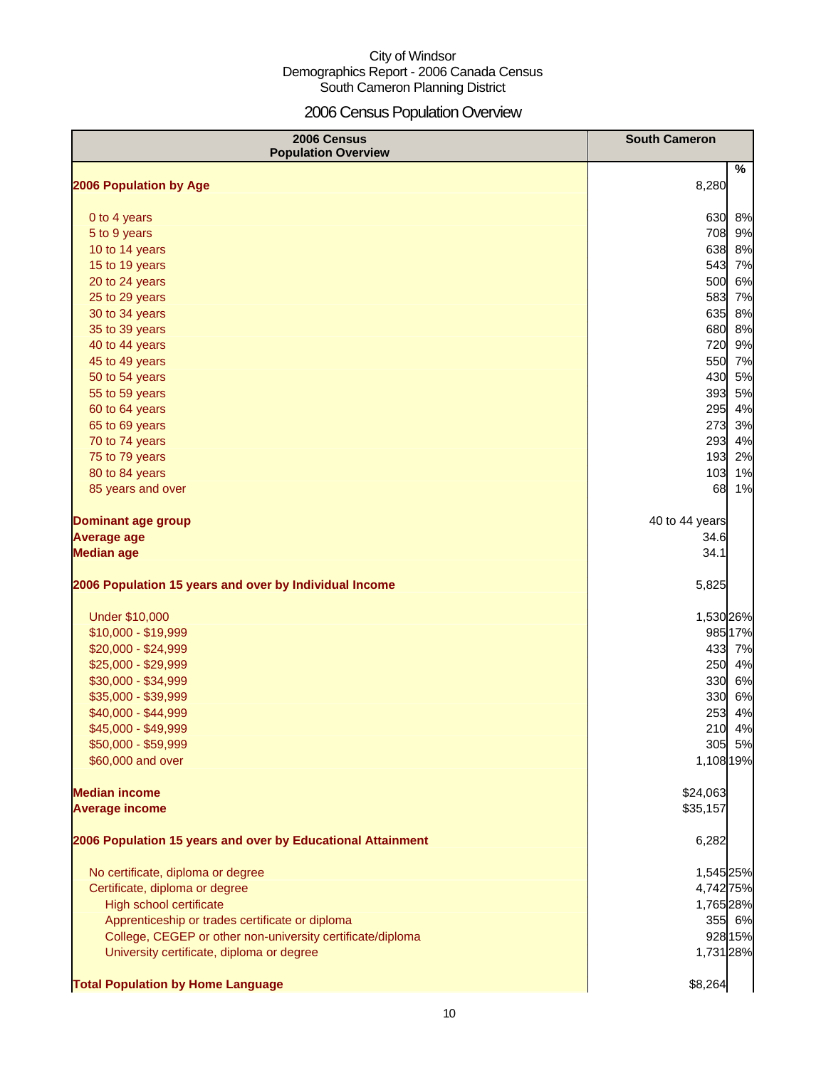City of Windsor
Demographics Report - 2006 Canada Census
South Cameron Planning District

# 2006 Census Population Overview

| 2006 Census Population Overview | South Cameron | % |
|---|---|---|
| **2006 Population by Age** | 8,280 | |
| 0 to 4 years | 630 | 8% |
| 5 to 9 years | 708 | 9% |
| 10 to 14 years | 638 | 8% |
| 15 to 19 years | 543 | 7% |
| 20 to 24 years | 500 | 6% |
| 25 to 29 years | 583 | 7% |
| 30 to 34 years | 635 | 8% |
| 35 to 39 years | 680 | 8% |
| 40 to 44 years | 720 | 9% |
| 45 to 49 years | 550 | 7% |
| 50 to 54 years | 430 | 5% |
| 55 to 59 years | 393 | 5% |
| 60 to 64 years | 295 | 4% |
| 65 to 69 years | 273 | 3% |
| 70 to 74 years | 293 | 4% |
| 75 to 79 years | 193 | 2% |
| 80 to 84 years | 103 | 1% |
| 85 years and over | 68 | 1% |
| **Dominant age group** | 40 to 44 years | |
| **Average age** | 34.6 | |
| **Median age** | 34.1 | |
| **2006 Population 15 years and over by Individual Income** | 5,825 | |
| Under $10,000 | 1,530 | 26% |
| $10,000 - $19,999 | 985 | 17% |
| $20,000 - $24,999 | 433 | 7% |
| $25,000 - $29,999 | 250 | 4% |
| $30,000 - $34,999 | 330 | 6% |
| $35,000 - $39,999 | 330 | 6% |
| $40,000 - $44,999 | 253 | 4% |
| $45,000 - $49,999 | 210 | 4% |
| $50,000 - $59,999 | 305 | 5% |
| $60,000 and over | 1,108 | 19% |
| **Median income** | $24,063 | |
| **Average income** | $35,157 | |
| **2006 Population 15 years and over by Educational Attainment** | 6,282 | |
| No certificate, diploma or degree | 1,545 | 25% |
| Certificate, diploma or degree | 4,742 | 75% |
| High school certificate | 1,765 | 28% |
| Apprenticeship or trades certificate or diploma | 355 | 6% |
| College, CEGEP or other non-university certificate/diploma | 928 | 15% |
| University certificate, diploma or degree | 1,731 | 28% |
| **Total Population by Home Language** | $8,264 | |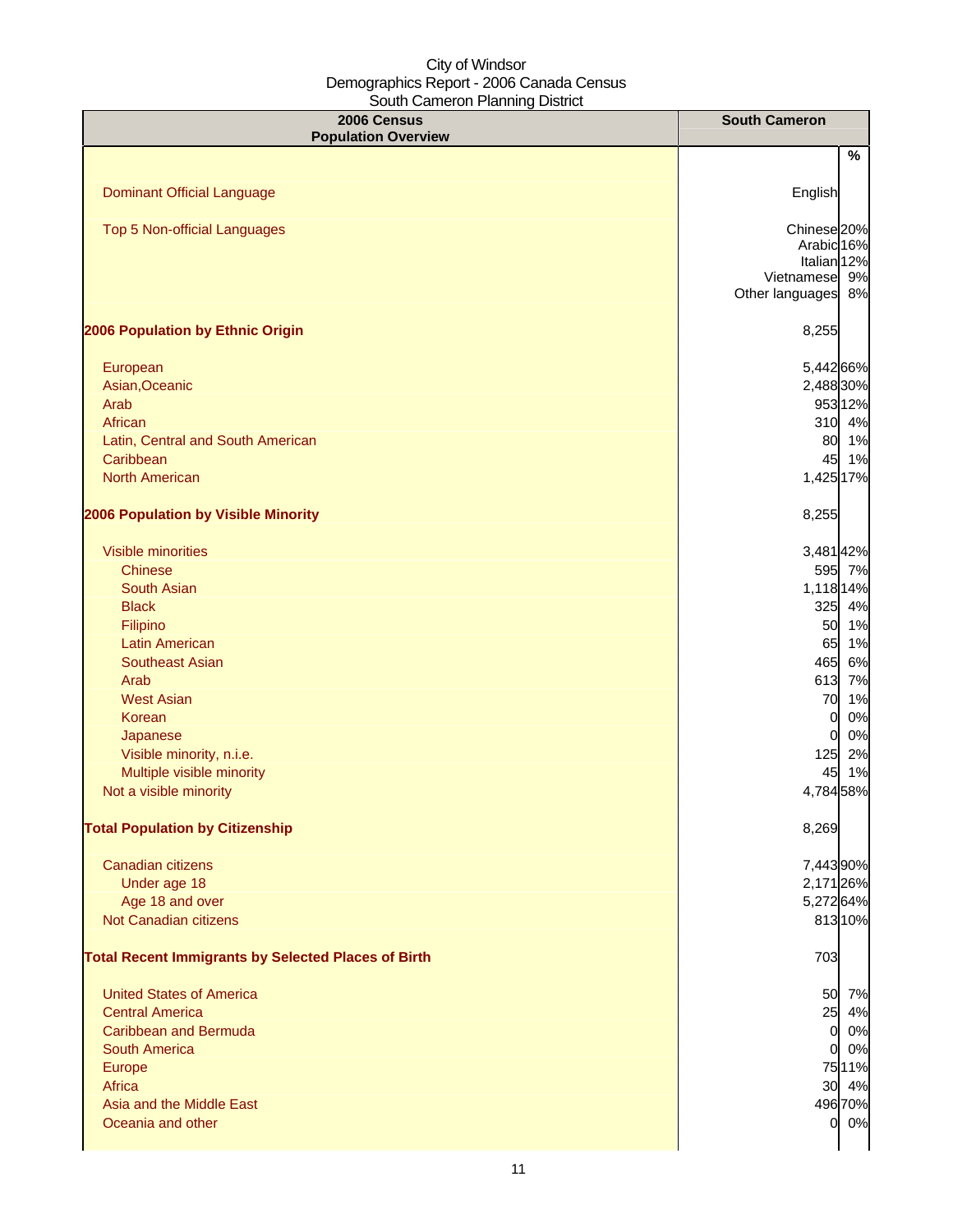City of Windsor
Demographics Report - 2006 Canada Census
South Cameron Planning District

| 2006 Census Population Overview | South Cameron | % |
|---|---|---|
| Dominant Official Language | English | |
| Top 5 Non-official Languages | Chinese | 20% |
| | Arabic | 16% |
| | Italian | 12% |
| | Vietnamese | 9% |
| | Other languages | 8% |
| **2006 Population by Ethnic Origin** | 8,255 | |
| European | 5,442 | 66% |
| Asian,Oceanic | 2,488 | 30% |
| Arab | 953 | 12% |
| African | 310 | 4% |
| Latin, Central and South American | 80 | 1% |
| Caribbean | 45 | 1% |
| North American | 1,425 | 17% |
| **2006 Population by Visible Minority** | 8,255 | |
| Visible minorities | 3,481 | 42% |
| Chinese | 595 | 7% |
| South Asian | 1,118 | 14% |
| Black | 325 | 4% |
| Filipino | 50 | 1% |
| Latin American | 65 | 1% |
| Southeast Asian | 465 | 6% |
| Arab | 613 | 7% |
| West Asian | 70 | 1% |
| Korean | 0 | 0% |
| Japanese | 0 | 0% |
| Visible minority, n.i.e. | 125 | 2% |
| Multiple visible minority | 45 | 1% |
| Not a visible minority | 4,784 | 58% |
| **Total Population by Citizenship** | 8,269 | |
| Canadian citizens | 7,443 | 90% |
| Under age 18 | 2,171 | 26% |
| Age 18 and over | 5,272 | 64% |
| Not Canadian citizens | 813 | 10% |
| **Total Recent Immigrants by Selected Places of Birth** | 703 | |
| United States of America | 50 | 7% |
| Central America | 25 | 4% |
| Caribbean and Bermuda | 0 | 0% |
| South America | 0 | 0% |
| Europe | 75 | 11% |
| Africa | 30 | 4% |
| Asia and the Middle East | 496 | 70% |
| Oceania and other | 0 | 0% |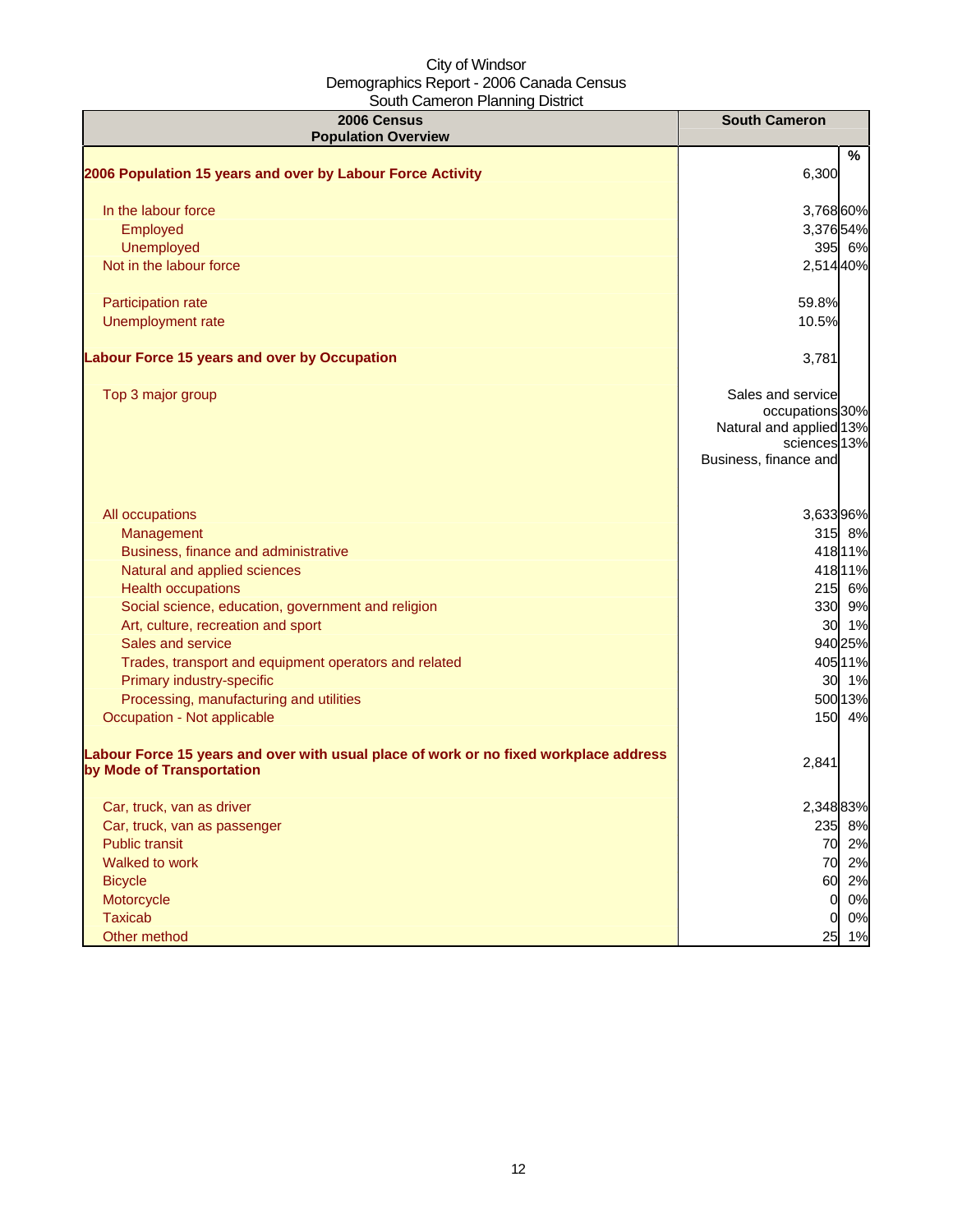City of Windsor
Demographics Report - 2006 Canada Census
South Cameron Planning District

| 2006 Census<br>Population Overview | South Cameron | % |
|---|---|---|
| **2006 Population 15 years and over by Labour Force Activity** | 6,300 | |
| In the labour force | 3,768 | 60% |
| Employed | 3,376 | 54% |
| Unemployed | 395 | 6% |
| Not in the labour force | 2,514 | 40% |
| Participation rate | 59.8% | |
| Unemployment rate | 10.5% | |
| **Labour Force 15 years and over by Occupation** | 3,781 | |
| Top 3 major group | Sales and service occupations<br>Natural and applied sciences<br>Business, finance and | 30%<br>13%<br>13% |
| All occupations | 3,633 | 96% |
| Management | 315 | 8% |
| Business, finance and administrative | 418 | 11% |
| Natural and applied sciences | 418 | 11% |
| Health occupations | 215 | 6% |
| Social science, education, government and religion | 330 | 9% |
| Art, culture, recreation and sport | 30 | 1% |
| Sales and service | 940 | 25% |
| Trades, transport and equipment operators and related | 405 | 11% |
| Primary industry-specific | 30 | 1% |
| Processing, manufacturing and utilities | 500 | 13% |
| Occupation - Not applicable | 150 | 4% |
| **Labour Force 15 years and over with usual place of work or no fixed workplace address by Mode of Transportation** | 2,841 | |
| Car, truck, van as driver | 2,348 | 83% |
| Car, truck, van as passenger | 235 | 8% |
| Public transit | 70 | 2% |
| Walked to work | 70 | 2% |
| Bicycle | 60 | 2% |
| Motorcycle | 0 | 0% |
| Taxicab | 0 | 0% |
| Other method | 25 | 1% |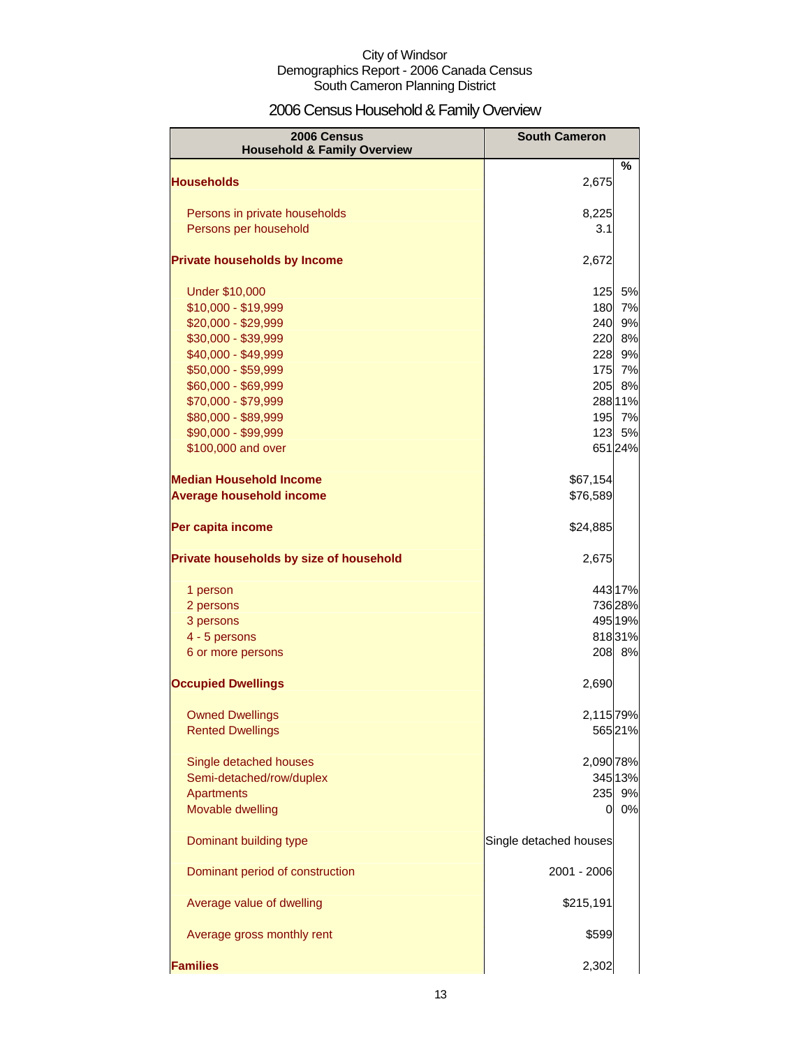City of Windsor
Demographics Report - 2006 Canada Census
South Cameron Planning District

# 2006 Census Household & Family Overview

| 2006 Census Household & Family Overview | South Cameron | % |
|---|---|---|
| **Households** | 2,675 | |
| Persons in private households | 8,225 | |
| Persons per household | 3.1 | |
| **Private households by Income** | 2,672 | |
| Under $10,000 | 125 | 5% |
| $10,000 - $19,999 | 180 | 7% |
| $20,000 - $29,999 | 240 | 9% |
| $30,000 - $39,999 | 220 | 8% |
| $40,000 - $49,999 | 228 | 9% |
| $50,000 - $59,999 | 175 | 7% |
| $60,000 - $69,999 | 205 | 8% |
| $70,000 - $79,999 | 288 | 11% |
| $80,000 - $89,999 | 195 | 7% |
| $90,000 - $99,999 | 123 | 5% |
| $100,000 and over | 651 | 24% |
| **Median Household Income** | $67,154 | |
| **Average household income** | $76,589 | |
| **Per capita income** | $24,885 | |
| **Private households by size of household** | 2,675 | |
| 1 person | 443 | 17% |
| 2 persons | 736 | 28% |
| 3 persons | 495 | 19% |
| 4 - 5 persons | 818 | 31% |
| 6 or more persons | 208 | 8% |
| **Occupied Dwellings** | 2,690 | |
| Owned Dwellings | 2,115 | 79% |
| Rented Dwellings | 565 | 21% |
| Single detached houses | 2,090 | 78% |
| Semi-detached/row/duplex | 345 | 13% |
| Apartments | 235 | 9% |
| Movable dwelling | 0 | 0% |
| Dominant building type | Single detached houses | |
| Dominant period of construction | 2001 - 2006 | |
| Average value of dwelling | $215,191 | |
| Average gross monthly rent | $599 | |
| **Families** | 2,302 | |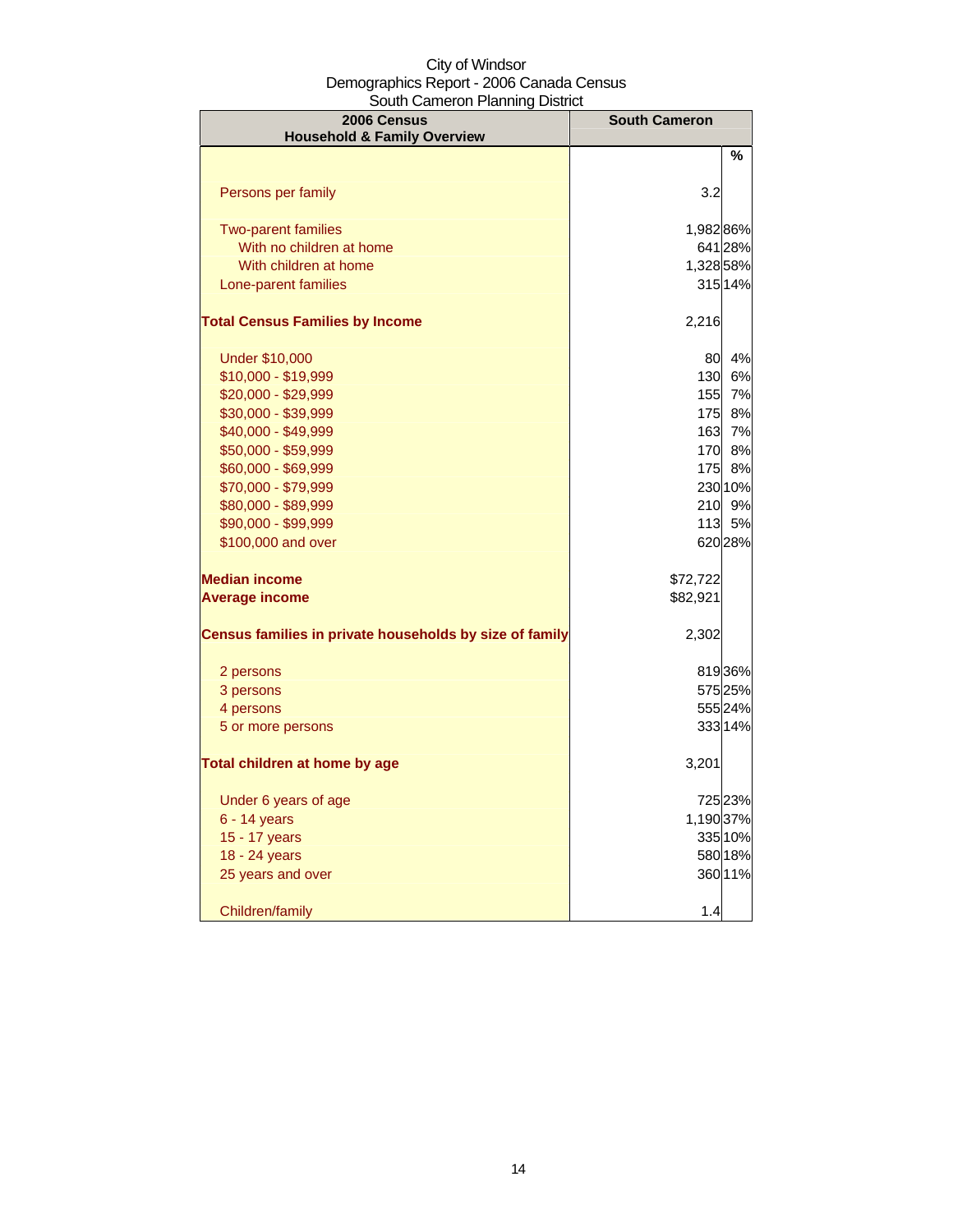City of Windsor
Demographics Report - 2006 Canada Census
South Cameron Planning District

| 2006 Census Household & Family Overview | South Cameron | % |
|---|---|---|
| Persons per family | 3.2 | |
| Two-parent families | 1,982 | 86% |
| With no children at home | 641 | 28% |
| With children at home | 1,328 | 58% |
| Lone-parent families | 315 | 14% |
| **Total Census Families by Income** | 2,216 | |
| Under $10,000 | 80 | 4% |
| $10,000 - $19,999 | 130 | 6% |
| $20,000 - $29,999 | 155 | 7% |
| $30,000 - $39,999 | 175 | 8% |
| $40,000 - $49,999 | 163 | 7% |
| $50,000 - $59,999 | 170 | 8% |
| $60,000 - $69,999 | 175 | 8% |
| $70,000 - $79,999 | 230 | 10% |
| $80,000 - $89,999 | 210 | 9% |
| $90,000 - $99,999 | 113 | 5% |
| $100,000 and over | 620 | 28% |
| **Median income** | $72,722 | |
| **Average income** | $82,921 | |
| **Census families in private households by size of family** | 2,302 | |
| 2 persons | 819 | 36% |
| 3 persons | 575 | 25% |
| 4 persons | 555 | 24% |
| 5 or more persons | 333 | 14% |
| **Total children at home by age** | 3,201 | |
| Under 6 years of age | 725 | 23% |
| 6 - 14 years | 1,190 | 37% |
| 15 - 17 years | 335 | 10% |
| 18 - 24 years | 580 | 18% |
| 25 years and over | 360 | 11% |
| Children/family | 1.4 | |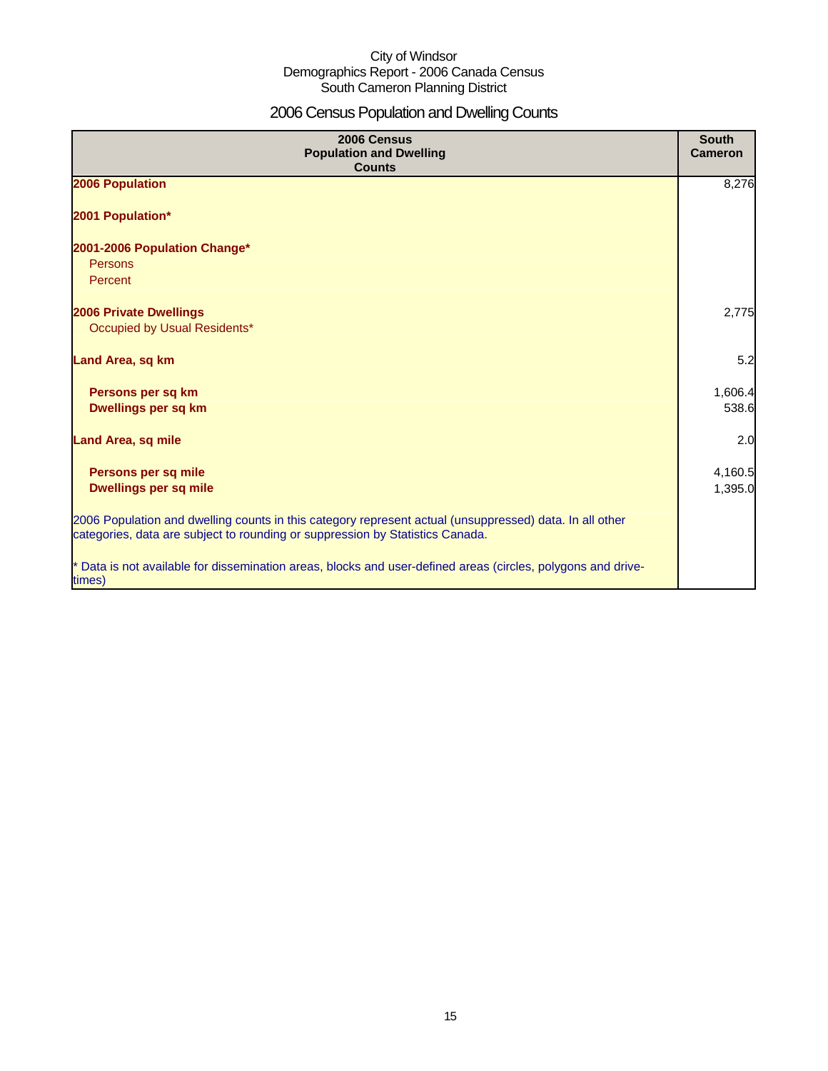City of Windsor
Demographics Report - 2006 Canada Census
South Cameron Planning District

# 2006 Census Population and Dwelling Counts

| 2006 Census Population and Dwelling Counts | South Cameron |
|---|---|
| **2006 Population** | 8,276 |
| **2001 Population*** | |
| **2001-2006 Population Change*** | |
| Persons | |
| Percent | |
| **2006 Private Dwellings** | 2,775 |
| Occupied by Usual Residents* | |
| **Land Area, sq km** | 5.2 |
| **Persons per sq km** | 1,606.4 |
| **Dwellings per sq km** | 538.6 |
| **Land Area, sq mile** | 2.0 |
| **Persons per sq mile** | 4,160.5 |
| **Dwellings per sq mile** | 1,395.0 |
| 2006 Population and dwelling counts in this category represent actual (unsuppressed) data. In all other categories, data are subject to rounding or suppression by Statistics Canada. | |
| * Data is not available for dissemination areas, blocks and user-defined areas (circles, polygons and drive-times) | |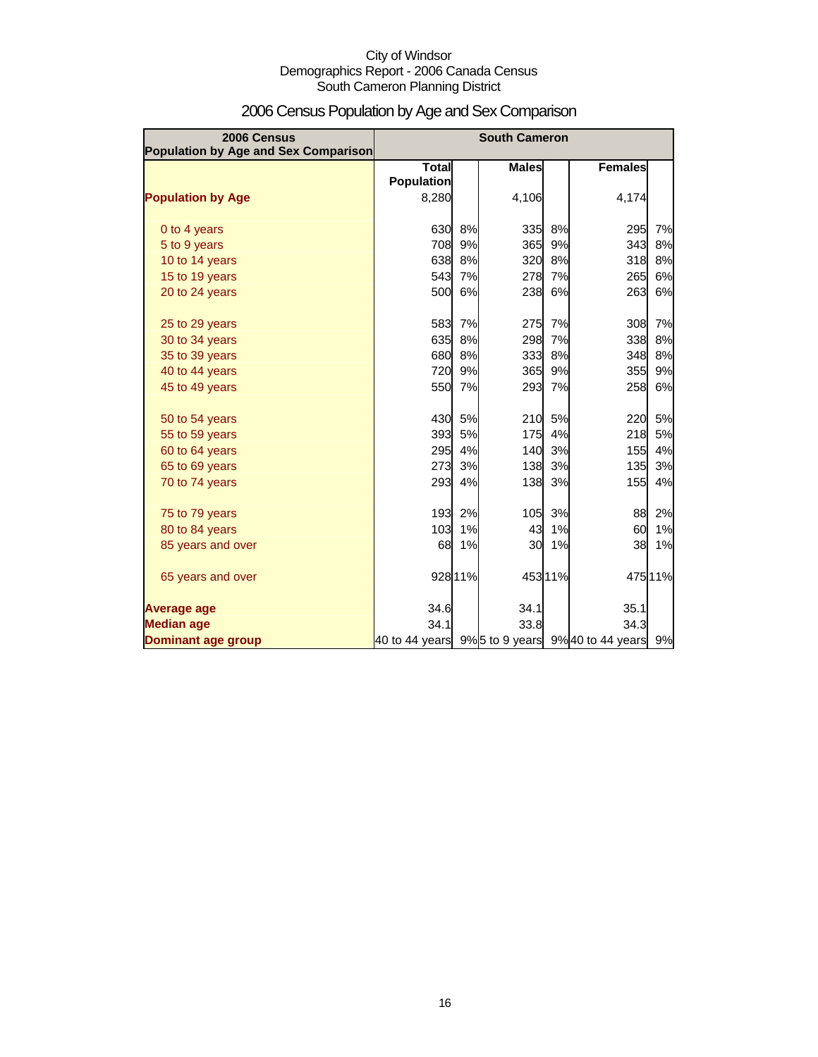City of Windsor
Demographics Report - 2006 Canada Census
South Cameron Planning District

# 2006 Census Population by Age and Sex Comparison

| 2006 Census Population by Age and Sex Comparison | South Cameron | | | | | |
|---|---|---|---|---|---|---|
| | Total Population | | Males | | Females | |
| **Population by Age** | 8,280 | | 4,106 | | 4,174 | |
| 0 to 4 years | 630 | 8% | 335 | 8% | 295 | 7% |
| 5 to 9 years | 708 | 9% | 365 | 9% | 343 | 8% |
| 10 to 14 years | 638 | 8% | 320 | 8% | 318 | 8% |
| 15 to 19 years | 543 | 7% | 278 | 7% | 265 | 6% |
| 20 to 24 years | 500 | 6% | 238 | 6% | 263 | 6% |
| 25 to 29 years | 583 | 7% | 275 | 7% | 308 | 7% |
| 30 to 34 years | 635 | 8% | 298 | 7% | 338 | 8% |
| 35 to 39 years | 680 | 8% | 333 | 8% | 348 | 8% |
| 40 to 44 years | 720 | 9% | 365 | 9% | 355 | 9% |
| 45 to 49 years | 550 | 7% | 293 | 7% | 258 | 6% |
| 50 to 54 years | 430 | 5% | 210 | 5% | 220 | 5% |
| 55 to 59 years | 393 | 5% | 175 | 4% | 218 | 5% |
| 60 to 64 years | 295 | 4% | 140 | 3% | 155 | 4% |
| 65 to 69 years | 273 | 3% | 138 | 3% | 135 | 3% |
| 70 to 74 years | 293 | 4% | 138 | 3% | 155 | 4% |
| 75 to 79 years | 193 | 2% | 105 | 3% | 88 | 2% |
| 80 to 84 years | 103 | 1% | 43 | 1% | 60 | 1% |
| 85 years and over | 68 | 1% | 30 | 1% | 38 | 1% |
| 65 years and over | 928 | 11% | 453 | 11% | 475 | 11% |
| **Average age** | 34.6 | | 34.1 | | 35.1 | |
| **Median age** | 34.1 | | 33.8 | | 34.3 | |
| **Dominant age group** | 40 to 44 years | 9% | 5 to 9 years | 9% | 40 to 44 years | 9% |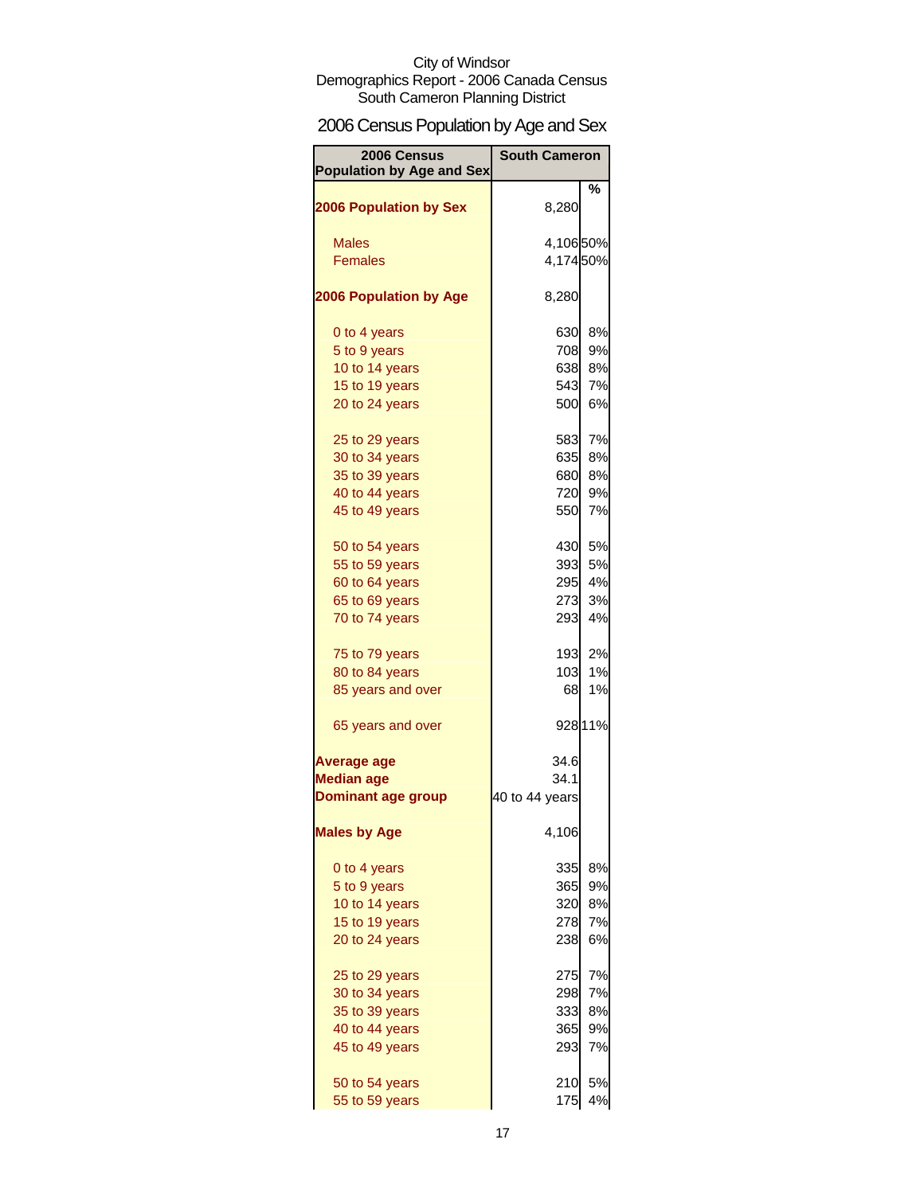City of Windsor
Demographics Report - 2006 Canada Census
South Cameron Planning District

# 2006 Census Population by Age and Sex

| 2006 Census Population by Age and Sex | South Cameron | % |
|---|---|---|
| **2006 Population by Sex** | 8,280 | |
| Males | 4,106 | 50% |
| Females | 4,174 | 50% |
| **2006 Population by Age** | 8,280 | |
| 0 to 4 years | 630 | 8% |
| 5 to 9 years | 708 | 9% |
| 10 to 14 years | 638 | 8% |
| 15 to 19 years | 543 | 7% |
| 20 to 24 years | 500 | 6% |
| 25 to 29 years | 583 | 7% |
| 30 to 34 years | 635 | 8% |
| 35 to 39 years | 680 | 8% |
| 40 to 44 years | 720 | 9% |
| 45 to 49 years | 550 | 7% |
| 50 to 54 years | 430 | 5% |
| 55 to 59 years | 393 | 5% |
| 60 to 64 years | 295 | 4% |
| 65 to 69 years | 273 | 3% |
| 70 to 74 years | 293 | 4% |
| 75 to 79 years | 193 | 2% |
| 80 to 84 years | 103 | 1% |
| 85 years and over | 68 | 1% |
| 65 years and over | 928 | 11% |
| **Average age** | 34.6 | |
| **Median age** | 34.1 | |
| **Dominant age group** | 40 to 44 years | |
| **Males by Age** | 4,106 | |
| 0 to 4 years | 335 | 8% |
| 5 to 9 years | 365 | 9% |
| 10 to 14 years | 320 | 8% |
| 15 to 19 years | 278 | 7% |
| 20 to 24 years | 238 | 6% |
| 25 to 29 years | 275 | 7% |
| 30 to 34 years | 298 | 7% |
| 35 to 39 years | 333 | 8% |
| 40 to 44 years | 365 | 9% |
| 45 to 49 years | 293 | 7% |
| 50 to 54 years | 210 | 5% |
| 55 to 59 years | 175 | 4% |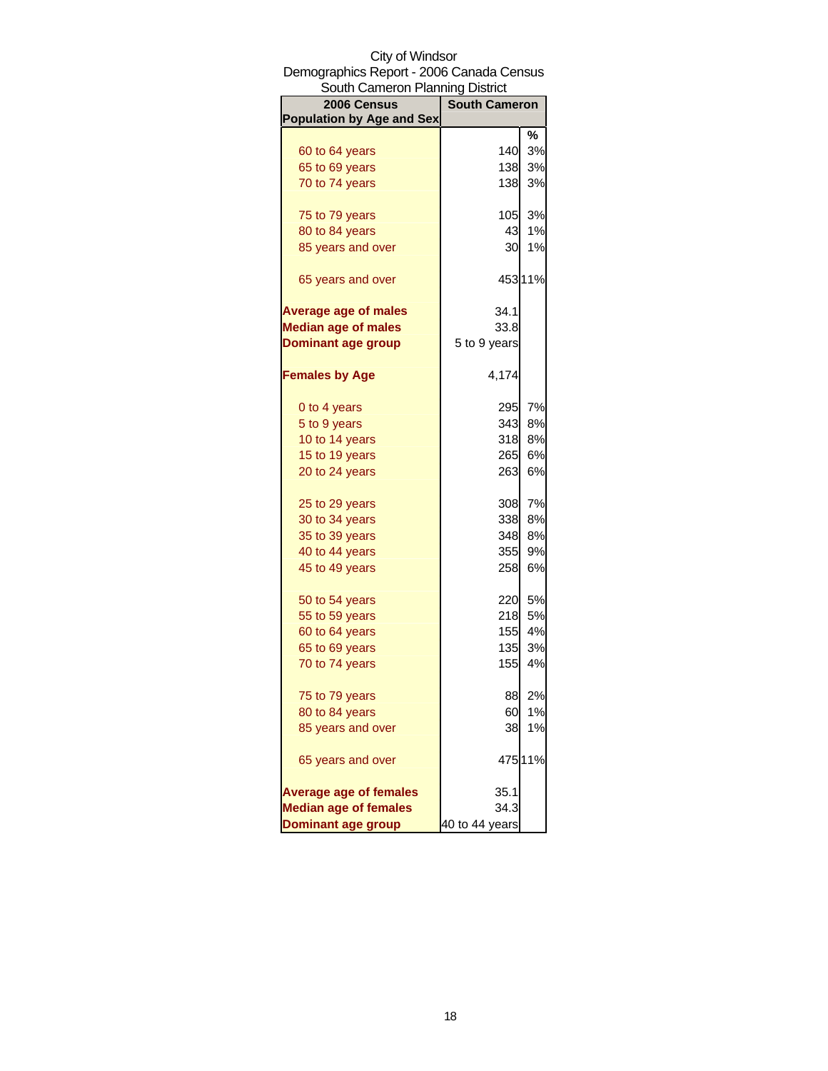City of Windsor
Demographics Report - 2006 Canada Census
South Cameron Planning District

| 2006 Census Population by Age and Sex | South Cameron | |
|---|---|---|
| | | % |
| 60 to 64 years | 140 | 3% |
| 65 to 69 years | 138 | 3% |
| 70 to 74 years | 138 | 3% |
| 75 to 79 years | 105 | 3% |
| 80 to 84 years | 43 | 1% |
| 85 years and over | 30 | 1% |
| 65 years and over | 453 | 11% |
| **Average age of males** | 34.1 | |
| **Median age of males** | 33.8 | |
| **Dominant age group** | 5 to 9 years | |
| **Females by Age** | 4,174 | |
| 0 to 4 years | 295 | 7% |
| 5 to 9 years | 343 | 8% |
| 10 to 14 years | 318 | 8% |
| 15 to 19 years | 265 | 6% |
| 20 to 24 years | 263 | 6% |
| 25 to 29 years | 308 | 7% |
| 30 to 34 years | 338 | 8% |
| 35 to 39 years | 348 | 8% |
| 40 to 44 years | 355 | 9% |
| 45 to 49 years | 258 | 6% |
| 50 to 54 years | 220 | 5% |
| 55 to 59 years | 218 | 5% |
| 60 to 64 years | 155 | 4% |
| 65 to 69 years | 135 | 3% |
| 70 to 74 years | 155 | 4% |
| 75 to 79 years | 88 | 2% |
| 80 to 84 years | 60 | 1% |
| 85 years and over | 38 | 1% |
| 65 years and over | 475 | 11% |
| **Average age of females** | 35.1 | |
| **Median age of females** | 34.3 | |
| **Dominant age group** | 40 to 44 years | |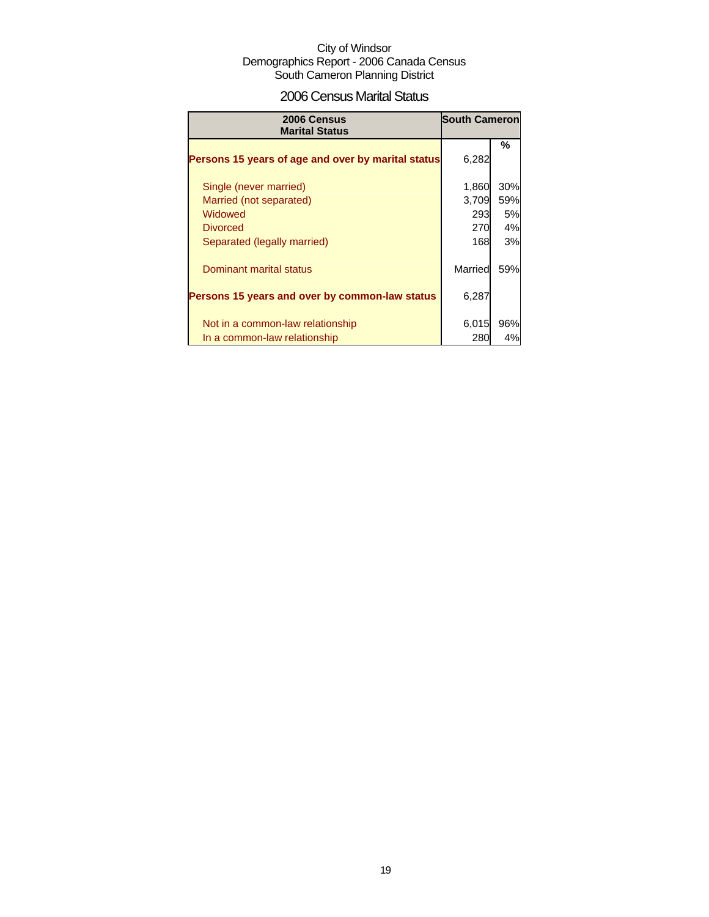City of Windsor
Demographics Report - 2006 Canada Census
South Cameron Planning District

## 2006 Census Marital Status

| 2006 Census Marital Status | South Cameron | |
|---|---|---|
| | | % |
| **Persons 15 years of age and over by marital status** | 6,282 | |
| Single (never married) | 1,860 | 30% |
| Married (not separated) | 3,709 | 59% |
| Widowed | 293 | 5% |
| Divorced | 270 | 4% |
| Separated (legally married) | 168 | 3% |
| Dominant marital status | Married | 59% |
| **Persons 15 years and over by common-law status** | 6,287 | |
| Not in a common-law relationship | 6,015 | 96% |
| In a common-law relationship | 280 | 4% |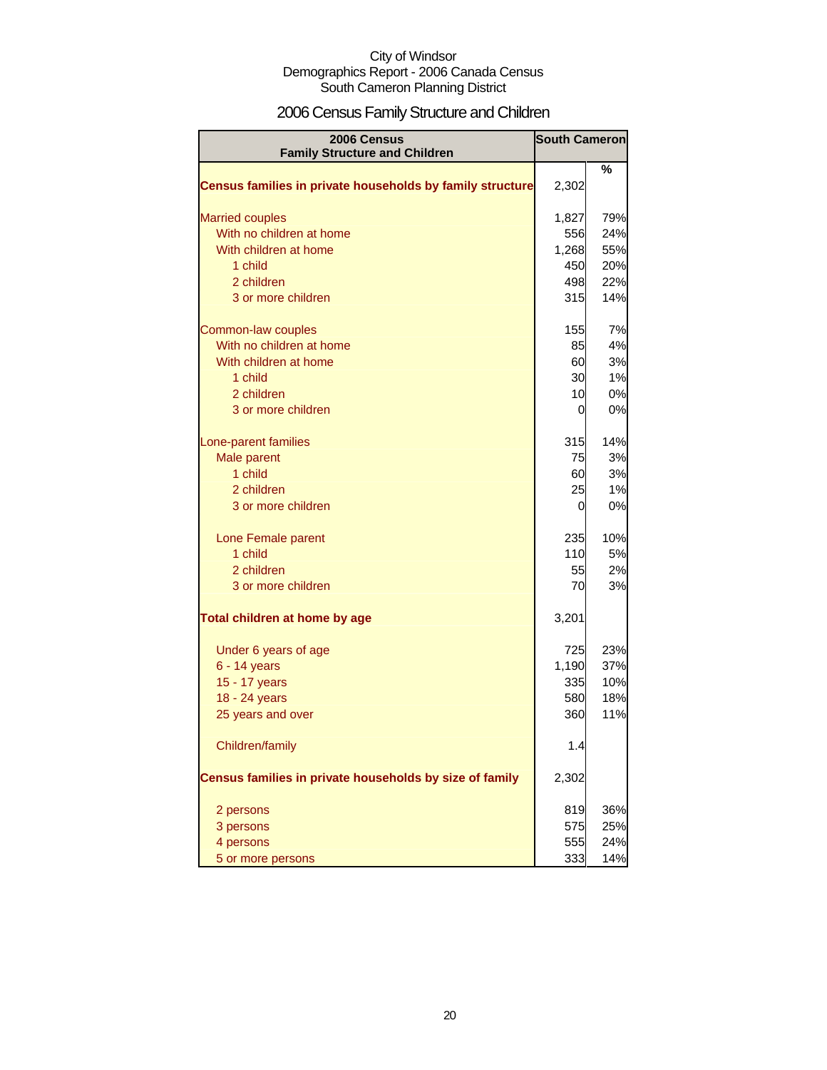City of Windsor
Demographics Report - 2006 Canada Census
South Cameron Planning District

# 2006 Census Family Structure and Children

| 2006 Census Family Structure and Children | South Cameron | |
|---|---|---|
| | | % |
| **Census families in private households by family structure** | 2,302 | |
| | | |
| Married couples | 1,827 | 79% |
| With no children at home | 556 | 24% |
| With children at home | 1,268 | 55% |
| 1 child | 450 | 20% |
| 2 children | 498 | 22% |
| 3 or more children | 315 | 14% |
| | | |
| Common-law couples | 155 | 7% |
| With no children at home | 85 | 4% |
| With children at home | 60 | 3% |
| 1 child | 30 | 1% |
| 2 children | 10 | 0% |
| 3 or more children | 0 | 0% |
| | | |
| Lone-parent families | 315 | 14% |
| Male parent | 75 | 3% |
| 1 child | 60 | 3% |
| 2 children | 25 | 1% |
| 3 or more children | 0 | 0% |
| | | |
| Lone Female parent | 235 | 10% |
| 1 child | 110 | 5% |
| 2 children | 55 | 2% |
| 3 or more children | 70 | 3% |
| | | |
| **Total children at home by age** | 3,201 | |
| | | |
| Under 6 years of age | 725 | 23% |
| 6 - 14 years | 1,190 | 37% |
| 15 - 17 years | 335 | 10% |
| 18 - 24 years | 580 | 18% |
| 25 years and over | 360 | 11% |
| | | |
| Children/family | 1.4 | |
| | | |
| **Census families in private households by size of family** | 2,302 | |
| | | |
| 2 persons | 819 | 36% |
| 3 persons | 575 | 25% |
| 4 persons | 555 | 24% |
| 5 or more persons | 333 | 14% |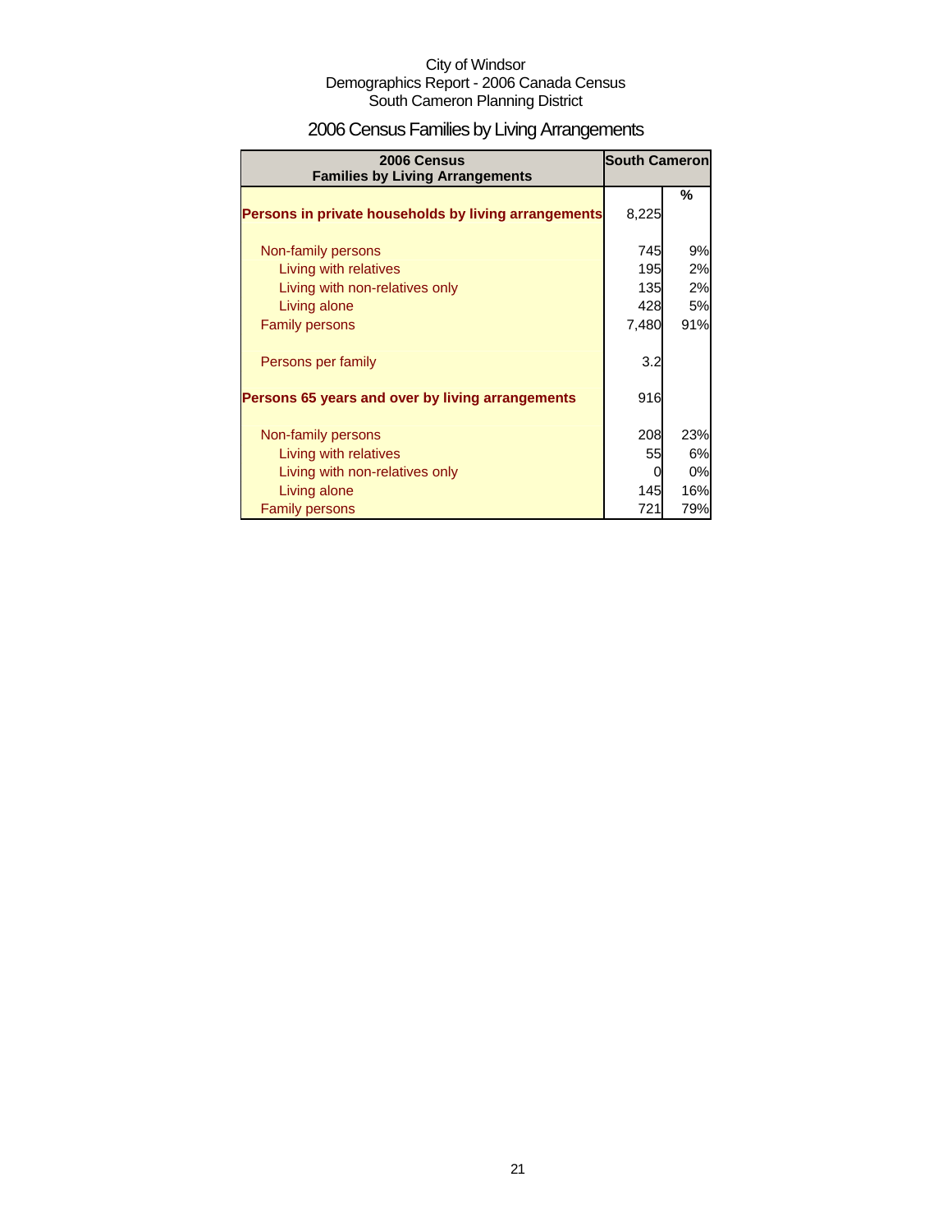City of Windsor
Demographics Report - 2006 Canada Census
South Cameron Planning District

# 2006 Census Families by Living Arrangements

| 2006 Census Families by Living Arrangements | South Cameron | |
|---|---|---|
| | | % |
| **Persons in private households by living arrangements** | 8,225 | |
| Non-family persons | 745 | 9% |
| Living with relatives | 195 | 2% |
| Living with non-relatives only | 135 | 2% |
| Living alone | 428 | 5% |
| Family persons | 7,480 | 91% |
| Persons per family | 3.2 | |
| **Persons 65 years and over by living arrangements** | 916 | |
| Non-family persons | 208 | 23% |
| Living with relatives | 55 | 6% |
| Living with non-relatives only | 0 | 0% |
| Living alone | 145 | 16% |
| Family persons | 721 | 79% |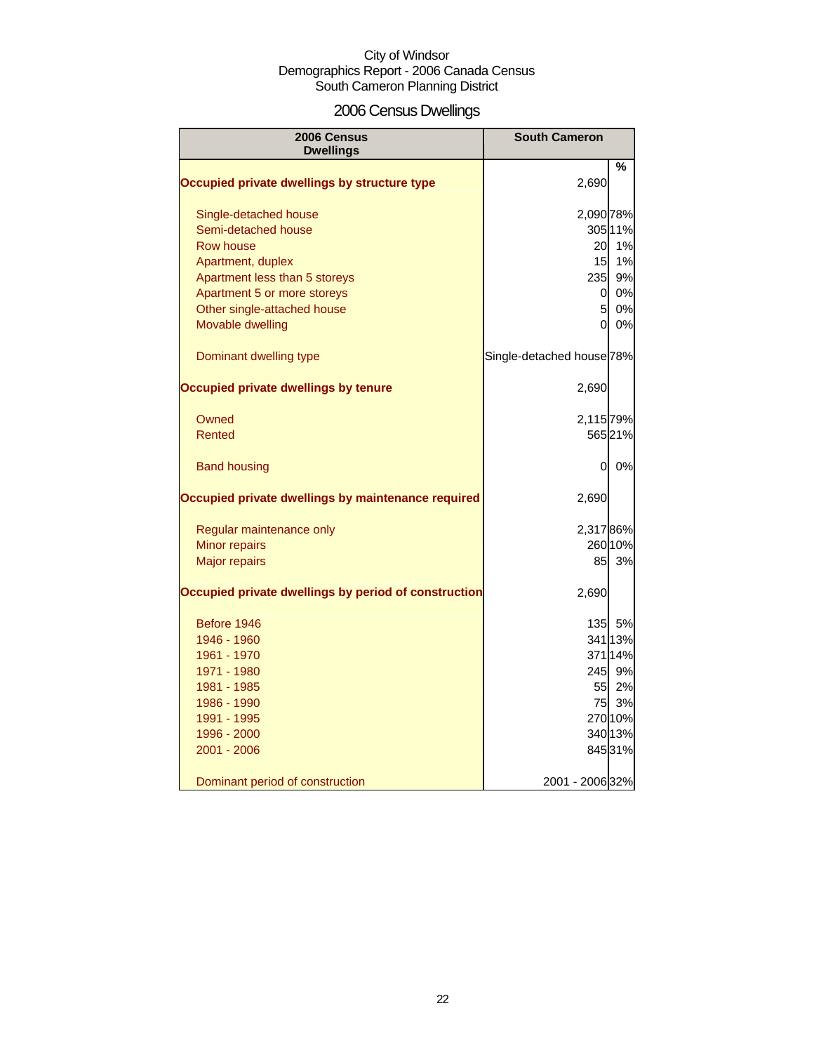City of Windsor
Demographics Report - 2006 Canada Census
South Cameron Planning District

# 2006 Census Dwellings

| 2006 Census Dwellings | South Cameron | % |
|---|---|---|
| **Occupied private dwellings by structure type** | 2,690 | |
| Single-detached house | 2,090 | 78% |
| Semi-detached house | 305 | 11% |
| Row house | 20 | 1% |
| Apartment, duplex | 15 | 1% |
| Apartment less than 5 storeys | 235 | 9% |
| Apartment 5 or more storeys | 0 | 0% |
| Other single-attached house | 5 | 0% |
| Movable dwelling | 0 | 0% |
| Dominant dwelling type | Single-detached house | 78% |
| **Occupied private dwellings by tenure** | 2,690 | |
| Owned | 2,115 | 79% |
| Rented | 565 | 21% |
| Band housing | 0 | 0% |
| **Occupied private dwellings by maintenance required** | 2,690 | |
| Regular maintenance only | 2,317 | 86% |
| Minor repairs | 260 | 10% |
| Major repairs | 85 | 3% |
| **Occupied private dwellings by period of construction** | 2,690 | |
| Before 1946 | 135 | 5% |
| 1946 - 1960 | 341 | 13% |
| 1961 - 1970 | 371 | 14% |
| 1971 - 1980 | 245 | 9% |
| 1981 - 1985 | 55 | 2% |
| 1986 - 1990 | 75 | 3% |
| 1991 - 1995 | 270 | 10% |
| 1996 - 2000 | 340 | 13% |
| 2001 - 2006 | 845 | 31% |
| Dominant period of construction | 2001 - 2006 | 32% |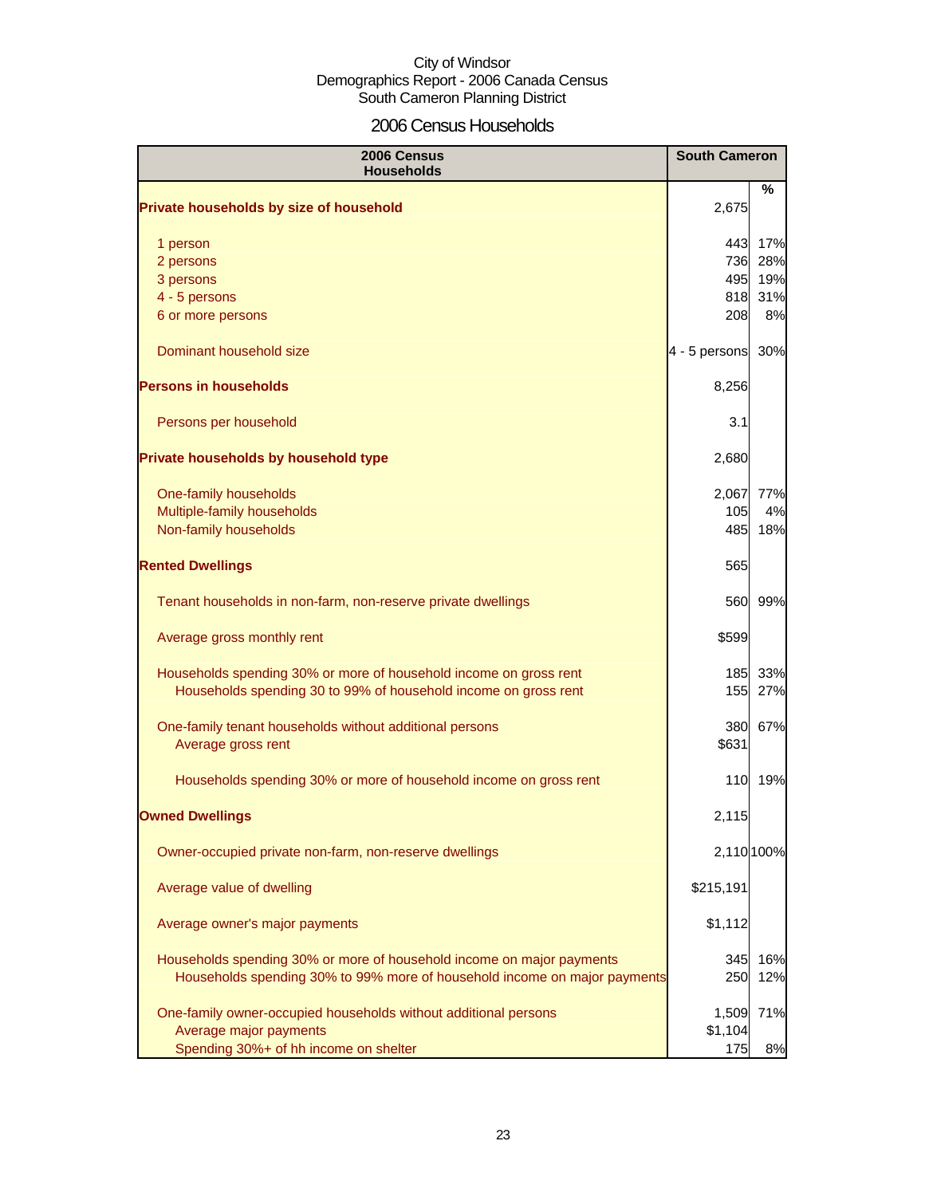City of Windsor
Demographics Report - 2006 Canada Census
South Cameron Planning District

# 2006 Census Households

| 2006 Census Households | South Cameron | % |
|---|---|---|
| **Private households by size of household** | 2,675 | |
| 1 person | 443 | 17% |
| 2 persons | 736 | 28% |
| 3 persons | 495 | 19% |
| 4 - 5 persons | 818 | 31% |
| 6 or more persons | 208 | 8% |
| Dominant household size | 4 - 5 persons | 30% |
| **Persons in households** | 8,256 | |
| Persons per household | 3.1 | |
| **Private households by household type** | 2,680 | |
| One-family households | 2,067 | 77% |
| Multiple-family households | 105 | 4% |
| Non-family households | 485 | 18% |
| **Rented Dwellings** | 565 | |
| Tenant households in non-farm, non-reserve private dwellings | 560 | 99% |
| Average gross monthly rent | $599 | |
| Households spending 30% or more of household income on gross rent | 185 | 33% |
| Households spending 30 to 99% of household income on gross rent | 155 | 27% |
| One-family tenant households without additional persons | 380 | 67% |
| Average gross rent | $631 | |
| Households spending 30% or more of household income on gross rent | 110 | 19% |
| **Owned Dwellings** | 2,115 | |
| Owner-occupied private non-farm, non-reserve dwellings | 2,110 | 100% |
| Average value of dwelling | $215,191 | |
| Average owner's major payments | $1,112 | |
| Households spending 30% or more of household income on major payments | 345 | 16% |
| Households spending 30% to 99% more of household income on major payments | 250 | 12% |
| One-family owner-occupied households without additional persons | 1,509 | 71% |
| Average major payments | $1,104 | |
| Spending 30%+ of hh income on shelter | 175 | 8% |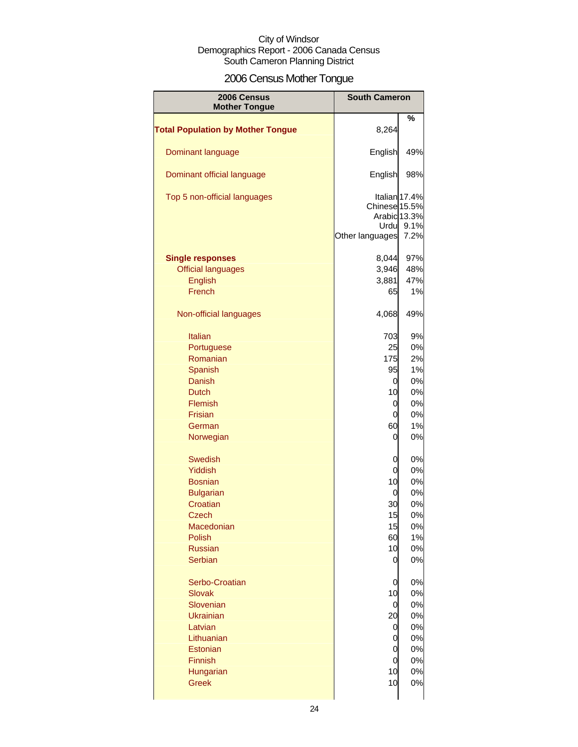City of Windsor
Demographics Report - 2006 Canada Census
South Cameron Planning District

# 2006 Census Mother Tongue

| 2006 Census Mother Tongue | South Cameron | |
|---|---|---|
| | | % |
| **Total Population by Mother Tongue** | 8,264 | |
| Dominant language | English | 49% |
| Dominant official language | English | 98% |
| Top 5 non-official languages | Italian | 17.4% |
| | Chinese | 15.5% |
| | Arabic | 13.3% |
| | Urdu | 9.1% |
| | Other languages | 7.2% |
| **Single responses** | 8,044 | 97% |
| Official languages | 3,946 | 48% |
| English | 3,881 | 47% |
| French | 65 | 1% |
| Non-official languages | 4,068 | 49% |
| Italian | 703 | 9% |
| Portuguese | 25 | 0% |
| Romanian | 175 | 2% |
| Spanish | 95 | 1% |
| Danish | 0 | 0% |
| Dutch | 10 | 0% |
| Flemish | 0 | 0% |
| Frisian | 0 | 0% |
| German | 60 | 1% |
| Norwegian | 0 | 0% |
| Swedish | 0 | 0% |
| Yiddish | 0 | 0% |
| Bosnian | 10 | 0% |
| Bulgarian | 0 | 0% |
| Croatian | 30 | 0% |
| Czech | 15 | 0% |
| Macedonian | 15 | 0% |
| Polish | 60 | 1% |
| Russian | 10 | 0% |
| Serbian | 0 | 0% |
| Serbo-Croatian | 0 | 0% |
| Slovak | 10 | 0% |
| Slovenian | 0 | 0% |
| Ukrainian | 20 | 0% |
| Latvian | 0 | 0% |
| Lithuanian | 0 | 0% |
| Estonian | 0 | 0% |
| Finnish | 0 | 0% |
| Hungarian | 10 | 0% |
| Greek | 10 | 0% |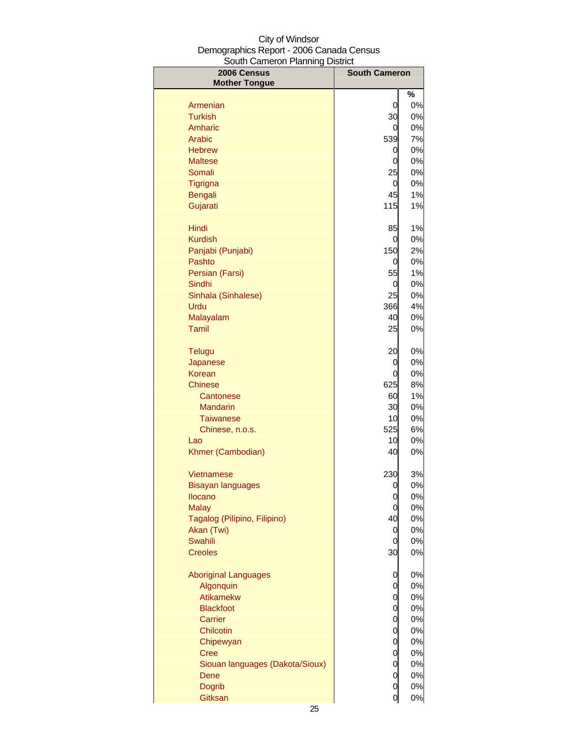City of Windsor
Demographics Report - 2006 Canada Census
South Cameron Planning District

| 2006 Census Mother Tongue | South Cameron | % |
|---|---|---|
| Armenian | 0 | 0% |
| Turkish | 30 | 0% |
| Amharic | 0 | 0% |
| Arabic | 539 | 7% |
| Hebrew | 0 | 0% |
| Maltese | 0 | 0% |
| Somali | 25 | 0% |
| Tigrigna | 0 | 0% |
| Bengali | 45 | 1% |
| Gujarati | 115 | 1% |
| Hindi | 85 | 1% |
| Kurdish | 0 | 0% |
| Panjabi (Punjabi) | 150 | 2% |
| Pashto | 0 | 0% |
| Persian (Farsi) | 55 | 1% |
| Sindhi | 0 | 0% |
| Sinhala (Sinhalese) | 25 | 0% |
| Urdu | 366 | 4% |
| Malayalam | 40 | 0% |
| Tamil | 25 | 0% |
| Telugu | 20 | 0% |
| Japanese | 0 | 0% |
| Korean | 0 | 0% |
| Chinese | 625 | 8% |
| Cantonese | 60 | 1% |
| Mandarin | 30 | 0% |
| Taiwanese | 10 | 0% |
| Chinese, n.o.s. | 525 | 6% |
| Lao | 10 | 0% |
| Khmer (Cambodian) | 40 | 0% |
| Vietnamese | 230 | 3% |
| Bisayan languages | 0 | 0% |
| Ilocano | 0 | 0% |
| Malay | 0 | 0% |
| Tagalog (Pilipino, Filipino) | 40 | 0% |
| Akan (Twi) | 0 | 0% |
| Swahili | 0 | 0% |
| Creoles | 30 | 0% |
| Aboriginal Languages | 0 | 0% |
| Algonquin | 0 | 0% |
| Atikamekw | 0 | 0% |
| Blackfoot | 0 | 0% |
| Carrier | 0 | 0% |
| Chilcotin | 0 | 0% |
| Chipewyan | 0 | 0% |
| Cree | 0 | 0% |
| Siouan languages (Dakota/Sioux) | 0 | 0% |
| Dene | 0 | 0% |
| Dogrib | 0 | 0% |
| Gitksan | 0 | 0% |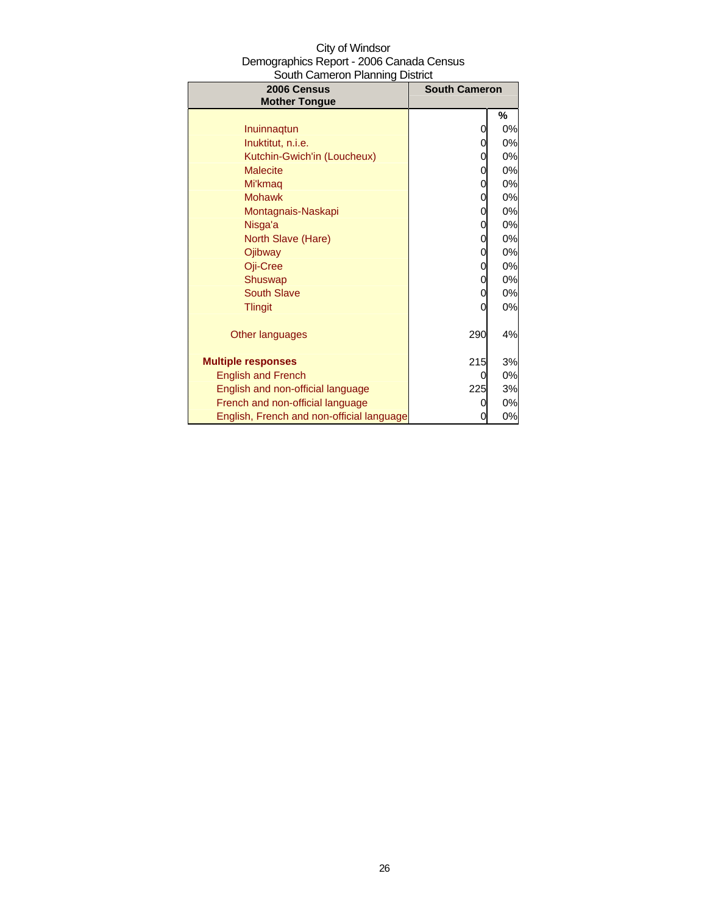City of Windsor
Demographics Report - 2006 Canada Census
South Cameron Planning District

| 2006 Census<br>Mother Tongue | South Cameron | |
|---|---|---|
| | | % |
| Inuinnaqtun | 0 | 0% |
| Inuktitut, n.i.e. | 0 | 0% |
| Kutchin-Gwich'in (Loucheux) | 0 | 0% |
| Malecite | 0 | 0% |
| Mi'kmaq | 0 | 0% |
| Mohawk | 0 | 0% |
| Montagnais-Naskapi | 0 | 0% |
| Nisga'a | 0 | 0% |
| North Slave (Hare) | 0 | 0% |
| Ojibway | 0 | 0% |
| Oji-Cree | 0 | 0% |
| Shuswap | 0 | 0% |
| South Slave | 0 | 0% |
| Tlingit | 0 | 0% |
| Other languages | 290 | 4% |
| **Multiple responses** | 215 | 3% |
| English and French | 0 | 0% |
| English and non-official language | 225 | 3% |
| French and non-official language | 0 | 0% |
| English, French and non-official language | 0 | 0% |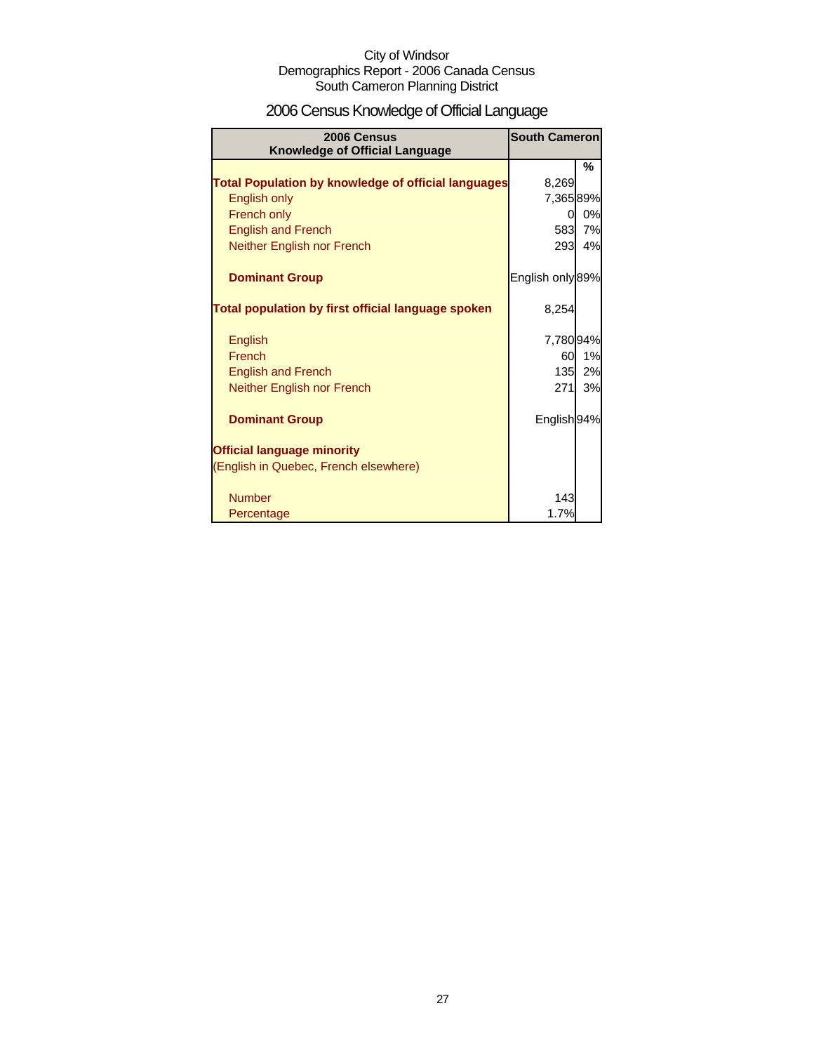City of Windsor
Demographics Report - 2006 Canada Census
South Cameron Planning District

# 2006 Census Knowledge of Official Language

| 2006 Census Knowledge of Official Language | South Cameron | |
|---|---|---|
| | | % |
| **Total Population by knowledge of official languages** | 8,269 | |
| English only | 7,365 | 89% |
| French only | 0 | 0% |
| English and French | 583 | 7% |
| Neither English nor French | 293 | 4% |
| | | |
| **Dominant Group** | English only | 89% |
| | | |
| **Total population by first official language spoken** | 8,254 | |
| | | |
| English | 7,780 | 94% |
| French | 60 | 1% |
| English and French | 135 | 2% |
| Neither English nor French | 271 | 3% |
| | | |
| **Dominant Group** | English | 94% |
| | | |
| **Official language minority** | | |
| (English in Quebec, French elsewhere) | | |
| | | |
| Number | 143 | |
| Percentage | 1.7% | |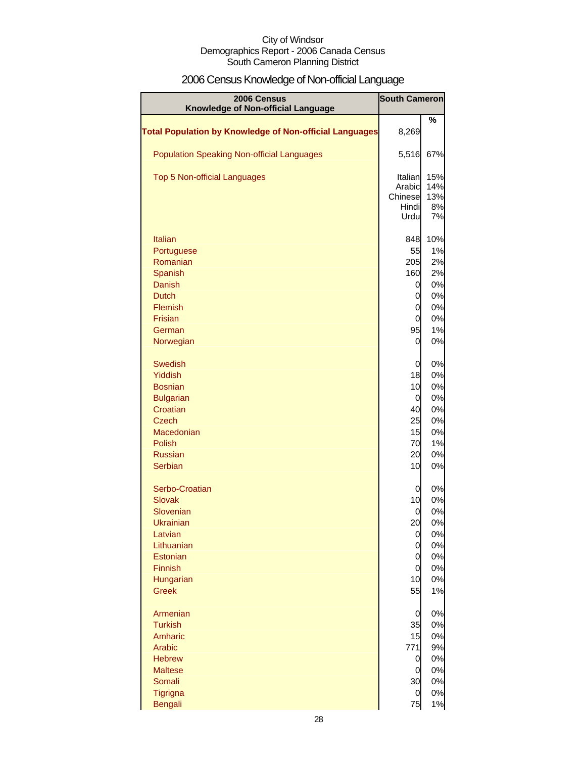City of Windsor
Demographics Report - 2006 Canada Census
South Cameron Planning District

# 2006 Census Knowledge of Non-official Language

| 2006 Census<br>Knowledge of Non-official Language | South Cameron | |
|---|---|---|
| | | % |
| **Total Population by Knowledge of Non-official Languages** | 8,269 | |
| Population Speaking Non-official Languages | 5,516 | 67% |
| Top 5 Non-official Languages | Italian | 15% |
| | Arabic | 14% |
| | Chinese | 13% |
| | Hindi | 8% |
| | Urdu | 7% |
| Italian | 848 | 10% |
| Portuguese | 55 | 1% |
| Romanian | 205 | 2% |
| Spanish | 160 | 2% |
| Danish | 0 | 0% |
| Dutch | 0 | 0% |
| Flemish | 0 | 0% |
| Frisian | 0 | 0% |
| German | 95 | 1% |
| Norwegian | 0 | 0% |
| Swedish | 0 | 0% |
| Yiddish | 18 | 0% |
| Bosnian | 10 | 0% |
| Bulgarian | 0 | 0% |
| Croatian | 40 | 0% |
| Czech | 25 | 0% |
| Macedonian | 15 | 0% |
| Polish | 70 | 1% |
| Russian | 20 | 0% |
| Serbian | 10 | 0% |
| Serbo-Croatian | 0 | 0% |
| Slovak | 10 | 0% |
| Slovenian | 0 | 0% |
| Ukrainian | 20 | 0% |
| Latvian | 0 | 0% |
| Lithuanian | 0 | 0% |
| Estonian | 0 | 0% |
| Finnish | 0 | 0% |
| Hungarian | 10 | 0% |
| Greek | 55 | 1% |
| Armenian | 0 | 0% |
| Turkish | 35 | 0% |
| Amharic | 15 | 0% |
| Arabic | 771 | 9% |
| Hebrew | 0 | 0% |
| Maltese | 0 | 0% |
| Somali | 30 | 0% |
| Tigrigna | 0 | 0% |
| Bengali | 75 | 1% |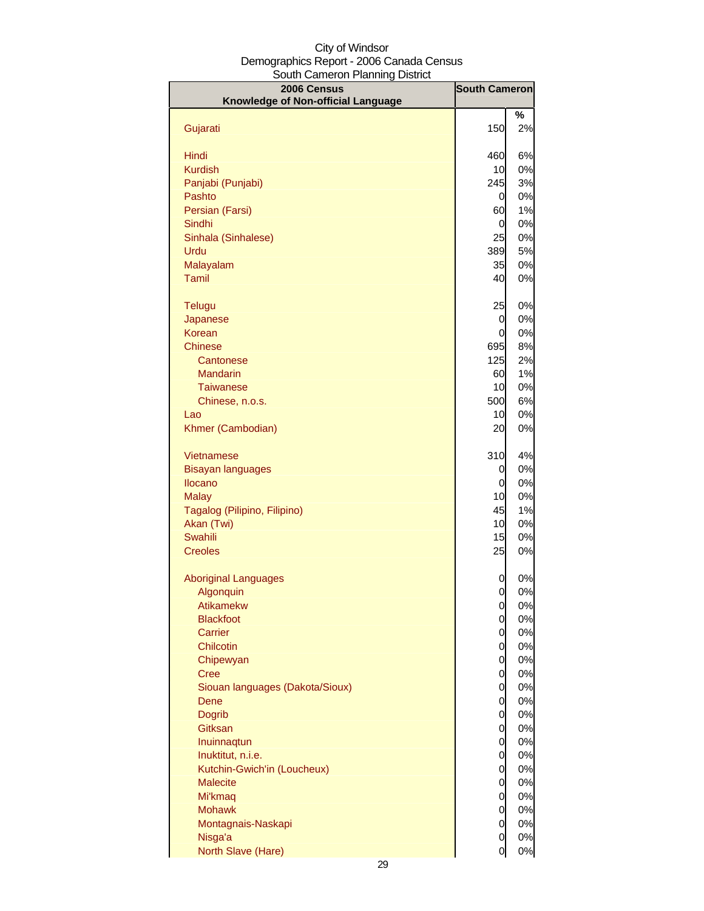City of Windsor
Demographics Report - 2006 Canada Census
South Cameron Planning District

| 2006 Census<br>Knowledge of Non-official Language | South Cameron | |
|---|---|---|
| | | % |
| Gujarati | 150 | 2% |
| | | |
| Hindi | 460 | 6% |
| Kurdish | 10 | 0% |
| Panjabi (Punjabi) | 245 | 3% |
| Pashto | 0 | 0% |
| Persian (Farsi) | 60 | 1% |
| Sindhi | 0 | 0% |
| Sinhala (Sinhalese) | 25 | 0% |
| Urdu | 389 | 5% |
| Malayalam | 35 | 0% |
| Tamil | 40 | 0% |
| | | |
| Telugu | 25 | 0% |
| Japanese | 0 | 0% |
| Korean | 0 | 0% |
| Chinese | 695 | 8% |
| Cantonese | 125 | 2% |
| Mandarin | 60 | 1% |
| Taiwanese | 10 | 0% |
| Chinese, n.o.s. | 500 | 6% |
| Lao | 10 | 0% |
| Khmer (Cambodian) | 20 | 0% |
| | | |
| Vietnamese | 310 | 4% |
| Bisayan languages | 0 | 0% |
| Ilocano | 0 | 0% |
| Malay | 10 | 0% |
| Tagalog (Pilipino, Filipino) | 45 | 1% |
| Akan (Twi) | 10 | 0% |
| Swahili | 15 | 0% |
| Creoles | 25 | 0% |
| | | |
| Aboriginal Languages | 0 | 0% |
| Algonquin | 0 | 0% |
| Atikamekw | 0 | 0% |
| Blackfoot | 0 | 0% |
| Carrier | 0 | 0% |
| Chilcotin | 0 | 0% |
| Chipewyan | 0 | 0% |
| Cree | 0 | 0% |
| Siouan languages (Dakota/Sioux) | 0 | 0% |
| Dene | 0 | 0% |
| Dogrib | 0 | 0% |
| Gitksan | 0 | 0% |
| Inuinnaqtun | 0 | 0% |
| Inuktitut, n.i.e. | 0 | 0% |
| Kutchin-Gwich'in (Loucheux) | 0 | 0% |
| Malecite | 0 | 0% |
| Mi'kmaq | 0 | 0% |
| Mohawk | 0 | 0% |
| Montagnais-Naskapi | 0 | 0% |
| Nisga'a | 0 | 0% |
| North Slave (Hare) | 0 | 0% |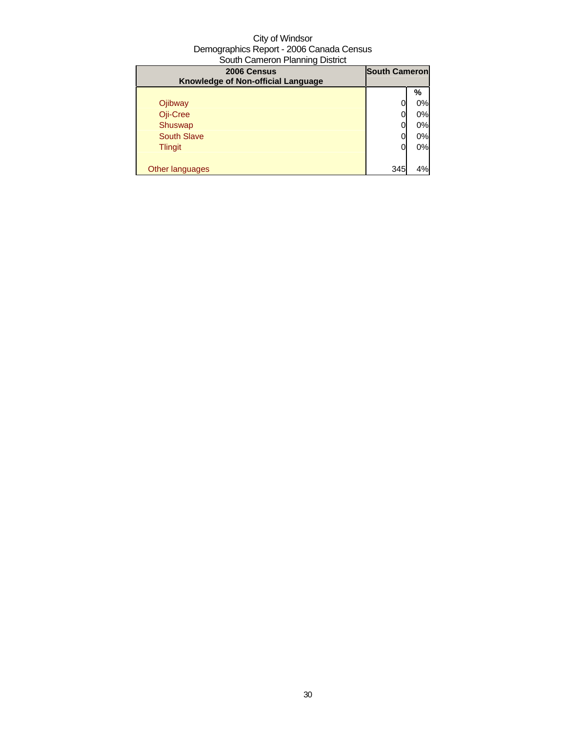City of Windsor
Demographics Report - 2006 Canada Census
South Cameron Planning District

| 2006 Census<br>Knowledge of Non-official Language | South Cameron | |
|---|---|---|
| | | % |
| Ojibway | 0 | 0% |
| Oji-Cree | 0 | 0% |
| Shuswap | 0 | 0% |
| South Slave | 0 | 0% |
| Tlingit | 0 | 0% |
| | | |
| Other languages | 345 | 4% |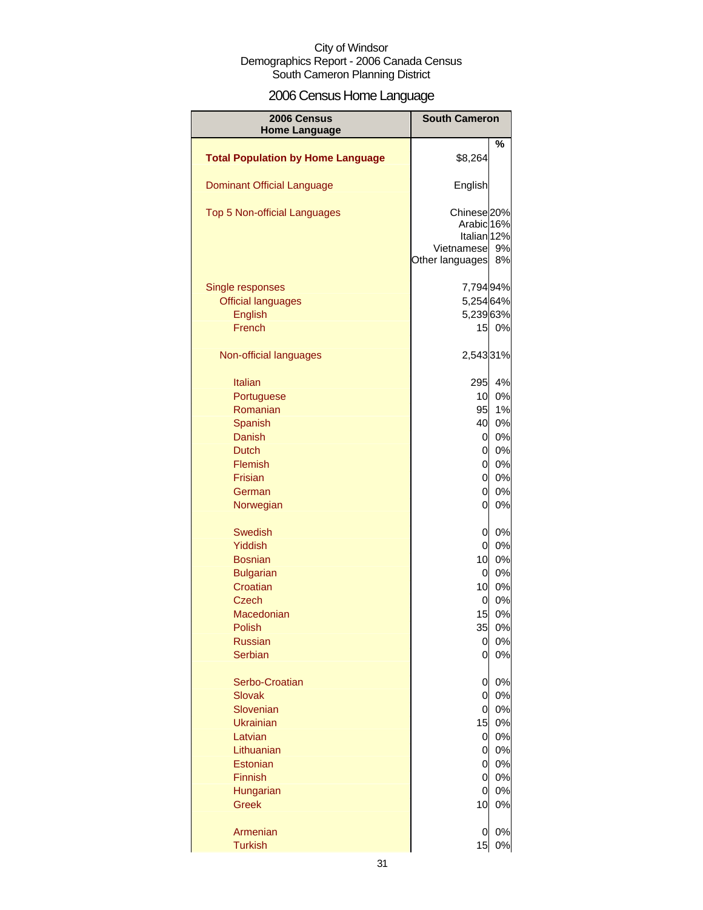City of Windsor
Demographics Report - 2006 Canada Census
South Cameron Planning District

# 2006 Census Home Language

| 2006 Census Home Language | South Cameron | % |
|---|---|---|
| **Total Population by Home Language** | $8,264 | |
| Dominant Official Language | English | |
| Top 5 Non-official Languages | Chinese | 20% |
| | Arabic | 16% |
| | Italian | 12% |
| | Vietnamese | 9% |
| | Other languages | 8% |
| Single responses | 7,794 | 94% |
| Official languages | 5,254 | 64% |
| English | 5,239 | 63% |
| French | 15 | 0% |
| Non-official languages | 2,543 | 31% |
| Italian | 295 | 4% |
| Portuguese | 10 | 0% |
| Romanian | 95 | 1% |
| Spanish | 40 | 0% |
| Danish | 0 | 0% |
| Dutch | 0 | 0% |
| Flemish | 0 | 0% |
| Frisian | 0 | 0% |
| German | 0 | 0% |
| Norwegian | 0 | 0% |
| Swedish | 0 | 0% |
| Yiddish | 0 | 0% |
| Bosnian | 10 | 0% |
| Bulgarian | 0 | 0% |
| Croatian | 10 | 0% |
| Czech | 0 | 0% |
| Macedonian | 15 | 0% |
| Polish | 35 | 0% |
| Russian | 0 | 0% |
| Serbian | 0 | 0% |
| Serbo-Croatian | 0 | 0% |
| Slovak | 0 | 0% |
| Slovenian | 0 | 0% |
| Ukrainian | 15 | 0% |
| Latvian | 0 | 0% |
| Lithuanian | 0 | 0% |
| Estonian | 0 | 0% |
| Finnish | 0 | 0% |
| Hungarian | 0 | 0% |
| Greek | 10 | 0% |
| Armenian | 0 | 0% |
| Turkish | 15 | 0% |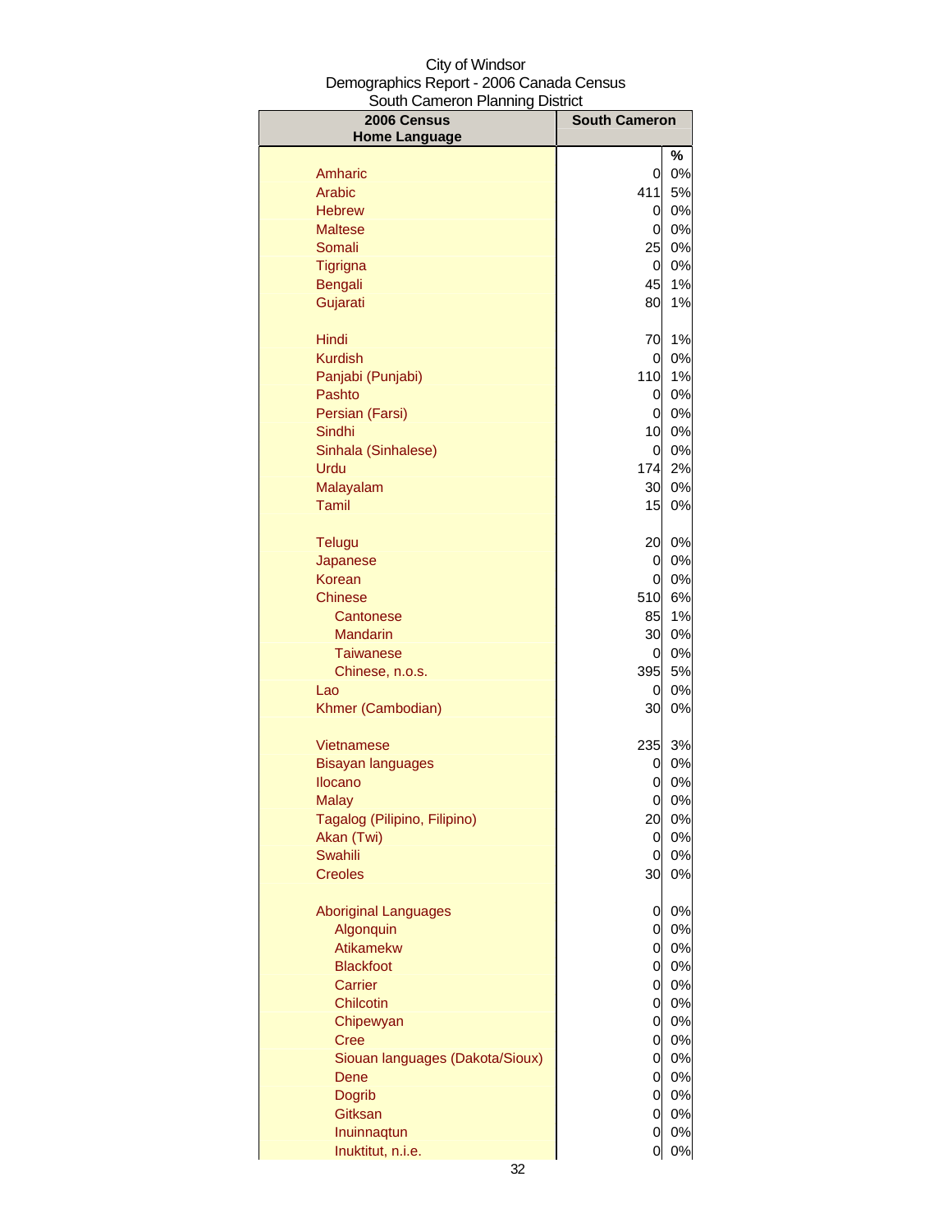City of Windsor
Demographics Report - 2006 Canada Census
South Cameron Planning District

| 2006 Census Home Language | South Cameron | |
|---|---|---|
| | | % |
| Amharic | 0 | 0% |
| Arabic | 411 | 5% |
| Hebrew | 0 | 0% |
| Maltese | 0 | 0% |
| Somali | 25 | 0% |
| Tigrigna | 0 | 0% |
| Bengali | 45 | 1% |
| Gujarati | 80 | 1% |
| Hindi | 70 | 1% |
| Kurdish | 0 | 0% |
| Panjabi (Punjabi) | 110 | 1% |
| Pashto | 0 | 0% |
| Persian (Farsi) | 0 | 0% |
| Sindhi | 10 | 0% |
| Sinhala (Sinhalese) | 0 | 0% |
| Urdu | 174 | 2% |
| Malayalam | 30 | 0% |
| Tamil | 15 | 0% |
| Telugu | 20 | 0% |
| Japanese | 0 | 0% |
| Korean | 0 | 0% |
| Chinese | 510 | 6% |
| Cantonese | 85 | 1% |
| Mandarin | 30 | 0% |
| Taiwanese | 0 | 0% |
| Chinese, n.o.s. | 395 | 5% |
| Lao | 0 | 0% |
| Khmer (Cambodian) | 30 | 0% |
| Vietnamese | 235 | 3% |
| Bisayan languages | 0 | 0% |
| Ilocano | 0 | 0% |
| Malay | 0 | 0% |
| Tagalog (Pilipino, Filipino) | 20 | 0% |
| Akan (Twi) | 0 | 0% |
| Swahili | 0 | 0% |
| Creoles | 30 | 0% |
| Aboriginal Languages | 0 | 0% |
| Algonquin | 0 | 0% |
| Atikamekw | 0 | 0% |
| Blackfoot | 0 | 0% |
| Carrier | 0 | 0% |
| Chilcotin | 0 | 0% |
| Chipewyan | 0 | 0% |
| Cree | 0 | 0% |
| Siouan languages (Dakota/Sioux) | 0 | 0% |
| Dene | 0 | 0% |
| Dogrib | 0 | 0% |
| Gitksan | 0 | 0% |
| Inuinnaqtun | 0 | 0% |
| Inuktitut, n.i.e. | 0 | 0% |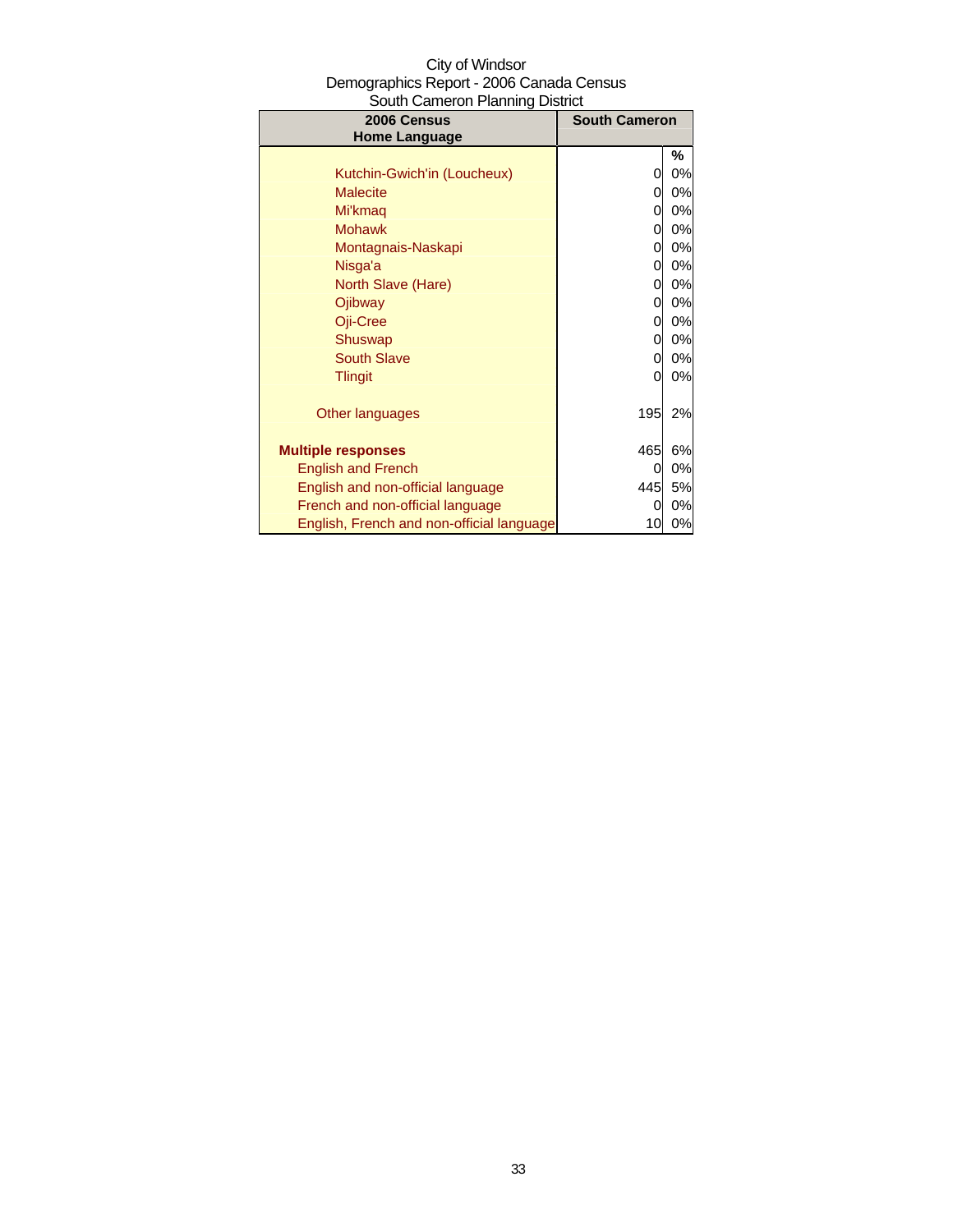City of Windsor
Demographics Report - 2006 Canada Census
South Cameron Planning District

| 2006 Census Home Language | South Cameron | |
|---|---|---|
| | | % |
| Kutchin-Gwich'in (Loucheux) | 0 | 0% |
| Malecite | 0 | 0% |
| Mi'kmaq | 0 | 0% |
| Mohawk | 0 | 0% |
| Montagnais-Naskapi | 0 | 0% |
| Nisga'a | 0 | 0% |
| North Slave (Hare) | 0 | 0% |
| Ojibway | 0 | 0% |
| Oji-Cree | 0 | 0% |
| Shuswap | 0 | 0% |
| South Slave | 0 | 0% |
| Tlingit | 0 | 0% |
| Other languages | 195 | 2% |
| **Multiple responses** | 465 | 6% |
| English and French | 0 | 0% |
| English and non-official language | 445 | 5% |
| French and non-official language | 0 | 0% |
| English, French and non-official language | 10 | 0% |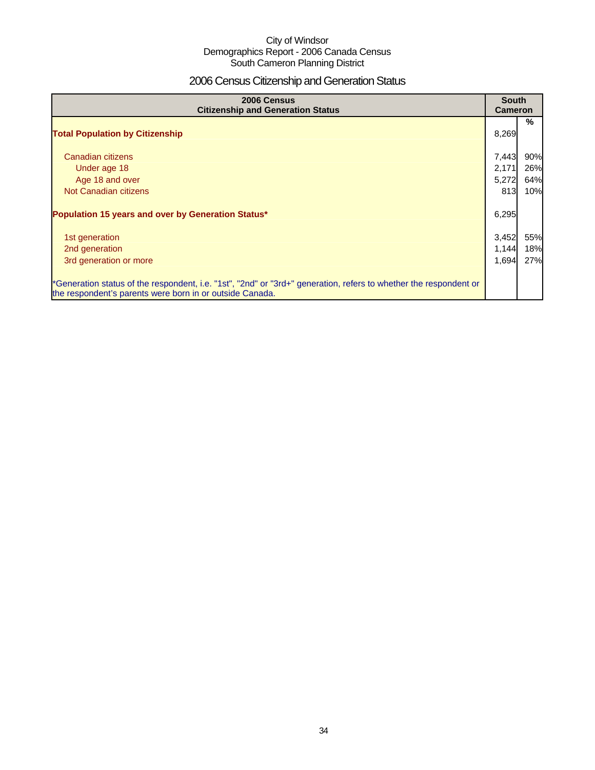City of Windsor
Demographics Report - 2006 Canada Census
South Cameron Planning District

# 2006 Census Citizenship and Generation Status

| 2006 Census Citizenship and Generation Status | South Cameron | % |
|---|---|---|
| **Total Population by Citizenship** | 8,269 | |
| Canadian citizens | 7,443 | 90% |
| Under age 18 | 2,171 | 26% |
| Age 18 and over | 5,272 | 64% |
| Not Canadian citizens | 813 | 10% |
| **Population 15 years and over by Generation Status*** | 6,295 | |
| 1st generation | 3,452 | 55% |
| 2nd generation | 1,144 | 18% |
| 3rd generation or more | 1,694 | 27% |

*Generation status of the respondent, i.e. "1st", "2nd" or "3rd+" generation, refers to whether the respondent or the respondent's parents were born in or outside Canada.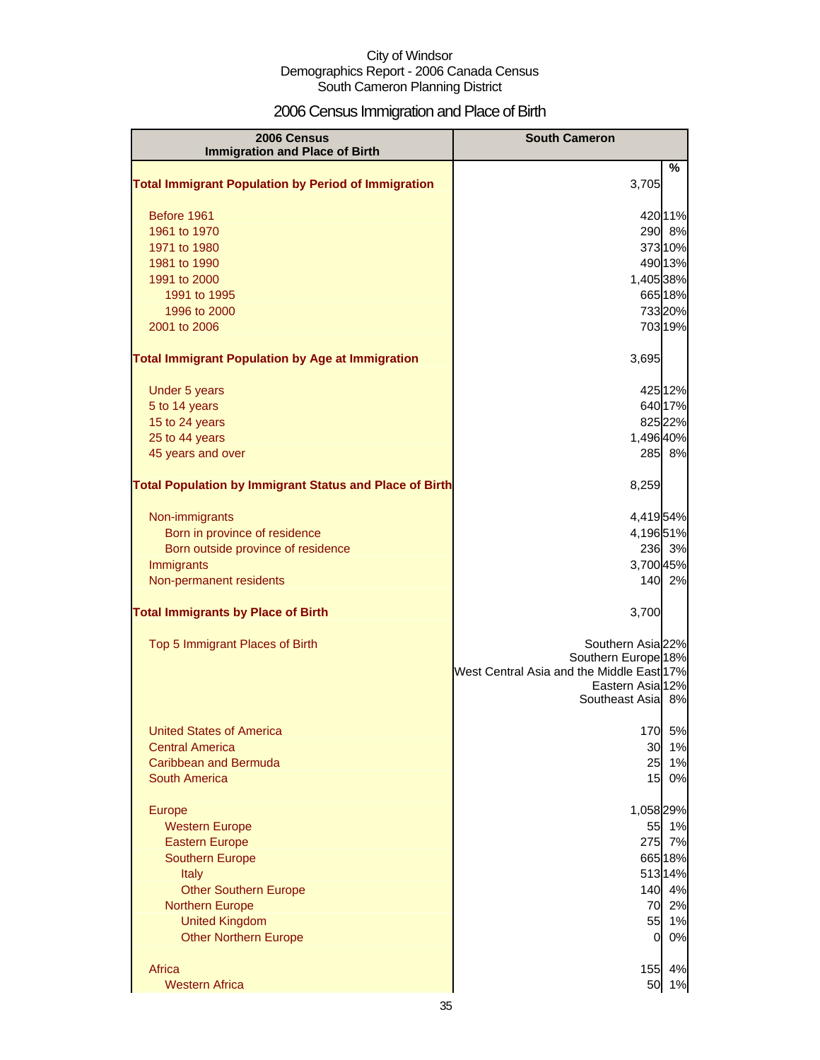City of Windsor
Demographics Report - 2006 Canada Census
South Cameron Planning District

# 2006 Census Immigration and Place of Birth

| 2006 Census Immigration and Place of Birth | South Cameron | % |
|---|---|---|
| **Total Immigrant Population by Period of Immigration** | 3,705 | |
| Before 1961 | 420 | 11% |
| 1961 to 1970 | 290 | 8% |
| 1971 to 1980 | 373 | 10% |
| 1981 to 1990 | 490 | 13% |
| 1991 to 2000 | 1,405 | 38% |
| 1991 to 1995 | 665 | 18% |
| 1996 to 2000 | 733 | 20% |
| 2001 to 2006 | 703 | 19% |
| **Total Immigrant Population by Age at Immigration** | 3,695 | |
| Under 5 years | 425 | 12% |
| 5 to 14 years | 640 | 17% |
| 15 to 24 years | 825 | 22% |
| 25 to 44 years | 1,496 | 40% |
| 45 years and over | 285 | 8% |
| **Total Population by Immigrant Status and Place of Birth** | 8,259 | |
| Non-immigrants | 4,419 | 54% |
| Born in province of residence | 4,196 | 51% |
| Born outside province of residence | 236 | 3% |
| Immigrants | 3,700 | 45% |
| Non-permanent residents | 140 | 2% |
| **Total Immigrants by Place of Birth** | 3,700 | |
| Top 5 Immigrant Places of Birth | Southern Asia | 22% |
| | Southern Europe | 18% |
| | West Central Asia and the Middle East | 17% |
| | Eastern Asia | 12% |
| | Southeast Asia | 8% |
| United States of America | 170 | 5% |
| Central America | 30 | 1% |
| Caribbean and Bermuda | 25 | 1% |
| South America | 15 | 0% |
| Europe | 1,058 | 29% |
| Western Europe | 55 | 1% |
| Eastern Europe | 275 | 7% |
| Southern Europe | 665 | 18% |
| Italy | 513 | 14% |
| Other Southern Europe | 140 | 4% |
| Northern Europe | 70 | 2% |
| United Kingdom | 55 | 1% |
| Other Northern Europe | 0 | 0% |
| Africa | 155 | 4% |
| Western Africa | 50 | 1% |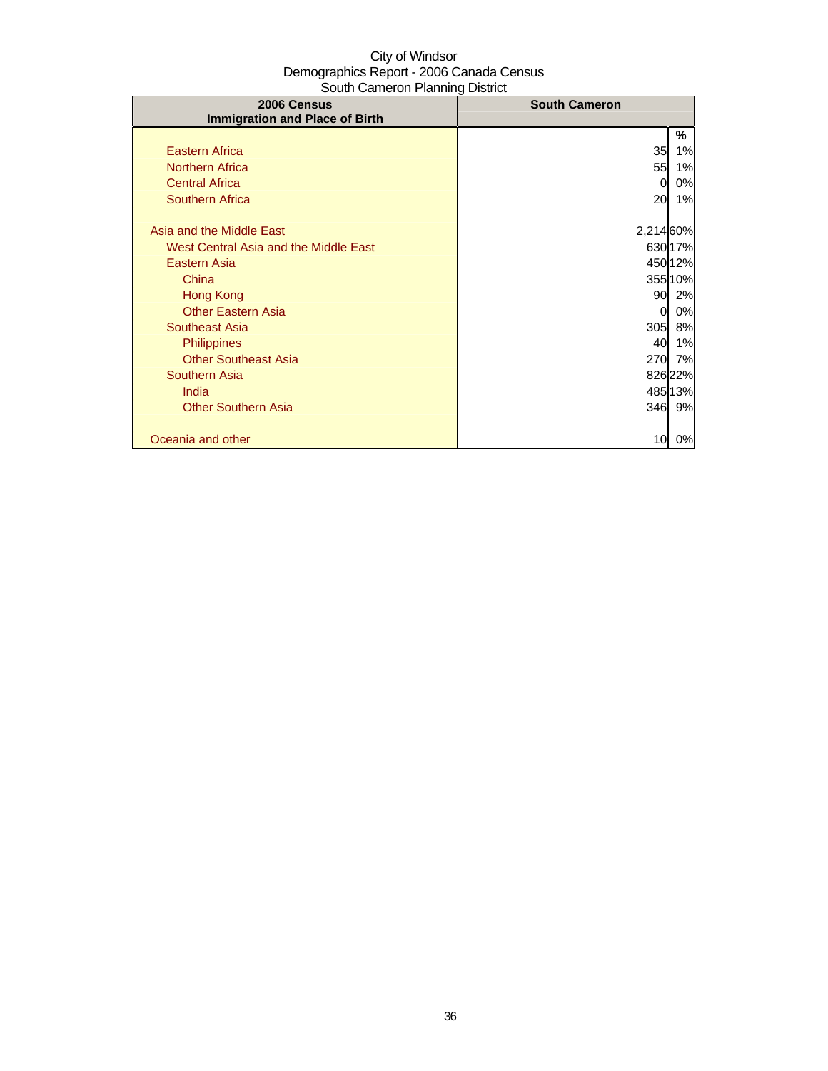City of Windsor
Demographics Report - 2006 Canada Census
South Cameron Planning District

| 2006 Census<br>Immigration and Place of Birth | South Cameron | |
|---|---|---|
| | | % |
| Eastern Africa | 35 | 1% |
| Northern Africa | 55 | 1% |
| Central Africa | 0 | 0% |
| Southern Africa | 20 | 1% |
| | | |
| Asia and the Middle East | 2,214 | 60% |
| West Central Asia and the Middle East | 630 | 17% |
| Eastern Asia | 450 | 12% |
| China | 355 | 10% |
| Hong Kong | 90 | 2% |
| Other Eastern Asia | 0 | 0% |
| Southeast Asia | 305 | 8% |
| Philippines | 40 | 1% |
| Other Southeast Asia | 270 | 7% |
| Southern Asia | 826 | 22% |
| India | 485 | 13% |
| Other Southern Asia | 346 | 9% |
| | | |
| Oceania and other | 10 | 0% |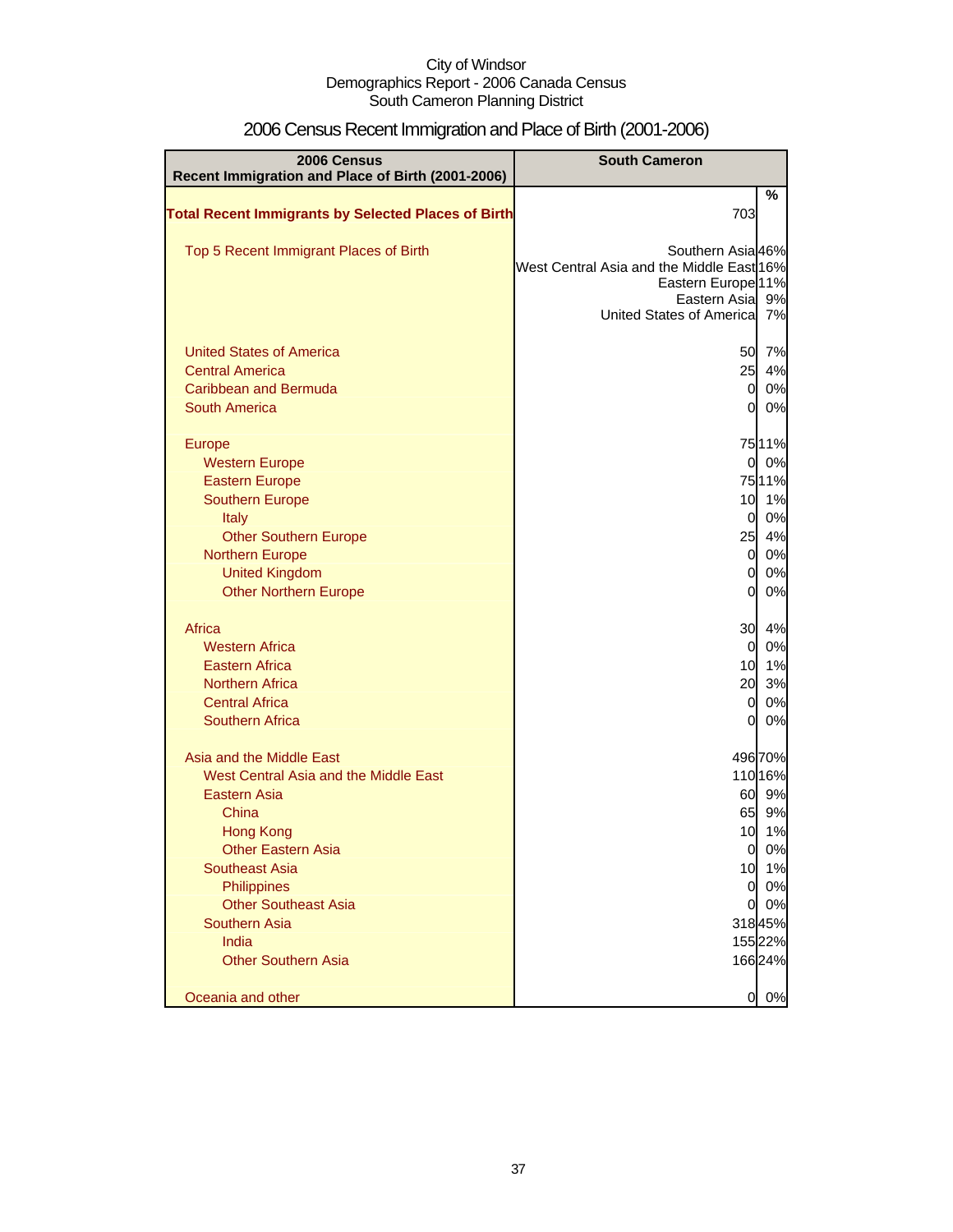City of Windsor
Demographics Report - 2006 Canada Census
South Cameron Planning District

# 2006 Census Recent Immigration and Place of Birth (2001-2006)

| 2006 Census Recent Immigration and Place of Birth (2001-2006) | South Cameron | |
|---|---|---|
| | | % |
| **Total Recent Immigrants by Selected Places of Birth** | 703 | |
| Top 5 Recent Immigrant Places of Birth | Southern Asia | 46% |
| | West Central Asia and the Middle East | 16% |
| | Eastern Europe | 11% |
| | Eastern Asia | 9% |
| | United States of America | 7% |
| United States of America | 50 | 7% |
| Central America | 25 | 4% |
| Caribbean and Bermuda | 0 | 0% |
| South America | 0 | 0% |
| Europe | 75 | 11% |
| Western Europe | 0 | 0% |
| Eastern Europe | 75 | 11% |
| Southern Europe | 10 | 1% |
| Italy | 0 | 0% |
| Other Southern Europe | 25 | 4% |
| Northern Europe | 0 | 0% |
| United Kingdom | 0 | 0% |
| Other Northern Europe | 0 | 0% |
| Africa | 30 | 4% |
| Western Africa | 0 | 0% |
| Eastern Africa | 10 | 1% |
| Northern Africa | 20 | 3% |
| Central Africa | 0 | 0% |
| Southern Africa | 0 | 0% |
| Asia and the Middle East | 496 | 70% |
| West Central Asia and the Middle East | 110 | 16% |
| Eastern Asia | 60 | 9% |
| China | 65 | 9% |
| Hong Kong | 10 | 1% |
| Other Eastern Asia | 0 | 0% |
| Southeast Asia | 10 | 1% |
| Philippines | 0 | 0% |
| Other Southeast Asia | 0 | 0% |
| Southern Asia | 318 | 45% |
| India | 155 | 22% |
| Other Southern Asia | 166 | 24% |
| Oceania and other | 0 | 0% |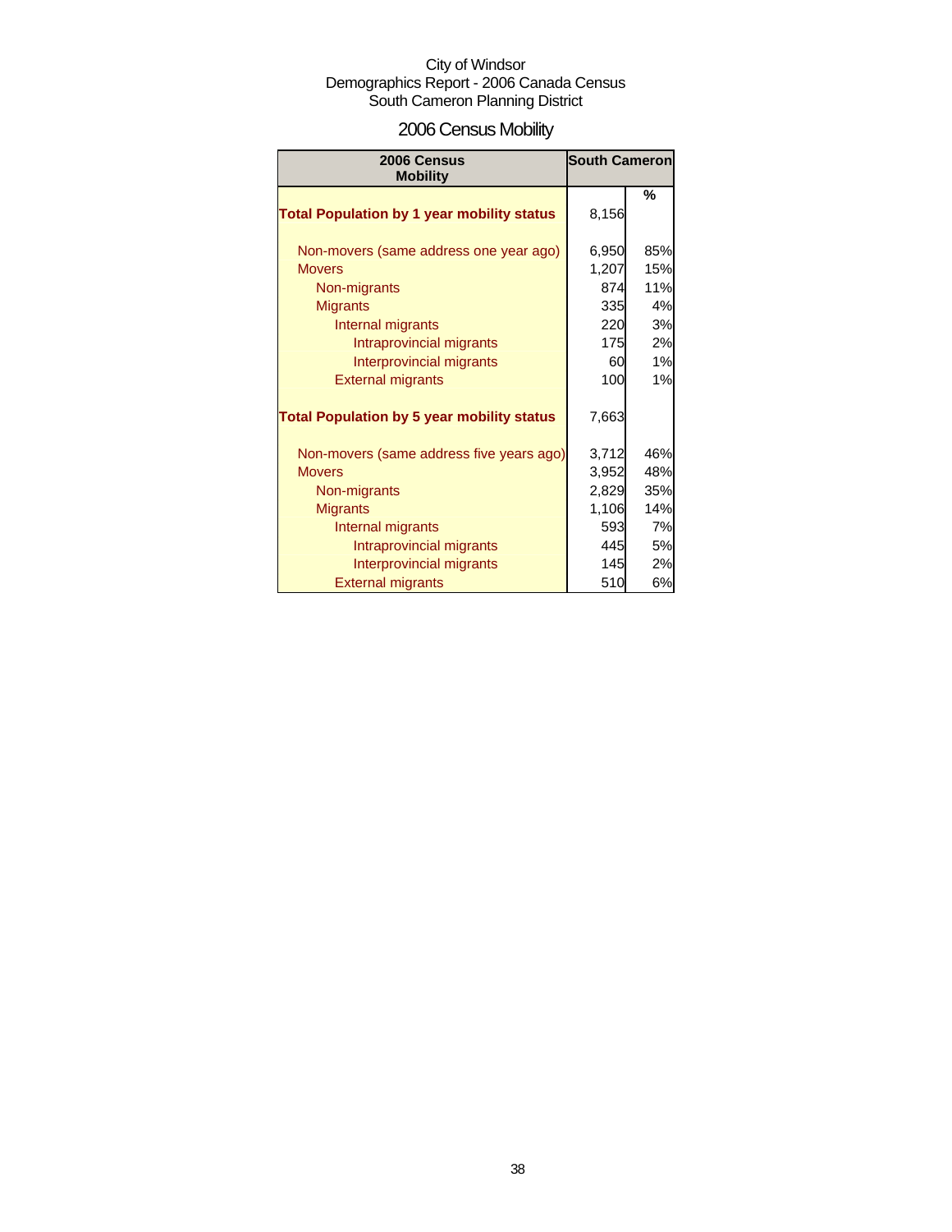City of Windsor
Demographics Report - 2006 Canada Census
South Cameron Planning District

# 2006 Census Mobility

| 2006 Census Mobility | South Cameron | |
|---|---|---|
| | | % |
| **Total Population by 1 year mobility status** | 8,156 | |
| Non-movers (same address one year ago) | 6,950 | 85% |
| Movers | 1,207 | 15% |
| Non-migrants | 874 | 11% |
| Migrants | 335 | 4% |
| Internal migrants | 220 | 3% |
| Intraprovincial migrants | 175 | 2% |
| Interprovincial migrants | 60 | 1% |
| External migrants | 100 | 1% |
| **Total Population by 5 year mobility status** | 7,663 | |
| Non-movers (same address five years ago) | 3,712 | 46% |
| Movers | 3,952 | 48% |
| Non-migrants | 2,829 | 35% |
| Migrants | 1,106 | 14% |
| Internal migrants | 593 | 7% |
| Intraprovincial migrants | 445 | 5% |
| Interprovincial migrants | 145 | 2% |
| External migrants | 510 | 6% |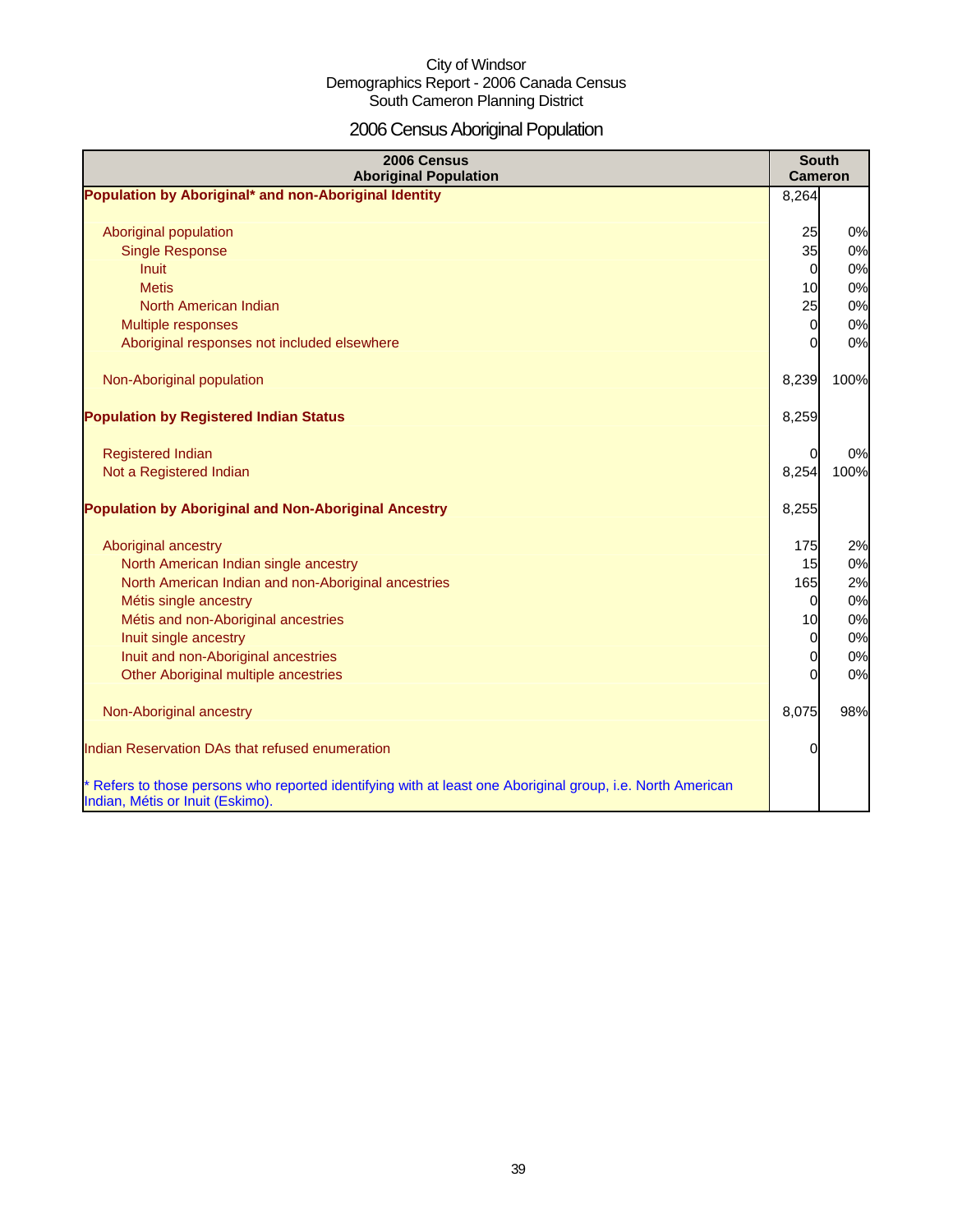City of Windsor
Demographics Report - 2006 Canada Census
South Cameron Planning District

# 2006 Census Aboriginal Population

| 2006 Census Aboriginal Population | South Cameron | |
|---|---|---|
| **Population by Aboriginal* and non-Aboriginal Identity** | 8,264 | |
| Aboriginal population | 25 | 0% |
| Single Response | 35 | 0% |
| Inuit | 0 | 0% |
| Metis | 10 | 0% |
| North American Indian | 25 | 0% |
| Multiple responses | 0 | 0% |
| Aboriginal responses not included elsewhere | 0 | 0% |
| Non-Aboriginal population | 8,239 | 100% |
| **Population by Registered Indian Status** | 8,259 | |
| Registered Indian | 0 | 0% |
| Not a Registered Indian | 8,254 | 100% |
| **Population by Aboriginal and Non-Aboriginal Ancestry** | 8,255 | |
| Aboriginal ancestry | 175 | 2% |
| North American Indian single ancestry | 15 | 0% |
| North American Indian and non-Aboriginal ancestries | 165 | 2% |
| Métis single ancestry | 0 | 0% |
| Métis and non-Aboriginal ancestries | 10 | 0% |
| Inuit single ancestry | 0 | 0% |
| Inuit and non-Aboriginal ancestries | 0 | 0% |
| Other Aboriginal multiple ancestries | 0 | 0% |
| Non-Aboriginal ancestry | 8,075 | 98% |
| Indian Reservation DAs that refused enumeration | 0 | |

* Refers to those persons who reported identifying with at least one Aboriginal group, i.e. North American Indian, Métis or Inuit (Eskimo).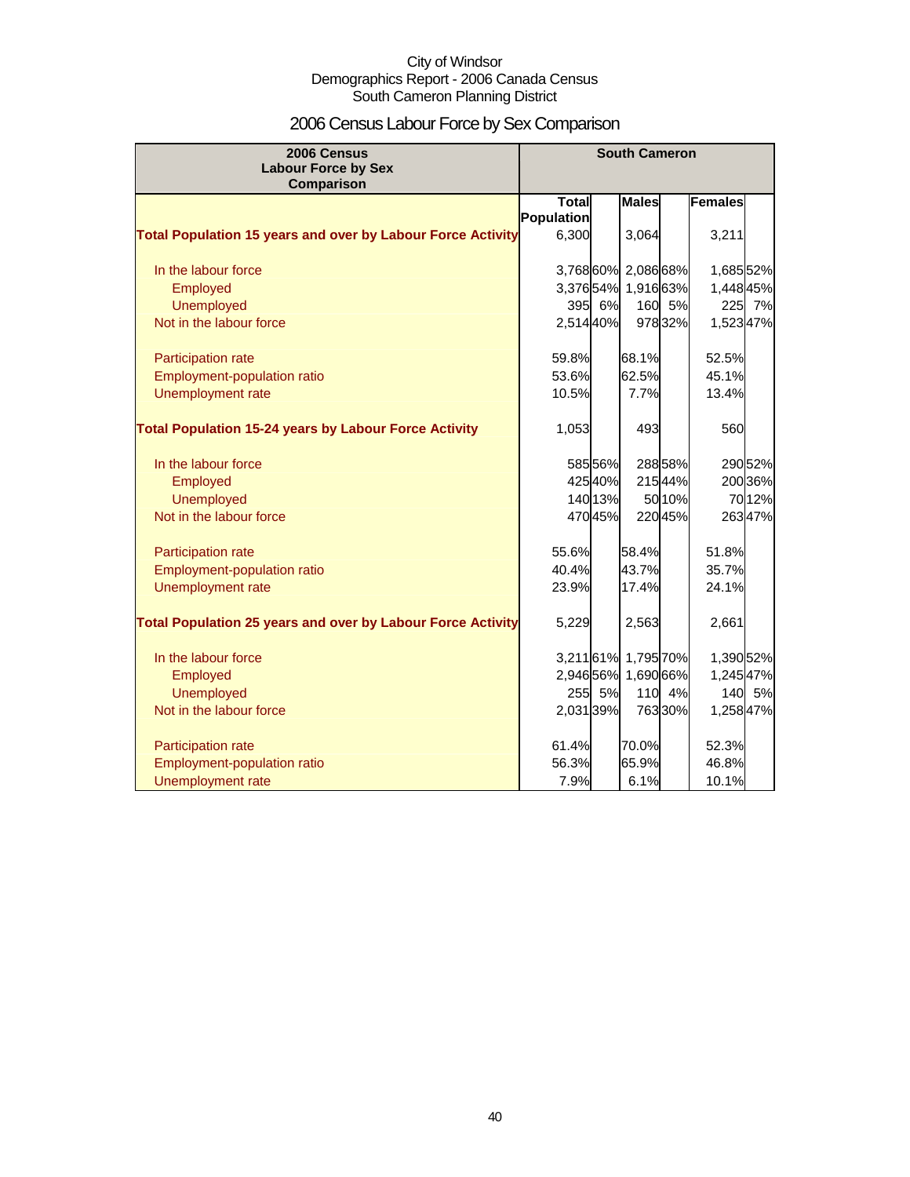City of Windsor
Demographics Report - 2006 Canada Census
South Cameron Planning District

# 2006 Census Labour Force by Sex Comparison

| 2006 Census Labour Force by Sex Comparison | South Cameron | | | | | |
|---|---|---|---|---|---|---|
| | Total Population | | Males | | Females | |
| **Total Population 15 years and over by Labour Force Activity** | 6,300 | | 3,064 | | 3,211 | |
| In the labour force | 3,768 | 60% | 2,086 | 68% | 1,685 | 52% |
| Employed | 3,376 | 54% | 1,916 | 63% | 1,448 | 45% |
| Unemployed | 395 | 6% | 160 | 5% | 225 | 7% |
| Not in the labour force | 2,514 | 40% | 978 | 32% | 1,523 | 47% |
| Participation rate | 59.8% | | 68.1% | | 52.5% | |
| Employment-population ratio | 53.6% | | 62.5% | | 45.1% | |
| Unemployment rate | 10.5% | | 7.7% | | 13.4% | |
| **Total Population 15-24 years by Labour Force Activity** | 1,053 | | 493 | | 560 | |
| In the labour force | 585 | 56% | 288 | 58% | 290 | 52% |
| Employed | 425 | 40% | 215 | 44% | 200 | 36% |
| Unemployed | 140 | 13% | 50 | 10% | 70 | 12% |
| Not in the labour force | 470 | 45% | 220 | 45% | 263 | 47% |
| Participation rate | 55.6% | | 58.4% | | 51.8% | |
| Employment-population ratio | 40.4% | | 43.7% | | 35.7% | |
| Unemployment rate | 23.9% | | 17.4% | | 24.1% | |
| **Total Population 25 years and over by Labour Force Activity** | 5,229 | | 2,563 | | 2,661 | |
| In the labour force | 3,211 | 61% | 1,795 | 70% | 1,390 | 52% |
| Employed | 2,946 | 56% | 1,690 | 66% | 1,245 | 47% |
| Unemployed | 255 | 5% | 110 | 4% | 140 | 5% |
| Not in the labour force | 2,031 | 39% | 763 | 30% | 1,258 | 47% |
| Participation rate | 61.4% | | 70.0% | | 52.3% | |
| Employment-population ratio | 56.3% | | 65.9% | | 46.8% | |
| Unemployment rate | 7.9% | | 6.1% | | 10.1% | |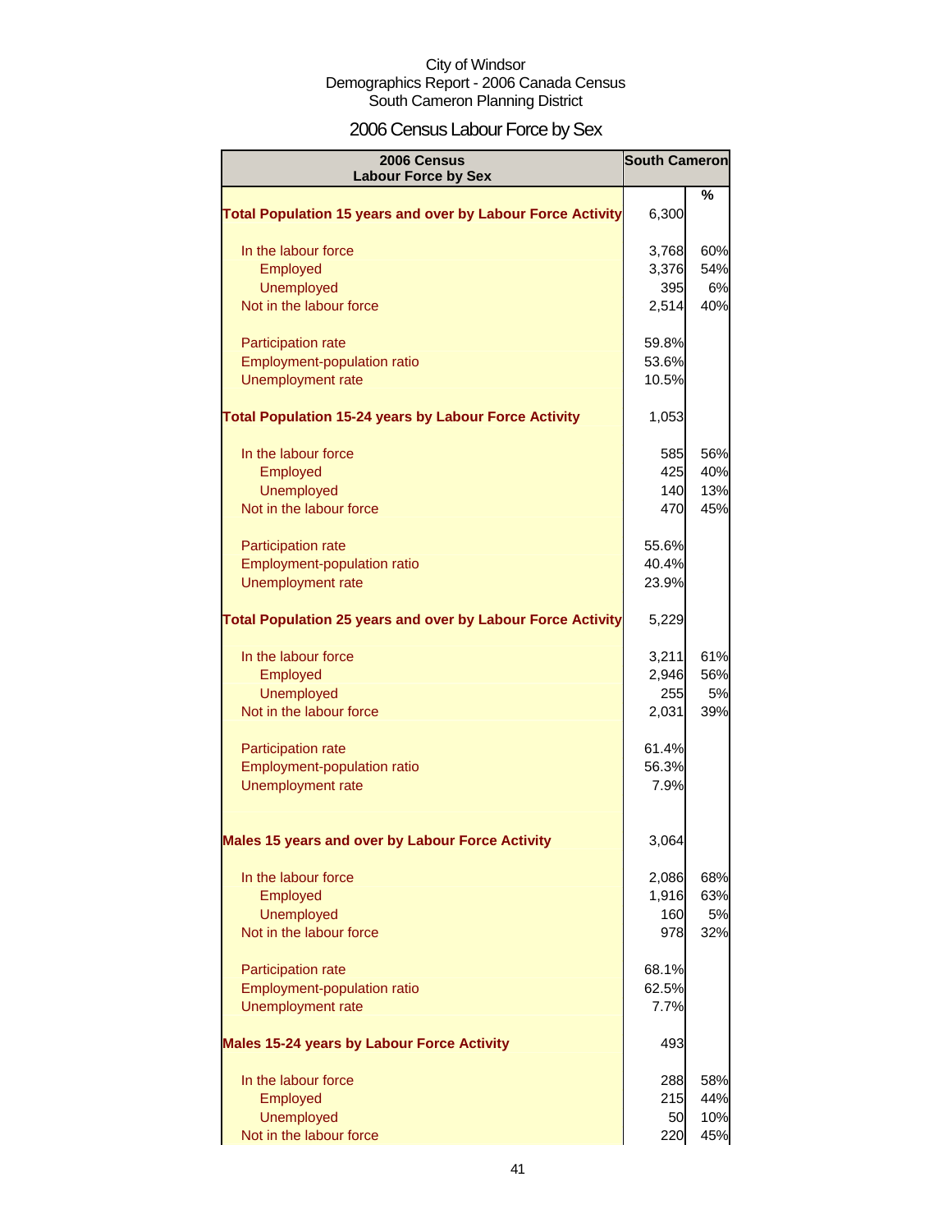City of Windsor
Demographics Report - 2006 Canada Census
South Cameron Planning District

# 2006 Census Labour Force by Sex

| 2006 Census Labour Force by Sex | South Cameron | |
|---|---|---|
| | | % |
| **Total Population 15 years and over by Labour Force Activity** | 6,300 | |
| In the labour force | 3,768 | 60% |
| Employed | 3,376 | 54% |
| Unemployed | 395 | 6% |
| Not in the labour force | 2,514 | 40% |
| Participation rate | 59.8% | |
| Employment-population ratio | 53.6% | |
| Unemployment rate | 10.5% | |
| **Total Population 15-24 years by Labour Force Activity** | 1,053 | |
| In the labour force | 585 | 56% |
| Employed | 425 | 40% |
| Unemployed | 140 | 13% |
| Not in the labour force | 470 | 45% |
| Participation rate | 55.6% | |
| Employment-population ratio | 40.4% | |
| Unemployment rate | 23.9% | |
| **Total Population 25 years and over by Labour Force Activity** | 5,229 | |
| In the labour force | 3,211 | 61% |
| Employed | 2,946 | 56% |
| Unemployed | 255 | 5% |
| Not in the labour force | 2,031 | 39% |
| Participation rate | 61.4% | |
| Employment-population ratio | 56.3% | |
| Unemployment rate | 7.9% | |
| **Males 15 years and over by Labour Force Activity** | 3,064 | |
| In the labour force | 2,086 | 68% |
| Employed | 1,916 | 63% |
| Unemployed | 160 | 5% |
| Not in the labour force | 978 | 32% |
| Participation rate | 68.1% | |
| Employment-population ratio | 62.5% | |
| Unemployment rate | 7.7% | |
| **Males 15-24 years by Labour Force Activity** | 493 | |
| In the labour force | 288 | 58% |
| Employed | 215 | 44% |
| Unemployed | 50 | 10% |
| Not in the labour force | 220 | 45% |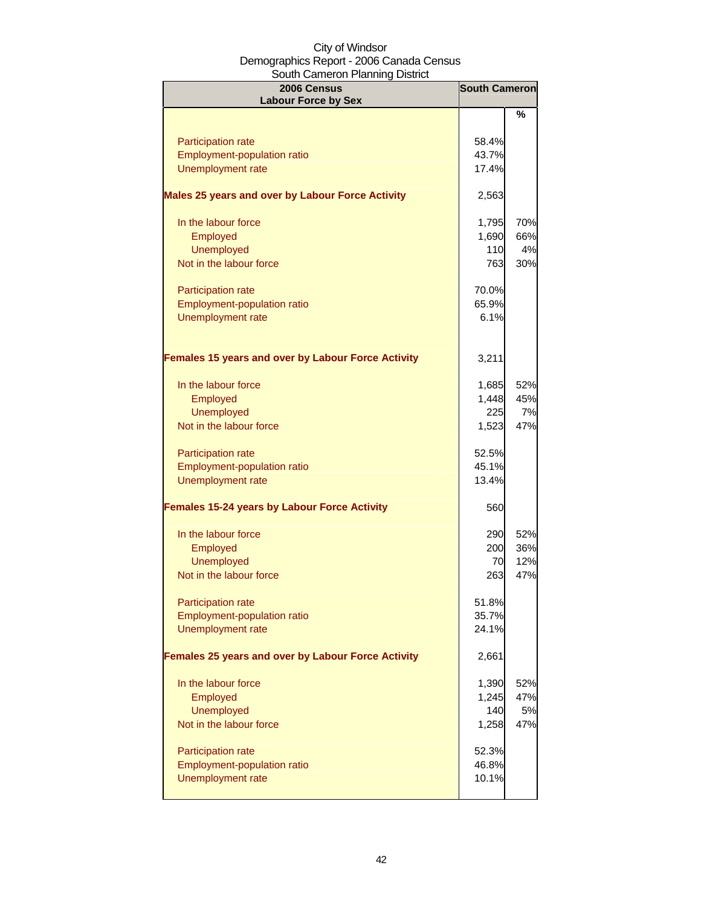City of Windsor
Demographics Report - 2006 Canada Census
South Cameron Planning District

| 2006 Census<br>Labour Force by Sex | South Cameron | |
|---|---|---|
| | | % |
| Participation rate | 58.4% | |
| Employment-population ratio | 43.7% | |
| Unemployment rate | 17.4% | |
| **Males 25 years and over by Labour Force Activity** | 2,563 | |
| In the labour force | 1,795 | 70% |
| Employed | 1,690 | 66% |
| Unemployed | 110 | 4% |
| Not in the labour force | 763 | 30% |
| Participation rate | 70.0% | |
| Employment-population ratio | 65.9% | |
| Unemployment rate | 6.1% | |
| **Females 15 years and over by Labour Force Activity** | 3,211 | |
| In the labour force | 1,685 | 52% |
| Employed | 1,448 | 45% |
| Unemployed | 225 | 7% |
| Not in the labour force | 1,523 | 47% |
| Participation rate | 52.5% | |
| Employment-population ratio | 45.1% | |
| Unemployment rate | 13.4% | |
| **Females 15-24 years by Labour Force Activity** | 560 | |
| In the labour force | 290 | 52% |
| Employed | 200 | 36% |
| Unemployed | 70 | 12% |
| Not in the labour force | 263 | 47% |
| Participation rate | 51.8% | |
| Employment-population ratio | 35.7% | |
| Unemployment rate | 24.1% | |
| **Females 25 years and over by Labour Force Activity** | 2,661 | |
| In the labour force | 1,390 | 52% |
| Employed | 1,245 | 47% |
| Unemployed | 140 | 5% |
| Not in the labour force | 1,258 | 47% |
| Participation rate | 52.3% | |
| Employment-population ratio | 46.8% | |
| Unemployment rate | 10.1% | |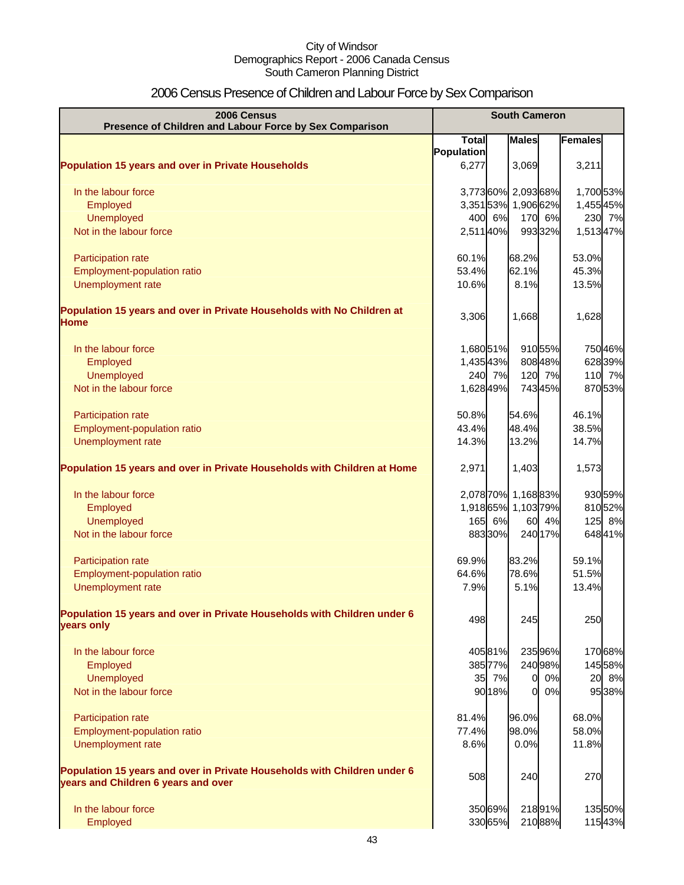City of Windsor
Demographics Report - 2006 Canada Census
South Cameron Planning District

# 2006 Census Presence of Children and Labour Force by Sex Comparison

| 2006 Census<br>Presence of Children and Labour Force by Sex Comparison | South Cameron | | | | | |
|---|---|---|---|---|---|---|
| | Total Population | | Males | | Females | |
| **Population 15 years and over in Private Households** | 6,277 | | 3,069 | | 3,211 | |
| In the labour force | 3,773 | 60% | 2,093 | 68% | 1,700 | 53% |
| Employed | 3,351 | 53% | 1,906 | 62% | 1,455 | 45% |
| Unemployed | 400 | 6% | 170 | 6% | 230 | 7% |
| Not in the labour force | 2,511 | 40% | 993 | 32% | 1,513 | 47% |
| Participation rate | 60.1% | | 68.2% | | 53.0% | |
| Employment-population ratio | 53.4% | | 62.1% | | 45.3% | |
| Unemployment rate | 10.6% | | 8.1% | | 13.5% | |
| **Population 15 years and over in Private Households with No Children at Home** | 3,306 | | 1,668 | | 1,628 | |
| In the labour force | 1,680 | 51% | 910 | 55% | 750 | 46% |
| Employed | 1,435 | 43% | 808 | 48% | 628 | 39% |
| Unemployed | 240 | 7% | 120 | 7% | 110 | 7% |
| Not in the labour force | 1,628 | 49% | 743 | 45% | 870 | 53% |
| Participation rate | 50.8% | | 54.6% | | 46.1% | |
| Employment-population ratio | 43.4% | | 48.4% | | 38.5% | |
| Unemployment rate | 14.3% | | 13.2% | | 14.7% | |
| **Population 15 years and over in Private Households with Children at Home** | 2,971 | | 1,403 | | 1,573 | |
| In the labour force | 2,078 | 70% | 1,168 | 83% | 930 | 59% |
| Employed | 1,918 | 65% | 1,103 | 79% | 810 | 52% |
| Unemployed | 165 | 6% | 60 | 4% | 125 | 8% |
| Not in the labour force | 883 | 30% | 240 | 17% | 648 | 41% |
| Participation rate | 69.9% | | 83.2% | | 59.1% | |
| Employment-population ratio | 64.6% | | 78.6% | | 51.5% | |
| Unemployment rate | 7.9% | | 5.1% | | 13.4% | |
| **Population 15 years and over in Private Households with Children under 6 years only** | 498 | | 245 | | 250 | |
| In the labour force | 405 | 81% | 235 | 96% | 170 | 68% |
| Employed | 385 | 77% | 240 | 98% | 145 | 58% |
| Unemployed | 35 | 7% | 0 | 0% | 20 | 8% |
| Not in the labour force | 90 | 18% | 0 | 0% | 95 | 38% |
| Participation rate | 81.4% | | 96.0% | | 68.0% | |
| Employment-population ratio | 77.4% | | 98.0% | | 58.0% | |
| Unemployment rate | 8.6% | | 0.0% | | 11.8% | |
| **Population 15 years and over in Private Households with Children under 6 years and Children 6 years and over** | 508 | | 240 | | 270 | |
| In the labour force | 350 | 69% | 218 | 91% | 135 | 50% |
| Employed | 330 | 65% | 210 | 88% | 115 | 43% |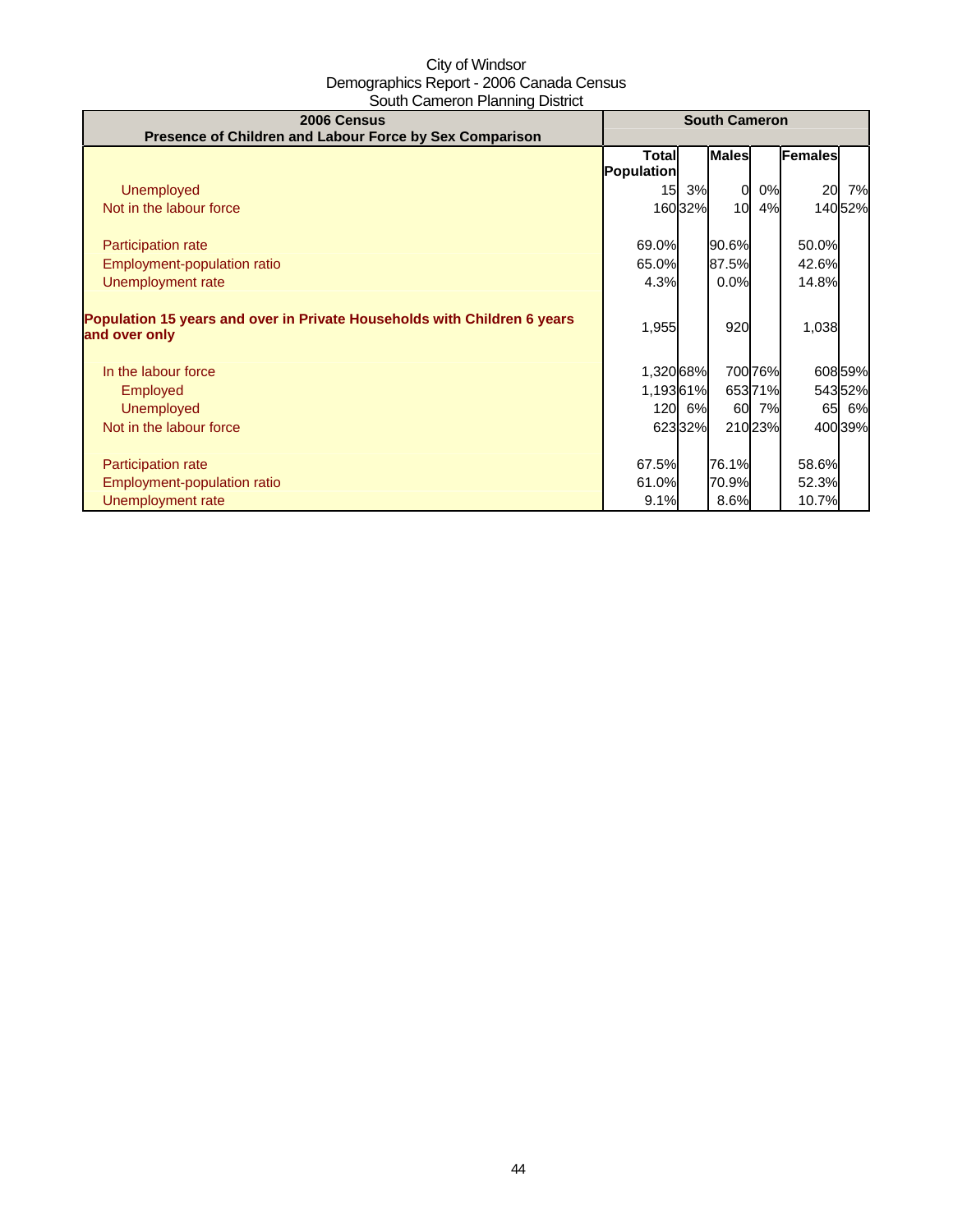City of Windsor
Demographics Report - 2006 Canada Census
South Cameron Planning District

| 2006 Census<br>Presence of Children and Labour Force by Sex Comparison | South Cameron | | | | | |
|---|---|---|---|---|---|---|
| | Total Population | | Males | | Females | |
| Unemployed | 15 | 3% | 0 | 0% | 20 | 7% |
| Not in the labour force | 160 | 32% | 10 | 4% | 140 | 52% |
| | | | | | | |
| Participation rate | 69.0% | | 90.6% | | 50.0% | |
| Employment-population ratio | 65.0% | | 87.5% | | 42.6% | |
| Unemployment rate | 4.3% | | 0.0% | | 14.8% | |
| | | | | | | |
| **Population 15 years and over in Private Households with Children 6 years and over only** | 1,955 | | 920 | | 1,038 | |
| | | | | | | |
| In the labour force | 1,320 | 68% | 700 | 76% | 608 | 59% |
| Employed | 1,193 | 61% | 653 | 71% | 543 | 52% |
| Unemployed | 120 | 6% | 60 | 7% | 65 | 6% |
| Not in the labour force | 623 | 32% | 210 | 23% | 400 | 39% |
| | | | | | | |
| Participation rate | 67.5% | | 76.1% | | 58.6% | |
| Employment-population ratio | 61.0% | | 70.9% | | 52.3% | |
| Unemployment rate | 9.1% | | 8.6% | | 10.7% | |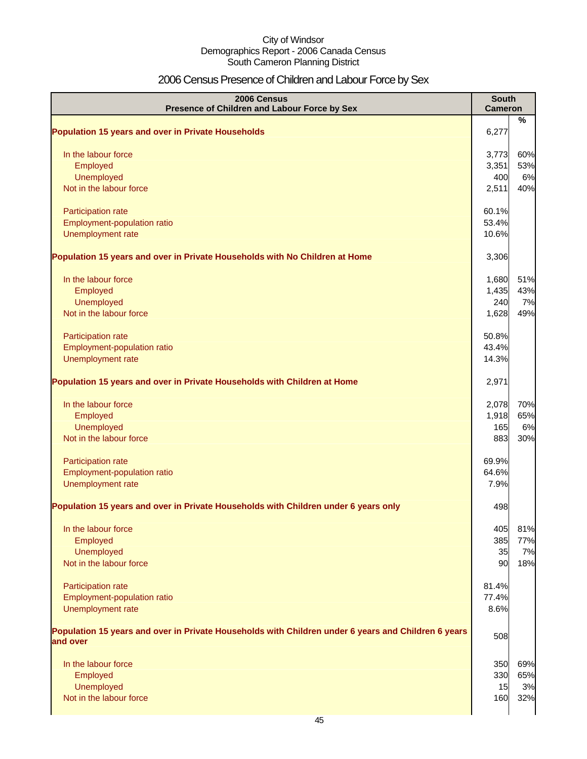City of Windsor
Demographics Report - 2006 Canada Census
South Cameron Planning District

# 2006 Census Presence of Children and Labour Force by Sex

| 2006 Census<br>Presence of Children and Labour Force by Sex | South Cameron | % |
|---|---|---|
| **Population 15 years and over in Private Households** | 6,277 | |
| In the labour force | 3,773 | 60% |
| Employed | 3,351 | 53% |
| Unemployed | 400 | 6% |
| Not in the labour force | 2,511 | 40% |
| Participation rate | 60.1% | |
| Employment-population ratio | 53.4% | |
| Unemployment rate | 10.6% | |
| **Population 15 years and over in Private Households with No Children at Home** | 3,306 | |
| In the labour force | 1,680 | 51% |
| Employed | 1,435 | 43% |
| Unemployed | 240 | 7% |
| Not in the labour force | 1,628 | 49% |
| Participation rate | 50.8% | |
| Employment-population ratio | 43.4% | |
| Unemployment rate | 14.3% | |
| **Population 15 years and over in Private Households with Children at Home** | 2,971 | |
| In the labour force | 2,078 | 70% |
| Employed | 1,918 | 65% |
| Unemployed | 165 | 6% |
| Not in the labour force | 883 | 30% |
| Participation rate | 69.9% | |
| Employment-population ratio | 64.6% | |
| Unemployment rate | 7.9% | |
| **Population 15 years and over in Private Households with Children under 6 years only** | 498 | |
| In the labour force | 405 | 81% |
| Employed | 385 | 77% |
| Unemployed | 35 | 7% |
| Not in the labour force | 90 | 18% |
| Participation rate | 81.4% | |
| Employment-population ratio | 77.4% | |
| Unemployment rate | 8.6% | |
| **Population 15 years and over in Private Households with Children under 6 years and Children 6 years and over** | 508 | |
| In the labour force | 350 | 69% |
| Employed | 330 | 65% |
| Unemployed | 15 | 3% |
| Not in the labour force | 160 | 32% |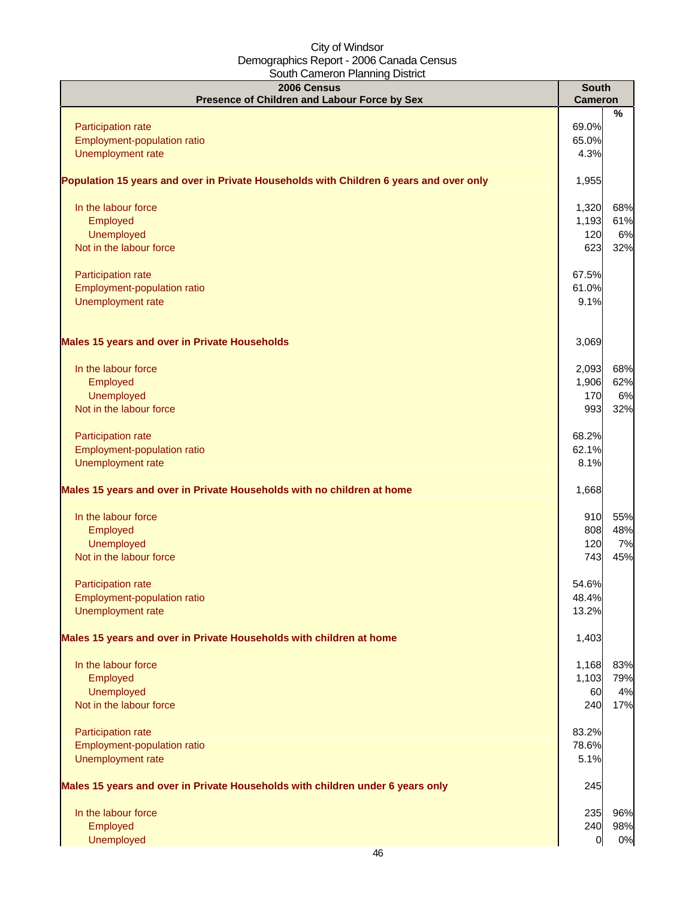City of Windsor
Demographics Report - 2006 Canada Census
South Cameron Planning District

| 2006 Census<br>Presence of Children and Labour Force by Sex | South Cameron | % |
|---|---|---|
| Participation rate | 69.0% | |
| Employment-population ratio | 65.0% | |
| Unemployment rate | 4.3% | |
| **Population 15 years and over in Private Households with Children 6 years and over only** | 1,955 | |
| In the labour force | 1,320 | 68% |
| Employed | 1,193 | 61% |
| Unemployed | 120 | 6% |
| Not in the labour force | 623 | 32% |
| Participation rate | 67.5% | |
| Employment-population ratio | 61.0% | |
| Unemployment rate | 9.1% | |
| **Males 15 years and over in Private Households** | 3,069 | |
| In the labour force | 2,093 | 68% |
| Employed | 1,906 | 62% |
| Unemployed | 170 | 6% |
| Not in the labour force | 993 | 32% |
| Participation rate | 68.2% | |
| Employment-population ratio | 62.1% | |
| Unemployment rate | 8.1% | |
| **Males 15 years and over in Private Households with no children at home** | 1,668 | |
| In the labour force | 910 | 55% |
| Employed | 808 | 48% |
| Unemployed | 120 | 7% |
| Not in the labour force | 743 | 45% |
| Participation rate | 54.6% | |
| Employment-population ratio | 48.4% | |
| Unemployment rate | 13.2% | |
| **Males 15 years and over in Private Households with children at home** | 1,403 | |
| In the labour force | 1,168 | 83% |
| Employed | 1,103 | 79% |
| Unemployed | 60 | 4% |
| Not in the labour force | 240 | 17% |
| Participation rate | 83.2% | |
| Employment-population ratio | 78.6% | |
| Unemployment rate | 5.1% | |
| **Males 15 years and over in Private Households with children under 6 years only** | 245 | |
| In the labour force | 235 | 96% |
| Employed | 240 | 98% |
| Unemployed | 0 | 0% |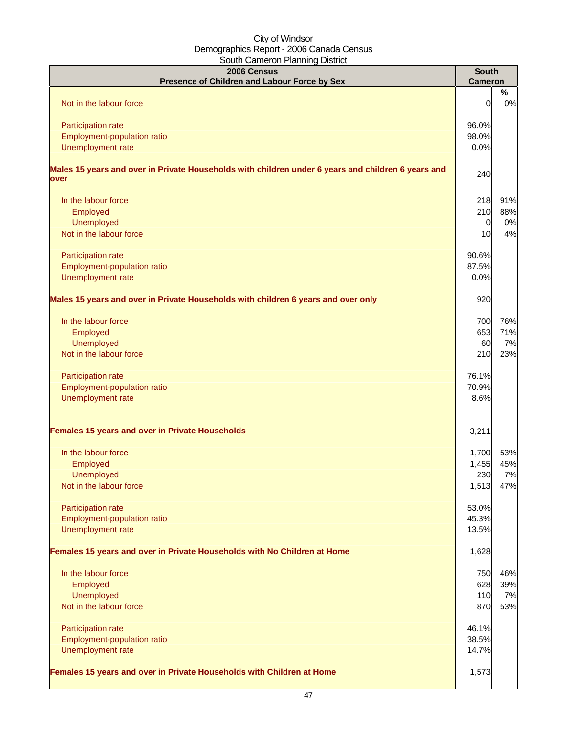City of Windsor
Demographics Report - 2006 Canada Census
South Cameron Planning District

| 2006 Census<br>Presence of Children and Labour Force by Sex | South Cameron | % |
|---|---|---|
| Not in the labour force | 0 | 0% |
| Participation rate | 96.0% | |
| Employment-population ratio | 98.0% | |
| Unemployment rate | 0.0% | |
| **Males 15 years and over in Private Households with children under 6 years and children 6 years and over** | 240 | |
| In the labour force | 218 | 91% |
| Employed | 210 | 88% |
| Unemployed | 0 | 0% |
| Not in the labour force | 10 | 4% |
| Participation rate | 90.6% | |
| Employment-population ratio | 87.5% | |
| Unemployment rate | 0.0% | |
| **Males 15 years and over in Private Households with children 6 years and over only** | 920 | |
| In the labour force | 700 | 76% |
| Employed | 653 | 71% |
| Unemployed | 60 | 7% |
| Not in the labour force | 210 | 23% |
| Participation rate | 76.1% | |
| Employment-population ratio | 70.9% | |
| Unemployment rate | 8.6% | |
| **Females 15 years and over in Private Households** | 3,211 | |
| In the labour force | 1,700 | 53% |
| Employed | 1,455 | 45% |
| Unemployed | 230 | 7% |
| Not in the labour force | 1,513 | 47% |
| Participation rate | 53.0% | |
| Employment-population ratio | 45.3% | |
| Unemployment rate | 13.5% | |
| **Females 15 years and over in Private Households with No Children at Home** | 1,628 | |
| In the labour force | 750 | 46% |
| Employed | 628 | 39% |
| Unemployed | 110 | 7% |
| Not in the labour force | 870 | 53% |
| Participation rate | 46.1% | |
| Employment-population ratio | 38.5% | |
| Unemployment rate | 14.7% | |
| **Females 15 years and over in Private Households with Children at Home** | 1,573 | |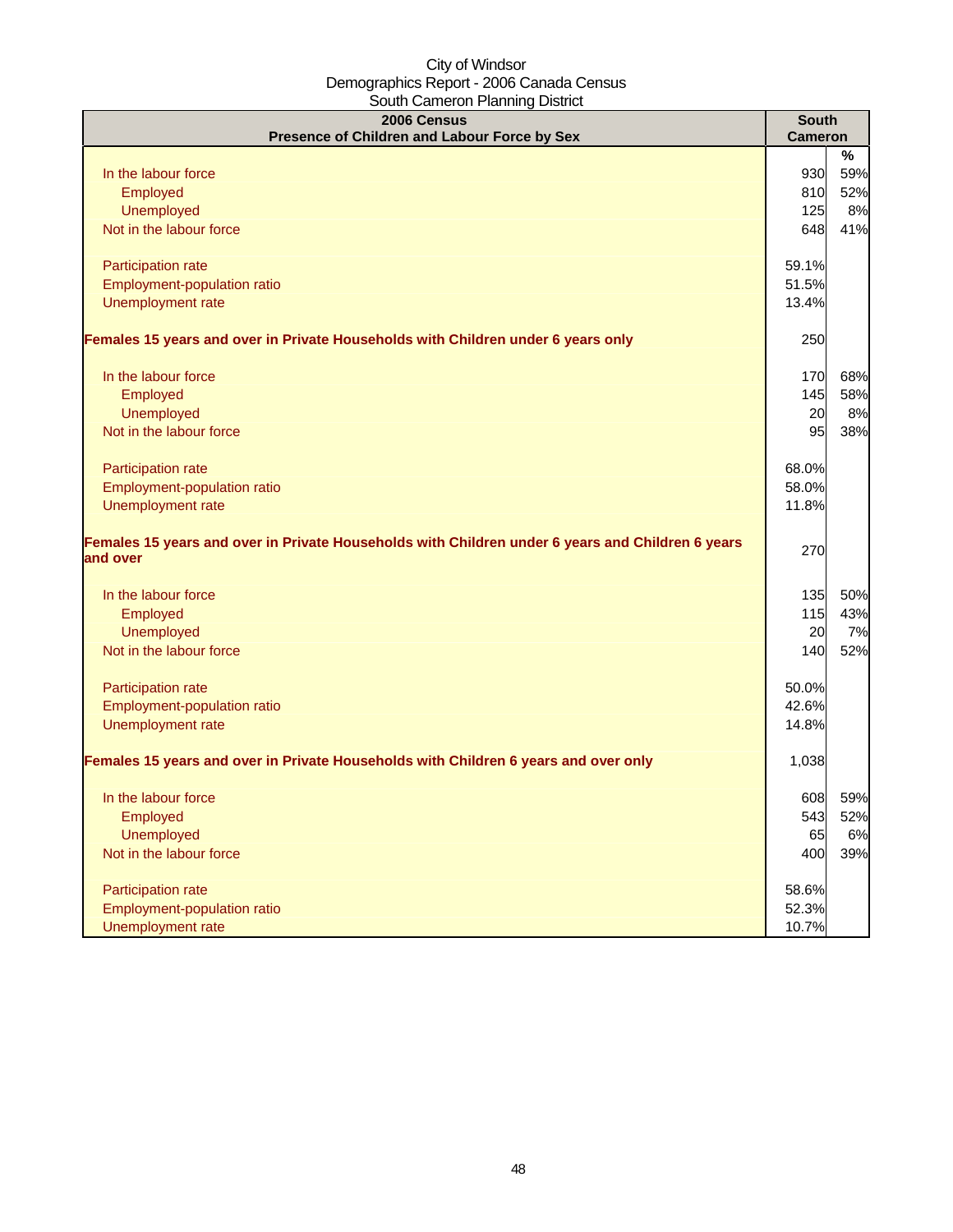City of Windsor
Demographics Report - 2006 Canada Census
South Cameron Planning District

| 2006 Census<br>Presence of Children and Labour Force by Sex | South Cameron | |
|---|---|---|
| | | % |
| In the labour force | 930 | 59% |
| Employed | 810 | 52% |
| Unemployed | 125 | 8% |
| Not in the labour force | 648 | 41% |
| | | |
| Participation rate | 59.1% | |
| Employment-population ratio | 51.5% | |
| Unemployment rate | 13.4% | |
| | | |
| **Females 15 years and over in Private Households with Children under 6 years only** | 250 | |
| | | |
| In the labour force | 170 | 68% |
| Employed | 145 | 58% |
| Unemployed | 20 | 8% |
| Not in the labour force | 95 | 38% |
| | | |
| Participation rate | 68.0% | |
| Employment-population ratio | 58.0% | |
| Unemployment rate | 11.8% | |
| | | |
| **Females 15 years and over in Private Households with Children under 6 years and Children 6 years and over** | 270 | |
| | | |
| In the labour force | 135 | 50% |
| Employed | 115 | 43% |
| Unemployed | 20 | 7% |
| Not in the labour force | 140 | 52% |
| | | |
| Participation rate | 50.0% | |
| Employment-population ratio | 42.6% | |
| Unemployment rate | 14.8% | |
| | | |
| **Females 15 years and over in Private Households with Children 6 years and over only** | 1,038 | |
| | | |
| In the labour force | 608 | 59% |
| Employed | 543 | 52% |
| Unemployed | 65 | 6% |
| Not in the labour force | 400 | 39% |
| | | |
| Participation rate | 58.6% | |
| Employment-population ratio | 52.3% | |
| Unemployment rate | 10.7% | |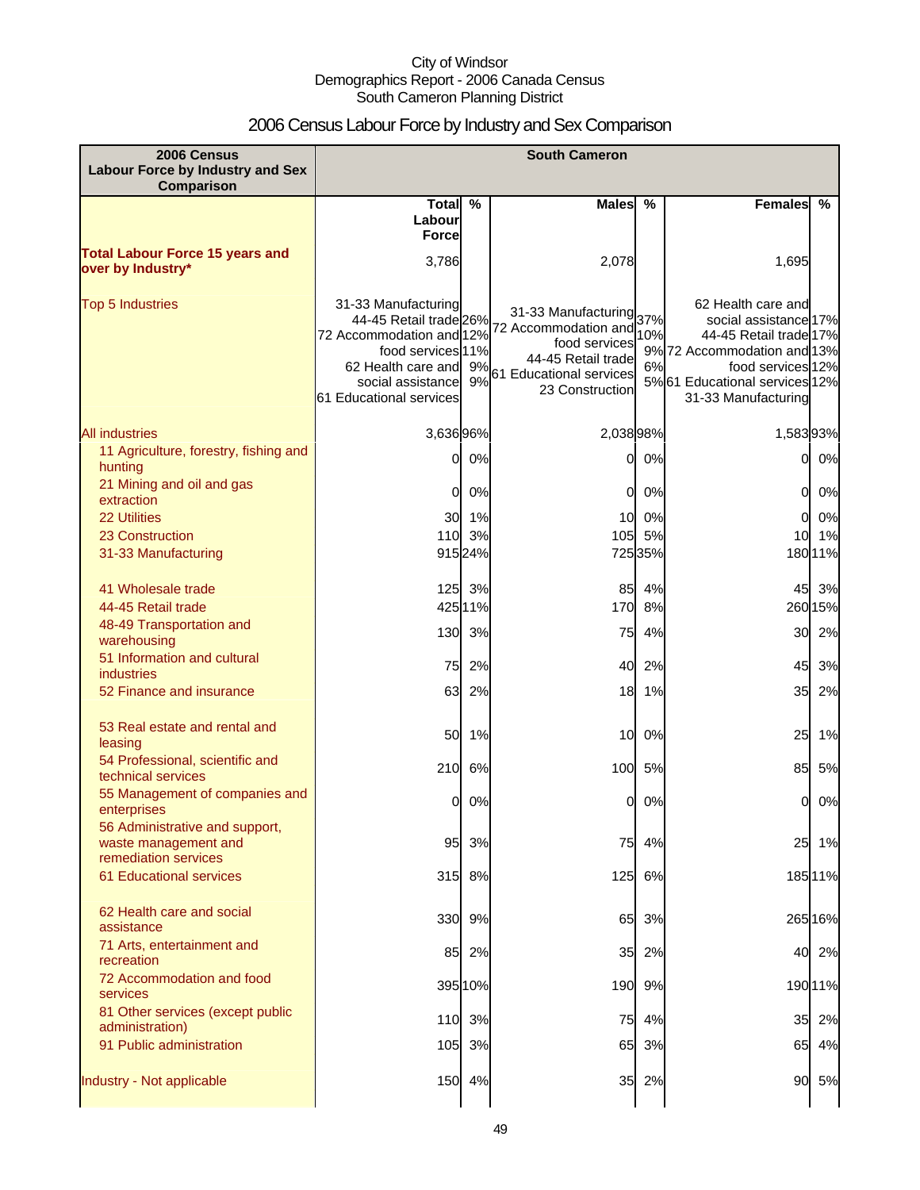City of Windsor
Demographics Report - 2006 Canada Census
South Cameron Planning District

# 2006 Census Labour Force by Industry and Sex Comparison

| 2006 Census Labour Force by Industry and Sex Comparison | South Cameron | | | | | |
|---|---|---|---|---|---|---|
| | Total Labour Force | % | Males | % | Females | % |
| **Total Labour Force 15 years and over by Industry*** | 3,786 | | 2,078 | | 1,695 | |
| Top 5 Industries | 31-33 Manufacturing<br>44-45 Retail trade<br>72 Accommodation and food services<br>62 Health care and social assistance<br>61 Educational services | 26%<br>12%<br>11%<br>9%<br>9% | 31-33 Manufacturing<br>72 Accommodation and food services<br>44-45 Retail trade<br>61 Educational services<br>23 Construction | 37%<br>10%<br>9%<br>6%<br>5% | 62 Health care and social assistance<br>44-45 Retail trade<br>72 Accommodation and food services<br>61 Educational services<br>31-33 Manufacturing | 17%<br>17%<br>13%<br>12%<br>12% |
| All industries | 3,636 | 96% | 2,038 | 98% | 1,583 | 93% |
| 11 Agriculture, forestry, fishing and hunting | 0 | 0% | 0 | 0% | 0 | 0% |
| 21 Mining and oil and gas extraction | 0 | 0% | 0 | 0% | 0 | 0% |
| 22 Utilities | 30 | 1% | 10 | 0% | 0 | 0% |
| 23 Construction | 110 | 3% | 105 | 5% | 10 | 1% |
| 31-33 Manufacturing | 915 | 24% | 725 | 35% | 180 | 11% |
| 41 Wholesale trade | 125 | 3% | 85 | 4% | 45 | 3% |
| 44-45 Retail trade | 425 | 11% | 170 | 8% | 260 | 15% |
| 48-49 Transportation and warehousing | 130 | 3% | 75 | 4% | 30 | 2% |
| 51 Information and cultural industries | 75 | 2% | 40 | 2% | 45 | 3% |
| 52 Finance and insurance | 63 | 2% | 18 | 1% | 35 | 2% |
| 53 Real estate and rental and leasing | 50 | 1% | 10 | 0% | 25 | 1% |
| 54 Professional, scientific and technical services | 210 | 6% | 100 | 5% | 85 | 5% |
| 55 Management of companies and enterprises | 0 | 0% | 0 | 0% | 0 | 0% |
| 56 Administrative and support, waste management and remediation services | 95 | 3% | 75 | 4% | 25 | 1% |
| 61 Educational services | 315 | 8% | 125 | 6% | 185 | 11% |
| 62 Health care and social assistance | 330 | 9% | 65 | 3% | 265 | 16% |
| 71 Arts, entertainment and recreation | 85 | 2% | 35 | 2% | 40 | 2% |
| 72 Accommodation and food services | 395 | 10% | 190 | 9% | 190 | 11% |
| 81 Other services (except public administration) | 110 | 3% | 75 | 4% | 35 | 2% |
| 91 Public administration | 105 | 3% | 65 | 3% | 65 | 4% |
| Industry - Not applicable | 150 | 4% | 35 | 2% | 90 | 5% |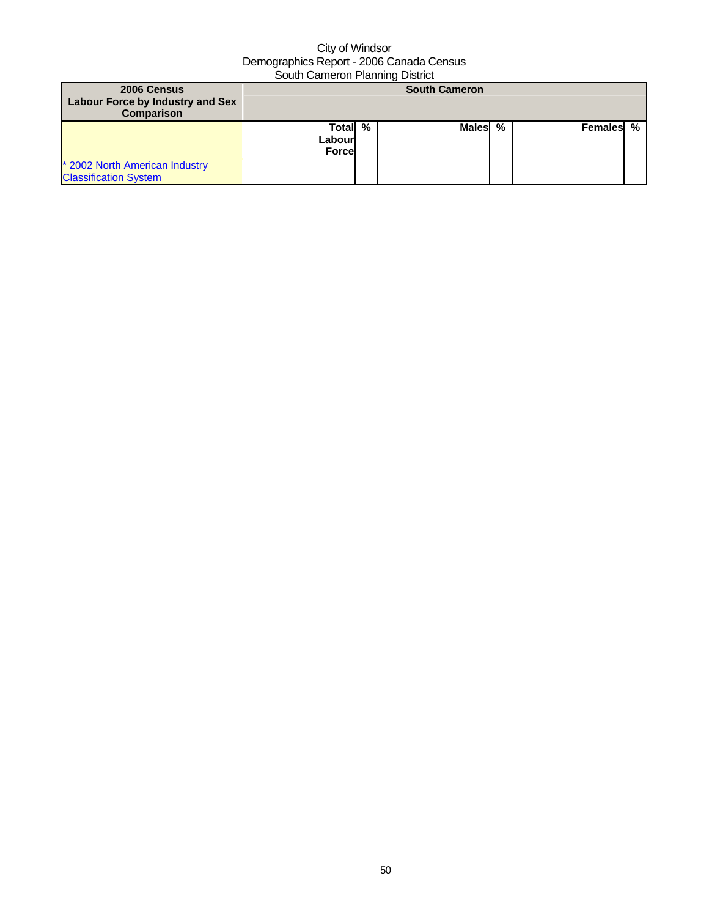City of Windsor
Demographics Report - 2006 Canada Census
South Cameron Planning District

| 2006 Census Labour Force by Industry and Sex Comparison | South Cameron | | | | | |
|---|---|---|---|---|---|---|
| * 2002 North American Industry Classification System | Total Labour Force | % | Males | % | Females | % |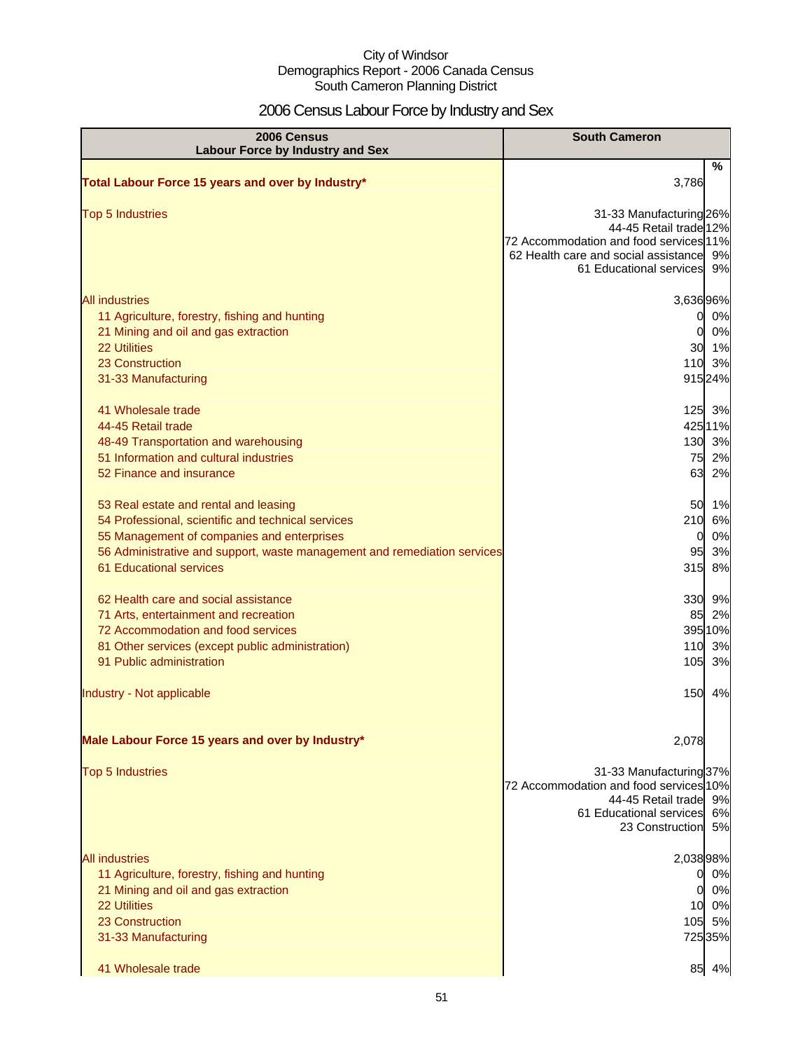City of Windsor
Demographics Report - 2006 Canada Census
South Cameron Planning District

# 2006 Census Labour Force by Industry and Sex

| 2006 Census Labour Force by Industry and Sex | South Cameron | % |
|---|---|---|
| **Total Labour Force 15 years and over by Industry*** | 3,786 | |
| Top 5 Industries | 31-33 Manufacturing | 26% |
| | 44-45 Retail trade | 12% |
| | 72 Accommodation and food services | 11% |
| | 62 Health care and social assistance | 9% |
| | 61 Educational services | 9% |
| All industries | 3,636 | 96% |
| 11 Agriculture, forestry, fishing and hunting | 0 | 0% |
| 21 Mining and oil and gas extraction | 0 | 0% |
| 22 Utilities | 30 | 1% |
| 23 Construction | 110 | 3% |
| 31-33 Manufacturing | 915 | 24% |
| 41 Wholesale trade | 125 | 3% |
| 44-45 Retail trade | 425 | 11% |
| 48-49 Transportation and warehousing | 130 | 3% |
| 51 Information and cultural industries | 75 | 2% |
| 52 Finance and insurance | 63 | 2% |
| 53 Real estate and rental and leasing | 50 | 1% |
| 54 Professional, scientific and technical services | 210 | 6% |
| 55 Management of companies and enterprises | 0 | 0% |
| 56 Administrative and support, waste management and remediation services | 95 | 3% |
| 61 Educational services | 315 | 8% |
| 62 Health care and social assistance | 330 | 9% |
| 71 Arts, entertainment and recreation | 85 | 2% |
| 72 Accommodation and food services | 395 | 10% |
| 81 Other services (except public administration) | 110 | 3% |
| 91 Public administration | 105 | 3% |
| Industry - Not applicable | 150 | 4% |
| **Male Labour Force 15 years and over by Industry*** | 2,078 | |
| Top 5 Industries | 31-33 Manufacturing | 37% |
| | 72 Accommodation and food services | 10% |
| | 44-45 Retail trade | 9% |
| | 61 Educational services | 6% |
| | 23 Construction | 5% |
| All industries | 2,038 | 98% |
| 11 Agriculture, forestry, fishing and hunting | 0 | 0% |
| 21 Mining and oil and gas extraction | 0 | 0% |
| 22 Utilities | 10 | 0% |
| 23 Construction | 105 | 5% |
| 31-33 Manufacturing | 725 | 35% |
| 41 Wholesale trade | 85 | 4% |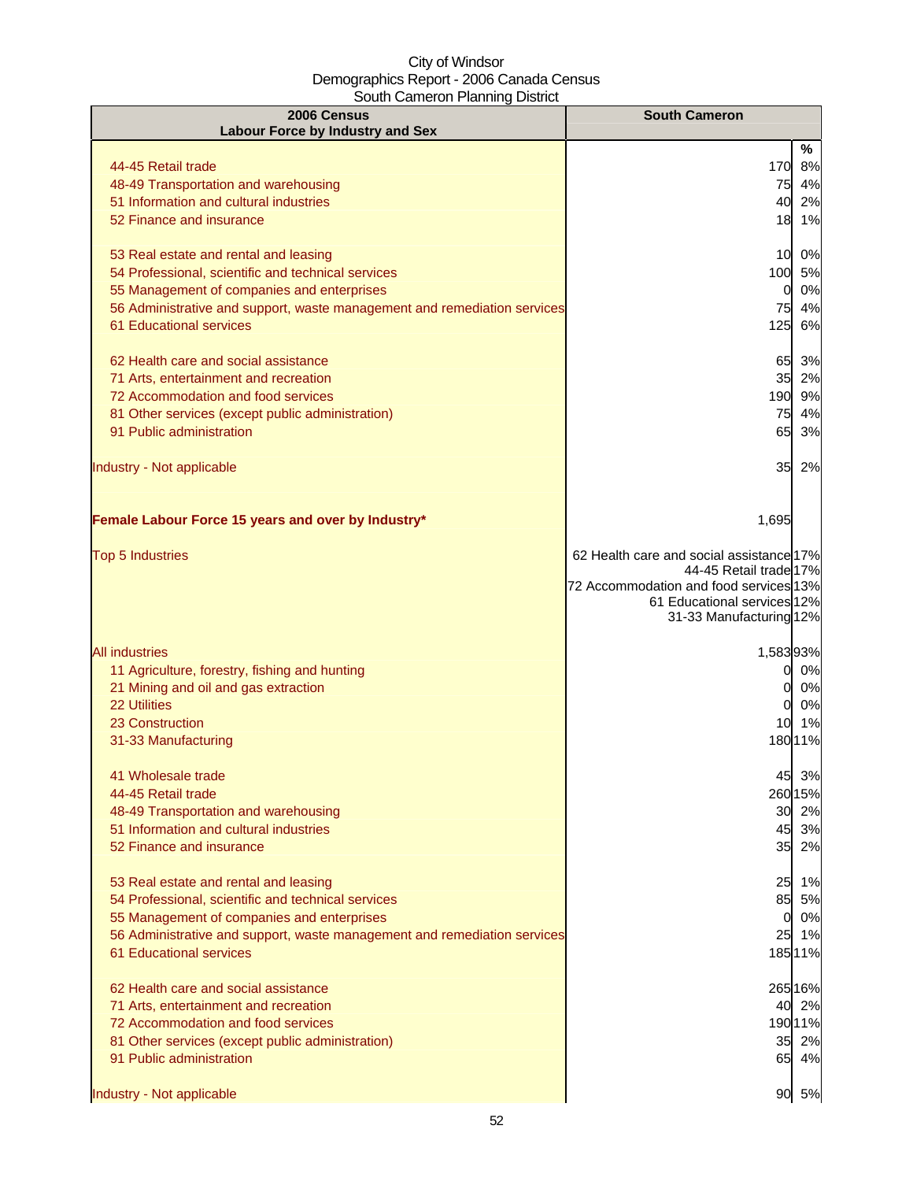| 2006 Census<br>Labour Force by Industry and Sex | South Cameron | |
|---|---|---|
| | | % |
| 44-45 Retail trade | 170 | 8% |
| 48-49 Transportation and warehousing | 75 | 4% |
| 51 Information and cultural industries | 40 | 2% |
| 52 Finance and insurance | 18 | 1% |
| 53 Real estate and rental and leasing | 10 | 0% |
| 54 Professional, scientific and technical services | 100 | 5% |
| 55 Management of companies and enterprises | 0 | 0% |
| 56 Administrative and support, waste management and remediation services | 75 | 4% |
| 61 Educational services | 125 | 6% |
| 62 Health care and social assistance | 65 | 3% |
| 71 Arts, entertainment and recreation | 35 | 2% |
| 72 Accommodation and food services | 190 | 9% |
| 81 Other services (except public administration) | 75 | 4% |
| 91 Public administration | 65 | 3% |
| Industry - Not applicable | 35 | 2% |
| **Female Labour Force 15 years and over by Industry*** | 1,695 | |
| Top 5 Industries | 62 Health care and social assistance | 17% |
| | 44-45 Retail trade | 17% |
| | 72 Accommodation and food services | 13% |
| | 61 Educational services | 12% |
| | 31-33 Manufacturing | 12% |
| All industries | 1,583 | 93% |
| 11 Agriculture, forestry, fishing and hunting | 0 | 0% |
| 21 Mining and oil and gas extraction | 0 | 0% |
| 22 Utilities | 0 | 0% |
| 23 Construction | 10 | 1% |
| 31-33 Manufacturing | 180 | 11% |
| 41 Wholesale trade | 45 | 3% |
| 44-45 Retail trade | 260 | 15% |
| 48-49 Transportation and warehousing | 30 | 2% |
| 51 Information and cultural industries | 45 | 3% |
| 52 Finance and insurance | 35 | 2% |
| 53 Real estate and rental and leasing | 25 | 1% |
| 54 Professional, scientific and technical services | 85 | 5% |
| 55 Management of companies and enterprises | 0 | 0% |
| 56 Administrative and support, waste management and remediation services | 25 | 1% |
| 61 Educational services | 185 | 11% |
| 62 Health care and social assistance | 265 | 16% |
| 71 Arts, entertainment and recreation | 40 | 2% |
| 72 Accommodation and food services | 190 | 11% |
| 81 Other services (except public administration) | 35 | 2% |
| 91 Public administration | 65 | 4% |
| Industry - Not applicable | 90 | 5% |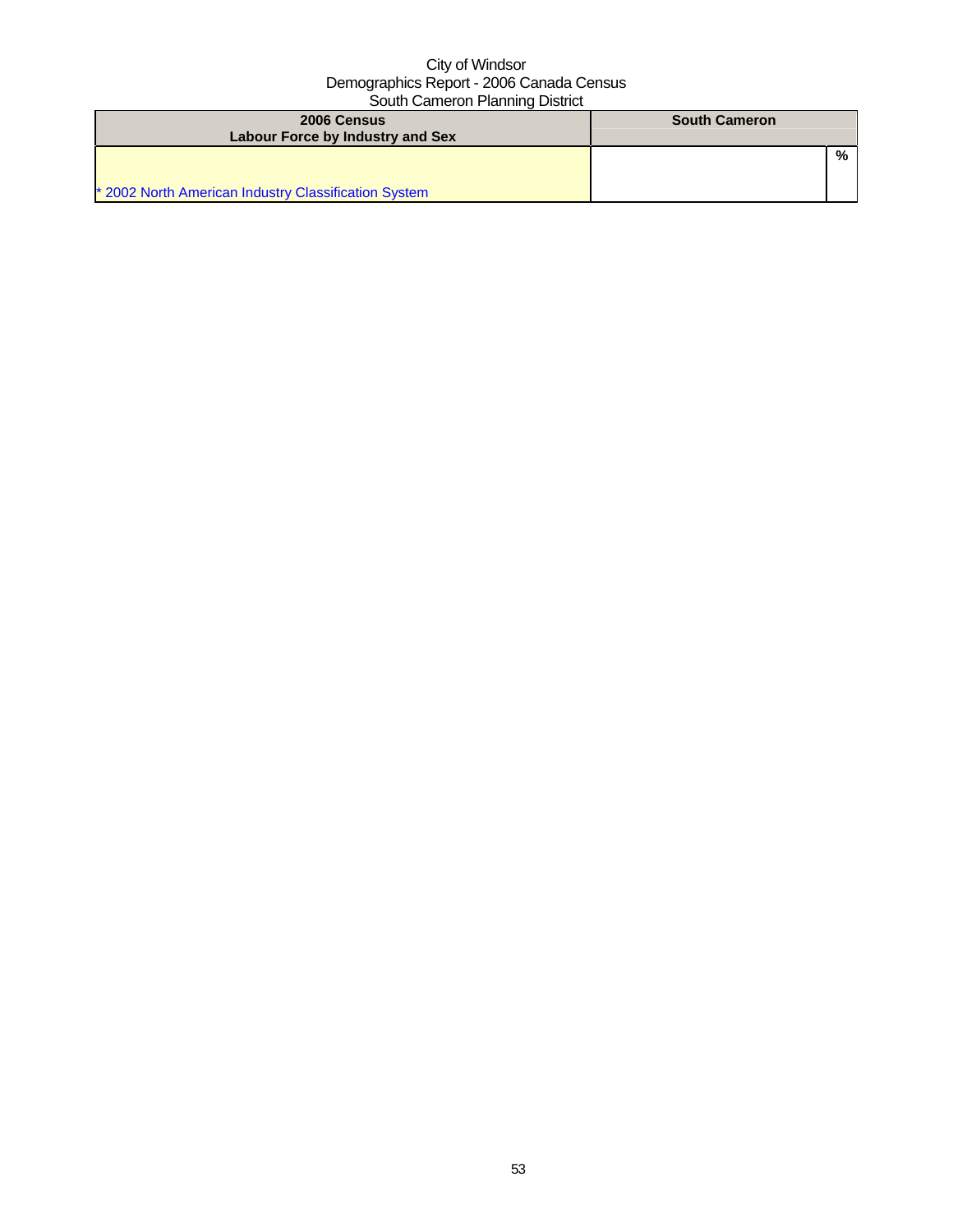City of Windsor
Demographics Report - 2006 Canada Census
South Cameron Planning District

| 2006 Census<br>Labour Force by Industry and Sex | South Cameron | |
|---|---|---|
| | | % |
| * 2002 North American Industry Classification System | | |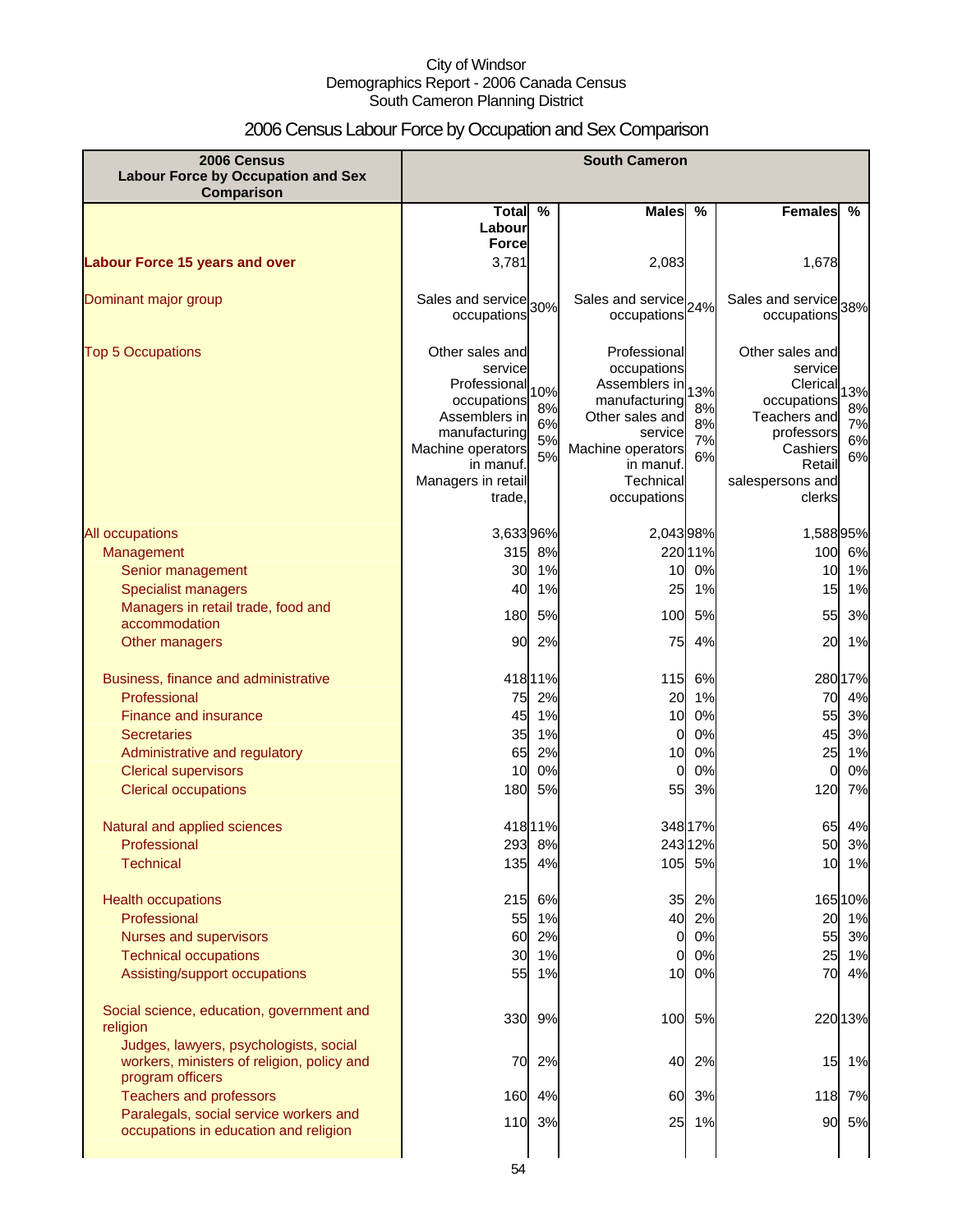City of Windsor
Demographics Report - 2006 Canada Census
South Cameron Planning District

# 2006 Census Labour Force by Occupation and Sex Comparison

| 2006 Census Labour Force by Occupation and Sex Comparison | South Cameron | | | | | |
|---|---|---|---|---|---|---|
| | Total Labour Force | % | Males | % | Females | % |
| **Labour Force 15 years and over** | 3,781 | | 2,083 | | 1,678 | |
| Dominant major group | Sales and service occupations | 30% | Sales and service occupations | 24% | Sales and service occupations | 38% |
| Top 5 Occupations | Other sales and service<br>Professional occupations<br>Assemblers in manufacturing<br>Machine operators in manuf.<br>Managers in retail trade, | 10%<br>8%<br>6%<br>5%<br>5% | Professional occupations<br>Assemblers in manufacturing<br>Other sales and service<br>Machine operators in manuf.<br>Technical occupations | 13%<br>8%<br>8%<br>7%<br>6% | Other sales and service<br>Clerical occupations<br>Teachers and professors<br>Cashiers<br>Retail salespersons and clerks | 13%<br>8%<br>7%<br>6%<br>6% |
| All occupations | 3,633 | 96% | 2,043 | 98% | 1,588 | 95% |
| Management | 315 | 8% | 220 | 11% | 100 | 6% |
| Senior management | 30 | 1% | 10 | 0% | 10 | 1% |
| Specialist managers | 40 | 1% | 25 | 1% | 15 | 1% |
| Managers in retail trade, food and accommodation | 180 | 5% | 100 | 5% | 55 | 3% |
| Other managers | 90 | 2% | 75 | 4% | 20 | 1% |
| Business, finance and administrative | 418 | 11% | 115 | 6% | 280 | 17% |
| Professional | 75 | 2% | 20 | 1% | 70 | 4% |
| Finance and insurance | 45 | 1% | 10 | 0% | 55 | 3% |
| Secretaries | 35 | 1% | 0 | 0% | 45 | 3% |
| Administrative and regulatory | 65 | 2% | 10 | 0% | 25 | 1% |
| Clerical supervisors | 10 | 0% | 0 | 0% | 0 | 0% |
| Clerical occupations | 180 | 5% | 55 | 3% | 120 | 7% |
| Natural and applied sciences | 418 | 11% | 348 | 17% | 65 | 4% |
| Professional | 293 | 8% | 243 | 12% | 50 | 3% |
| Technical | 135 | 4% | 105 | 5% | 10 | 1% |
| Health occupations | 215 | 6% | 35 | 2% | 165 | 10% |
| Professional | 55 | 1% | 40 | 2% | 20 | 1% |
| Nurses and supervisors | 60 | 2% | 0 | 0% | 55 | 3% |
| Technical occupations | 30 | 1% | 0 | 0% | 25 | 1% |
| Assisting/support occupations | 55 | 1% | 10 | 0% | 70 | 4% |
| Social science, education, government and religion | 330 | 9% | 100 | 5% | 220 | 13% |
| Judges, lawyers, psychologists, social workers, ministers of religion, policy and program officers | 70 | 2% | 40 | 2% | 15 | 1% |
| Teachers and professors | 160 | 4% | 60 | 3% | 118 | 7% |
| Paralegals, social service workers and occupations in education and religion | 110 | 3% | 25 | 1% | 90 | 5% |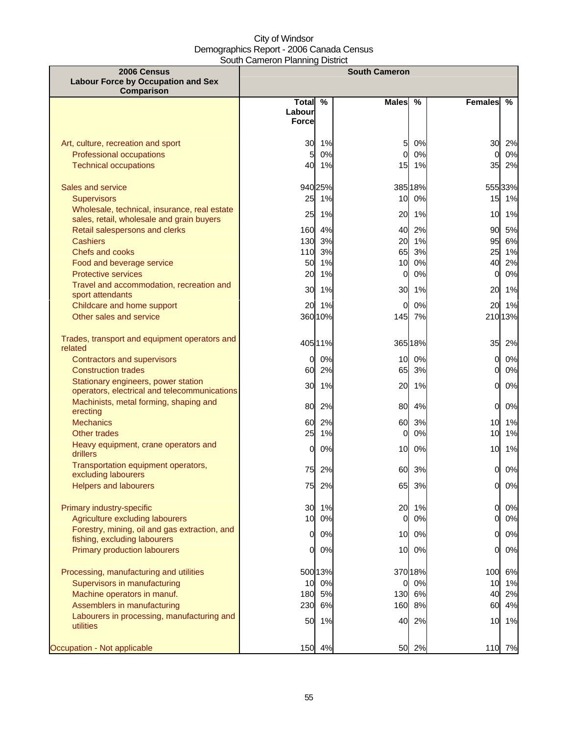City of Windsor
Demographics Report - 2006 Canada Census
South Cameron Planning District

| 2006 Census<br>Labour Force by Occupation and Sex Comparison | South Cameron | | | | | |
|---|---|---|---|---|---|---|
| | Total Labour Force | % | Males | % | Females | % |
| Art, culture, recreation and sport | 30 | 1% | 5 | 0% | 30 | 2% |
| Professional occupations | 5 | 0% | 0 | 0% | 0 | 0% |
| Technical occupations | 40 | 1% | 15 | 1% | 35 | 2% |
| Sales and service | 940 | 25% | 385 | 18% | 555 | 33% |
| Supervisors | 25 | 1% | 10 | 0% | 15 | 1% |
| Wholesale, technical, insurance, real estate sales, retail, wholesale and grain buyers | 25 | 1% | 20 | 1% | 10 | 1% |
| Retail salespersons and clerks | 160 | 4% | 40 | 2% | 90 | 5% |
| Cashiers | 130 | 3% | 20 | 1% | 95 | 6% |
| Chefs and cooks | 110 | 3% | 65 | 3% | 25 | 1% |
| Food and beverage service | 50 | 1% | 10 | 0% | 40 | 2% |
| Protective services | 20 | 1% | 0 | 0% | 0 | 0% |
| Travel and accommodation, recreation and sport attendants | 30 | 1% | 30 | 1% | 20 | 1% |
| Childcare and home support | 20 | 1% | 0 | 0% | 20 | 1% |
| Other sales and service | 360 | 10% | 145 | 7% | 210 | 13% |
| Trades, transport and equipment operators and related | 405 | 11% | 365 | 18% | 35 | 2% |
| Contractors and supervisors | 0 | 0% | 10 | 0% | 0 | 0% |
| Construction trades | 60 | 2% | 65 | 3% | 0 | 0% |
| Stationary engineers, power station operators, electrical and telecommunications | 30 | 1% | 20 | 1% | 0 | 0% |
| Machinists, metal forming, shaping and erecting | 80 | 2% | 80 | 4% | 0 | 0% |
| Mechanics | 60 | 2% | 60 | 3% | 10 | 1% |
| Other trades | 25 | 1% | 0 | 0% | 10 | 1% |
| Heavy equipment, crane operators and drillers | 0 | 0% | 10 | 0% | 10 | 1% |
| Transportation equipment operators, excluding labourers | 75 | 2% | 60 | 3% | 0 | 0% |
| Helpers and labourers | 75 | 2% | 65 | 3% | 0 | 0% |
| Primary industry-specific | 30 | 1% | 20 | 1% | 0 | 0% |
| Agriculture excluding labourers | 10 | 0% | 0 | 0% | 0 | 0% |
| Forestry, mining, oil and gas extraction, and fishing, excluding labourers | 0 | 0% | 10 | 0% | 0 | 0% |
| Primary production labourers | 0 | 0% | 10 | 0% | 0 | 0% |
| Processing, manufacturing and utilities | 500 | 13% | 370 | 18% | 100 | 6% |
| Supervisors in manufacturing | 10 | 0% | 0 | 0% | 10 | 1% |
| Machine operators in manuf. | 180 | 5% | 130 | 6% | 40 | 2% |
| Assemblers in manufacturing | 230 | 6% | 160 | 8% | 60 | 4% |
| Labourers in processing, manufacturing and utilities | 50 | 1% | 40 | 2% | 10 | 1% |
| Occupation - Not applicable | 150 | 4% | 50 | 2% | 110 | 7% |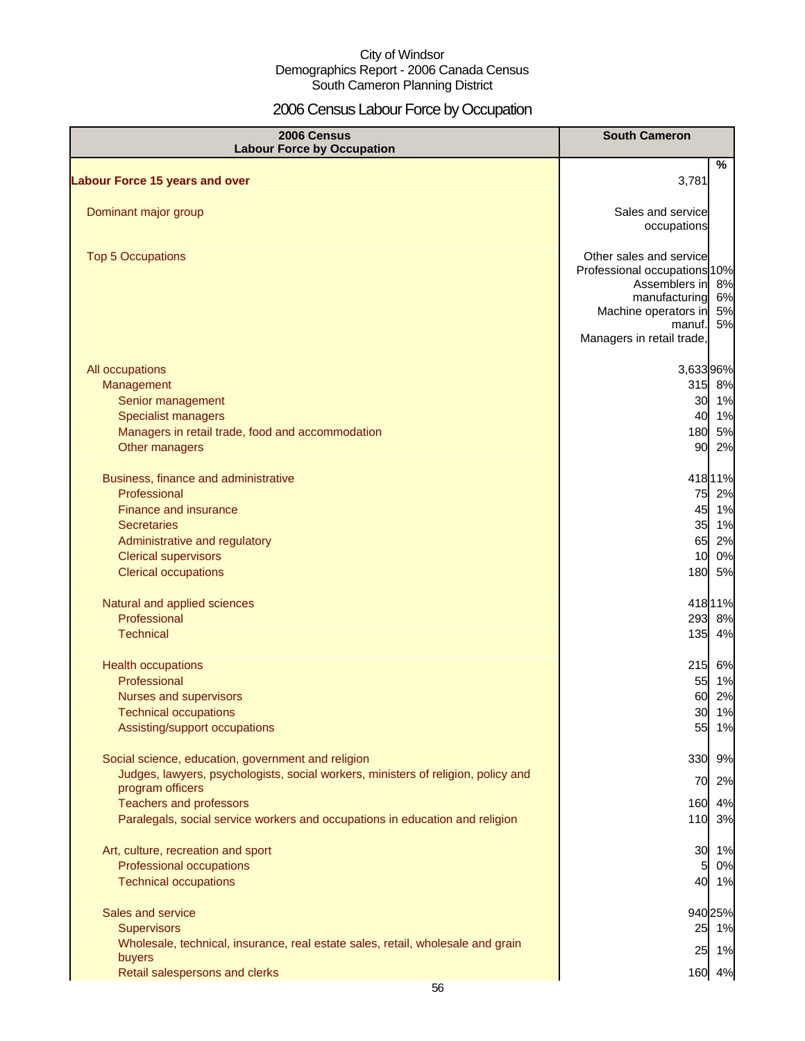City of Windsor
Demographics Report - 2006 Canada Census
South Cameron Planning District

# 2006 Census Labour Force by Occupation

| 2006 Census Labour Force by Occupation | South Cameron | % |
|---|---|---|
| **Labour Force 15 years and over** | 3,781 | |
| Dominant major group | Sales and service occupations | |
| Top 5 Occupations | Other sales and service<br>Professional occupations<br>Assemblers in manufacturing<br>Machine operators in manuf.<br>Managers in retail trade, | 10%<br>8%<br>6%<br>5%<br>5% |
| All occupations | 3,633 | 96% |
| Management | 315 | 8% |
| Senior management | 30 | 1% |
| Specialist managers | 40 | 1% |
| Managers in retail trade, food and accommodation | 180 | 5% |
| Other managers | 90 | 2% |
| Business, finance and administrative | 418 | 11% |
| Professional | 75 | 2% |
| Finance and insurance | 45 | 1% |
| Secretaries | 35 | 1% |
| Administrative and regulatory | 65 | 2% |
| Clerical supervisors | 10 | 0% |
| Clerical occupations | 180 | 5% |
| Natural and applied sciences | 418 | 11% |
| Professional | 293 | 8% |
| Technical | 135 | 4% |
| Health occupations | 215 | 6% |
| Professional | 55 | 1% |
| Nurses and supervisors | 60 | 2% |
| Technical occupations | 30 | 1% |
| Assisting/support occupations | 55 | 1% |
| Social science, education, government and religion | 330 | 9% |
| Judges, lawyers, psychologists, social workers, ministers of religion, policy and program officers | 70 | 2% |
| Teachers and professors | 160 | 4% |
| Paralegals, social service workers and occupations in education and religion | 110 | 3% |
| Art, culture, recreation and sport | 30 | 1% |
| Professional occupations | 5 | 0% |
| Technical occupations | 40 | 1% |
| Sales and service | 940 | 25% |
| Supervisors | 25 | 1% |
| Wholesale, technical, insurance, real estate sales, retail, wholesale and grain buyers | 25 | 1% |
| Retail salespersons and clerks | 160 | 4% |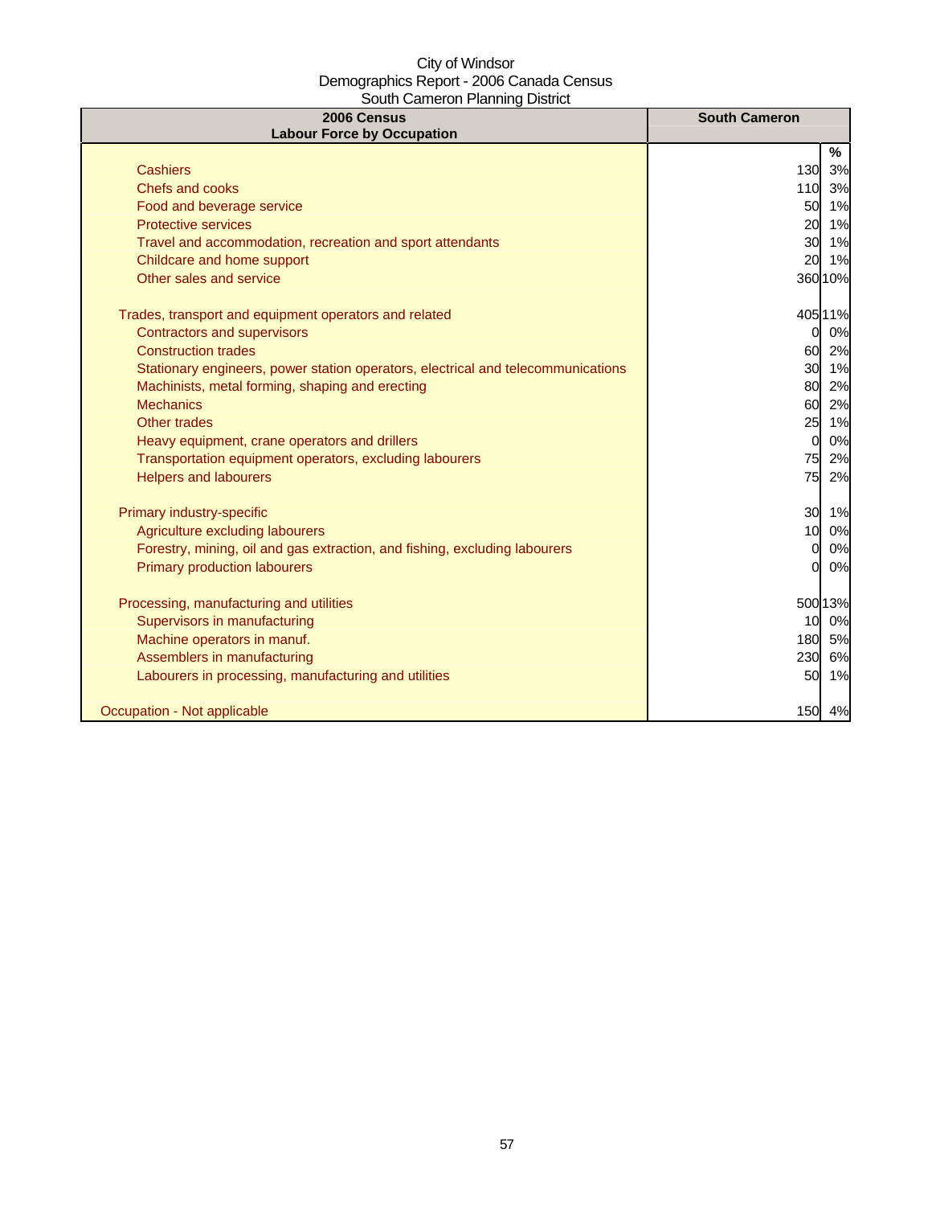City of Windsor
Demographics Report - 2006 Canada Census
South Cameron Planning District

| 2006 Census<br>Labour Force by Occupation | South Cameron | |
|---|---|---|
| | | % |
| Cashiers | 130 | 3% |
| Chefs and cooks | 110 | 3% |
| Food and beverage service | 50 | 1% |
| Protective services | 20 | 1% |
| Travel and accommodation, recreation and sport attendants | 30 | 1% |
| Childcare and home support | 20 | 1% |
| Other sales and service | 360 | 10% |
| | | |
| Trades, transport and equipment operators and related | 405 | 11% |
| Contractors and supervisors | 0 | 0% |
| Construction trades | 60 | 2% |
| Stationary engineers, power station operators, electrical and telecommunications | 30 | 1% |
| Machinists, metal forming, shaping and erecting | 80 | 2% |
| Mechanics | 60 | 2% |
| Other trades | 25 | 1% |
| Heavy equipment, crane operators and drillers | 0 | 0% |
| Transportation equipment operators, excluding labourers | 75 | 2% |
| Helpers and labourers | 75 | 2% |
| | | |
| Primary industry-specific | 30 | 1% |
| Agriculture excluding labourers | 10 | 0% |
| Forestry, mining, oil and gas extraction, and fishing, excluding labourers | 0 | 0% |
| Primary production labourers | 0 | 0% |
| | | |
| Processing, manufacturing and utilities | 500 | 13% |
| Supervisors in manufacturing | 10 | 0% |
| Machine operators in manuf. | 180 | 5% |
| Assemblers in manufacturing | 230 | 6% |
| Labourers in processing, manufacturing and utilities | 50 | 1% |
| | | |
| Occupation - Not applicable | 150 | 4% |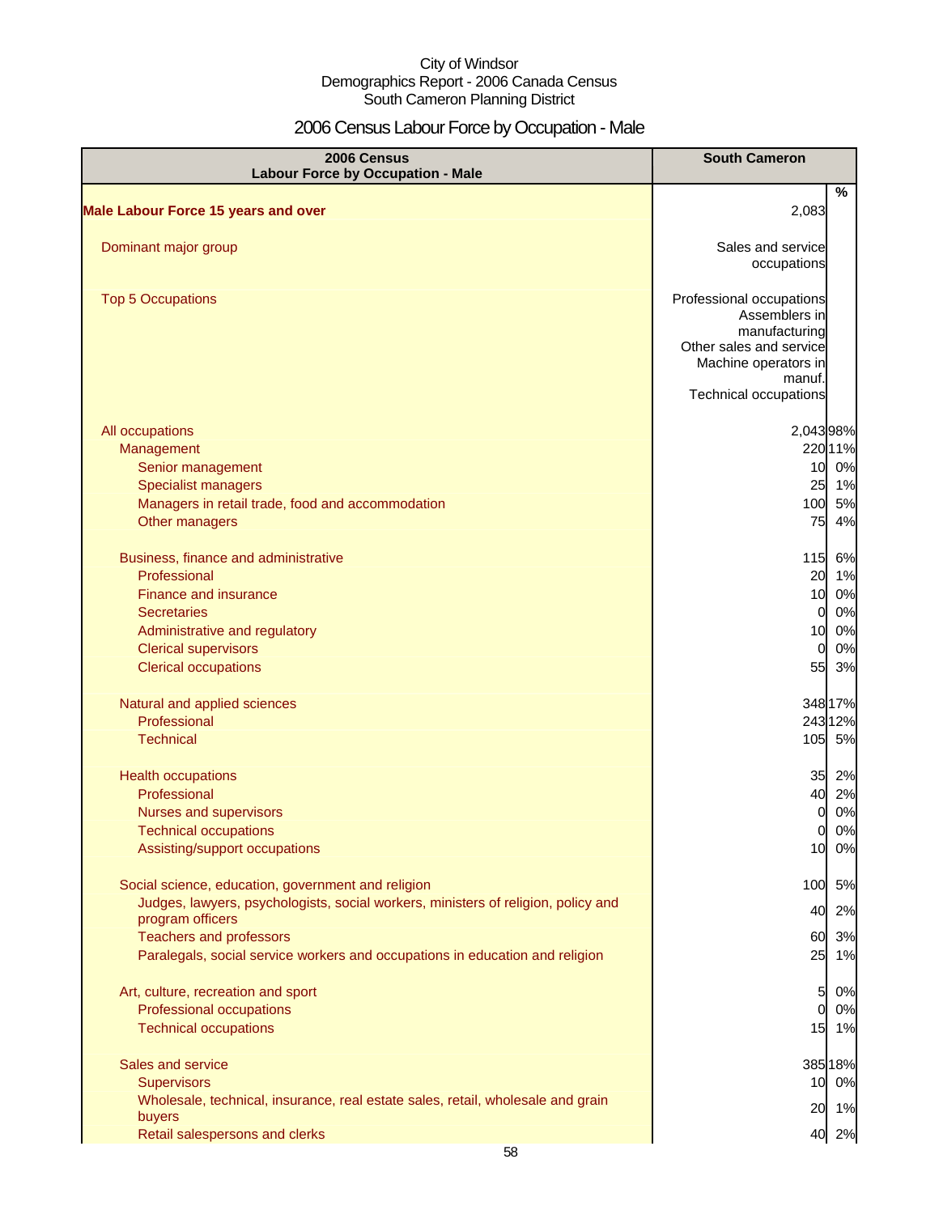City of Windsor
Demographics Report - 2006 Canada Census
South Cameron Planning District

# 2006 Census Labour Force by Occupation - Male

| 2006 Census Labour Force by Occupation - Male | South Cameron | % |
|---|---|---|
| **Male Labour Force 15 years and over** | 2,083 | |
| Dominant major group | Sales and service occupations | |
| Top 5 Occupations | Professional occupations<br>Assemblers in manufacturing<br>Other sales and service<br>Machine operators in manuf.<br>Technical occupations | |
| All occupations | 2,043 | 98% |
| Management | 220 | 11% |
| Senior management | 10 | 0% |
| Specialist managers | 25 | 1% |
| Managers in retail trade, food and accommodation | 100 | 5% |
| Other managers | 75 | 4% |
| Business, finance and administrative | 115 | 6% |
| Professional | 20 | 1% |
| Finance and insurance | 10 | 0% |
| Secretaries | 0 | 0% |
| Administrative and regulatory | 10 | 0% |
| Clerical supervisors | 0 | 0% |
| Clerical occupations | 55 | 3% |
| Natural and applied sciences | 348 | 17% |
| Professional | 243 | 12% |
| Technical | 105 | 5% |
| Health occupations | 35 | 2% |
| Professional | 40 | 2% |
| Nurses and supervisors | 0 | 0% |
| Technical occupations | 0 | 0% |
| Assisting/support occupations | 10 | 0% |
| Social science, education, government and religion | 100 | 5% |
| Judges, lawyers, psychologists, social workers, ministers of religion, policy and program officers | 40 | 2% |
| Teachers and professors | 60 | 3% |
| Paralegals, social service workers and occupations in education and religion | 25 | 1% |
| Art, culture, recreation and sport | 5 | 0% |
| Professional occupations | 0 | 0% |
| Technical occupations | 15 | 1% |
| Sales and service | 385 | 18% |
| Supervisors | 10 | 0% |
| Wholesale, technical, insurance, real estate sales, retail, wholesale and grain buyers | 20 | 1% |
| Retail salespersons and clerks | 40 | 2% |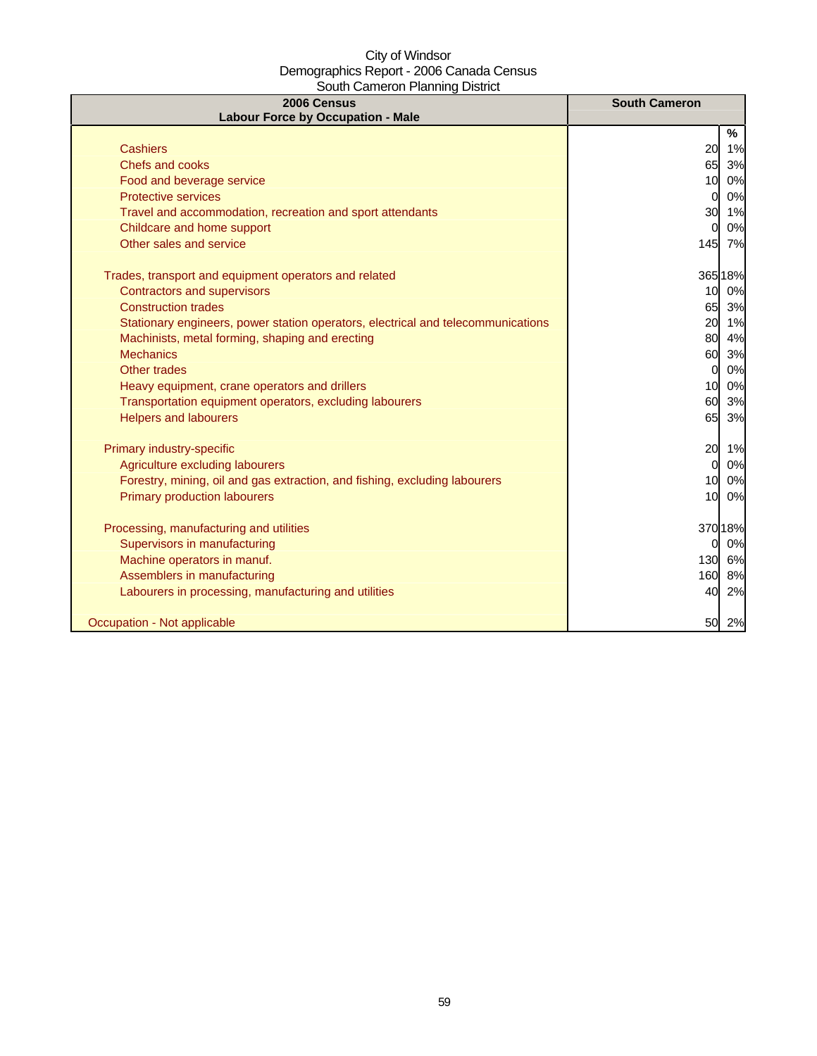City of Windsor
Demographics Report - 2006 Canada Census
South Cameron Planning District

| 2006 Census<br>Labour Force by Occupation - Male | South Cameron | |
|---|---|---|
| | | % |
| Cashiers | 20 | 1% |
| Chefs and cooks | 65 | 3% |
| Food and beverage service | 10 | 0% |
| Protective services | 0 | 0% |
| Travel and accommodation, recreation and sport attendants | 30 | 1% |
| Childcare and home support | 0 | 0% |
| Other sales and service | 145 | 7% |
| | | |
| Trades, transport and equipment operators and related | 365 | 18% |
| Contractors and supervisors | 10 | 0% |
| Construction trades | 65 | 3% |
| Stationary engineers, power station operators, electrical and telecommunications | 20 | 1% |
| Machinists, metal forming, shaping and erecting | 80 | 4% |
| Mechanics | 60 | 3% |
| Other trades | 0 | 0% |
| Heavy equipment, crane operators and drillers | 10 | 0% |
| Transportation equipment operators, excluding labourers | 60 | 3% |
| Helpers and labourers | 65 | 3% |
| | | |
| Primary industry-specific | 20 | 1% |
| Agriculture excluding labourers | 0 | 0% |
| Forestry, mining, oil and gas extraction, and fishing, excluding labourers | 10 | 0% |
| Primary production labourers | 10 | 0% |
| | | |
| Processing, manufacturing and utilities | 370 | 18% |
| Supervisors in manufacturing | 0 | 0% |
| Machine operators in manuf. | 130 | 6% |
| Assemblers in manufacturing | 160 | 8% |
| Labourers in processing, manufacturing and utilities | 40 | 2% |
| | | |
| Occupation - Not applicable | 50 | 2% |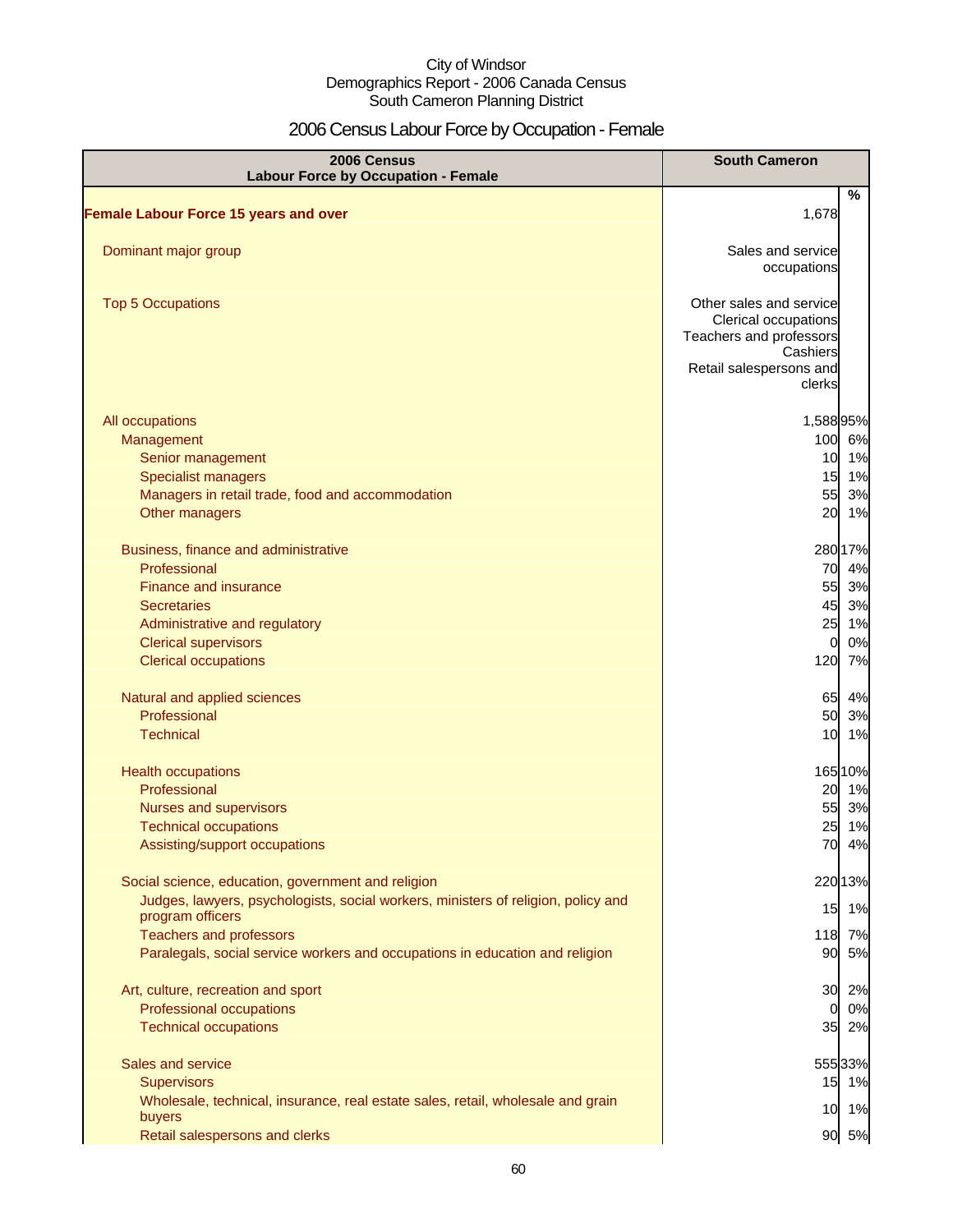City of Windsor
Demographics Report - 2006 Canada Census
South Cameron Planning District

# 2006 Census Labour Force by Occupation - Female

| 2006 Census<br>Labour Force by Occupation - Female | South Cameron | % |
|---|---|---|
| **Female Labour Force 15 years and over** | 1,678 | |
| Dominant major group | Sales and service occupations | |
| Top 5 Occupations | Other sales and service<br>Clerical occupations<br>Teachers and professors<br>Cashiers<br>Retail salespersons and clerks | |
| All occupations | 1,588 | 95% |
| Management | 100 | 6% |
| Senior management | 10 | 1% |
| Specialist managers | 15 | 1% |
| Managers in retail trade, food and accommodation | 55 | 3% |
| Other managers | 20 | 1% |
| Business, finance and administrative | 280 | 17% |
| Professional | 70 | 4% |
| Finance and insurance | 55 | 3% |
| Secretaries | 45 | 3% |
| Administrative and regulatory | 25 | 1% |
| Clerical supervisors | 0 | 0% |
| Clerical occupations | 120 | 7% |
| Natural and applied sciences | 65 | 4% |
| Professional | 50 | 3% |
| Technical | 10 | 1% |
| Health occupations | 165 | 10% |
| Professional | 20 | 1% |
| Nurses and supervisors | 55 | 3% |
| Technical occupations | 25 | 1% |
| Assisting/support occupations | 70 | 4% |
| Social science, education, government and religion | 220 | 13% |
| Judges, lawyers, psychologists, social workers, ministers of religion, policy and program officers | 15 | 1% |
| Teachers and professors | 118 | 7% |
| Paralegals, social service workers and occupations in education and religion | 90 | 5% |
| Art, culture, recreation and sport | 30 | 2% |
| Professional occupations | 0 | 0% |
| Technical occupations | 35 | 2% |
| Sales and service | 555 | 33% |
| Supervisors | 15 | 1% |
| Wholesale, technical, insurance, real estate sales, retail, wholesale and grain buyers | 10 | 1% |
| Retail salespersons and clerks | 90 | 5% |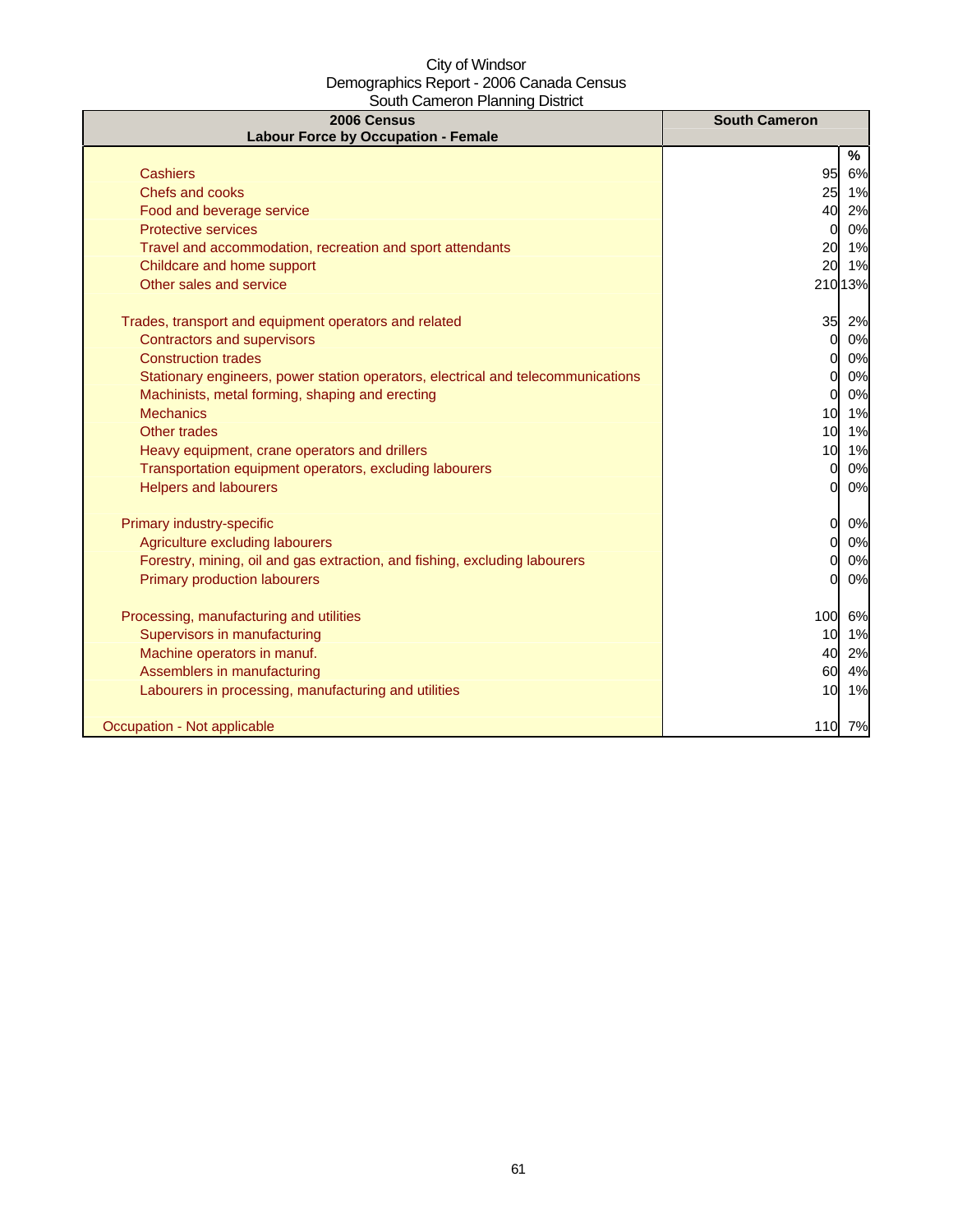City of Windsor
Demographics Report - 2006 Canada Census
South Cameron Planning District

| 2006 Census<br>Labour Force by Occupation - Female | South Cameron | |
|---|---|---|
| | | % |
| Cashiers | 95 | 6% |
| Chefs and cooks | 25 | 1% |
| Food and beverage service | 40 | 2% |
| Protective services | 0 | 0% |
| Travel and accommodation, recreation and sport attendants | 20 | 1% |
| Childcare and home support | 20 | 1% |
| Other sales and service | 210 | 13% |
| | | |
| Trades, transport and equipment operators and related | 35 | 2% |
| Contractors and supervisors | 0 | 0% |
| Construction trades | 0 | 0% |
| Stationary engineers, power station operators, electrical and telecommunications | 0 | 0% |
| Machinists, metal forming, shaping and erecting | 0 | 0% |
| Mechanics | 10 | 1% |
| Other trades | 10 | 1% |
| Heavy equipment, crane operators and drillers | 10 | 1% |
| Transportation equipment operators, excluding labourers | 0 | 0% |
| Helpers and labourers | 0 | 0% |
| | | |
| Primary industry-specific | 0 | 0% |
| Agriculture excluding labourers | 0 | 0% |
| Forestry, mining, oil and gas extraction, and fishing, excluding labourers | 0 | 0% |
| Primary production labourers | 0 | 0% |
| | | |
| Processing, manufacturing and utilities | 100 | 6% |
| Supervisors in manufacturing | 10 | 1% |
| Machine operators in manuf. | 40 | 2% |
| Assemblers in manufacturing | 60 | 4% |
| Labourers in processing, manufacturing and utilities | 10 | 1% |
| | | |
| Occupation - Not applicable | 110 | 7% |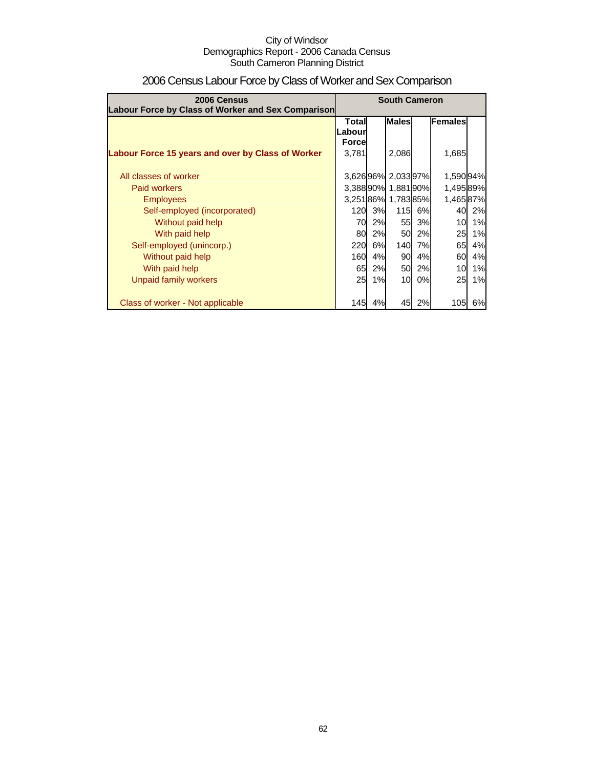City of Windsor
Demographics Report - 2006 Canada Census
South Cameron Planning District

# 2006 Census Labour Force by Class of Worker and Sex Comparison

| 2006 Census Labour Force by Class of Worker and Sex Comparison | South Cameron | | | | | |
|---|---|---|---|---|---|---|
| | Total Labour Force | | Males | | Females | |
| **Labour Force 15 years and over by Class of Worker** | 3,781 | | 2,086 | | 1,685 | |
| All classes of worker | 3,626 | 96% | 2,033 | 97% | 1,590 | 94% |
| Paid workers | 3,388 | 90% | 1,881 | 90% | 1,495 | 89% |
| Employees | 3,251 | 86% | 1,783 | 85% | 1,465 | 87% |
| Self-employed (incorporated) | 120 | 3% | 115 | 6% | 40 | 2% |
| Without paid help | 70 | 2% | 55 | 3% | 10 | 1% |
| With paid help | 80 | 2% | 50 | 2% | 25 | 1% |
| Self-employed (unincorp.) | 220 | 6% | 140 | 7% | 65 | 4% |
| Without paid help | 160 | 4% | 90 | 4% | 60 | 4% |
| With paid help | 65 | 2% | 50 | 2% | 10 | 1% |
| Unpaid family workers | 25 | 1% | 10 | 0% | 25 | 1% |
| Class of worker - Not applicable | 145 | 4% | 45 | 2% | 105 | 6% |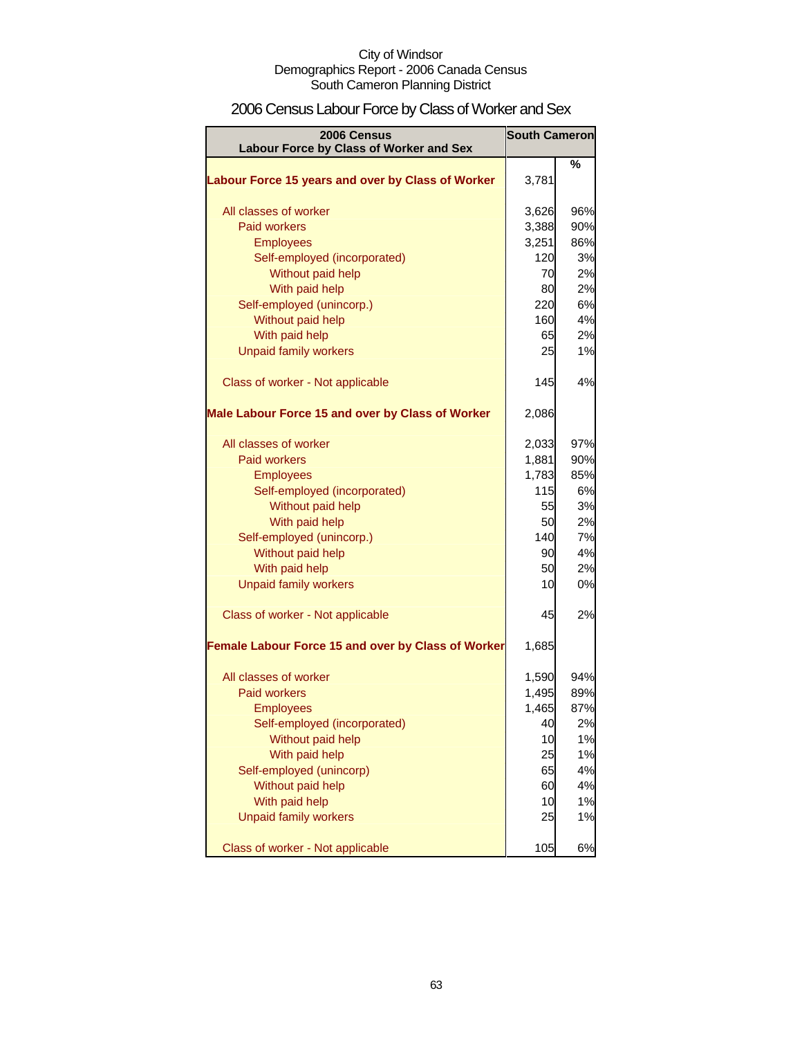City of Windsor
Demographics Report - 2006 Canada Census
South Cameron Planning District

# 2006 Census Labour Force by Class of Worker and Sex

| 2006 Census Labour Force by Class of Worker and Sex | South Cameron | |
|---|---|---|
| | | % |
| **Labour Force 15 years and over by Class of Worker** | 3,781 | |
| All classes of worker | 3,626 | 96% |
| Paid workers | 3,388 | 90% |
| Employees | 3,251 | 86% |
| Self-employed (incorporated) | 120 | 3% |
| Without paid help | 70 | 2% |
| With paid help | 80 | 2% |
| Self-employed (unincorp.) | 220 | 6% |
| Without paid help | 160 | 4% |
| With paid help | 65 | 2% |
| Unpaid family workers | 25 | 1% |
| Class of worker - Not applicable | 145 | 4% |
| **Male Labour Force 15 and over by Class of Worker** | 2,086 | |
| All classes of worker | 2,033 | 97% |
| Paid workers | 1,881 | 90% |
| Employees | 1,783 | 85% |
| Self-employed (incorporated) | 115 | 6% |
| Without paid help | 55 | 3% |
| With paid help | 50 | 2% |
| Self-employed (unincorp.) | 140 | 7% |
| Without paid help | 90 | 4% |
| With paid help | 50 | 2% |
| Unpaid family workers | 10 | 0% |
| Class of worker - Not applicable | 45 | 2% |
| **Female Labour Force 15 and over by Class of Worker** | 1,685 | |
| All classes of worker | 1,590 | 94% |
| Paid workers | 1,495 | 89% |
| Employees | 1,465 | 87% |
| Self-employed (incorporated) | 40 | 2% |
| Without paid help | 10 | 1% |
| With paid help | 25 | 1% |
| Self-employed (unincorp) | 65 | 4% |
| Without paid help | 60 | 4% |
| With paid help | 10 | 1% |
| Unpaid family workers | 25 | 1% |
| Class of worker - Not applicable | 105 | 6% |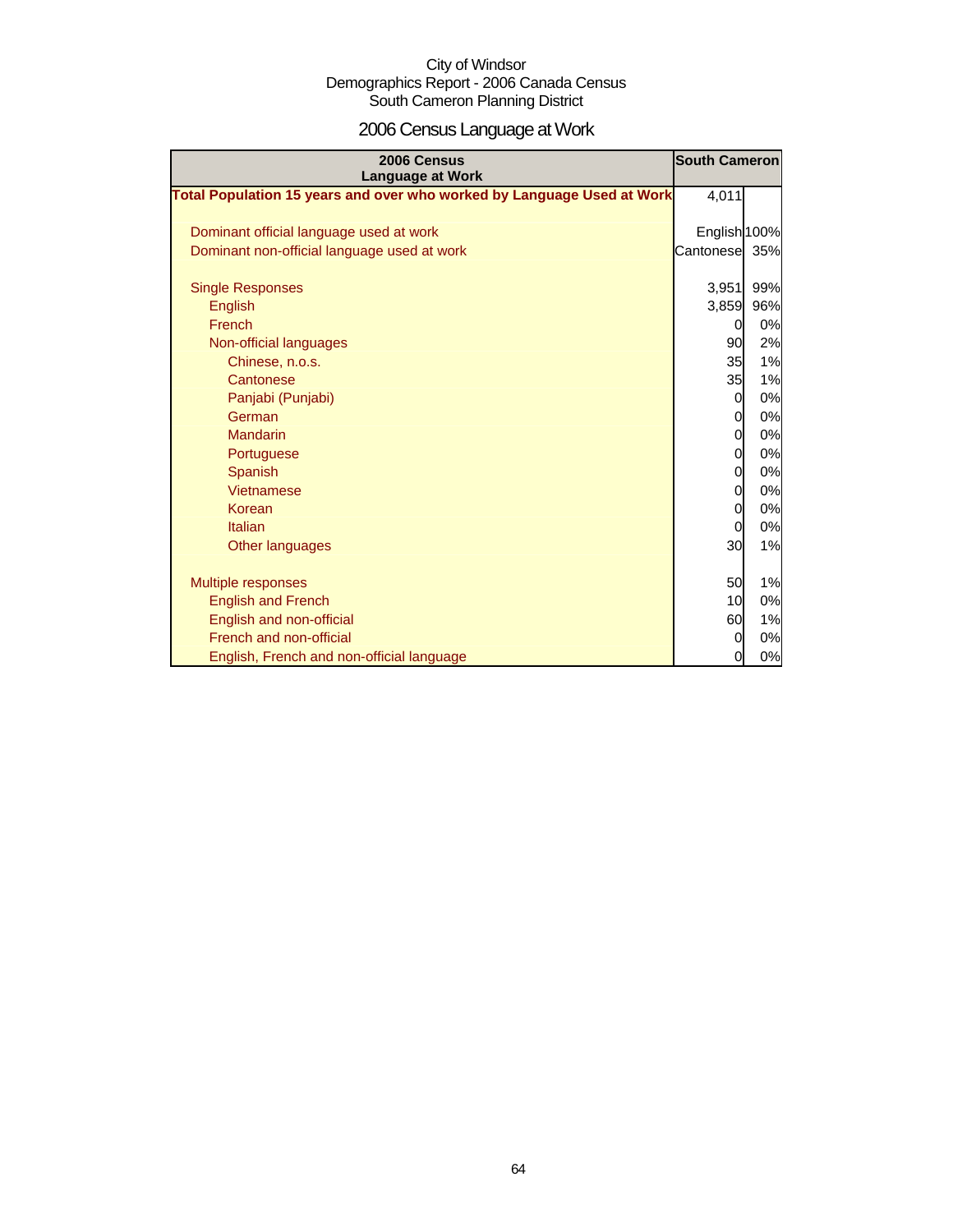City of Windsor
Demographics Report - 2006 Canada Census
South Cameron Planning District

# 2006 Census Language at Work

| 2006 Census Language at Work | South Cameron | |
|---|---|---|
| **Total Population 15 years and over who worked by Language Used at Work** | 4,011 | |
| | | |
| Dominant official language used at work | English | 100% |
| Dominant non-official language used at work | Cantonese | 35% |
| | | |
| Single Responses | 3,951 | 99% |
| English | 3,859 | 96% |
| French | 0 | 0% |
| Non-official languages | 90 | 2% |
| Chinese, n.o.s. | 35 | 1% |
| Cantonese | 35 | 1% |
| Panjabi (Punjabi) | 0 | 0% |
| German | 0 | 0% |
| Mandarin | 0 | 0% |
| Portuguese | 0 | 0% |
| Spanish | 0 | 0% |
| Vietnamese | 0 | 0% |
| Korean | 0 | 0% |
| Italian | 0 | 0% |
| Other languages | 30 | 1% |
| | | |
| Multiple responses | 50 | 1% |
| English and French | 10 | 0% |
| English and non-official | 60 | 1% |
| French and non-official | 0 | 0% |
| English, French and non-official language | 0 | 0% |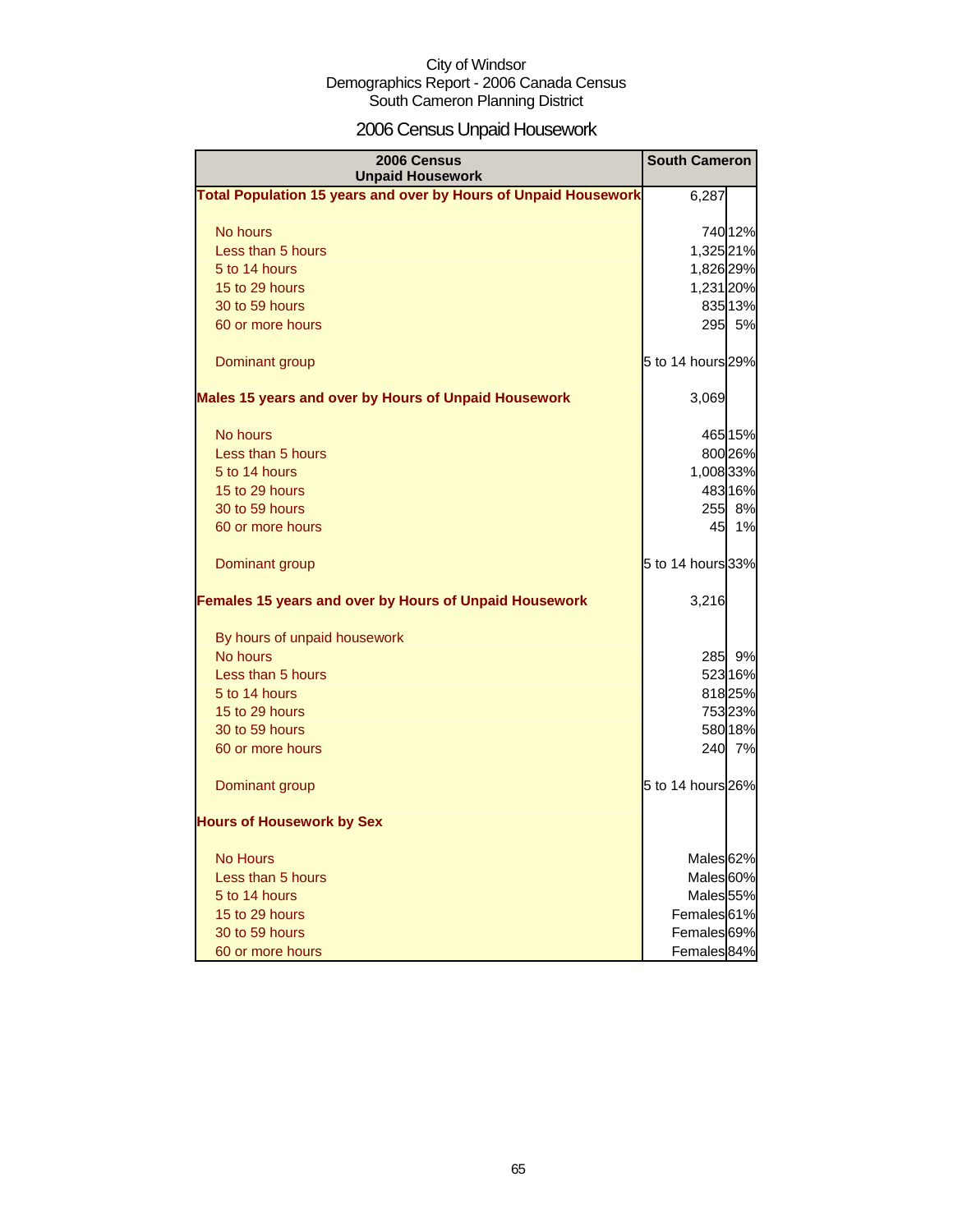City of Windsor
Demographics Report - 2006 Canada Census
South Cameron Planning District

# 2006 Census Unpaid Housework

| 2006 Census Unpaid Housework | South Cameron | |
|---|---|---|
| **Total Population 15 years and over by Hours of Unpaid Housework** | 6,287 | |
| No hours | 740 | 12% |
| Less than 5 hours | 1,325 | 21% |
| 5 to 14 hours | 1,826 | 29% |
| 15 to 29 hours | 1,231 | 20% |
| 30 to 59 hours | 835 | 13% |
| 60 or more hours | 295 | 5% |
| Dominant group | 5 to 14 hours | 29% |
| **Males 15 years and over by Hours of Unpaid Housework** | 3,069 | |
| No hours | 465 | 15% |
| Less than 5 hours | 800 | 26% |
| 5 to 14 hours | 1,008 | 33% |
| 15 to 29 hours | 483 | 16% |
| 30 to 59 hours | 255 | 8% |
| 60 or more hours | 45 | 1% |
| Dominant group | 5 to 14 hours | 33% |
| **Females 15 years and over by Hours of Unpaid Housework** | 3,216 | |
| By hours of unpaid housework | | |
| No hours | 285 | 9% |
| Less than 5 hours | 523 | 16% |
| 5 to 14 hours | 818 | 25% |
| 15 to 29 hours | 753 | 23% |
| 30 to 59 hours | 580 | 18% |
| 60 or more hours | 240 | 7% |
| Dominant group | 5 to 14 hours | 26% |
| **Hours of Housework by Sex** | | |
| No Hours | Males | 62% |
| Less than 5 hours | Males | 60% |
| 5 to 14 hours | Males | 55% |
| 15 to 29 hours | Females | 61% |
| 30 to 59 hours | Females | 69% |
| 60 or more hours | Females | 84% |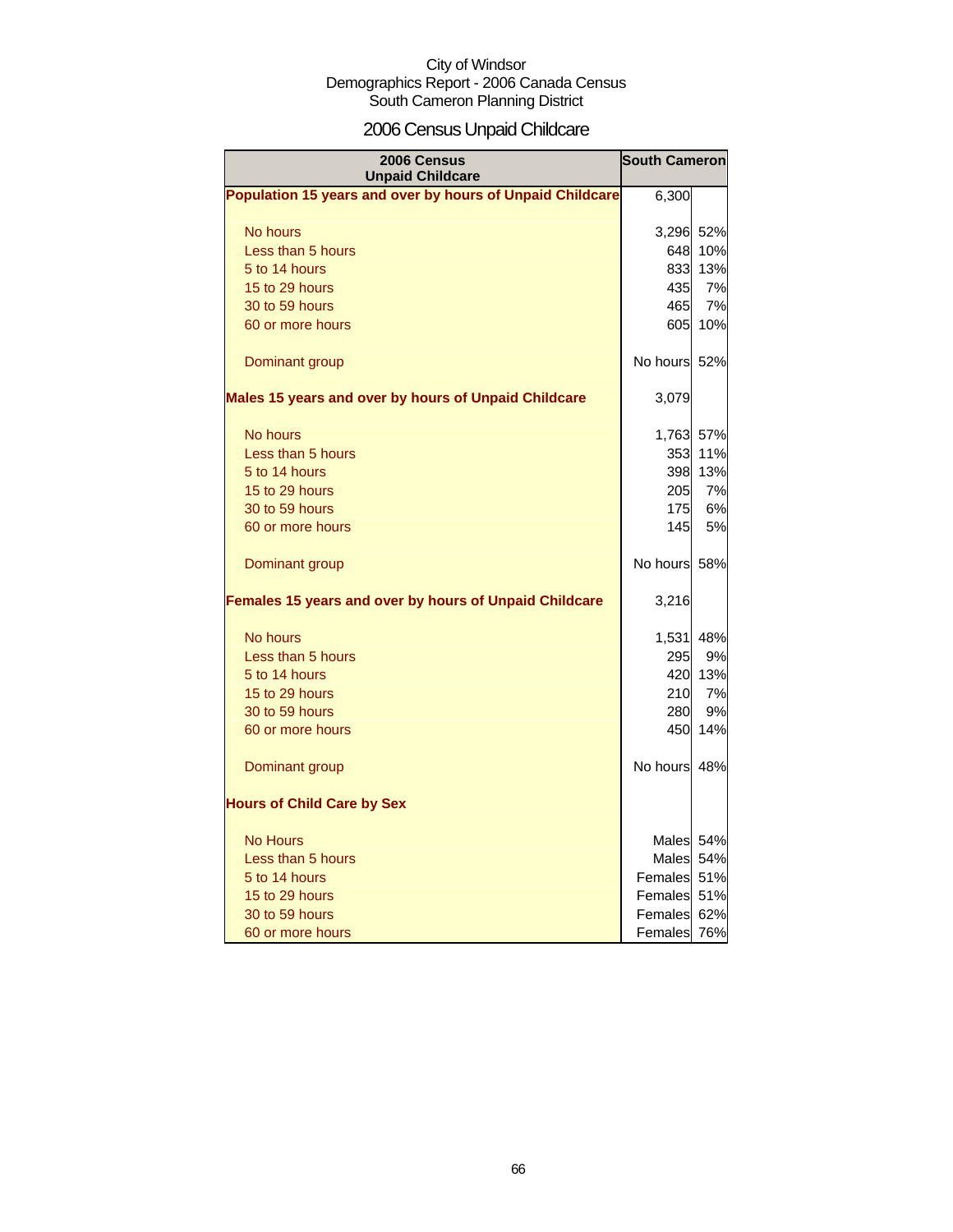City of Windsor
Demographics Report - 2006 Canada Census
South Cameron Planning District

# 2006 Census Unpaid Childcare

| 2006 Census Unpaid Childcare | South Cameron | |
|---|---|---|
| **Population 15 years and over by hours of Unpaid Childcare** | 6,300 | |
| No hours | 3,296 | 52% |
| Less than 5 hours | 648 | 10% |
| 5 to 14 hours | 833 | 13% |
| 15 to 29 hours | 435 | 7% |
| 30 to 59 hours | 465 | 7% |
| 60 or more hours | 605 | 10% |
| Dominant group | No hours | 52% |
| **Males 15 years and over by hours of Unpaid Childcare** | 3,079 | |
| No hours | 1,763 | 57% |
| Less than 5 hours | 353 | 11% |
| 5 to 14 hours | 398 | 13% |
| 15 to 29 hours | 205 | 7% |
| 30 to 59 hours | 175 | 6% |
| 60 or more hours | 145 | 5% |
| Dominant group | No hours | 58% |
| **Females 15 years and over by hours of Unpaid Childcare** | 3,216 | |
| No hours | 1,531 | 48% |
| Less than 5 hours | 295 | 9% |
| 5 to 14 hours | 420 | 13% |
| 15 to 29 hours | 210 | 7% |
| 30 to 59 hours | 280 | 9% |
| 60 or more hours | 450 | 14% |
| Dominant group | No hours | 48% |
| **Hours of Child Care by Sex** | | |
| No Hours | Males | 54% |
| Less than 5 hours | Males | 54% |
| 5 to 14 hours | Females | 51% |
| 15 to 29 hours | Females | 51% |
| 30 to 59 hours | Females | 62% |
| 60 or more hours | Females | 76% |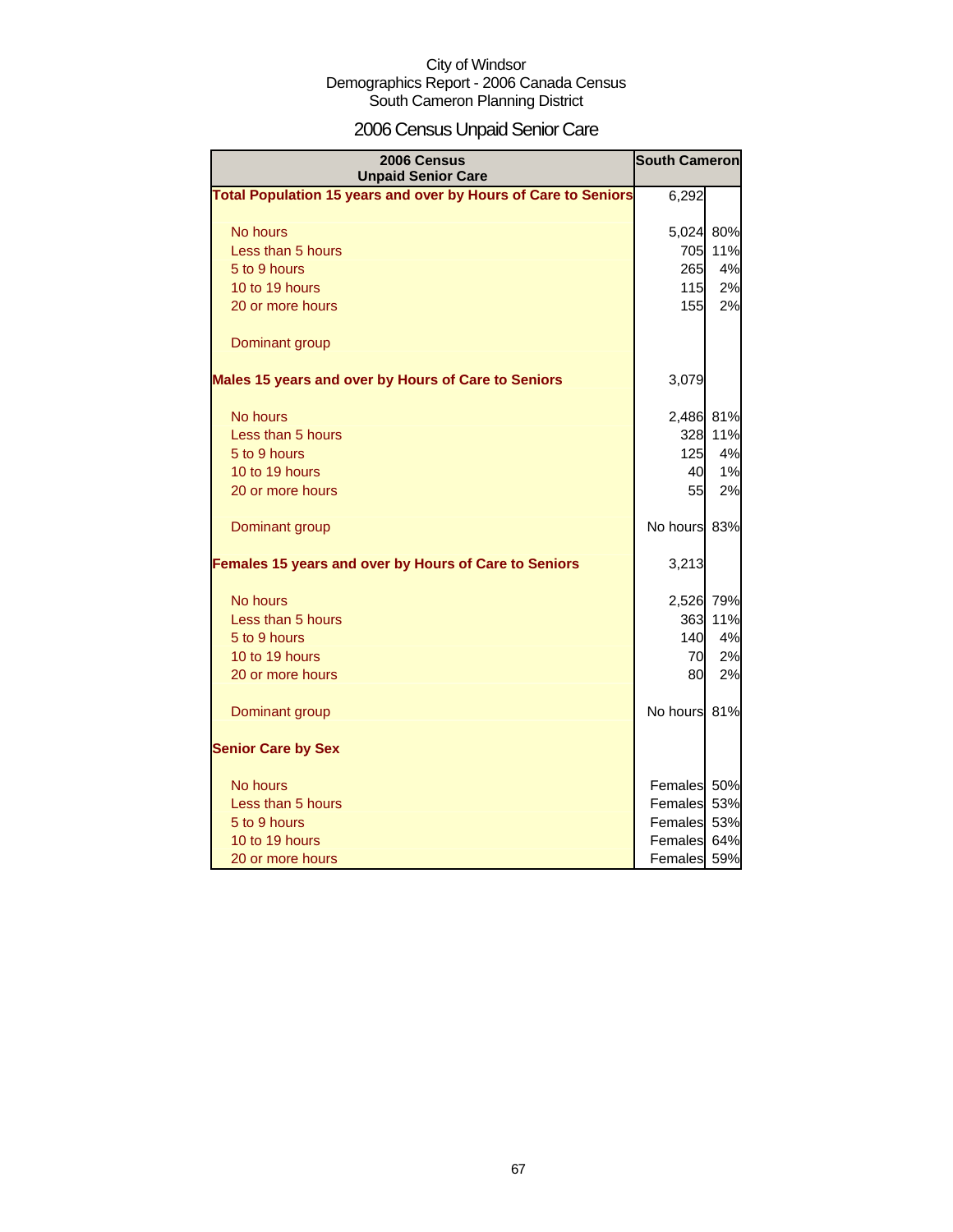City of Windsor
Demographics Report - 2006 Canada Census
South Cameron Planning District

# 2006 Census Unpaid Senior Care

| 2006 Census Unpaid Senior Care | South Cameron | |
|---|---|---|
| **Total Population 15 years and over by Hours of Care to Seniors** | 6,292 | |
| No hours | 5,024 | 80% |
| Less than 5 hours | 705 | 11% |
| 5 to 9 hours | 265 | 4% |
| 10 to 19 hours | 115 | 2% |
| 20 or more hours | 155 | 2% |
| Dominant group | | |
| **Males 15 years and over by Hours of Care to Seniors** | 3,079 | |
| No hours | 2,486 | 81% |
| Less than 5 hours | 328 | 11% |
| 5 to 9 hours | 125 | 4% |
| 10 to 19 hours | 40 | 1% |
| 20 or more hours | 55 | 2% |
| Dominant group | No hours | 83% |
| **Females 15 years and over by Hours of Care to Seniors** | 3,213 | |
| No hours | 2,526 | 79% |
| Less than 5 hours | 363 | 11% |
| 5 to 9 hours | 140 | 4% |
| 10 to 19 hours | 70 | 2% |
| 20 or more hours | 80 | 2% |
| Dominant group | No hours | 81% |
| **Senior Care by Sex** | | |
| No hours | Females | 50% |
| Less than 5 hours | Females | 53% |
| 5 to 9 hours | Females | 53% |
| 10 to 19 hours | Females | 64% |
| 20 or more hours | Females | 59% |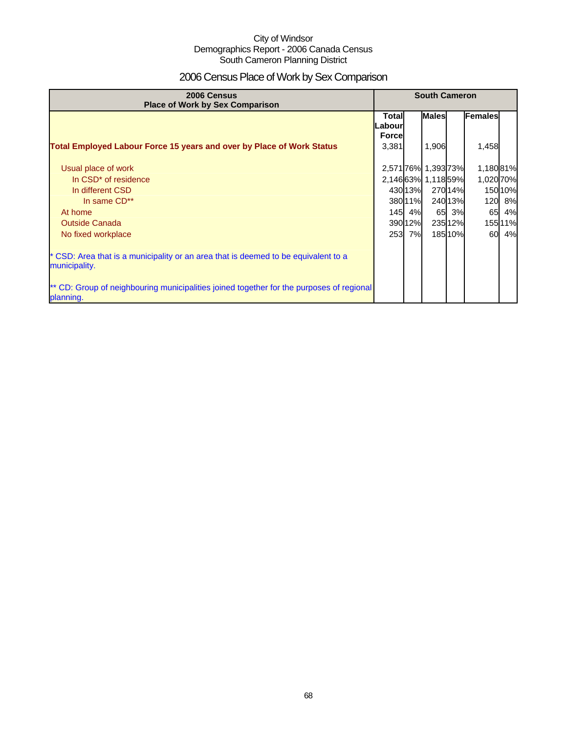City of Windsor
Demographics Report - 2006 Canada Census
South Cameron Planning District

# 2006 Census Place of Work by Sex Comparison

| 2006 Census Place of Work by Sex Comparison | South Cameron | | | | | |
|---|---|---|---|---|---|---|
| | Total Labour Force | | Males | | Females | |
| **Total Employed Labour Force 15 years and over by Place of Work Status** | 3,381 | | 1,906 | | 1,458 | |
| Usual place of work | 2,571 | 76% | 1,393 | 73% | 1,180 | 81% |
| In CSD* of residence | 2,146 | 63% | 1,118 | 59% | 1,020 | 70% |
| In different CSD | 430 | 13% | 270 | 14% | 150 | 10% |
| In same CD** | 380 | 11% | 240 | 13% | 120 | 8% |
| At home | 145 | 4% | 65 | 3% | 65 | 4% |
| Outside Canada | 390 | 12% | 235 | 12% | 155 | 11% |
| No fixed workplace | 253 | 7% | 185 | 10% | 60 | 4% |

* CSD: Area that is a municipality or an area that is deemed to be equivalent to a municipality.

** CD: Group of neighbouring municipalities joined together for the purposes of regional planning.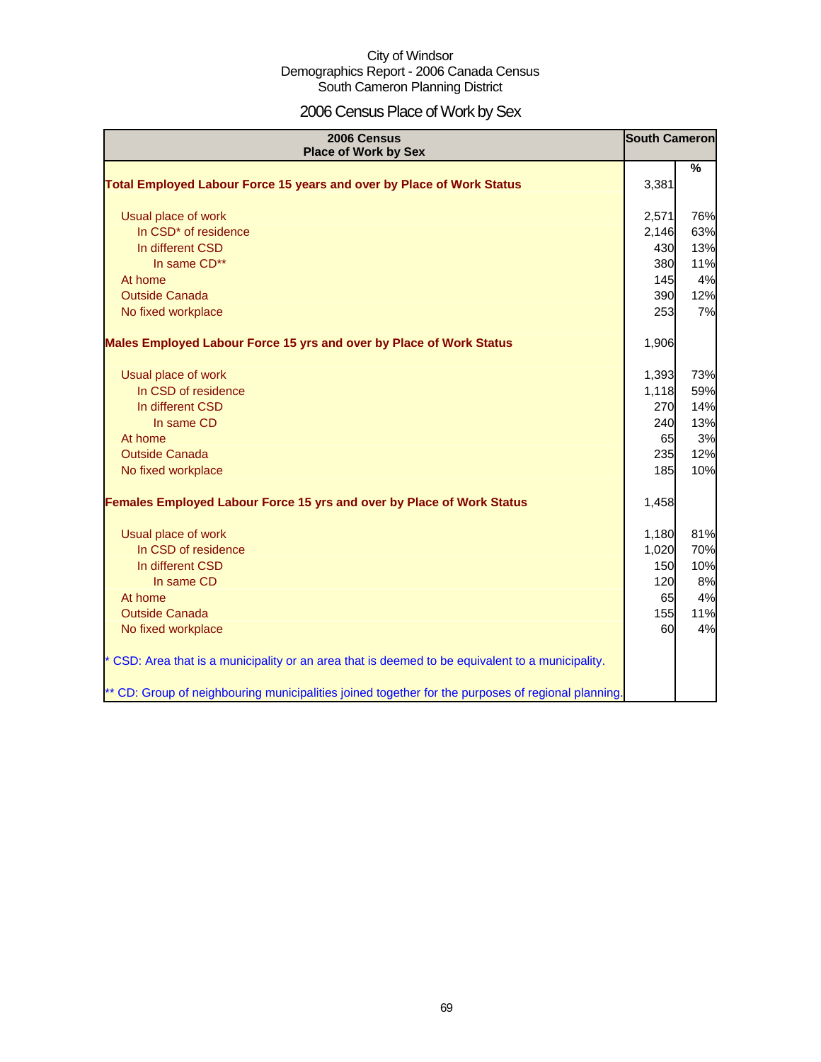City of Windsor
Demographics Report - 2006 Canada Census
South Cameron Planning District

# 2006 Census Place of Work by Sex

| 2006 Census Place of Work by Sex | South Cameron | % |
|---|---|---|
| **Total Employed Labour Force 15 years and over by Place of Work Status** | 3,381 | |
| Usual place of work | 2,571 | 76% |
| In CSD* of residence | 2,146 | 63% |
| In different CSD | 430 | 13% |
| In same CD** | 380 | 11% |
| At home | 145 | 4% |
| Outside Canada | 390 | 12% |
| No fixed workplace | 253 | 7% |
| **Males Employed Labour Force 15 yrs and over by Place of Work Status** | 1,906 | |
| Usual place of work | 1,393 | 73% |
| In CSD of residence | 1,118 | 59% |
| In different CSD | 270 | 14% |
| In same CD | 240 | 13% |
| At home | 65 | 3% |
| Outside Canada | 235 | 12% |
| No fixed workplace | 185 | 10% |
| **Females Employed Labour Force 15 yrs and over by Place of Work Status** | 1,458 | |
| Usual place of work | 1,180 | 81% |
| In CSD of residence | 1,020 | 70% |
| In different CSD | 150 | 10% |
| In same CD | 120 | 8% |
| At home | 65 | 4% |
| Outside Canada | 155 | 11% |
| No fixed workplace | 60 | 4% |

* CSD: Area that is a municipality or an area that is deemed to be equivalent to a municipality.

** CD: Group of neighbouring municipalities joined together for the purposes of regional planning.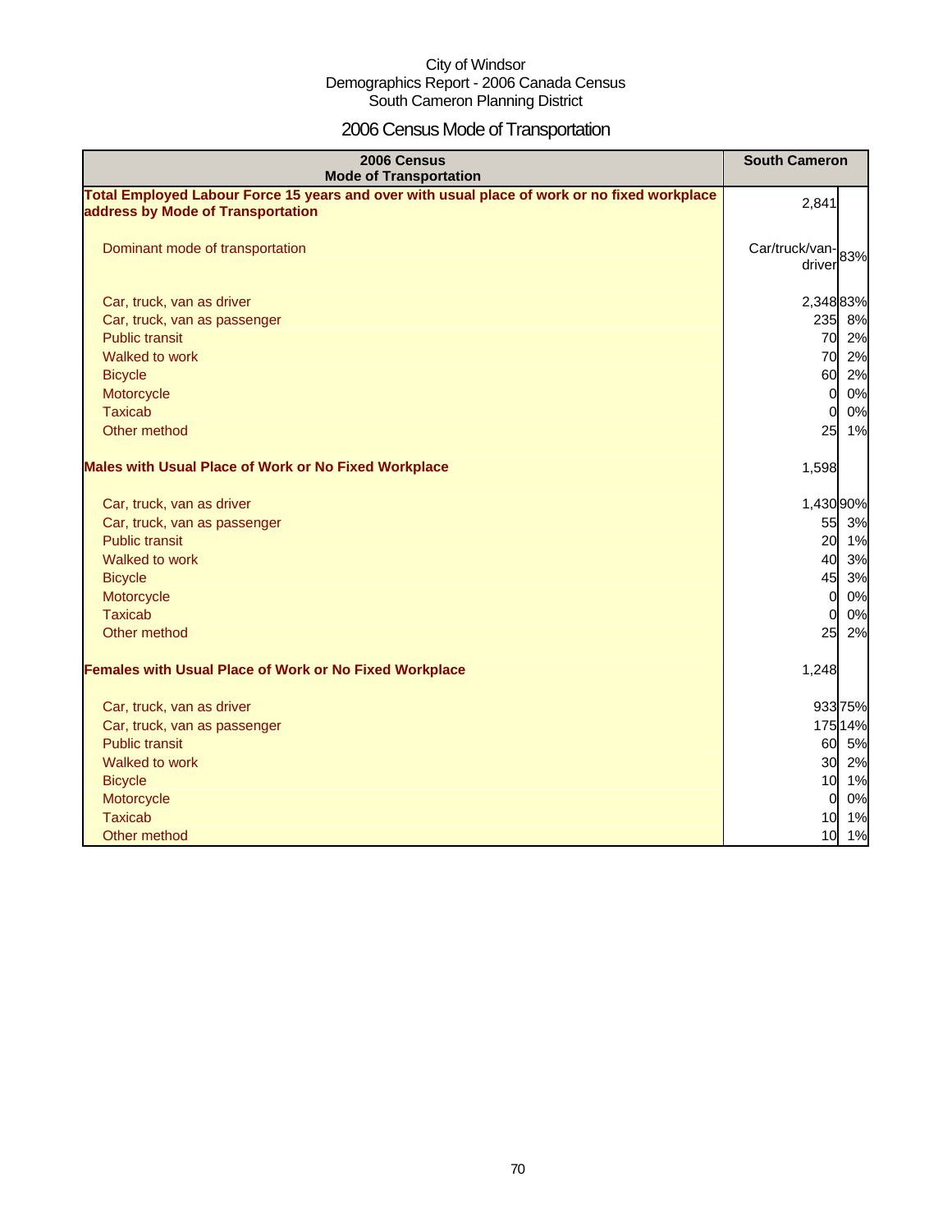City of Windsor
Demographics Report - 2006 Canada Census
South Cameron Planning District

# 2006 Census Mode of Transportation

| 2006 Census Mode of Transportation | South Cameron | |
|---|---|---|
| **Total Employed Labour Force 15 years and over with usual place of work or no fixed workplace address by Mode of Transportation** | 2,841 | |
| Dominant mode of transportation | Car/truck/van-driver | 83% |
| Car, truck, van as driver | 2,348 | 83% |
| Car, truck, van as passenger | 235 | 8% |
| Public transit | 70 | 2% |
| Walked to work | 70 | 2% |
| Bicycle | 60 | 2% |
| Motorcycle | 0 | 0% |
| Taxicab | 0 | 0% |
| Other method | 25 | 1% |
| **Males with Usual Place of Work or No Fixed Workplace** | 1,598 | |
| Car, truck, van as driver | 1,430 | 90% |
| Car, truck, van as passenger | 55 | 3% |
| Public transit | 20 | 1% |
| Walked to work | 40 | 3% |
| Bicycle | 45 | 3% |
| Motorcycle | 0 | 0% |
| Taxicab | 0 | 0% |
| Other method | 25 | 2% |
| **Females with Usual Place of Work or No Fixed Workplace** | 1,248 | |
| Car, truck, van as driver | 933 | 75% |
| Car, truck, van as passenger | 175 | 14% |
| Public transit | 60 | 5% |
| Walked to work | 30 | 2% |
| Bicycle | 10 | 1% |
| Motorcycle | 0 | 0% |
| Taxicab | 10 | 1% |
| Other method | 10 | 1% |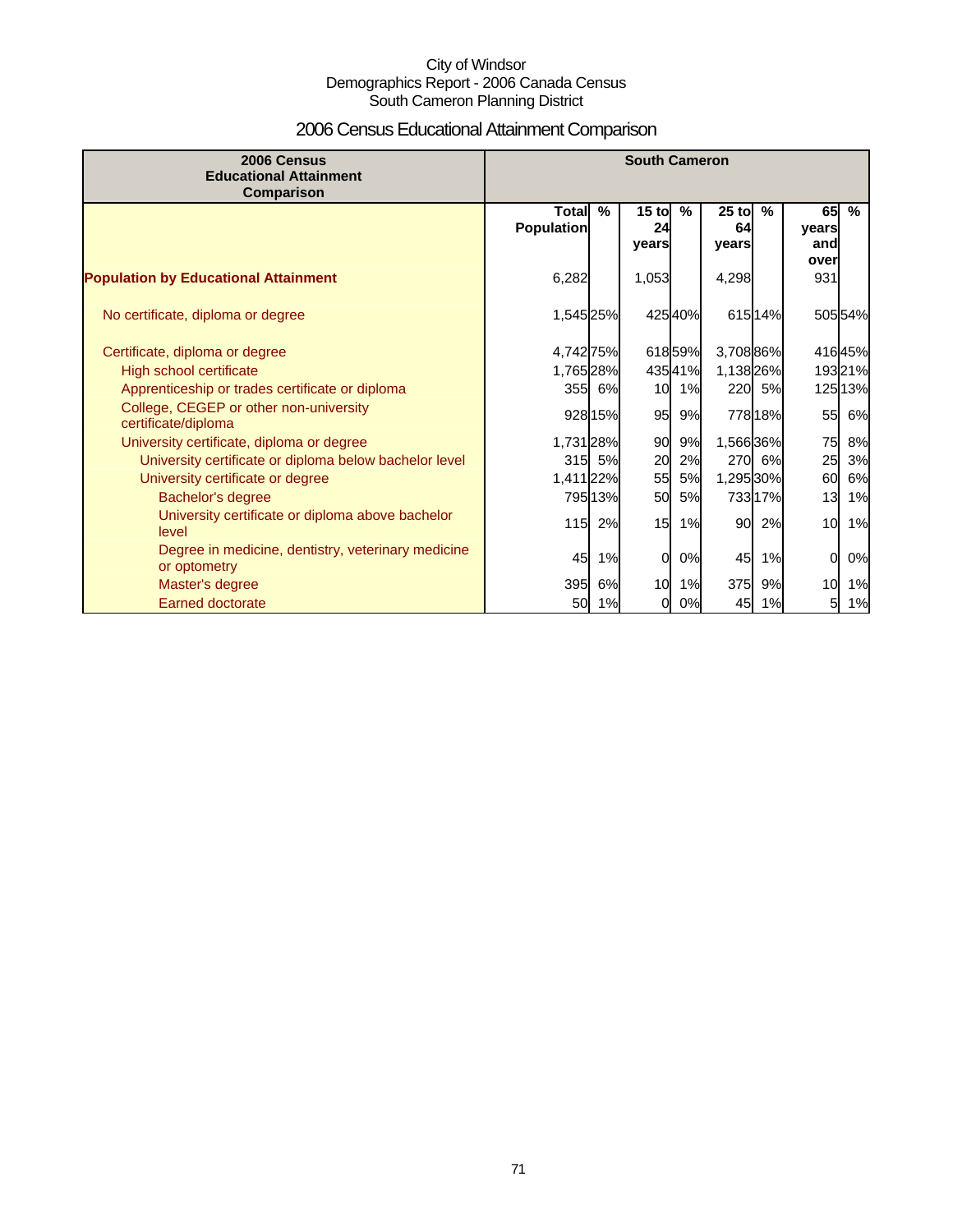City of Windsor
Demographics Report - 2006 Canada Census
South Cameron Planning District

# 2006 Census Educational Attainment Comparison

| 2006 Census Educational Attainment Comparison | South Cameron | | | | | | | |
|---|---|---|---|---|---|---|---|---|
| | Total Population | % | 15 to 24 years | % | 25 to 64 years | % | 65 years and over | % |
| **Population by Educational Attainment** | 6,282 | | 1,053 | | 4,298 | | 931 | |
| No certificate, diploma or degree | 1,545 | 25% | 425 | 40% | 615 | 14% | 505 | 54% |
| Certificate, diploma or degree | 4,742 | 75% | 618 | 59% | 3,708 | 86% | 416 | 45% |
| High school certificate | 1,765 | 28% | 435 | 41% | 1,138 | 26% | 193 | 21% |
| Apprenticeship or trades certificate or diploma | 355 | 6% | 10 | 1% | 220 | 5% | 125 | 13% |
| College, CEGEP or other non-university certificate/diploma | 928 | 15% | 95 | 9% | 778 | 18% | 55 | 6% |
| University certificate, diploma or degree | 1,731 | 28% | 90 | 9% | 1,566 | 36% | 75 | 8% |
| University certificate or diploma below bachelor level | 315 | 5% | 20 | 2% | 270 | 6% | 25 | 3% |
| University certificate or degree | 1,411 | 22% | 55 | 5% | 1,295 | 30% | 60 | 6% |
| Bachelor's degree | 795 | 13% | 50 | 5% | 733 | 17% | 13 | 1% |
| University certificate or diploma above bachelor level | 115 | 2% | 15 | 1% | 90 | 2% | 10 | 1% |
| Degree in medicine, dentistry, veterinary medicine or optometry | 45 | 1% | 0 | 0% | 45 | 1% | 0 | 0% |
| Master's degree | 395 | 6% | 10 | 1% | 375 | 9% | 10 | 1% |
| Earned doctorate | 50 | 1% | 0 | 0% | 45 | 1% | 5 | 1% |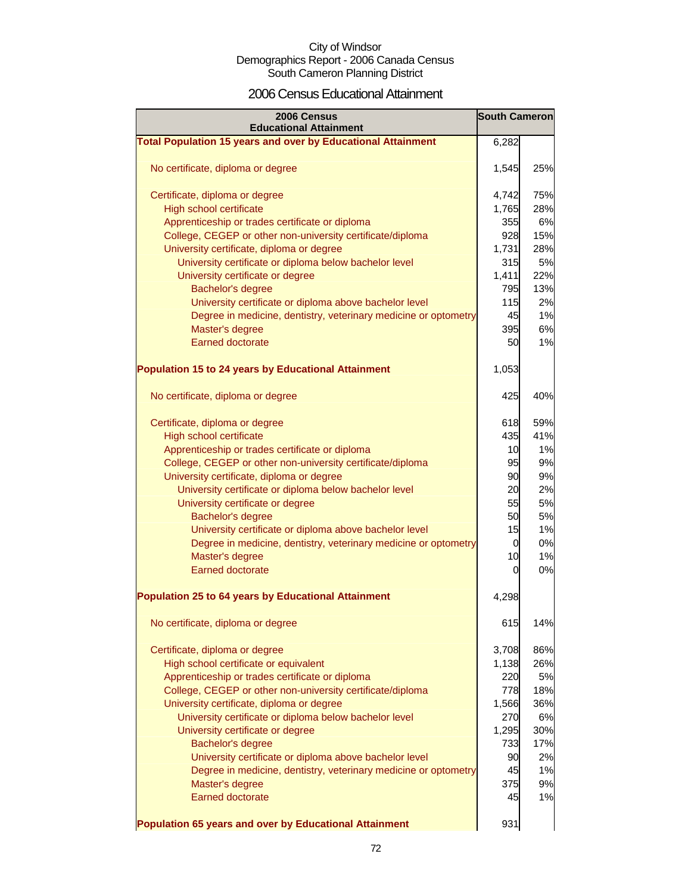City of Windsor
Demographics Report - 2006 Canada Census
South Cameron Planning District

# 2006 Census Educational Attainment

| 2006 Census Educational Attainment | South Cameron | |
|---|---|---|
| **Total Population 15 years and over by Educational Attainment** | 6,282 | |
| No certificate, diploma or degree | 1,545 | 25% |
| Certificate, diploma or degree | 4,742 | 75% |
| High school certificate | 1,765 | 28% |
| Apprenticeship or trades certificate or diploma | 355 | 6% |
| College, CEGEP or other non-university certificate/diploma | 928 | 15% |
| University certificate, diploma or degree | 1,731 | 28% |
| University certificate or diploma below bachelor level | 315 | 5% |
| University certificate or degree | 1,411 | 22% |
| Bachelor's degree | 795 | 13% |
| University certificate or diploma above bachelor level | 115 | 2% |
| Degree in medicine, dentistry, veterinary medicine or optometry | 45 | 1% |
| Master's degree | 395 | 6% |
| Earned doctorate | 50 | 1% |
| **Population 15 to 24 years by Educational Attainment** | 1,053 | |
| No certificate, diploma or degree | 425 | 40% |
| Certificate, diploma or degree | 618 | 59% |
| High school certificate | 435 | 41% |
| Apprenticeship or trades certificate or diploma | 10 | 1% |
| College, CEGEP or other non-university certificate/diploma | 95 | 9% |
| University certificate, diploma or degree | 90 | 9% |
| University certificate or diploma below bachelor level | 20 | 2% |
| University certificate or degree | 55 | 5% |
| Bachelor's degree | 50 | 5% |
| University certificate or diploma above bachelor level | 15 | 1% |
| Degree in medicine, dentistry, veterinary medicine or optometry | 0 | 0% |
| Master's degree | 10 | 1% |
| Earned doctorate | 0 | 0% |
| **Population 25 to 64 years by Educational Attainment** | 4,298 | |
| No certificate, diploma or degree | 615 | 14% |
| Certificate, diploma or degree | 3,708 | 86% |
| High school certificate or equivalent | 1,138 | 26% |
| Apprenticeship or trades certificate or diploma | 220 | 5% |
| College, CEGEP or other non-university certificate/diploma | 778 | 18% |
| University certificate, diploma or degree | 1,566 | 36% |
| University certificate or diploma below bachelor level | 270 | 6% |
| University certificate or degree | 1,295 | 30% |
| Bachelor's degree | 733 | 17% |
| University certificate or diploma above bachelor level | 90 | 2% |
| Degree in medicine, dentistry, veterinary medicine or optometry | 45 | 1% |
| Master's degree | 375 | 9% |
| Earned doctorate | 45 | 1% |
| **Population 65 years and over by Educational Attainment** | 931 | |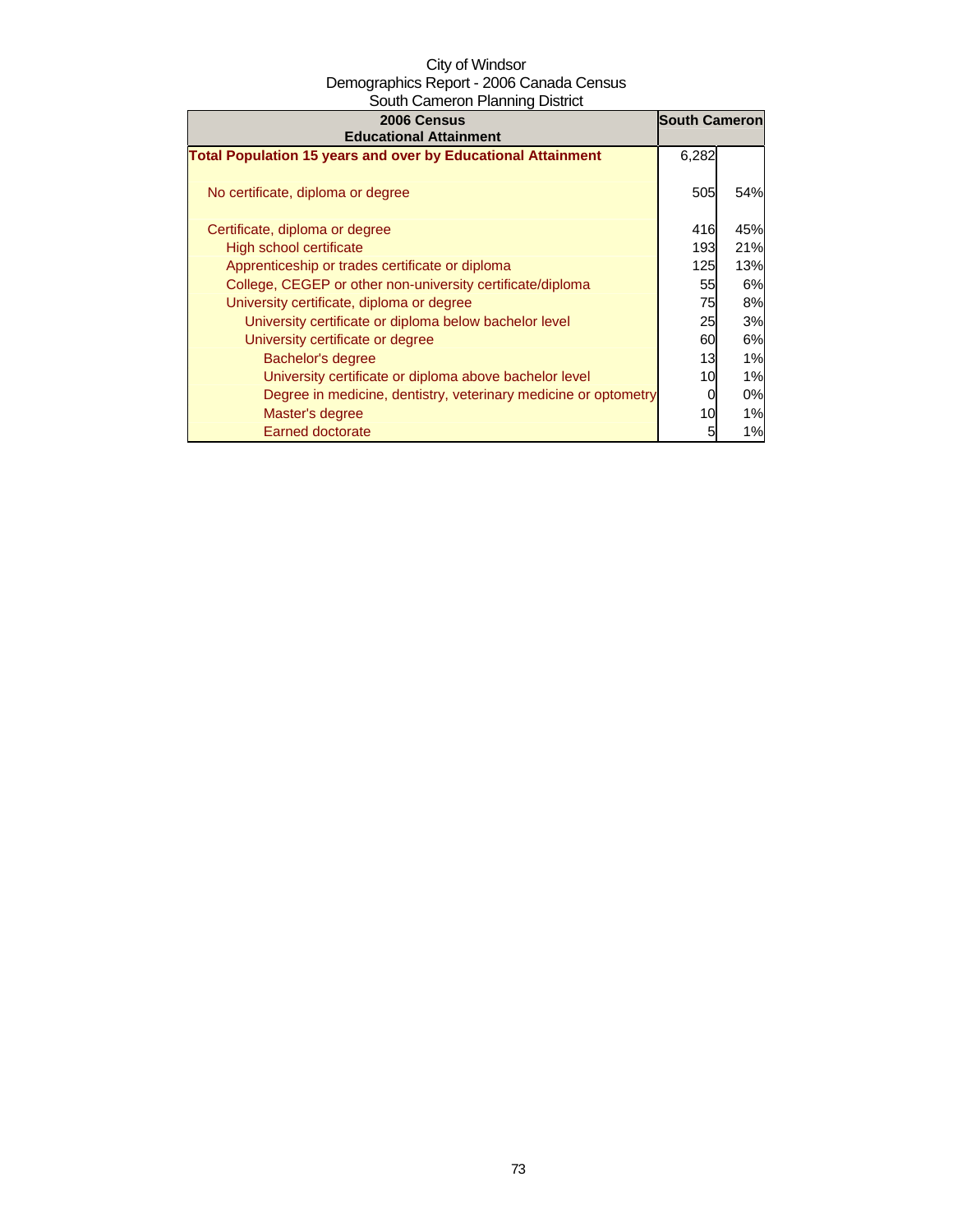City of Windsor
Demographics Report - 2006 Canada Census
South Cameron Planning District

| 2006 Census<br>Educational Attainment | South Cameron | |
|---|---|---|
| **Total Population 15 years and over by Educational Attainment** | 6,282 | |
| No certificate, diploma or degree | 505 | 54% |
| Certificate, diploma or degree | 416 | 45% |
| High school certificate | 193 | 21% |
| Apprenticeship or trades certificate or diploma | 125 | 13% |
| College, CEGEP or other non-university certificate/diploma | 55 | 6% |
| University certificate, diploma or degree | 75 | 8% |
| University certificate or diploma below bachelor level | 25 | 3% |
| University certificate or degree | 60 | 6% |
| Bachelor's degree | 13 | 1% |
| University certificate or diploma above bachelor level | 10 | 1% |
| Degree in medicine, dentistry, veterinary medicine or optometry | 0 | 0% |
| Master's degree | 10 | 1% |
| Earned doctorate | 5 | 1% |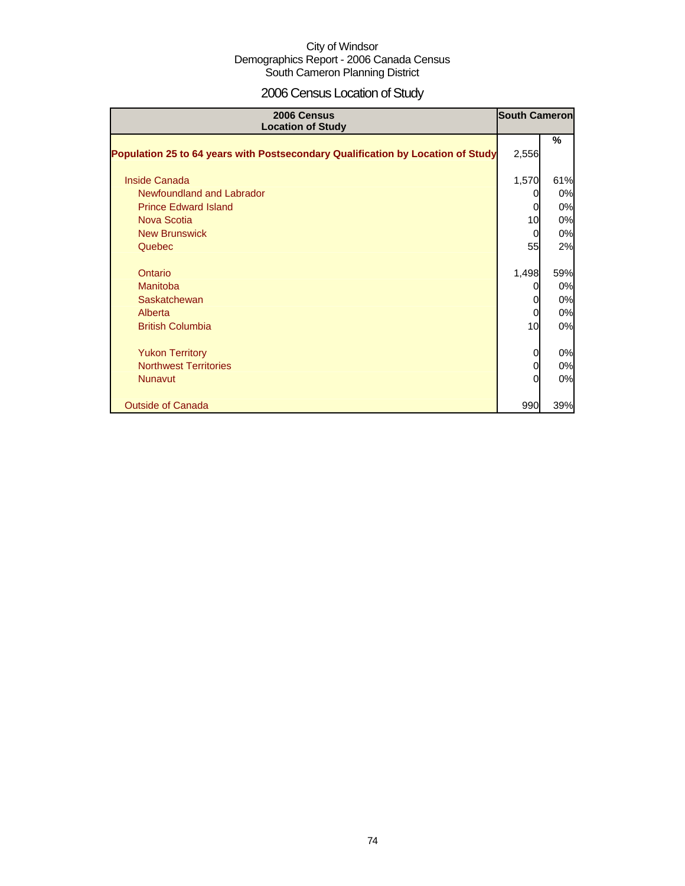City of Windsor
Demographics Report - 2006 Canada Census
South Cameron Planning District

# 2006 Census Location of Study

| 2006 Census Location of Study | South Cameron | % |
|---|---|---|
| **Population 25 to 64 years with Postsecondary Qualification by Location of Study** | 2,556 | |
| Inside Canada | 1,570 | 61% |
| Newfoundland and Labrador | 0 | 0% |
| Prince Edward Island | 0 | 0% |
| Nova Scotia | 10 | 0% |
| New Brunswick | 0 | 0% |
| Quebec | 55 | 2% |
| Ontario | 1,498 | 59% |
| Manitoba | 0 | 0% |
| Saskatchewan | 0 | 0% |
| Alberta | 0 | 0% |
| British Columbia | 10 | 0% |
| Yukon Territory | 0 | 0% |
| Northwest Territories | 0 | 0% |
| Nunavut | 0 | 0% |
| Outside of Canada | 990 | 39% |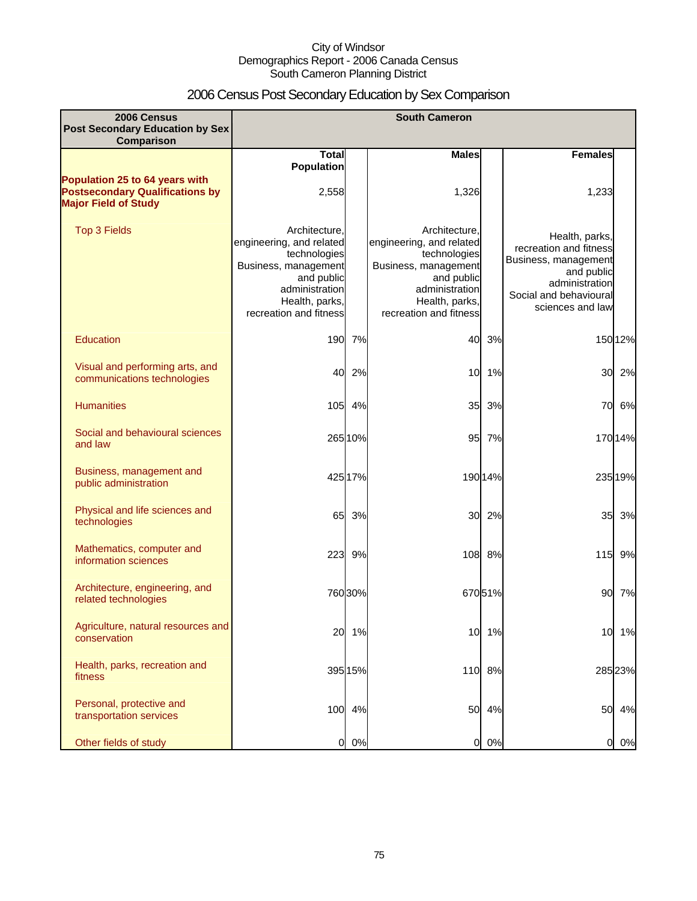City of Windsor
Demographics Report - 2006 Canada Census
South Cameron Planning District

# 2006 Census Post Secondary Education by Sex Comparison

| 2006 Census Post Secondary Education by Sex Comparison | South Cameron | | | | | |
|---|---|---|---|---|---|---|
| | Total Population | | Males | | Females | |
| **Population 25 to 64 years with Postsecondary Qualifications by Major Field of Study** | 2,558 | | 1,326 | | 1,233 | |
| Top 3 Fields | Architecture, engineering, and related technologies<br>Business, management and public administration<br>Health, parks, recreation and fitness | | Architecture, engineering, and related technologies<br>Business, management and public administration<br>Health, parks, recreation and fitness | | Health, parks, recreation and fitness<br>Business, management and public administration<br>Social and behavioural sciences and law | |
| Education | 190 | 7% | 40 | 3% | 150 | 12% |
| Visual and performing arts, and communications technologies | 40 | 2% | 10 | 1% | 30 | 2% |
| Humanities | 105 | 4% | 35 | 3% | 70 | 6% |
| Social and behavioural sciences and law | 265 | 10% | 95 | 7% | 170 | 14% |
| Business, management and public administration | 425 | 17% | 190 | 14% | 235 | 19% |
| Physical and life sciences and technologies | 65 | 3% | 30 | 2% | 35 | 3% |
| Mathematics, computer and information sciences | 223 | 9% | 108 | 8% | 115 | 9% |
| Architecture, engineering, and related technologies | 760 | 30% | 670 | 51% | 90 | 7% |
| Agriculture, natural resources and conservation | 20 | 1% | 10 | 1% | 10 | 1% |
| Health, parks, recreation and fitness | 395 | 15% | 110 | 8% | 285 | 23% |
| Personal, protective and transportation services | 100 | 4% | 50 | 4% | 50 | 4% |
| Other fields of study | 0 | 0% | 0 | 0% | 0 | 0% |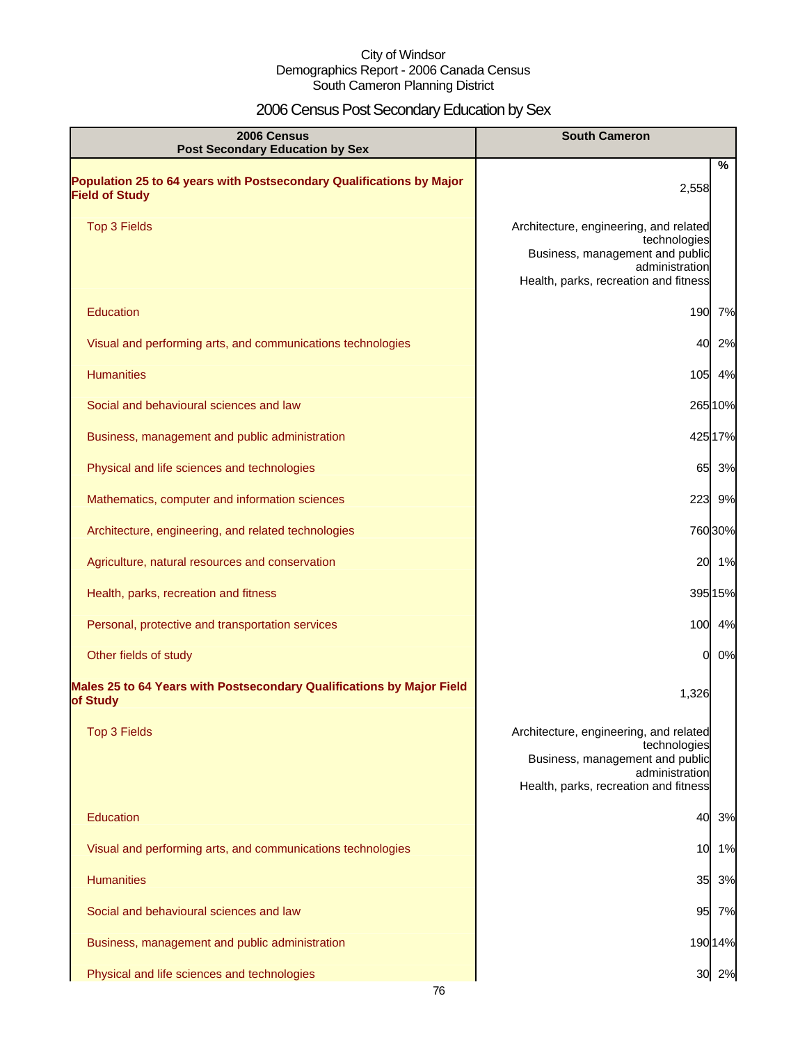City of Windsor
Demographics Report - 2006 Canada Census
South Cameron Planning District

# 2006 Census Post Secondary Education by Sex

| 2006 Census Post Secondary Education by Sex | South Cameron | % |
|---|---|---|
| **Population 25 to 64 years with Postsecondary Qualifications by Major Field of Study** | 2,558 | |
| Top 3 Fields | Architecture, engineering, and related technologies<br>Business, management and public administration<br>Health, parks, recreation and fitness | |
| Education | 190 | 7% |
| Visual and performing arts, and communications technologies | 40 | 2% |
| Humanities | 105 | 4% |
| Social and behavioural sciences and law | 265 | 10% |
| Business, management and public administration | 425 | 17% |
| Physical and life sciences and technologies | 65 | 3% |
| Mathematics, computer and information sciences | 223 | 9% |
| Architecture, engineering, and related technologies | 760 | 30% |
| Agriculture, natural resources and conservation | 20 | 1% |
| Health, parks, recreation and fitness | 395 | 15% |
| Personal, protective and transportation services | 100 | 4% |
| Other fields of study | 0 | 0% |
| **Males 25 to 64 Years with Postsecondary Qualifications by Major Field of Study** | 1,326 | |
| Top 3 Fields | Architecture, engineering, and related technologies<br>Business, management and public administration<br>Health, parks, recreation and fitness | |
| Education | 40 | 3% |
| Visual and performing arts, and communications technologies | 10 | 1% |
| Humanities | 35 | 3% |
| Social and behavioural sciences and law | 95 | 7% |
| Business, management and public administration | 190 | 14% |
| Physical and life sciences and technologies | 30 | 2% |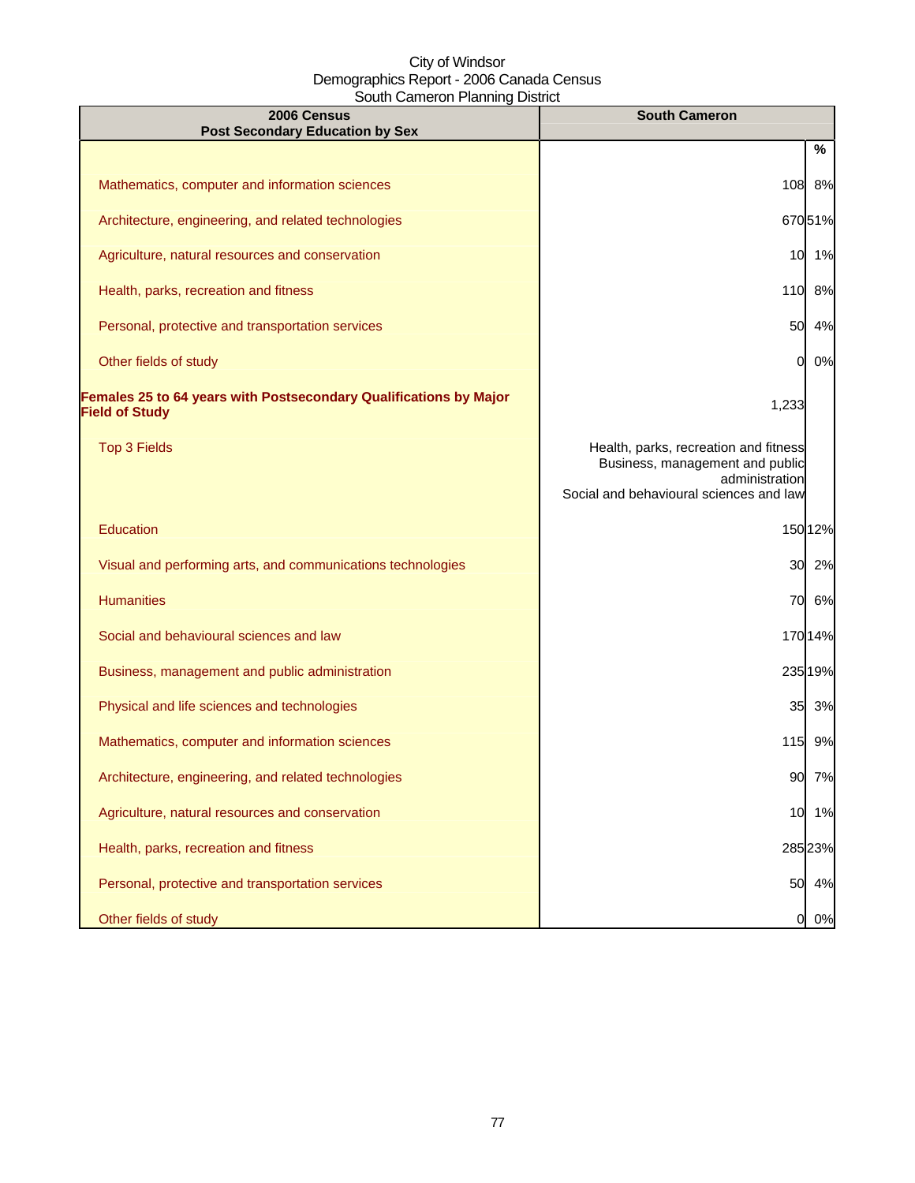City of Windsor
Demographics Report - 2006 Canada Census
South Cameron Planning District

| 2006 Census<br>Post Secondary Education by Sex | South Cameron | |
|---|---|---|
| | | % |
| Mathematics, computer and information sciences | 108 | 8% |
| Architecture, engineering, and related technologies | 670 | 51% |
| Agriculture, natural resources and conservation | 10 | 1% |
| Health, parks, recreation and fitness | 110 | 8% |
| Personal, protective and transportation services | 50 | 4% |
| Other fields of study | 0 | 0% |
| **Females 25 to 64 years with Postsecondary Qualifications by Major Field of Study** | 1,233 | |
| Top 3 Fields | Health, parks, recreation and fitness<br>Business, management and public administration<br>Social and behavioural sciences and law | |
| Education | 150 | 12% |
| Visual and performing arts, and communications technologies | 30 | 2% |
| Humanities | 70 | 6% |
| Social and behavioural sciences and law | 170 | 14% |
| Business, management and public administration | 235 | 19% |
| Physical and life sciences and technologies | 35 | 3% |
| Mathematics, computer and information sciences | 115 | 9% |
| Architecture, engineering, and related technologies | 90 | 7% |
| Agriculture, natural resources and conservation | 10 | 1% |
| Health, parks, recreation and fitness | 285 | 23% |
| Personal, protective and transportation services | 50 | 4% |
| Other fields of study | 0 | 0% |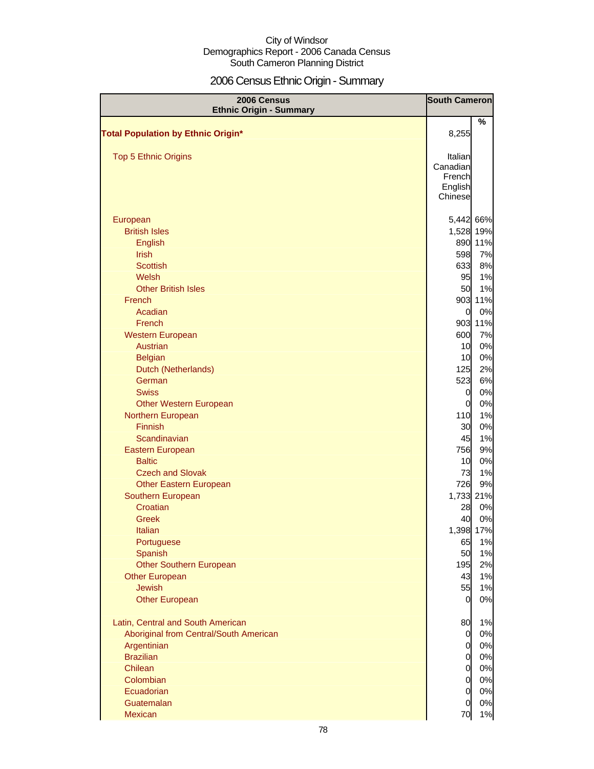City of Windsor
Demographics Report - 2006 Canada Census
South Cameron Planning District

# 2006 Census Ethnic Origin - Summary

| 2006 Census<br>Ethnic Origin - Summary | South Cameron | |
|---|---|---|
| | | % |
| **Total Population by Ethnic Origin*** | 8,255 | |
| Top 5 Ethnic Origins | Italian<br>Canadian<br>French<br>English<br>Chinese | |
| European | 5,442 | 66% |
| British Isles | 1,528 | 19% |
| English | 890 | 11% |
| Irish | 598 | 7% |
| Scottish | 633 | 8% |
| Welsh | 95 | 1% |
| Other British Isles | 50 | 1% |
| French | 903 | 11% |
| Acadian | 0 | 0% |
| French | 903 | 11% |
| Western European | 600 | 7% |
| Austrian | 10 | 0% |
| Belgian | 10 | 0% |
| Dutch (Netherlands) | 125 | 2% |
| German | 523 | 6% |
| Swiss | 0 | 0% |
| Other Western European | 0 | 0% |
| Northern European | 110 | 1% |
| Finnish | 30 | 0% |
| Scandinavian | 45 | 1% |
| Eastern European | 756 | 9% |
| Baltic | 10 | 0% |
| Czech and Slovak | 73 | 1% |
| Other Eastern European | 726 | 9% |
| Southern European | 1,733 | 21% |
| Croatian | 28 | 0% |
| Greek | 40 | 0% |
| Italian | 1,398 | 17% |
| Portuguese | 65 | 1% |
| Spanish | 50 | 1% |
| Other Southern European | 195 | 2% |
| Other European | 43 | 1% |
| Jewish | 55 | 1% |
| Other European | 0 | 0% |
| Latin, Central and South American | 80 | 1% |
| Aboriginal from Central/South American | 0 | 0% |
| Argentinian | 0 | 0% |
| Brazilian | 0 | 0% |
| Chilean | 0 | 0% |
| Colombian | 0 | 0% |
| Ecuadorian | 0 | 0% |
| Guatemalan | 0 | 0% |
| Mexican | 70 | 1% |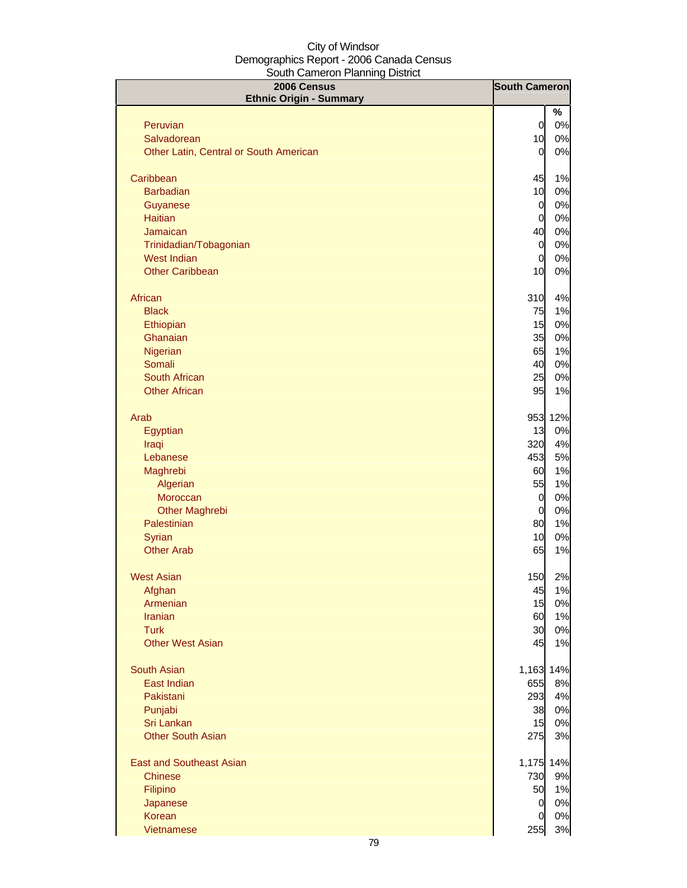City of Windsor
Demographics Report - 2006 Canada Census
South Cameron Planning District

| 2006 Census Ethnic Origin - Summary | South Cameron | |
|---|---|---|
| | | % |
| Peruvian | 0 | 0% |
| Salvadorean | 10 | 0% |
| Other Latin, Central or South American | 0 | 0% |
| | | |
| Caribbean | 45 | 1% |
| Barbadian | 10 | 0% |
| Guyanese | 0 | 0% |
| Haitian | 0 | 0% |
| Jamaican | 40 | 0% |
| Trinidadian/Tobagonian | 0 | 0% |
| West Indian | 0 | 0% |
| Other Caribbean | 10 | 0% |
| | | |
| African | 310 | 4% |
| Black | 75 | 1% |
| Ethiopian | 15 | 0% |
| Ghanaian | 35 | 0% |
| Nigerian | 65 | 1% |
| Somali | 40 | 0% |
| South African | 25 | 0% |
| Other African | 95 | 1% |
| | | |
| Arab | 953 | 12% |
| Egyptian | 13 | 0% |
| Iraqi | 320 | 4% |
| Lebanese | 453 | 5% |
| Maghrebi | 60 | 1% |
| Algerian | 55 | 1% |
| Moroccan | 0 | 0% |
| Other Maghrebi | 0 | 0% |
| Palestinian | 80 | 1% |
| Syrian | 10 | 0% |
| Other Arab | 65 | 1% |
| | | |
| West Asian | 150 | 2% |
| Afghan | 45 | 1% |
| Armenian | 15 | 0% |
| Iranian | 60 | 1% |
| Turk | 30 | 0% |
| Other West Asian | 45 | 1% |
| | | |
| South Asian | 1,163 | 14% |
| East Indian | 655 | 8% |
| Pakistani | 293 | 4% |
| Punjabi | 38 | 0% |
| Sri Lankan | 15 | 0% |
| Other South Asian | 275 | 3% |
| | | |
| East and Southeast Asian | 1,175 | 14% |
| Chinese | 730 | 9% |
| Filipino | 50 | 1% |
| Japanese | 0 | 0% |
| Korean | 0 | 0% |
| Vietnamese | 255 | 3% |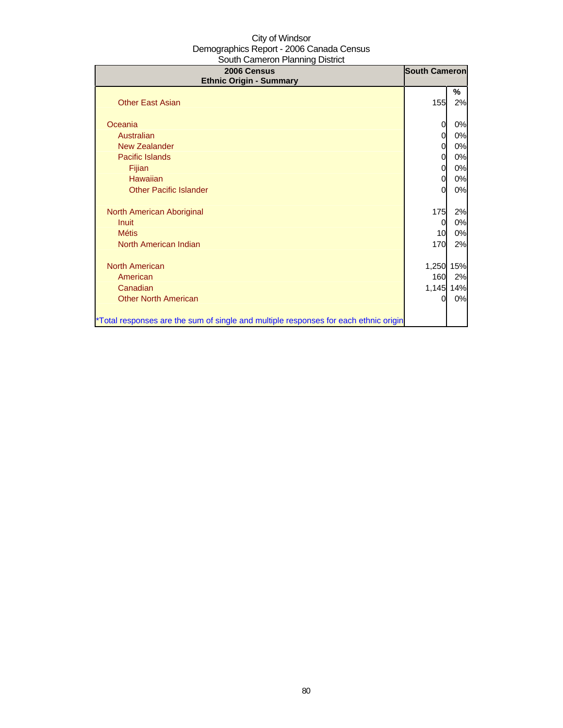City of Windsor
Demographics Report - 2006 Canada Census
South Cameron Planning District

| 2006 Census<br>Ethnic Origin - Summary | South Cameron | |
|---|---|---|
| | | % |
| Other East Asian | 155 | 2% |
| | | |
| Oceania | 0 | 0% |
| Australian | 0 | 0% |
| New Zealander | 0 | 0% |
| Pacific Islands | 0 | 0% |
| Fijian | 0 | 0% |
| Hawaiian | 0 | 0% |
| Other Pacific Islander | 0 | 0% |
| | | |
| North American Aboriginal | 175 | 2% |
| Inuit | 0 | 0% |
| Métis | 10 | 0% |
| North American Indian | 170 | 2% |
| | | |
| North American | 1,250 | 15% |
| American | 160 | 2% |
| Canadian | 1,145 | 14% |
| Other North American | 0 | 0% |
| | | |
| *Total responses are the sum of single and multiple responses for each ethnic origin | | |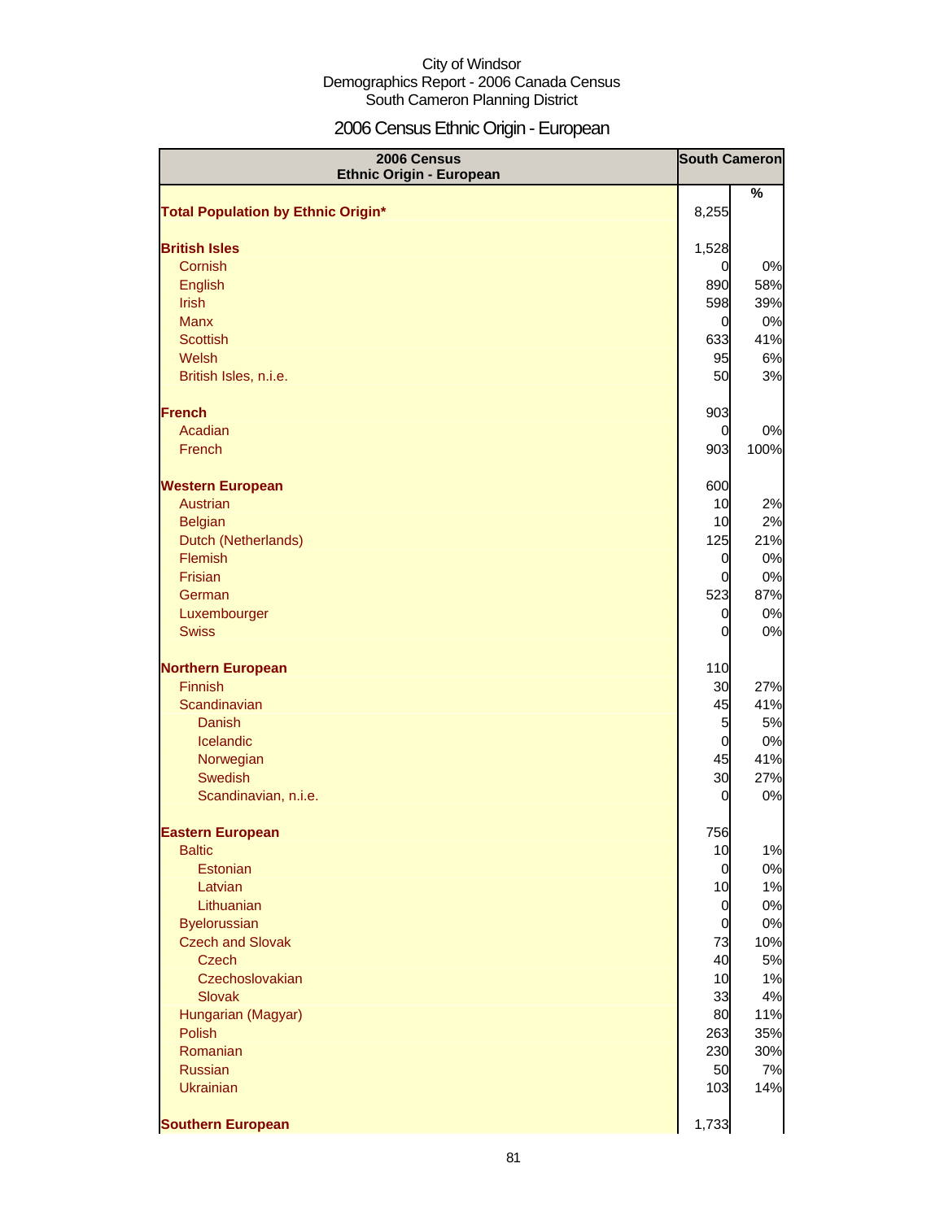City of Windsor
Demographics Report - 2006 Canada Census
South Cameron Planning District

# 2006 Census Ethnic Origin - European

| 2006 Census Ethnic Origin - European | South Cameron | |
|---|---|---|
| | | % |
| **Total Population by Ethnic Origin*** | 8,255 | |
| | | |
| **British Isles** | 1,528 | |
| Cornish | 0 | 0% |
| English | 890 | 58% |
| Irish | 598 | 39% |
| Manx | 0 | 0% |
| Scottish | 633 | 41% |
| Welsh | 95 | 6% |
| British Isles, n.i.e. | 50 | 3% |
| | | |
| **French** | 903 | |
| Acadian | 0 | 0% |
| French | 903 | 100% |
| | | |
| **Western European** | 600 | |
| Austrian | 10 | 2% |
| Belgian | 10 | 2% |
| Dutch (Netherlands) | 125 | 21% |
| Flemish | 0 | 0% |
| Frisian | 0 | 0% |
| German | 523 | 87% |
| Luxembourger | 0 | 0% |
| Swiss | 0 | 0% |
| | | |
| **Northern European** | 110 | |
| Finnish | 30 | 27% |
| Scandinavian | 45 | 41% |
| Danish | 5 | 5% |
| Icelandic | 0 | 0% |
| Norwegian | 45 | 41% |
| Swedish | 30 | 27% |
| Scandinavian, n.i.e. | 0 | 0% |
| | | |
| **Eastern European** | 756 | |
| Baltic | 10 | 1% |
| Estonian | 0 | 0% |
| Latvian | 10 | 1% |
| Lithuanian | 0 | 0% |
| Byelorussian | 0 | 0% |
| Czech and Slovak | 73 | 10% |
| Czech | 40 | 5% |
| Czechoslovakian | 10 | 1% |
| Slovak | 33 | 4% |
| Hungarian (Magyar) | 80 | 11% |
| Polish | 263 | 35% |
| Romanian | 230 | 30% |
| Russian | 50 | 7% |
| Ukrainian | 103 | 14% |
| | | |
| **Southern European** | 1,733 | |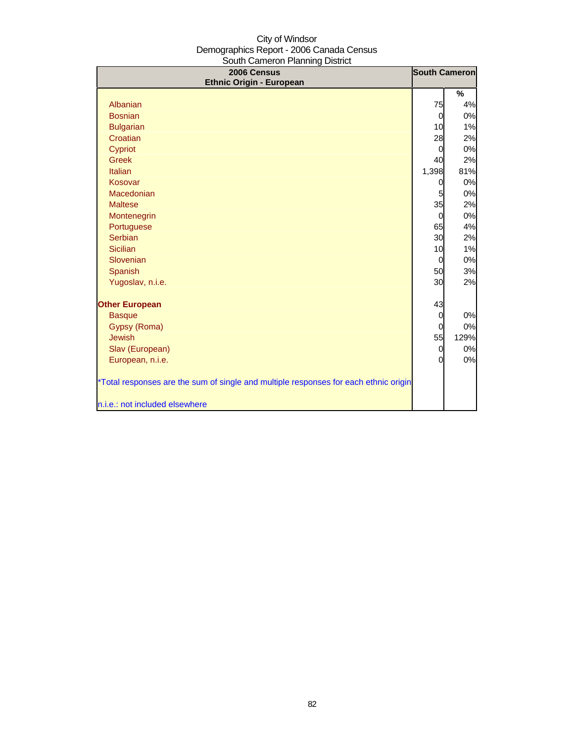City of Windsor
Demographics Report - 2006 Canada Census
South Cameron Planning District

| 2006 Census<br>Ethnic Origin - European | South Cameron | |
|---|---|---|
| | | % |
| Albanian | 75 | 4% |
| Bosnian | 0 | 0% |
| Bulgarian | 10 | 1% |
| Croatian | 28 | 2% |
| Cypriot | 0 | 0% |
| Greek | 40 | 2% |
| Italian | 1,398 | 81% |
| Kosovar | 0 | 0% |
| Macedonian | 5 | 0% |
| Maltese | 35 | 2% |
| Montenegrin | 0 | 0% |
| Portuguese | 65 | 4% |
| Serbian | 30 | 2% |
| Sicilian | 10 | 1% |
| Slovenian | 0 | 0% |
| Spanish | 50 | 3% |
| Yugoslav, n.i.e. | 30 | 2% |
| **Other European** | 43 | |
| Basque | 0 | 0% |
| Gypsy (Roma) | 0 | 0% |
| Jewish | 55 | 129% |
| Slav (European) | 0 | 0% |
| European, n.i.e. | 0 | 0% |

*Total responses are the sum of single and multiple responses for each ethnic origin

n.i.e.: not included elsewhere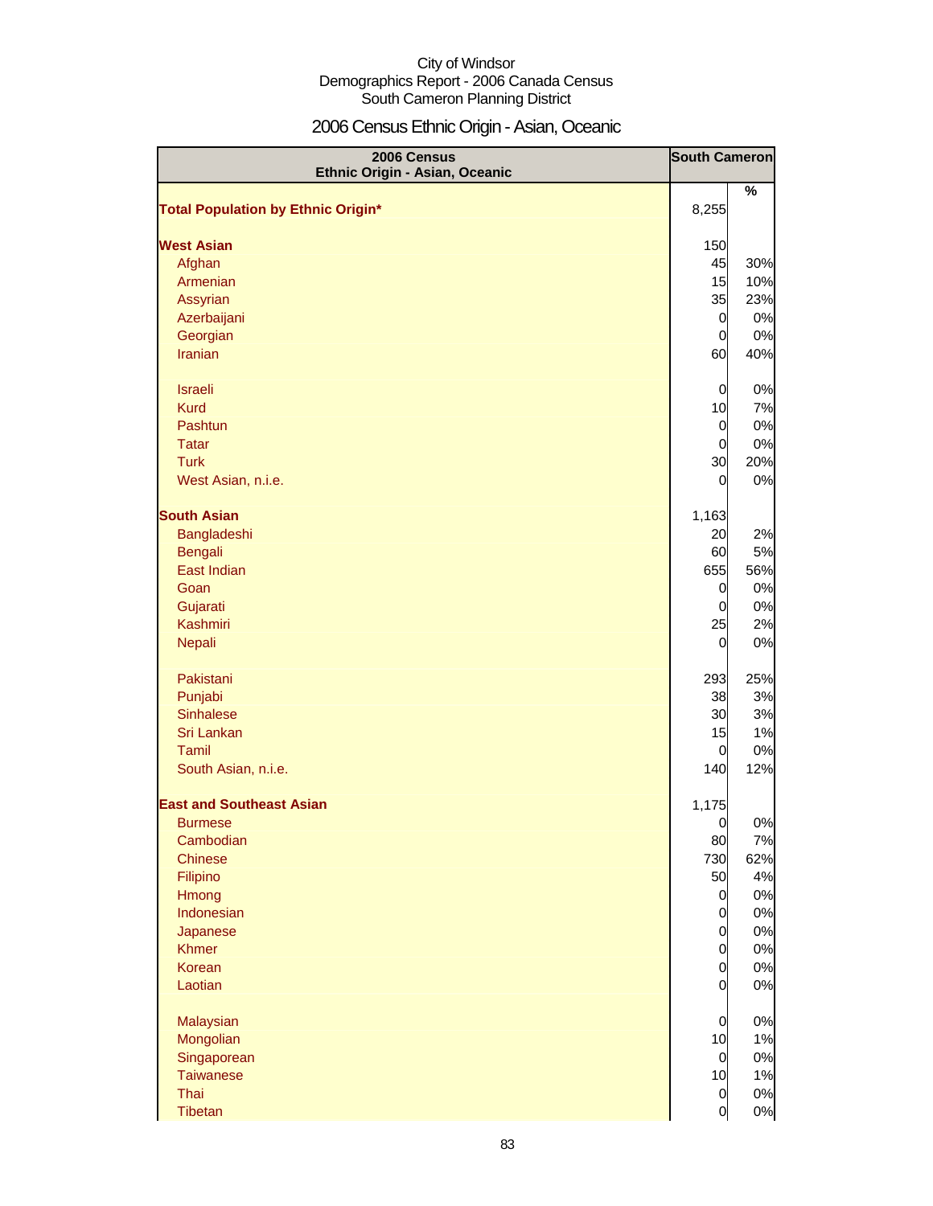City of Windsor
Demographics Report - 2006 Canada Census
South Cameron Planning District

# 2006 Census Ethnic Origin - Asian, Oceanic

| 2006 Census Ethnic Origin - Asian, Oceanic | South Cameron | |
|---|---|---|
| | | % |
| **Total Population by Ethnic Origin*** | 8,255 | |
| | | |
| **West Asian** | 150 | |
| Afghan | 45 | 30% |
| Armenian | 15 | 10% |
| Assyrian | 35 | 23% |
| Azerbaijani | 0 | 0% |
| Georgian | 0 | 0% |
| Iranian | 60 | 40% |
| | | |
| Israeli | 0 | 0% |
| Kurd | 10 | 7% |
| Pashtun | 0 | 0% |
| Tatar | 0 | 0% |
| Turk | 30 | 20% |
| West Asian, n.i.e. | 0 | 0% |
| | | |
| **South Asian** | 1,163 | |
| Bangladeshi | 20 | 2% |
| Bengali | 60 | 5% |
| East Indian | 655 | 56% |
| Goan | 0 | 0% |
| Gujarati | 0 | 0% |
| Kashmiri | 25 | 2% |
| Nepali | 0 | 0% |
| | | |
| Pakistani | 293 | 25% |
| Punjabi | 38 | 3% |
| Sinhalese | 30 | 3% |
| Sri Lankan | 15 | 1% |
| Tamil | 0 | 0% |
| South Asian, n.i.e. | 140 | 12% |
| | | |
| **East and Southeast Asian** | 1,175 | |
| Burmese | 0 | 0% |
| Cambodian | 80 | 7% |
| Chinese | 730 | 62% |
| Filipino | 50 | 4% |
| Hmong | 0 | 0% |
| Indonesian | 0 | 0% |
| Japanese | 0 | 0% |
| Khmer | 0 | 0% |
| Korean | 0 | 0% |
| Laotian | 0 | 0% |
| | | |
| Malaysian | 0 | 0% |
| Mongolian | 10 | 1% |
| Singaporean | 0 | 0% |
| Taiwanese | 10 | 1% |
| Thai | 0 | 0% |
| Tibetan | 0 | 0% |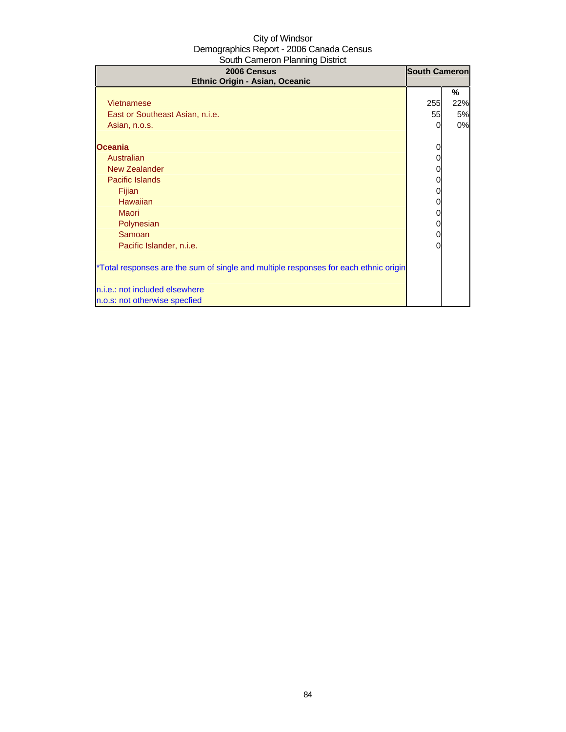City of Windsor
Demographics Report - 2006 Canada Census
South Cameron Planning District

| 2006 Census<br>Ethnic Origin - Asian, Oceanic | South Cameron | |
|---|---|---|
| | | % |
| Vietnamese | 255 | 22% |
| East or Southeast Asian, n.i.e. | 55 | 5% |
| Asian, n.o.s. | 0 | 0% |
| | | |
| **Oceania** | 0 | |
| Australian | 0 | |
| New Zealander | 0 | |
| Pacific Islands | 0 | |
| Fijian | 0 | |
| Hawaiian | 0 | |
| Maori | 0 | |
| Polynesian | 0 | |
| Samoan | 0 | |
| Pacific Islander, n.i.e. | 0 | |

*Total responses are the sum of single and multiple responses for each ethnic origin

n.i.e.: not included elsewhere
n.o.s: not otherwise specfied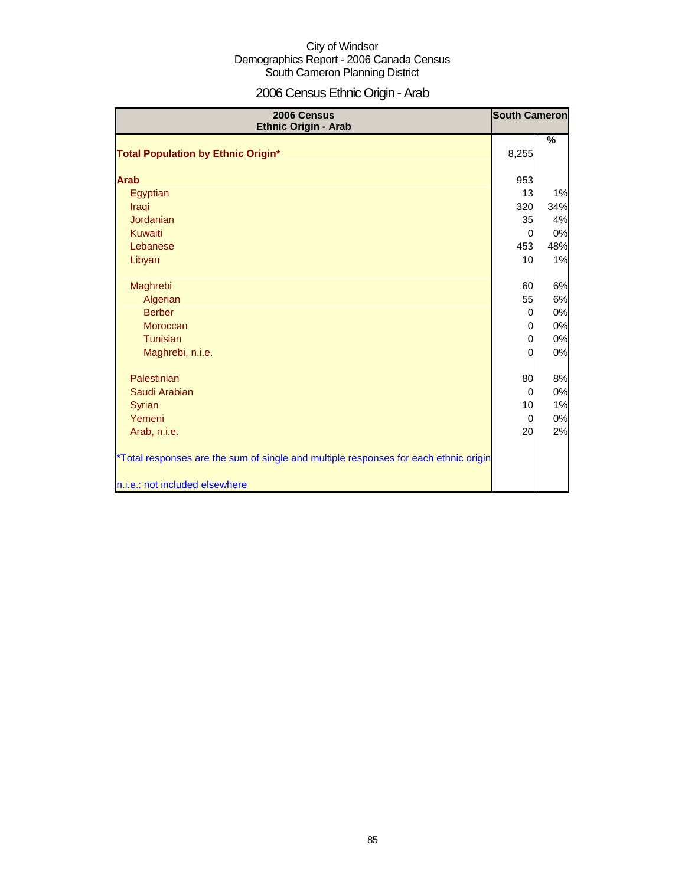City of Windsor
Demographics Report - 2006 Canada Census
South Cameron Planning District

# 2006 Census Ethnic Origin - Arab

| 2006 Census Ethnic Origin - Arab | South Cameron | |
|---|---|---|
| | | % |
| **Total Population by Ethnic Origin*** | 8,255 | |
| **Arab** | 953 | |
| Egyptian | 13 | 1% |
| Iraqi | 320 | 34% |
| Jordanian | 35 | 4% |
| Kuwaiti | 0 | 0% |
| Lebanese | 453 | 48% |
| Libyan | 10 | 1% |
| Maghrebi | 60 | 6% |
| Algerian | 55 | 6% |
| Berber | 0 | 0% |
| Moroccan | 0 | 0% |
| Tunisian | 0 | 0% |
| Maghrebi, n.i.e. | 0 | 0% |
| Palestinian | 80 | 8% |
| Saudi Arabian | 0 | 0% |
| Syrian | 10 | 1% |
| Yemeni | 0 | 0% |
| Arab, n.i.e. | 20 | 2% |

*Total responses are the sum of single and multiple responses for each ethnic origin

n.i.e.: not included elsewhere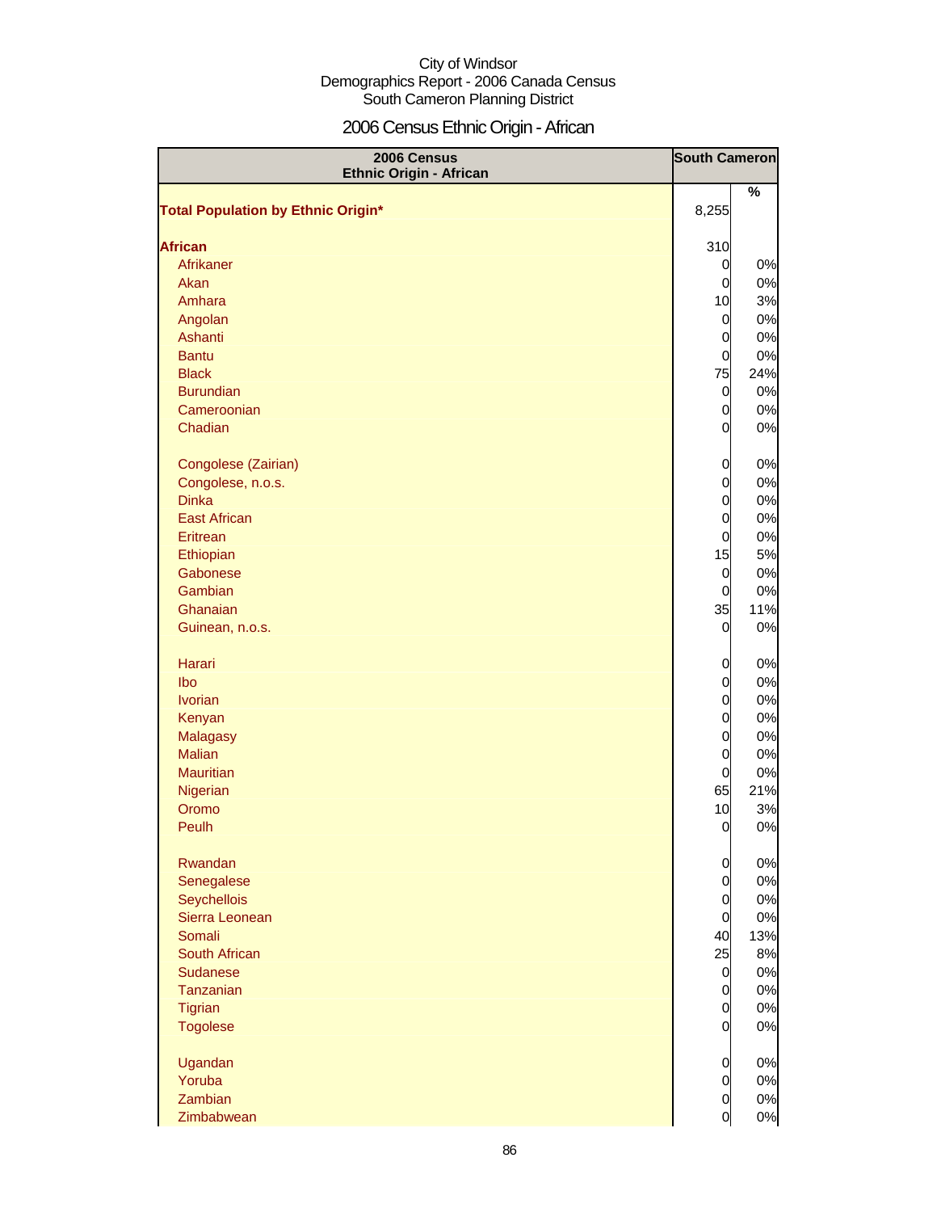City of Windsor
Demographics Report - 2006 Canada Census
South Cameron Planning District

# 2006 Census Ethnic Origin - African

| 2006 Census Ethnic Origin - African | South Cameron | |
|---|---|---|
| | | % |
| **Total Population by Ethnic Origin*** | 8,255 | |
| **African** | 310 | |
| Afrikaner | 0 | 0% |
| Akan | 0 | 0% |
| Amhara | 10 | 3% |
| Angolan | 0 | 0% |
| Ashanti | 0 | 0% |
| Bantu | 0 | 0% |
| Black | 75 | 24% |
| Burundian | 0 | 0% |
| Cameroonian | 0 | 0% |
| Chadian | 0 | 0% |
| Congolese (Zairian) | 0 | 0% |
| Congolese, n.o.s. | 0 | 0% |
| Dinka | 0 | 0% |
| East African | 0 | 0% |
| Eritrean | 0 | 0% |
| Ethiopian | 15 | 5% |
| Gabonese | 0 | 0% |
| Gambian | 0 | 0% |
| Ghanaian | 35 | 11% |
| Guinean, n.o.s. | 0 | 0% |
| Harari | 0 | 0% |
| Ibo | 0 | 0% |
| Ivorian | 0 | 0% |
| Kenyan | 0 | 0% |
| Malagasy | 0 | 0% |
| Malian | 0 | 0% |
| Mauritian | 0 | 0% |
| Nigerian | 65 | 21% |
| Oromo | 10 | 3% |
| Peulh | 0 | 0% |
| Rwandan | 0 | 0% |
| Senegalese | 0 | 0% |
| Seychellois | 0 | 0% |
| Sierra Leonean | 0 | 0% |
| Somali | 40 | 13% |
| South African | 25 | 8% |
| Sudanese | 0 | 0% |
| Tanzanian | 0 | 0% |
| Tigrian | 0 | 0% |
| Togolese | 0 | 0% |
| Ugandan | 0 | 0% |
| Yoruba | 0 | 0% |
| Zambian | 0 | 0% |
| Zimbabwean | 0 | 0% |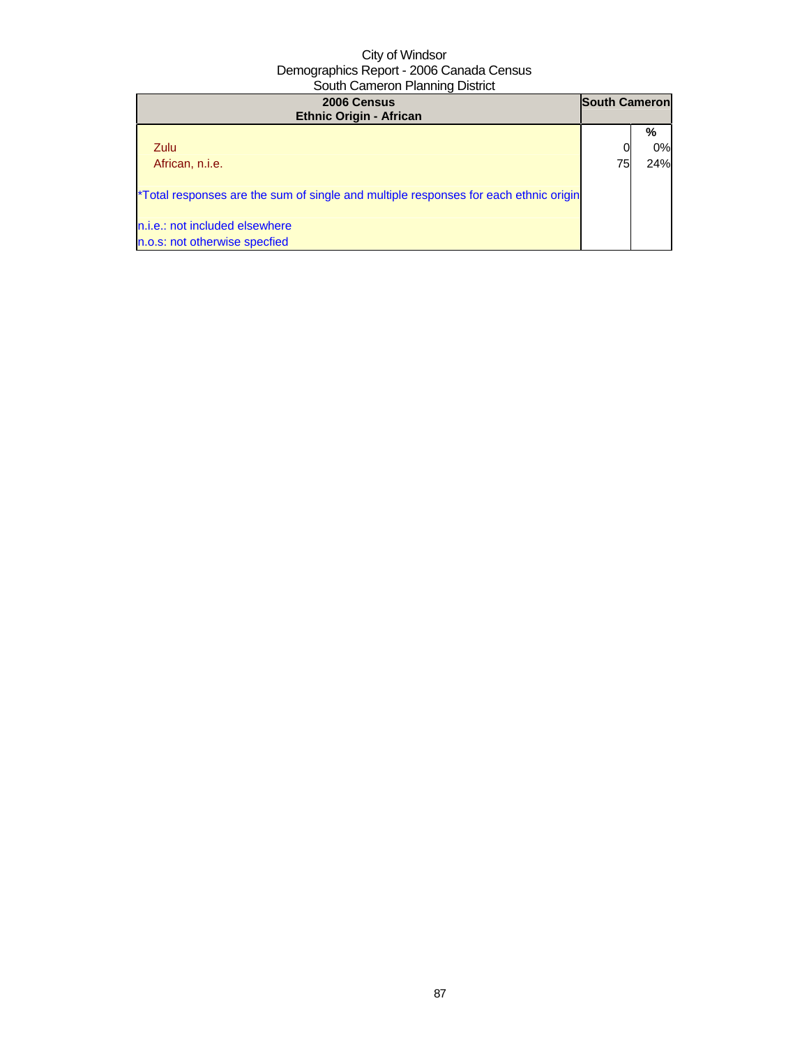City of Windsor
Demographics Report - 2006 Canada Census
South Cameron Planning District

| 2006 Census<br>Ethnic Origin - African | South Cameron | |
|---|---|---|
| | | % |
| Zulu | 0 | 0% |
| African, n.i.e. | 75 | 24% |
| *Total responses are the sum of single and multiple responses for each ethnic origin | | |
| n.i.e.: not included elsewhere | | |
| n.o.s: not otherwise specfied | | |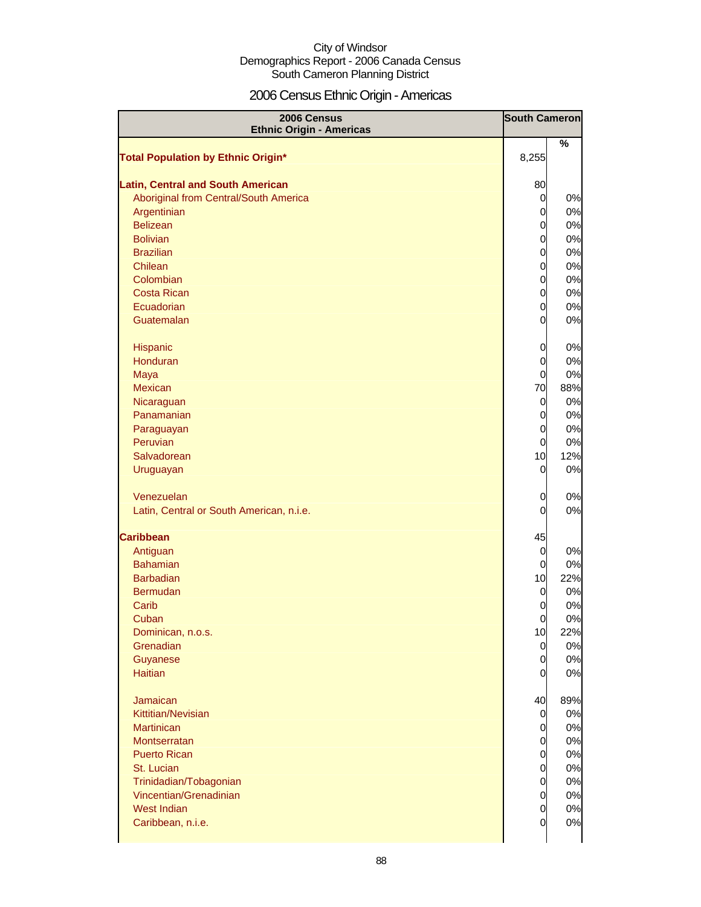City of Windsor
Demographics Report - 2006 Canada Census
South Cameron Planning District

# 2006 Census Ethnic Origin - Americas

| 2006 Census Ethnic Origin - Americas | South Cameron | % |
|---|---|---|
| **Total Population by Ethnic Origin*** | 8,255 | |
| | | |
| **Latin, Central and South American** | 80 | |
| Aboriginal from Central/South America | 0 | 0% |
| Argentinian | 0 | 0% |
| Belizean | 0 | 0% |
| Bolivian | 0 | 0% |
| Brazilian | 0 | 0% |
| Chilean | 0 | 0% |
| Colombian | 0 | 0% |
| Costa Rican | 0 | 0% |
| Ecuadorian | 0 | 0% |
| Guatemalan | 0 | 0% |
| | | |
| Hispanic | 0 | 0% |
| Honduran | 0 | 0% |
| Maya | 0 | 0% |
| Mexican | 70 | 88% |
| Nicaraguan | 0 | 0% |
| Panamanian | 0 | 0% |
| Paraguayan | 0 | 0% |
| Peruvian | 0 | 0% |
| Salvadorean | 10 | 12% |
| Uruguayan | 0 | 0% |
| | | |
| Venezuelan | 0 | 0% |
| Latin, Central or South American, n.i.e. | 0 | 0% |
| | | |
| **Caribbean** | 45 | |
| Antiguan | 0 | 0% |
| Bahamian | 0 | 0% |
| Barbadian | 10 | 22% |
| Bermudan | 0 | 0% |
| Carib | 0 | 0% |
| Cuban | 0 | 0% |
| Dominican, n.o.s. | 10 | 22% |
| Grenadian | 0 | 0% |
| Guyanese | 0 | 0% |
| Haitian | 0 | 0% |
| | | |
| Jamaican | 40 | 89% |
| Kittitian/Nevisian | 0 | 0% |
| Martinican | 0 | 0% |
| Montserratan | 0 | 0% |
| Puerto Rican | 0 | 0% |
| St. Lucian | 0 | 0% |
| Trinidadian/Tobagonian | 0 | 0% |
| Vincentian/Grenadinian | 0 | 0% |
| West Indian | 0 | 0% |
| Caribbean, n.i.e. | 0 | 0% |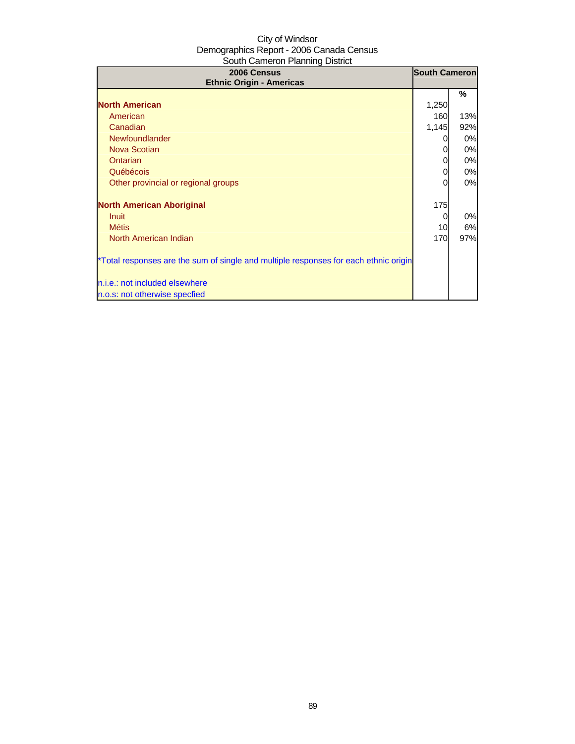City of Windsor
Demographics Report - 2006 Canada Census
South Cameron Planning District

| 2006 Census<br>Ethnic Origin - Americas | South Cameron | |
|---|---|---|
| | | % |
| **North American** | 1,250 | |
| American | 160 | 13% |
| Canadian | 1,145 | 92% |
| Newfoundlander | 0 | 0% |
| Nova Scotian | 0 | 0% |
| Ontarian | 0 | 0% |
| Québécois | 0 | 0% |
| Other provincial or regional groups | 0 | 0% |
| | | |
| **North American Aboriginal** | 175 | |
| Inuit | 0 | 0% |
| Métis | 10 | 6% |
| North American Indian | 170 | 97% |
| | | |
| *Total responses are the sum of single and multiple responses for each ethnic origin | | |
| | | |
| n.i.e.: not included elsewhere | | |
| n.o.s: not otherwise specfied | | |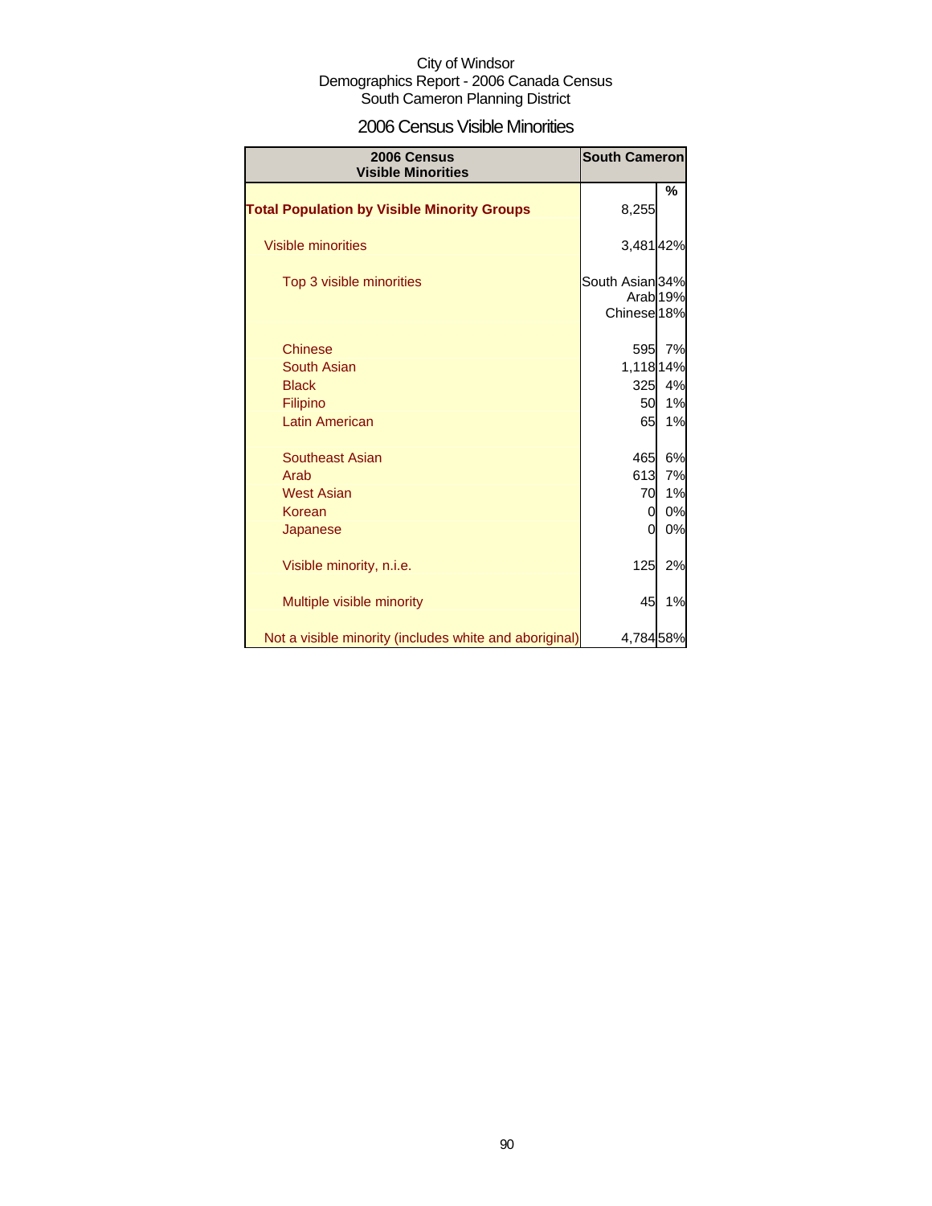City of Windsor
Demographics Report - 2006 Canada Census
South Cameron Planning District

## 2006 Census Visible Minorities

| 2006 Census Visible Minorities | South Cameron | |
|---|---|---|
| | | % |
| **Total Population by Visible Minority Groups** | 8,255 | |
| Visible minorities | 3,481 | 42% |
| Top 3 visible minorities | South Asian | 34% |
| | Arab | 19% |
| | Chinese | 18% |
| Chinese | 595 | 7% |
| South Asian | 1,118 | 14% |
| Black | 325 | 4% |
| Filipino | 50 | 1% |
| Latin American | 65 | 1% |
| Southeast Asian | 465 | 6% |
| Arab | 613 | 7% |
| West Asian | 70 | 1% |
| Korean | 0 | 0% |
| Japanese | 0 | 0% |
| Visible minority, n.i.e. | 125 | 2% |
| Multiple visible minority | 45 | 1% |
| Not a visible minority (includes white and aboriginal) | 4,784 | 58% |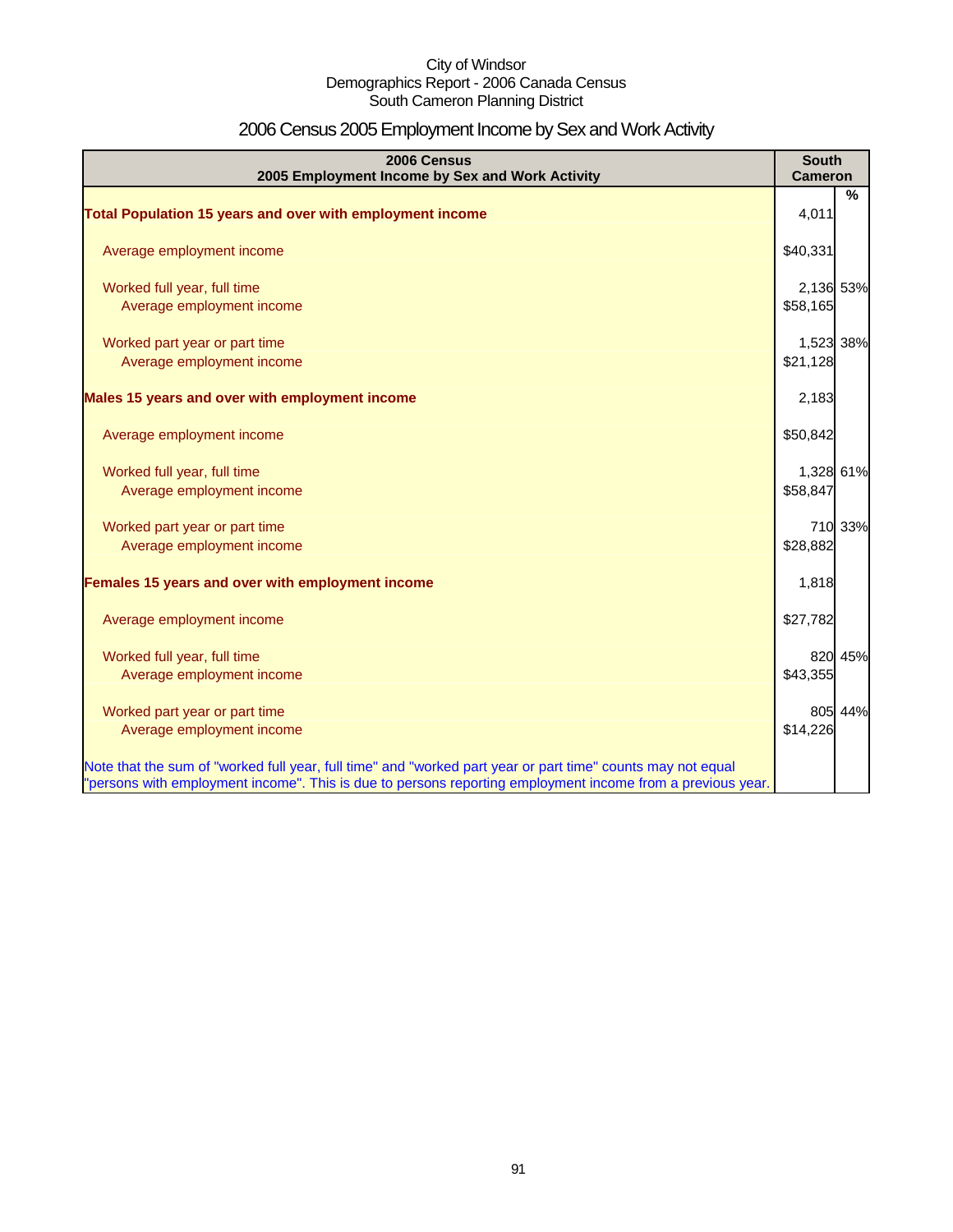City of Windsor
Demographics Report - 2006 Canada Census
South Cameron Planning District

# 2006 Census 2005 Employment Income by Sex and Work Activity

| 2006 Census<br>2005 Employment Income by Sex and Work Activity | South Cameron | % |
|---|---|---|
| **Total Population 15 years and over with employment income** | 4,011 | |
| Average employment income | $40,331 | |
| Worked full year, full time | 2,136 | 53% |
| Average employment income | $58,165 | |
| Worked part year or part time | 1,523 | 38% |
| Average employment income | $21,128 | |
| **Males 15 years and over with employment income** | 2,183 | |
| Average employment income | $50,842 | |
| Worked full year, full time | 1,328 | 61% |
| Average employment income | $58,847 | |
| Worked part year or part time | 710 | 33% |
| Average employment income | $28,882 | |
| **Females 15 years and over with employment income** | 1,818 | |
| Average employment income | $27,782 | |
| Worked full year, full time | 820 | 45% |
| Average employment income | $43,355 | |
| Worked part year or part time | 805 | 44% |
| Average employment income | $14,226 | |

Note that the sum of "worked full year, full time" and "worked part year or part time" counts may not equal "persons with employment income". This is due to persons reporting employment income from a previous year.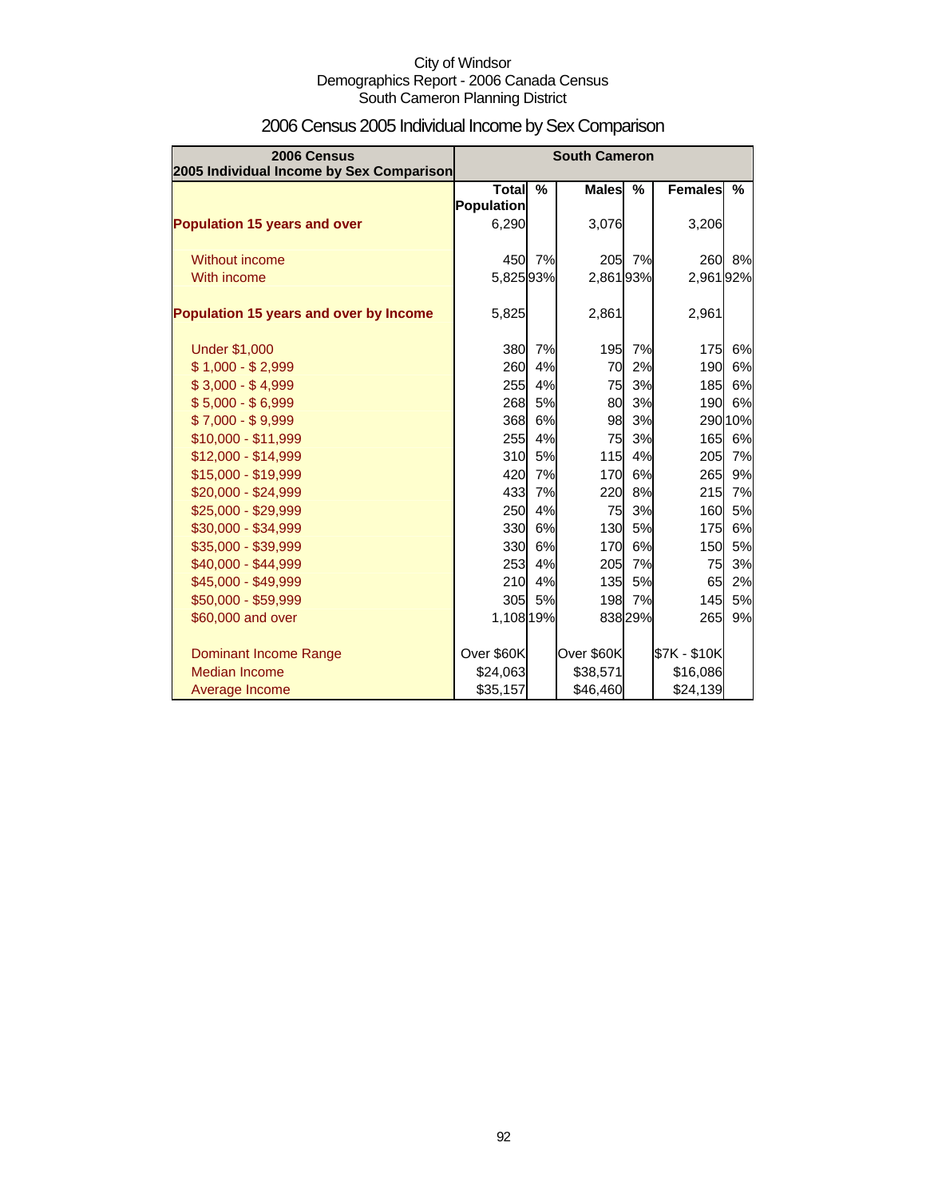City of Windsor
Demographics Report - 2006 Canada Census
South Cameron Planning District

# 2006 Census 2005 Individual Income by Sex Comparison

| 2006 Census<br>2005 Individual Income by Sex Comparison | South Cameron | | | | | |
|---|---|---|---|---|---|---|
| | Total Population | % | Males | % | Females | % |
| **Population 15 years and over** | 6,290 | | 3,076 | | 3,206 | |
| Without income | 450 | 7% | 205 | 7% | 260 | 8% |
| With income | 5,825 | 93% | 2,861 | 93% | 2,961 | 92% |
| **Population 15 years and over by Income** | 5,825 | | 2,861 | | 2,961 | |
| Under $1,000 | 380 | 7% | 195 | 7% | 175 | 6% |
| $ 1,000 - $ 2,999 | 260 | 4% | 70 | 2% | 190 | 6% |
| $ 3,000 - $ 4,999 | 255 | 4% | 75 | 3% | 185 | 6% |
| $ 5,000 - $ 6,999 | 268 | 5% | 80 | 3% | 190 | 6% |
| $ 7,000 - $ 9,999 | 368 | 6% | 98 | 3% | 290 | 10% |
| $10,000 - $11,999 | 255 | 4% | 75 | 3% | 165 | 6% |
| $12,000 - $14,999 | 310 | 5% | 115 | 4% | 205 | 7% |
| $15,000 - $19,999 | 420 | 7% | 170 | 6% | 265 | 9% |
| $20,000 - $24,999 | 433 | 7% | 220 | 8% | 215 | 7% |
| $25,000 - $29,999 | 250 | 4% | 75 | 3% | 160 | 5% |
| $30,000 - $34,999 | 330 | 6% | 130 | 5% | 175 | 6% |
| $35,000 - $39,999 | 330 | 6% | 170 | 6% | 150 | 5% |
| $40,000 - $44,999 | 253 | 4% | 205 | 7% | 75 | 3% |
| $45,000 - $49,999 | 210 | 4% | 135 | 5% | 65 | 2% |
| $50,000 - $59,999 | 305 | 5% | 198 | 7% | 145 | 5% |
| $60,000 and over | 1,108 | 19% | 838 | 29% | 265 | 9% |
| Dominant Income Range | Over $60K | | Over $60K | | $7K - $10K | |
| Median Income | $24,063 | | $38,571 | | $16,086 | |
| Average Income | $35,157 | | $46,460 | | $24,139 | |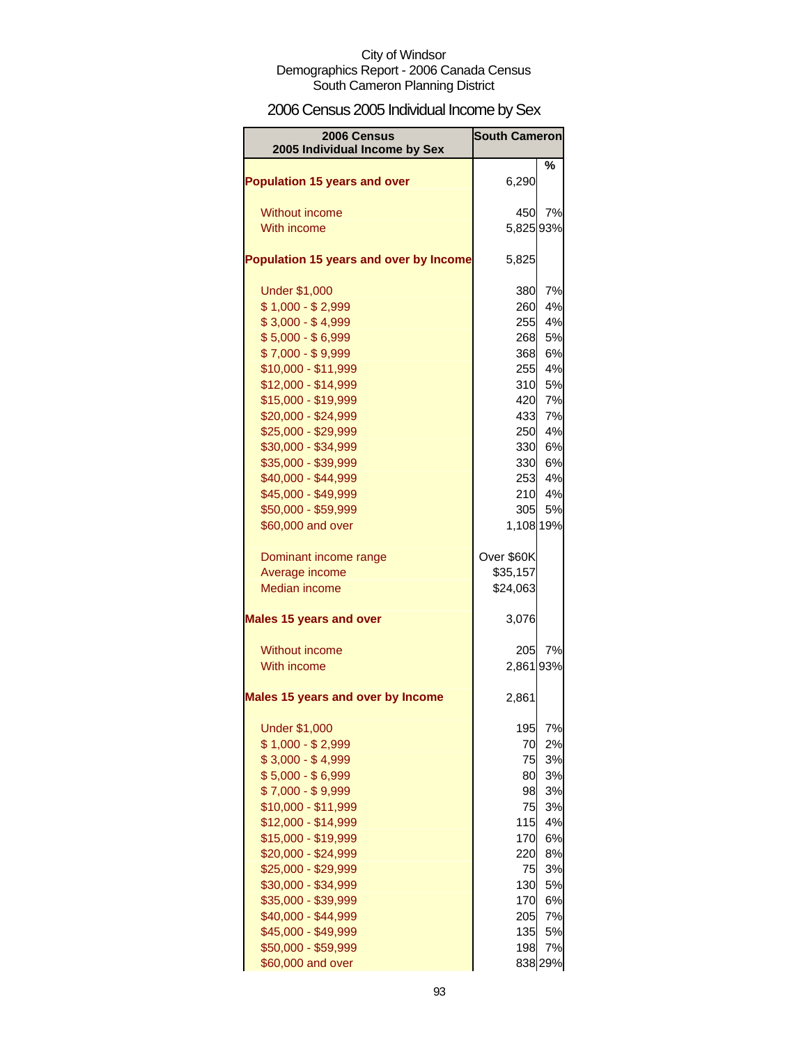City of Windsor
Demographics Report - 2006 Canada Census
South Cameron Planning District

# 2006 Census 2005 Individual Income by Sex

| 2006 Census 2005 Individual Income by Sex | South Cameron | % |
|---|---|---|
| **Population 15 years and over** | 6,290 | |
| Without income | 450 | 7% |
| With income | 5,825 | 93% |
| **Population 15 years and over by Income** | 5,825 | |
| Under $1,000 | 380 | 7% |
| $ 1,000 - $ 2,999 | 260 | 4% |
| $ 3,000 - $ 4,999 | 255 | 4% |
| $ 5,000 - $ 6,999 | 268 | 5% |
| $ 7,000 - $ 9,999 | 368 | 6% |
| $10,000 - $11,999 | 255 | 4% |
| $12,000 - $14,999 | 310 | 5% |
| $15,000 - $19,999 | 420 | 7% |
| $20,000 - $24,999 | 433 | 7% |
| $25,000 - $29,999 | 250 | 4% |
| $30,000 - $34,999 | 330 | 6% |
| $35,000 - $39,999 | 330 | 6% |
| $40,000 - $44,999 | 253 | 4% |
| $45,000 - $49,999 | 210 | 4% |
| $50,000 - $59,999 | 305 | 5% |
| $60,000 and over | 1,108 | 19% |
| Dominant income range | Over $60K | |
| Average income | $35,157 | |
| Median income | $24,063 | |
| **Males 15 years and over** | 3,076 | |
| Without income | 205 | 7% |
| With income | 2,861 | 93% |
| **Males 15 years and over by Income** | 2,861 | |
| Under $1,000 | 195 | 7% |
| $ 1,000 - $ 2,999 | 70 | 2% |
| $ 3,000 - $ 4,999 | 75 | 3% |
| $ 5,000 - $ 6,999 | 80 | 3% |
| $ 7,000 - $ 9,999 | 98 | 3% |
| $10,000 - $11,999 | 75 | 3% |
| $12,000 - $14,999 | 115 | 4% |
| $15,000 - $19,999 | 170 | 6% |
| $20,000 - $24,999 | 220 | 8% |
| $25,000 - $29,999 | 75 | 3% |
| $30,000 - $34,999 | 130 | 5% |
| $35,000 - $39,999 | 170 | 6% |
| $40,000 - $44,999 | 205 | 7% |
| $45,000 - $49,999 | 135 | 5% |
| $50,000 - $59,999 | 198 | 7% |
| $60,000 and over | 838 | 29% |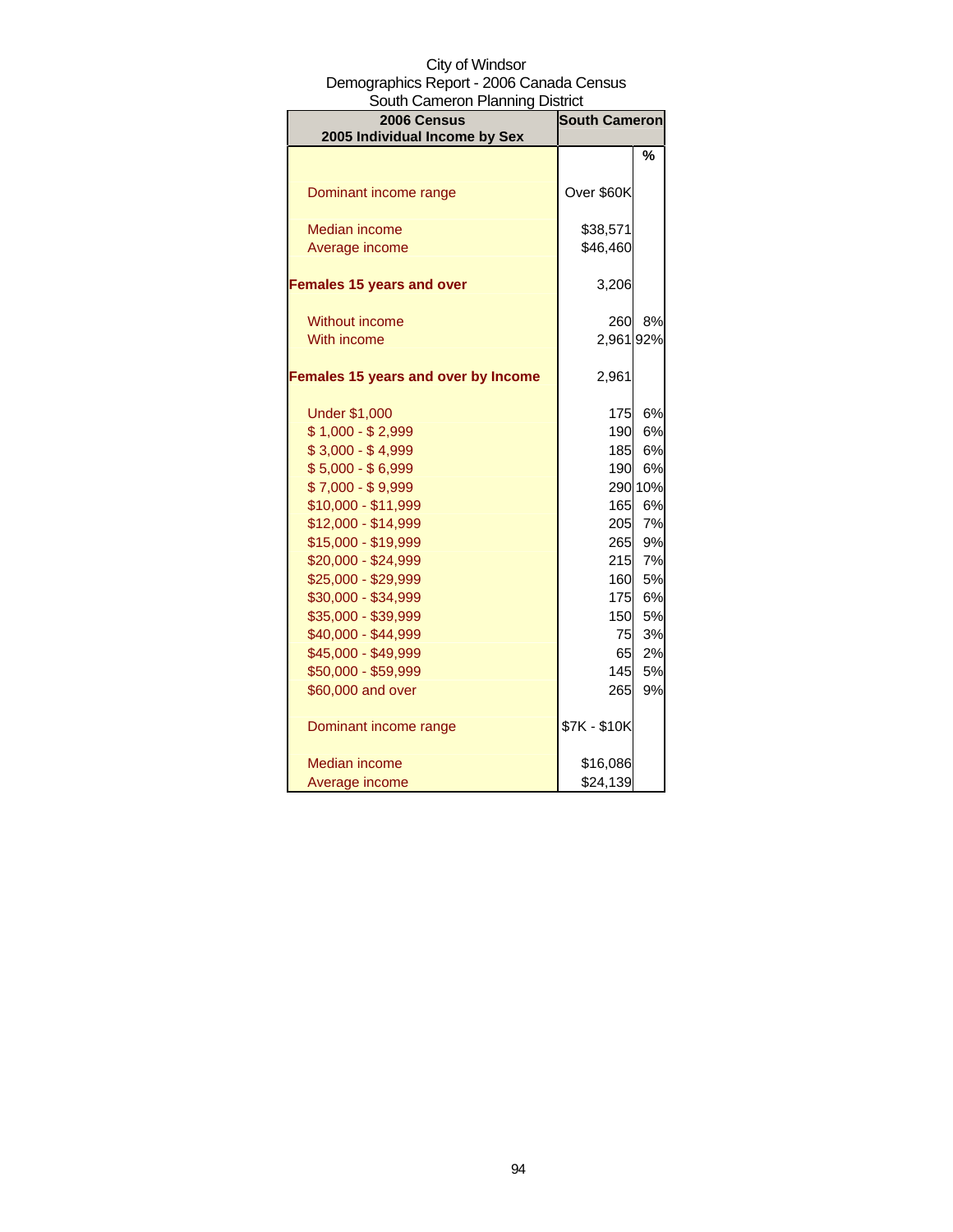City of Windsor
Demographics Report - 2006 Canada Census
South Cameron Planning District

| 2006 Census<br>2005 Individual Income by Sex | South Cameron | |
|---|---|---|
| | | % |
| Dominant income range | Over $60K | |
| Median income | $38,571 | |
| Average income | $46,460 | |
| **Females 15 years and over** | 3,206 | |
| Without income | 260 | 8% |
| With income | 2,961 | 92% |
| **Females 15 years and over by Income** | 2,961 | |
| Under $1,000 | 175 | 6% |
| $ 1,000 - $ 2,999 | 190 | 6% |
| $ 3,000 - $ 4,999 | 185 | 6% |
| $ 5,000 - $ 6,999 | 190 | 6% |
| $ 7,000 - $ 9,999 | 290 | 10% |
| $10,000 - $11,999 | 165 | 6% |
| $12,000 - $14,999 | 205 | 7% |
| $15,000 - $19,999 | 265 | 9% |
| $20,000 - $24,999 | 215 | 7% |
| $25,000 - $29,999 | 160 | 5% |
| $30,000 - $34,999 | 175 | 6% |
| $35,000 - $39,999 | 150 | 5% |
| $40,000 - $44,999 | 75 | 3% |
| $45,000 - $49,999 | 65 | 2% |
| $50,000 - $59,999 | 145 | 5% |
| $60,000 and over | 265 | 9% |
| Dominant income range | $7K - $10K | |
| Median income | $16,086 | |
| Average income | $24,139 | |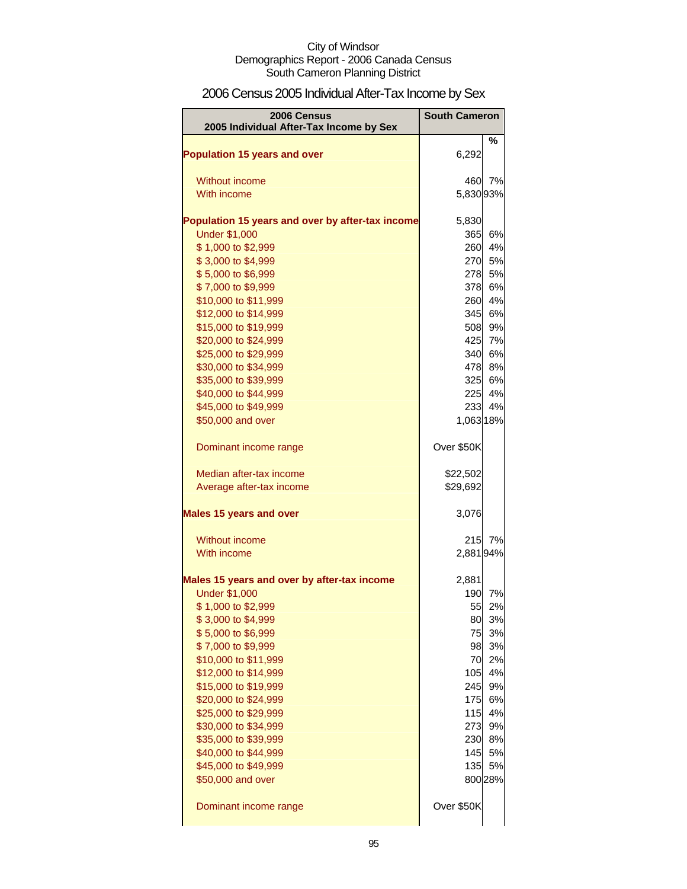City of Windsor
Demographics Report - 2006 Canada Census
South Cameron Planning District

# 2006 Census 2005 Individual After-Tax Income by Sex

| 2006 Census 2005 Individual After-Tax Income by Sex | South Cameron | % |
|---|---|---|
| **Population 15 years and over** | 6,292 | |
| Without income | 460 | 7% |
| With income | 5,830 | 93% |
| **Population 15 years and over by after-tax income** | 5,830 | |
| Under $1,000 | 365 | 6% |
| $ 1,000 to $2,999 | 260 | 4% |
| $ 3,000 to $4,999 | 270 | 5% |
| $ 5,000 to $6,999 | 278 | 5% |
| $ 7,000 to $9,999 | 378 | 6% |
| $10,000 to $11,999 | 260 | 4% |
| $12,000 to $14,999 | 345 | 6% |
| $15,000 to $19,999 | 508 | 9% |
| $20,000 to $24,999 | 425 | 7% |
| $25,000 to $29,999 | 340 | 6% |
| $30,000 to $34,999 | 478 | 8% |
| $35,000 to $39,999 | 325 | 6% |
| $40,000 to $44,999 | 225 | 4% |
| $45,000 to $49,999 | 233 | 4% |
| $50,000 and over | 1,063 | 18% |
| Dominant income range | Over $50K | |
| Median after-tax income | $22,502 | |
| Average after-tax income | $29,692 | |
| **Males 15 years and over** | 3,076 | |
| Without income | 215 | 7% |
| With income | 2,881 | 94% |
| **Males 15 years and over by after-tax income** | 2,881 | |
| Under $1,000 | 190 | 7% |
| $ 1,000 to $2,999 | 55 | 2% |
| $ 3,000 to $4,999 | 80 | 3% |
| $ 5,000 to $6,999 | 75 | 3% |
| $ 7,000 to $9,999 | 98 | 3% |
| $10,000 to $11,999 | 70 | 2% |
| $12,000 to $14,999 | 105 | 4% |
| $15,000 to $19,999 | 245 | 9% |
| $20,000 to $24,999 | 175 | 6% |
| $25,000 to $29,999 | 115 | 4% |
| $30,000 to $34,999 | 273 | 9% |
| $35,000 to $39,999 | 230 | 8% |
| $40,000 to $44,999 | 145 | 5% |
| $45,000 to $49,999 | 135 | 5% |
| $50,000 and over | 800 | 28% |
| Dominant income range | Over $50K | |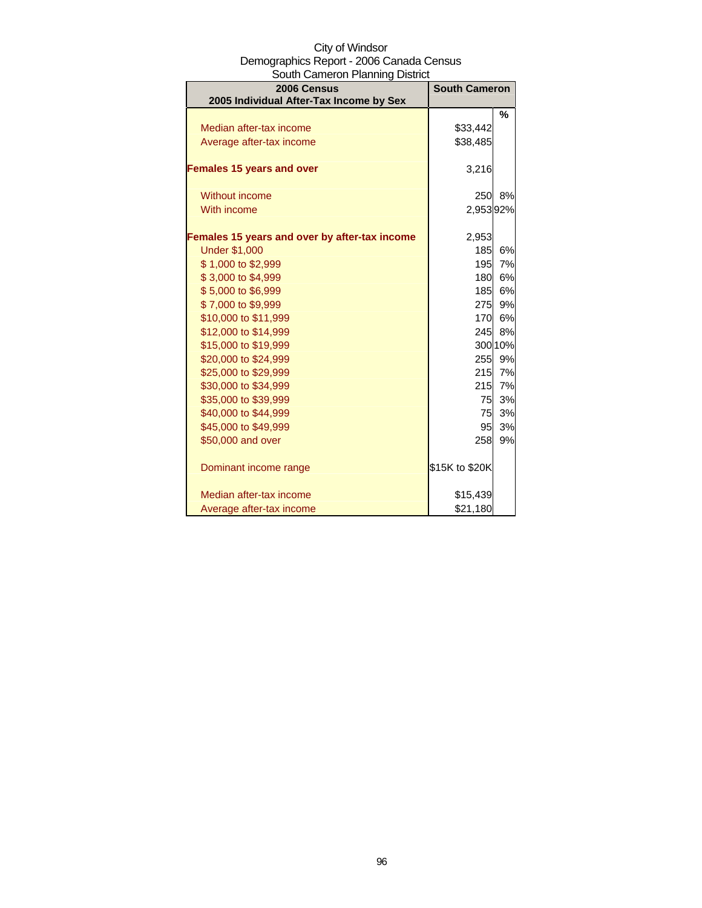City of Windsor
Demographics Report - 2006 Canada Census
South Cameron Planning District

| 2006 Census<br>2005 Individual After-Tax Income by Sex | South Cameron | % |
|---|---|---|
| Median after-tax income | $33,442 | |
| Average after-tax income | $38,485 | |
| **Females 15 years and over** | 3,216 | |
| Without income | 250 | 8% |
| With income | 2,953 | 92% |
| **Females 15 years and over by after-tax income** | 2,953 | |
| Under $1,000 | 185 | 6% |
| $ 1,000 to $2,999 | 195 | 7% |
| $ 3,000 to $4,999 | 180 | 6% |
| $ 5,000 to $6,999 | 185 | 6% |
| $ 7,000 to $9,999 | 275 | 9% |
| $10,000 to $11,999 | 170 | 6% |
| $12,000 to $14,999 | 245 | 8% |
| $15,000 to $19,999 | 300 | 10% |
| $20,000 to $24,999 | 255 | 9% |
| $25,000 to $29,999 | 215 | 7% |
| $30,000 to $34,999 | 215 | 7% |
| $35,000 to $39,999 | 75 | 3% |
| $40,000 to $44,999 | 75 | 3% |
| $45,000 to $49,999 | 95 | 3% |
| $50,000 and over | 258 | 9% |
| Dominant income range | $15K to $20K | |
| Median after-tax income | $15,439 | |
| Average after-tax income | $21,180 | |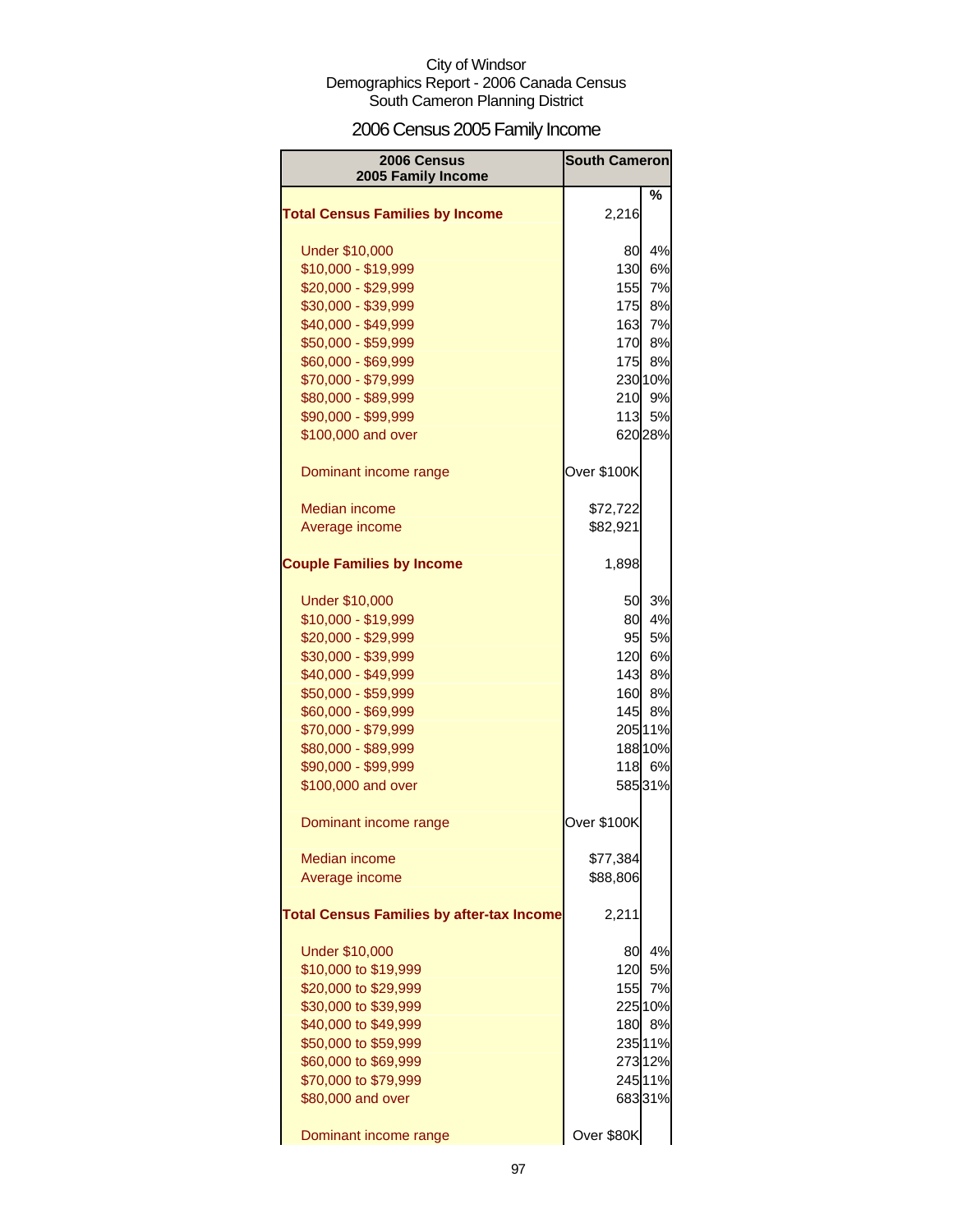City of Windsor
Demographics Report - 2006 Canada Census
South Cameron Planning District

# 2006 Census 2005 Family Income

| 2006 Census 2005 Family Income | South Cameron | % |
|---|---|---|
| **Total Census Families by Income** | 2,216 | |
| Under $10,000 | 80 | 4% |
| $10,000 - $19,999 | 130 | 6% |
| $20,000 - $29,999 | 155 | 7% |
| $30,000 - $39,999 | 175 | 8% |
| $40,000 - $49,999 | 163 | 7% |
| $50,000 - $59,999 | 170 | 8% |
| $60,000 - $69,999 | 175 | 8% |
| $70,000 - $79,999 | 230 | 10% |
| $80,000 - $89,999 | 210 | 9% |
| $90,000 - $99,999 | 113 | 5% |
| $100,000 and over | 620 | 28% |
| Dominant income range | Over $100K | |
| Median income | $72,722 | |
| Average income | $82,921 | |
| **Couple Families by Income** | 1,898 | |
| Under $10,000 | 50 | 3% |
| $10,000 - $19,999 | 80 | 4% |
| $20,000 - $29,999 | 95 | 5% |
| $30,000 - $39,999 | 120 | 6% |
| $40,000 - $49,999 | 143 | 8% |
| $50,000 - $59,999 | 160 | 8% |
| $60,000 - $69,999 | 145 | 8% |
| $70,000 - $79,999 | 205 | 11% |
| $80,000 - $89,999 | 188 | 10% |
| $90,000 - $99,999 | 118 | 6% |
| $100,000 and over | 585 | 31% |
| Dominant income range | Over $100K | |
| Median income | $77,384 | |
| Average income | $88,806 | |
| **Total Census Families by after-tax Income** | 2,211 | |
| Under $10,000 | 80 | 4% |
| $10,000 to $19,999 | 120 | 5% |
| $20,000 to $29,999 | 155 | 7% |
| $30,000 to $39,999 | 225 | 10% |
| $40,000 to $49,999 | 180 | 8% |
| $50,000 to $59,999 | 235 | 11% |
| $60,000 to $69,999 | 273 | 12% |
| $70,000 to $79,999 | 245 | 11% |
| $80,000 and over | 683 | 31% |
| Dominant income range | Over $80K | |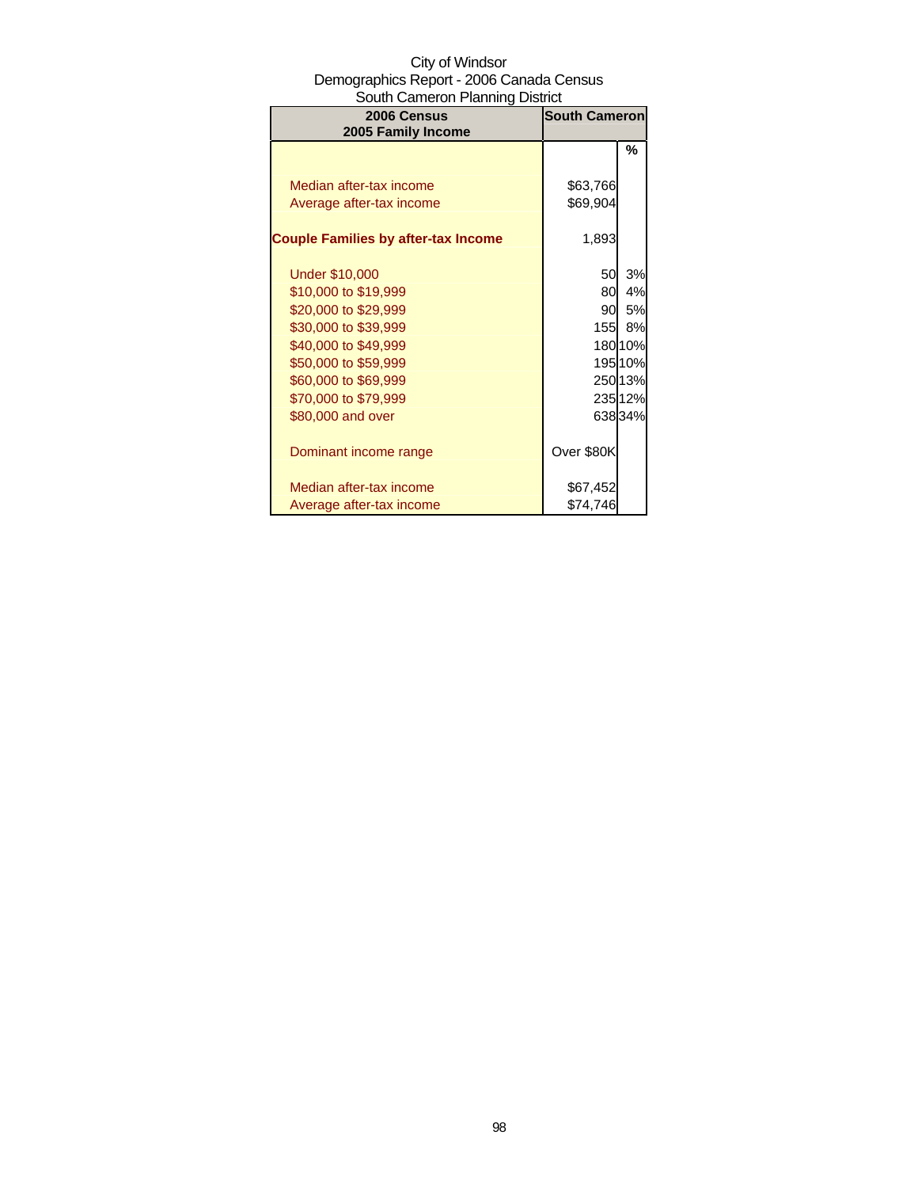City of Windsor
Demographics Report - 2006 Canada Census
South Cameron Planning District

| 2006 Census<br>2005 Family Income | South Cameron | |
|---|---|---|
| | | % |
| Median after-tax income | $63,766 | |
| Average after-tax income | $69,904 | |
| **Couple Families by after-tax Income** | 1,893 | |
| Under $10,000 | 50 | 3% |
| $10,000 to $19,999 | 80 | 4% |
| $20,000 to $29,999 | 90 | 5% |
| $30,000 to $39,999 | 155 | 8% |
| $40,000 to $49,999 | 180 | 10% |
| $50,000 to $59,999 | 195 | 10% |
| $60,000 to $69,999 | 250 | 13% |
| $70,000 to $79,999 | 235 | 12% |
| $80,000 and over | 638 | 34% |
| Dominant income range | Over $80K | |
| Median after-tax income | $67,452 | |
| Average after-tax income | $74,746 | |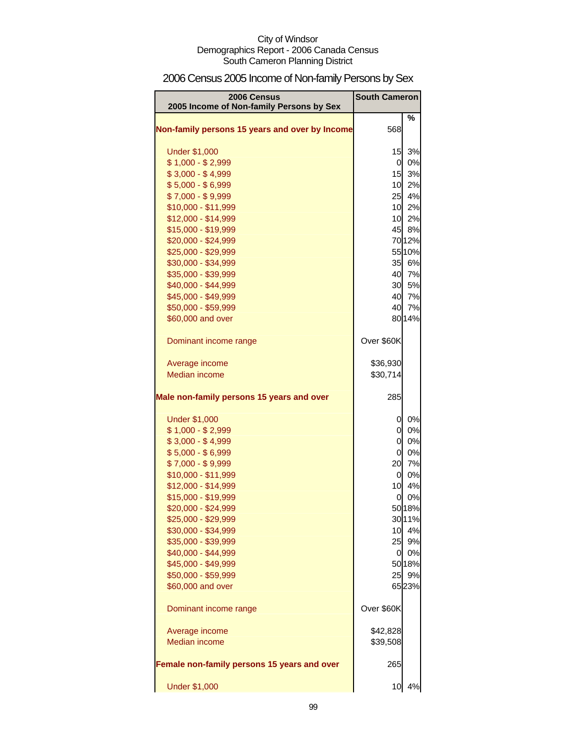City of Windsor
Demographics Report - 2006 Canada Census
South Cameron Planning District

# 2006 Census 2005 Income of Non-family Persons by Sex

| 2006 Census 2005 Income of Non-family Persons by Sex | South Cameron | |
|---|---|---|
| | | % |
| **Non-family persons 15 years and over by Income** | 568 | |
| Under $1,000 | 15 | 3% |
| $ 1,000 - $ 2,999 | 0 | 0% |
| $ 3,000 - $ 4,999 | 15 | 3% |
| $ 5,000 - $ 6,999 | 10 | 2% |
| $ 7,000 - $ 9,999 | 25 | 4% |
| $10,000 - $11,999 | 10 | 2% |
| $12,000 - $14,999 | 10 | 2% |
| $15,000 - $19,999 | 45 | 8% |
| $20,000 - $24,999 | 70 | 12% |
| $25,000 - $29,999 | 55 | 10% |
| $30,000 - $34,999 | 35 | 6% |
| $35,000 - $39,999 | 40 | 7% |
| $40,000 - $44,999 | 30 | 5% |
| $45,000 - $49,999 | 40 | 7% |
| $50,000 - $59,999 | 40 | 7% |
| $60,000 and over | 80 | 14% |
| Dominant income range | Over $60K | |
| Average income | $36,930 | |
| Median income | $30,714 | |
| **Male non-family persons 15 years and over** | 285 | |
| Under $1,000 | 0 | 0% |
| $ 1,000 - $ 2,999 | 0 | 0% |
| $ 3,000 - $ 4,999 | 0 | 0% |
| $ 5,000 - $ 6,999 | 0 | 0% |
| $ 7,000 - $ 9,999 | 20 | 7% |
| $10,000 - $11,999 | 0 | 0% |
| $12,000 - $14,999 | 10 | 4% |
| $15,000 - $19,999 | 0 | 0% |
| $20,000 - $24,999 | 50 | 18% |
| $25,000 - $29,999 | 30 | 11% |
| $30,000 - $34,999 | 10 | 4% |
| $35,000 - $39,999 | 25 | 9% |
| $40,000 - $44,999 | 0 | 0% |
| $45,000 - $49,999 | 50 | 18% |
| $50,000 - $59,999 | 25 | 9% |
| $60,000 and over | 65 | 23% |
| Dominant income range | Over $60K | |
| Average income | $42,828 | |
| Median income | $39,508 | |
| **Female non-family persons 15 years and over** | 265 | |
| Under $1,000 | 10 | 4% |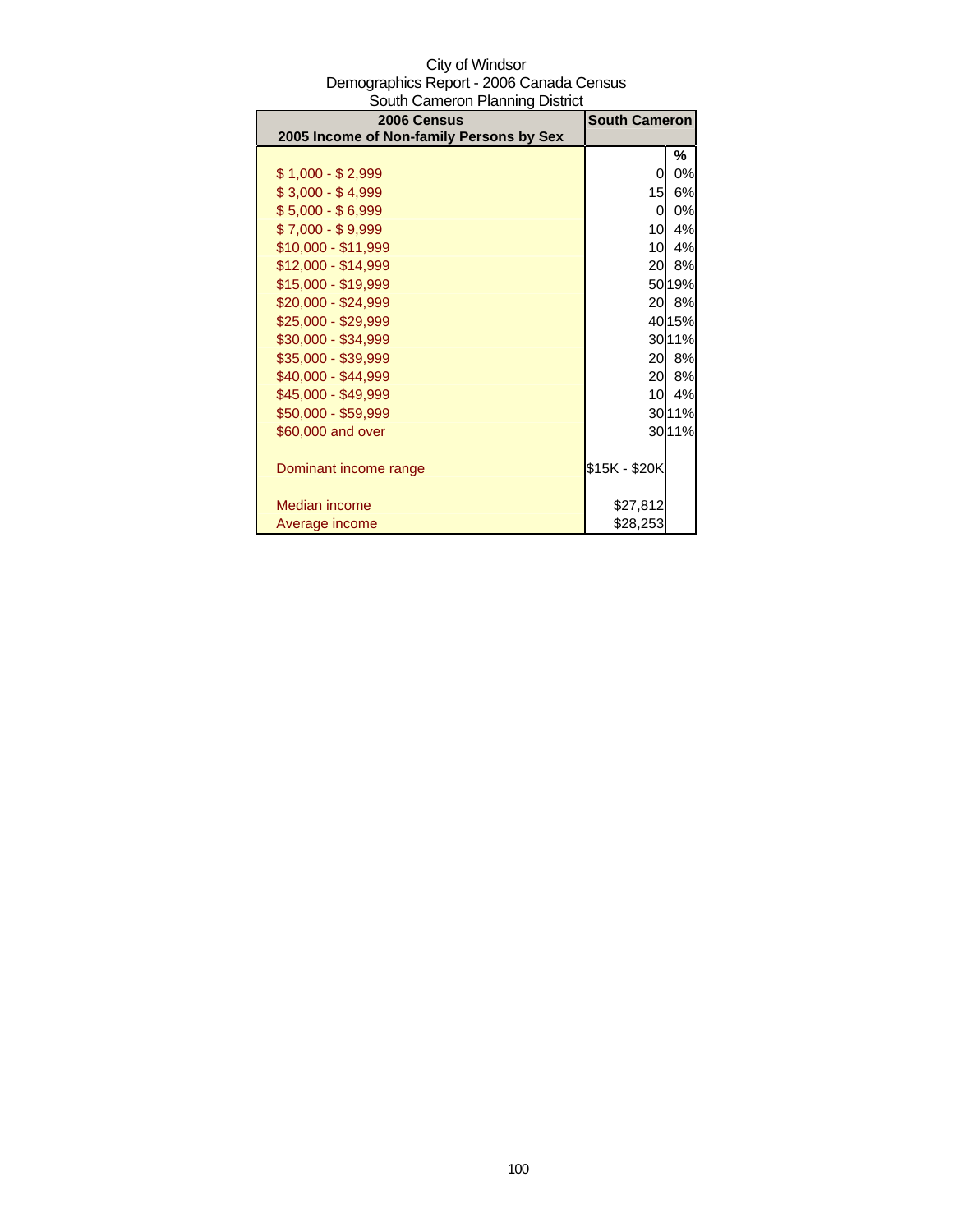City of Windsor
Demographics Report - 2006 Canada Census
South Cameron Planning District

| 2006 Census<br>2005 Income of Non-family Persons by Sex | South Cameron | |
|---|---|---|
| | | % |
| $ 1,000 - $ 2,999 | 0 | 0% |
| $ 3,000 - $ 4,999 | 15 | 6% |
| $ 5,000 - $ 6,999 | 0 | 0% |
| $ 7,000 - $ 9,999 | 10 | 4% |
| $10,000 - $11,999 | 10 | 4% |
| $12,000 - $14,999 | 20 | 8% |
| $15,000 - $19,999 | 50 | 19% |
| $20,000 - $24,999 | 20 | 8% |
| $25,000 - $29,999 | 40 | 15% |
| $30,000 - $34,999 | 30 | 11% |
| $35,000 - $39,999 | 20 | 8% |
| $40,000 - $44,999 | 20 | 8% |
| $45,000 - $49,999 | 10 | 4% |
| $50,000 - $59,999 | 30 | 11% |
| $60,000 and over | 30 | 11% |
| | | |
| Dominant income range | $15K - $20K | |
| | | |
| Median income | $27,812 | |
| Average income | $28,253 | |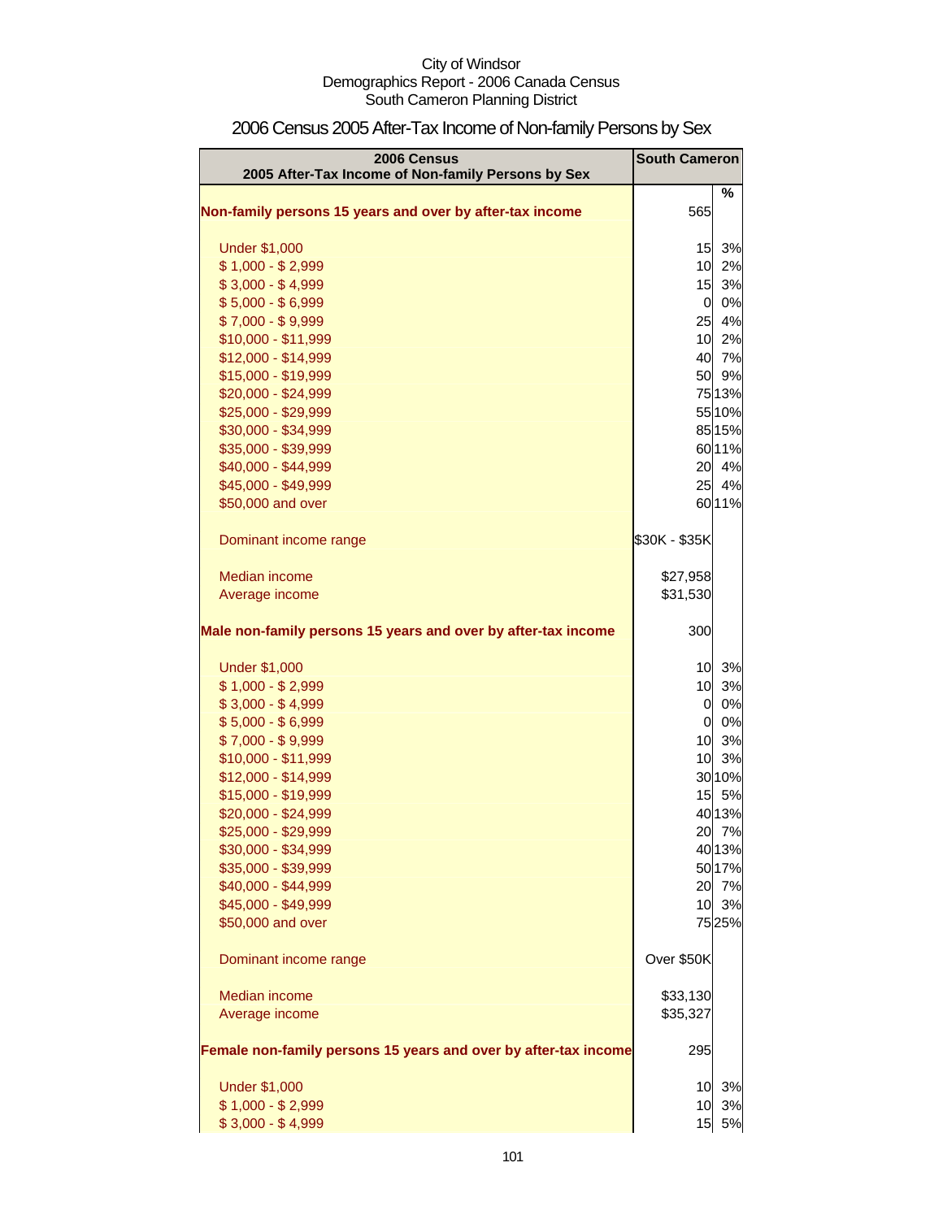City of Windsor
Demographics Report - 2006 Canada Census
South Cameron Planning District

# 2006 Census 2005 After-Tax Income of Non-family Persons by Sex

| 2006 Census<br>2005 After-Tax Income of Non-family Persons by Sex | South Cameron | |
|---|---|---|
| | | % |
| **Non-family persons 15 years and over by after-tax income** | 565 | |
| Under $1,000 | 15 | 3% |
| $ 1,000 - $ 2,999 | 10 | 2% |
| $ 3,000 - $ 4,999 | 15 | 3% |
| $ 5,000 - $ 6,999 | 0 | 0% |
| $ 7,000 - $ 9,999 | 25 | 4% |
| $10,000 - $11,999 | 10 | 2% |
| $12,000 - $14,999 | 40 | 7% |
| $15,000 - $19,999 | 50 | 9% |
| $20,000 - $24,999 | 75 | 13% |
| $25,000 - $29,999 | 55 | 10% |
| $30,000 - $34,999 | 85 | 15% |
| $35,000 - $39,999 | 60 | 11% |
| $40,000 - $44,999 | 20 | 4% |
| $45,000 - $49,999 | 25 | 4% |
| $50,000 and over | 60 | 11% |
| Dominant income range | $30K - $35K | |
| Median income | $27,958 | |
| Average income | $31,530 | |
| **Male non-family persons 15 years and over by after-tax income** | 300 | |
| Under $1,000 | 10 | 3% |
| $ 1,000 - $ 2,999 | 10 | 3% |
| $ 3,000 - $ 4,999 | 0 | 0% |
| $ 5,000 - $ 6,999 | 0 | 0% |
| $ 7,000 - $ 9,999 | 10 | 3% |
| $10,000 - $11,999 | 10 | 3% |
| $12,000 - $14,999 | 30 | 10% |
| $15,000 - $19,999 | 15 | 5% |
| $20,000 - $24,999 | 40 | 13% |
| $25,000 - $29,999 | 20 | 7% |
| $30,000 - $34,999 | 40 | 13% |
| $35,000 - $39,999 | 50 | 17% |
| $40,000 - $44,999 | 20 | 7% |
| $45,000 - $49,999 | 10 | 3% |
| $50,000 and over | 75 | 25% |
| Dominant income range | Over $50K | |
| Median income | $33,130 | |
| Average income | $35,327 | |
| **Female non-family persons 15 years and over by after-tax income** | 295 | |
| Under $1,000 | 10 | 3% |
| $ 1,000 - $ 2,999 | 10 | 3% |
| $ 3,000 - $ 4,999 | 15 | 5% |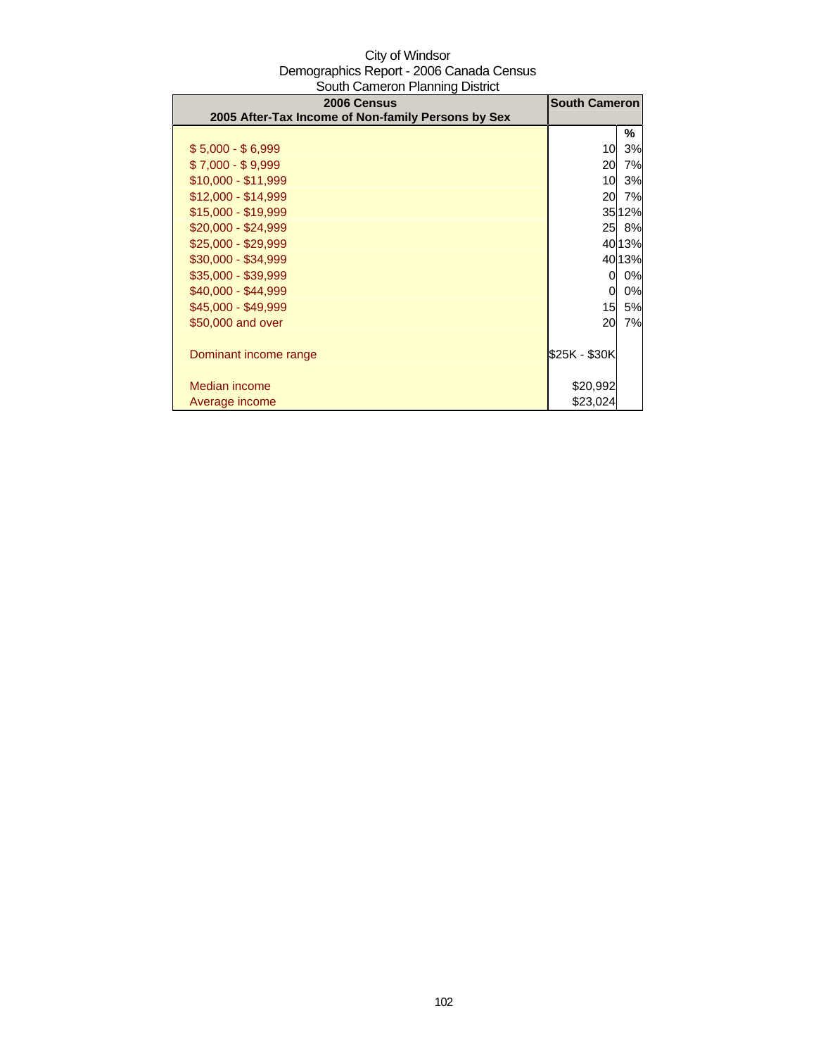City of Windsor
Demographics Report - 2006 Canada Census
South Cameron Planning District

| 2006 Census<br>2005 After-Tax Income of Non-family Persons by Sex | South Cameron | |
|---|---|---|
| | | % |
| $ 5,000 - $ 6,999 | 10 | 3% |
| $ 7,000 - $ 9,999 | 20 | 7% |
| $10,000 - $11,999 | 10 | 3% |
| $12,000 - $14,999 | 20 | 7% |
| $15,000 - $19,999 | 35 | 12% |
| $20,000 - $24,999 | 25 | 8% |
| $25,000 - $29,999 | 40 | 13% |
| $30,000 - $34,999 | 40 | 13% |
| $35,000 - $39,999 | 0 | 0% |
| $40,000 - $44,999 | 0 | 0% |
| $45,000 - $49,999 | 15 | 5% |
| $50,000 and over | 20 | 7% |
| Dominant income range | $25K - $30K | |
| Median income | $20,992 | |
| Average income | $23,024 | |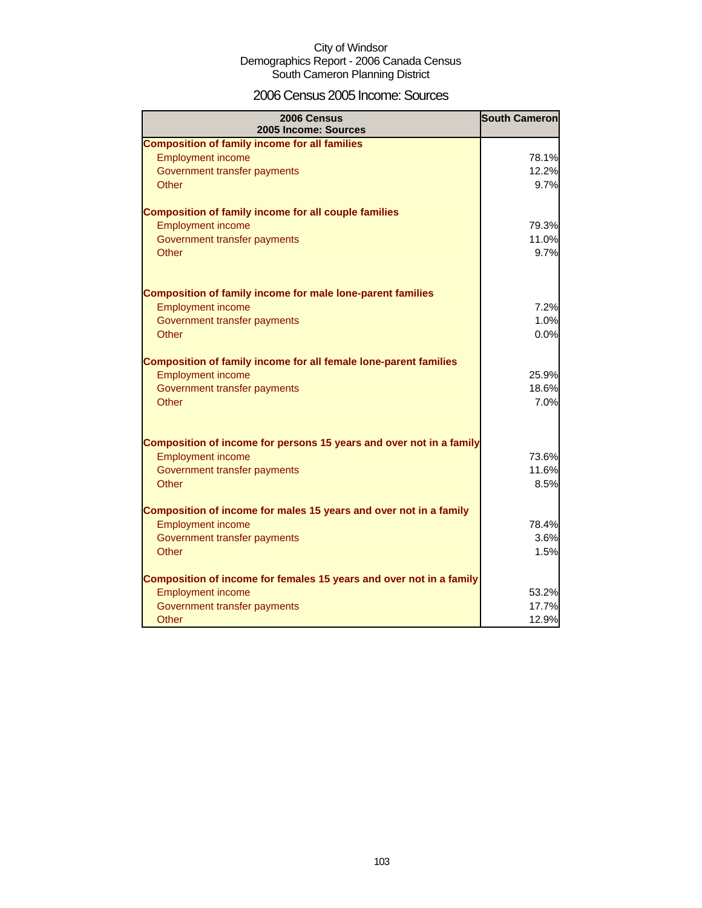City of Windsor
Demographics Report - 2006 Canada Census
South Cameron Planning District

# 2006 Census 2005 Income: Sources

| 2006 Census 2005 Income: Sources | South Cameron |
|---|---|
| **Composition of family income for all families** | |
| Employment income | 78.1% |
| Government transfer payments | 12.2% |
| Other | 9.7% |
| **Composition of family income for all couple families** | |
| Employment income | 79.3% |
| Government transfer payments | 11.0% |
| Other | 9.7% |
| **Composition of family income for male lone-parent families** | |
| Employment income | 7.2% |
| Government transfer payments | 1.0% |
| Other | 0.0% |
| **Composition of family income for all female lone-parent families** | |
| Employment income | 25.9% |
| Government transfer payments | 18.6% |
| Other | 7.0% |
| **Composition of income for persons 15 years and over not in a family** | |
| Employment income | 73.6% |
| Government transfer payments | 11.6% |
| Other | 8.5% |
| **Composition of income for males 15 years and over not in a family** | |
| Employment income | 78.4% |
| Government transfer payments | 3.6% |
| Other | 1.5% |
| **Composition of income for females 15 years and over not in a family** | |
| Employment income | 53.2% |
| Government transfer payments | 17.7% |
| Other | 12.9% |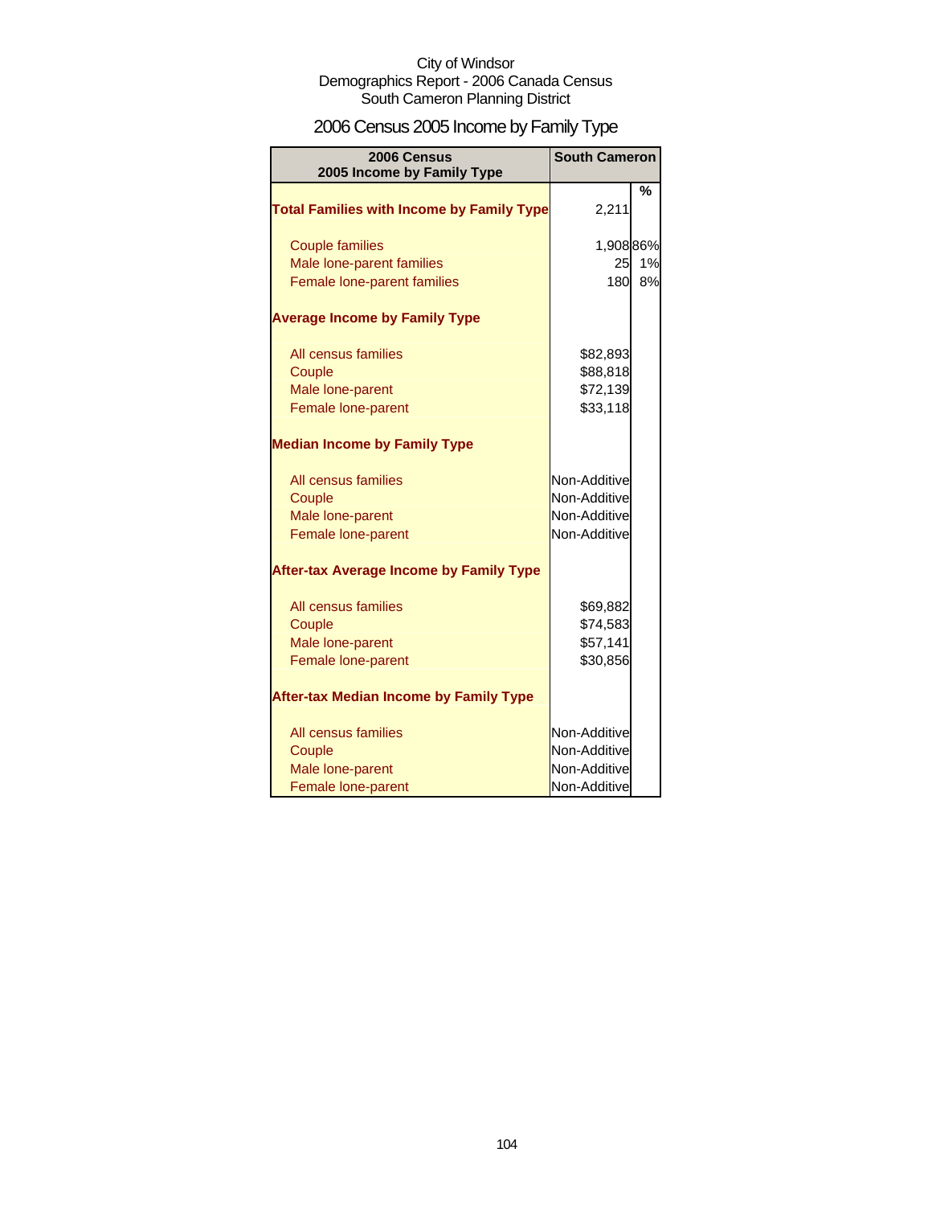City of Windsor
Demographics Report - 2006 Canada Census
South Cameron Planning District

# 2006 Census 2005 Income by Family Type

| 2006 Census 2005 Income by Family Type | South Cameron | % |
|---|---|---|
| **Total Families with Income by Family Type** | 2,211 | |
| Couple families | 1,908 | 86% |
| Male lone-parent families | 25 | 1% |
| Female lone-parent families | 180 | 8% |
| **Average Income by Family Type** | | |
| All census families | $82,893 | |
| Couple | $88,818 | |
| Male lone-parent | $72,139 | |
| Female lone-parent | $33,118 | |
| **Median Income by Family Type** | | |
| All census families | Non-Additive | |
| Couple | Non-Additive | |
| Male lone-parent | Non-Additive | |
| Female lone-parent | Non-Additive | |
| **After-tax Average Income by Family Type** | | |
| All census families | $69,882 | |
| Couple | $74,583 | |
| Male lone-parent | $57,141 | |
| Female lone-parent | $30,856 | |
| **After-tax Median Income by Family Type** | | |
| All census families | Non-Additive | |
| Couple | Non-Additive | |
| Male lone-parent | Non-Additive | |
| Female lone-parent | Non-Additive | |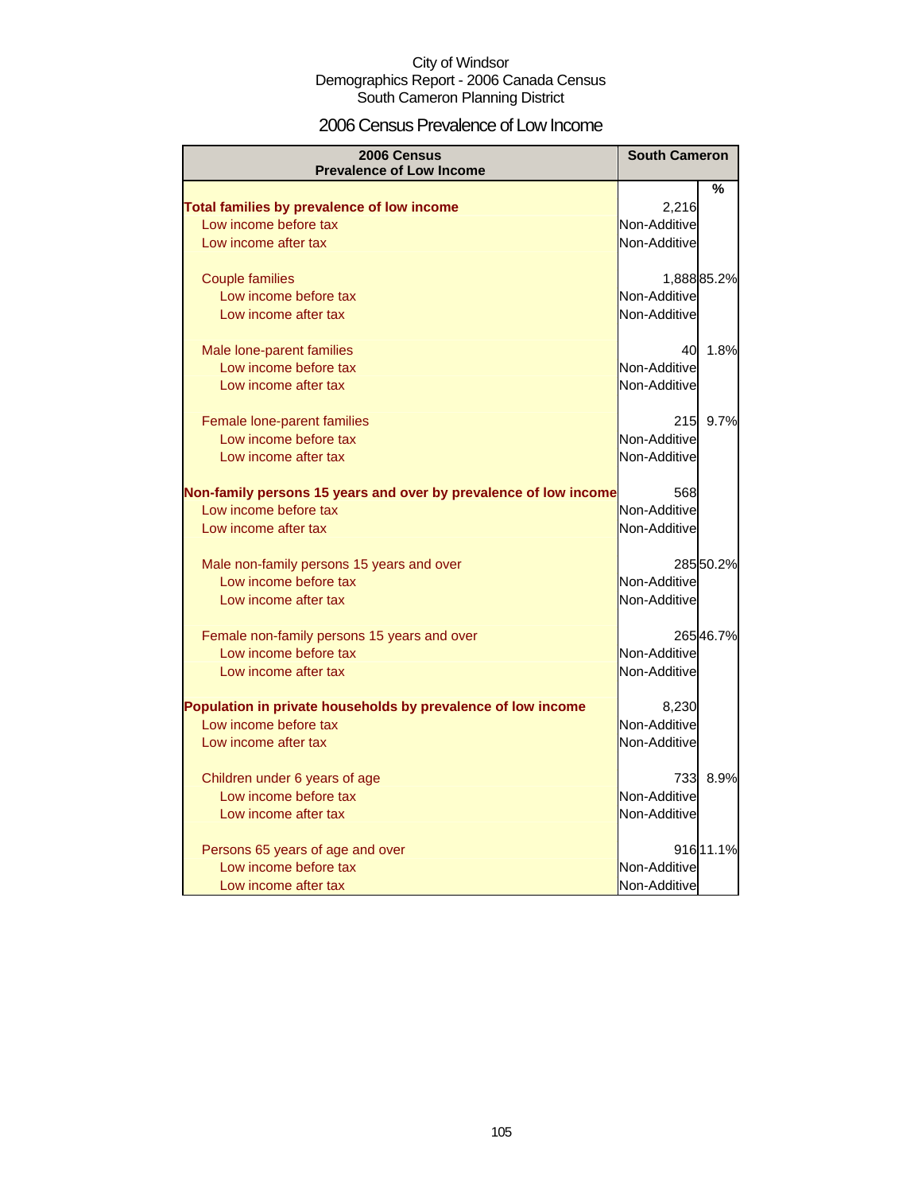City of Windsor
Demographics Report - 2006 Canada Census
South Cameron Planning District

# 2006 Census Prevalence of Low Income

| 2006 Census<br>Prevalence of Low Income | South Cameron | % |
|---|---|---|
| **Total families by prevalence of low income** | 2,216 | |
| Low income before tax | Non-Additive | |
| Low income after tax | Non-Additive | |
| Couple families | 1,888 | 85.2% |
| Low income before tax | Non-Additive | |
| Low income after tax | Non-Additive | |
| Male lone-parent families | 40 | 1.8% |
| Low income before tax | Non-Additive | |
| Low income after tax | Non-Additive | |
| Female lone-parent families | 215 | 9.7% |
| Low income before tax | Non-Additive | |
| Low income after tax | Non-Additive | |
| **Non-family persons 15 years and over by prevalence of low income** | 568 | |
| Low income before tax | Non-Additive | |
| Low income after tax | Non-Additive | |
| Male non-family persons 15 years and over | 285 | 50.2% |
| Low income before tax | Non-Additive | |
| Low income after tax | Non-Additive | |
| Female non-family persons 15 years and over | 265 | 46.7% |
| Low income before tax | Non-Additive | |
| Low income after tax | Non-Additive | |
| **Population in private households by prevalence of low income** | 8,230 | |
| Low income before tax | Non-Additive | |
| Low income after tax | Non-Additive | |
| Children under 6 years of age | 733 | 8.9% |
| Low income before tax | Non-Additive | |
| Low income after tax | Non-Additive | |
| Persons 65 years of age and over | 916 | 11.1% |
| Low income before tax | Non-Additive | |
| Low income after tax | Non-Additive | |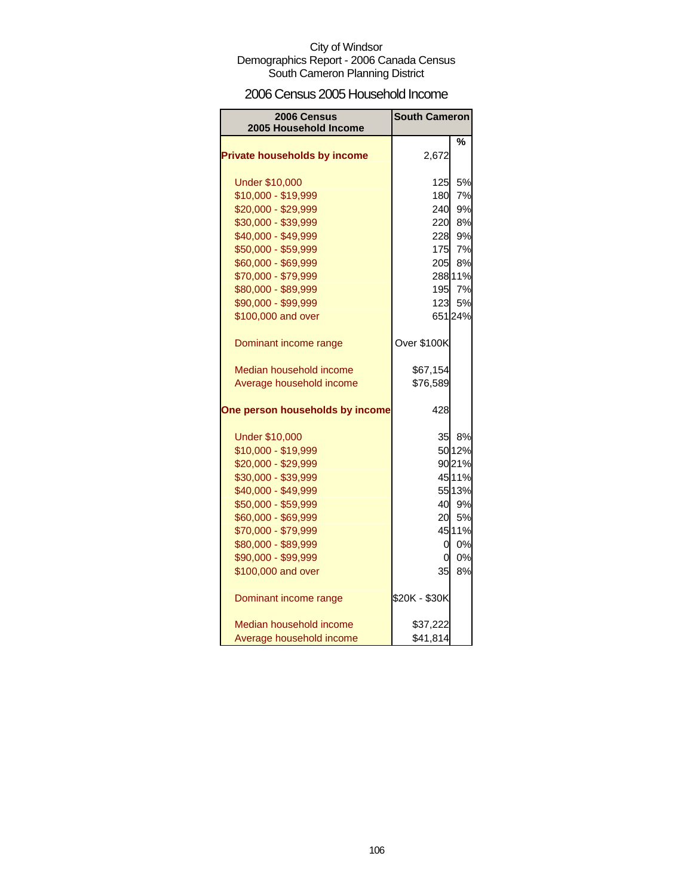City of Windsor
Demographics Report - 2006 Canada Census
South Cameron Planning District

## 2006 Census 2005 Household Income

| 2006 Census 2005 Household Income | South Cameron | |
|---|---|---|
| | | % |
| **Private households by income** | 2,672 | |
| Under $10,000 | 125 | 5% |
| $10,000 - $19,999 | 180 | 7% |
| $20,000 - $29,999 | 240 | 9% |
| $30,000 - $39,999 | 220 | 8% |
| $40,000 - $49,999 | 228 | 9% |
| $50,000 - $59,999 | 175 | 7% |
| $60,000 - $69,999 | 205 | 8% |
| $70,000 - $79,999 | 288 | 11% |
| $80,000 - $89,999 | 195 | 7% |
| $90,000 - $99,999 | 123 | 5% |
| $100,000 and over | 651 | 24% |
| Dominant income range | Over $100K | |
| Median household income | $67,154 | |
| Average household income | $76,589 | |
| **One person households by income** | 428 | |
| Under $10,000 | 35 | 8% |
| $10,000 - $19,999 | 50 | 12% |
| $20,000 - $29,999 | 90 | 21% |
| $30,000 - $39,999 | 45 | 11% |
| $40,000 - $49,999 | 55 | 13% |
| $50,000 - $59,999 | 40 | 9% |
| $60,000 - $69,999 | 20 | 5% |
| $70,000 - $79,999 | 45 | 11% |
| $80,000 - $89,999 | 0 | 0% |
| $90,000 - $99,999 | 0 | 0% |
| $100,000 and over | 35 | 8% |
| Dominant income range | $20K - $30K | |
| Median household income | $37,222 | |
| Average household income | $41,814 | |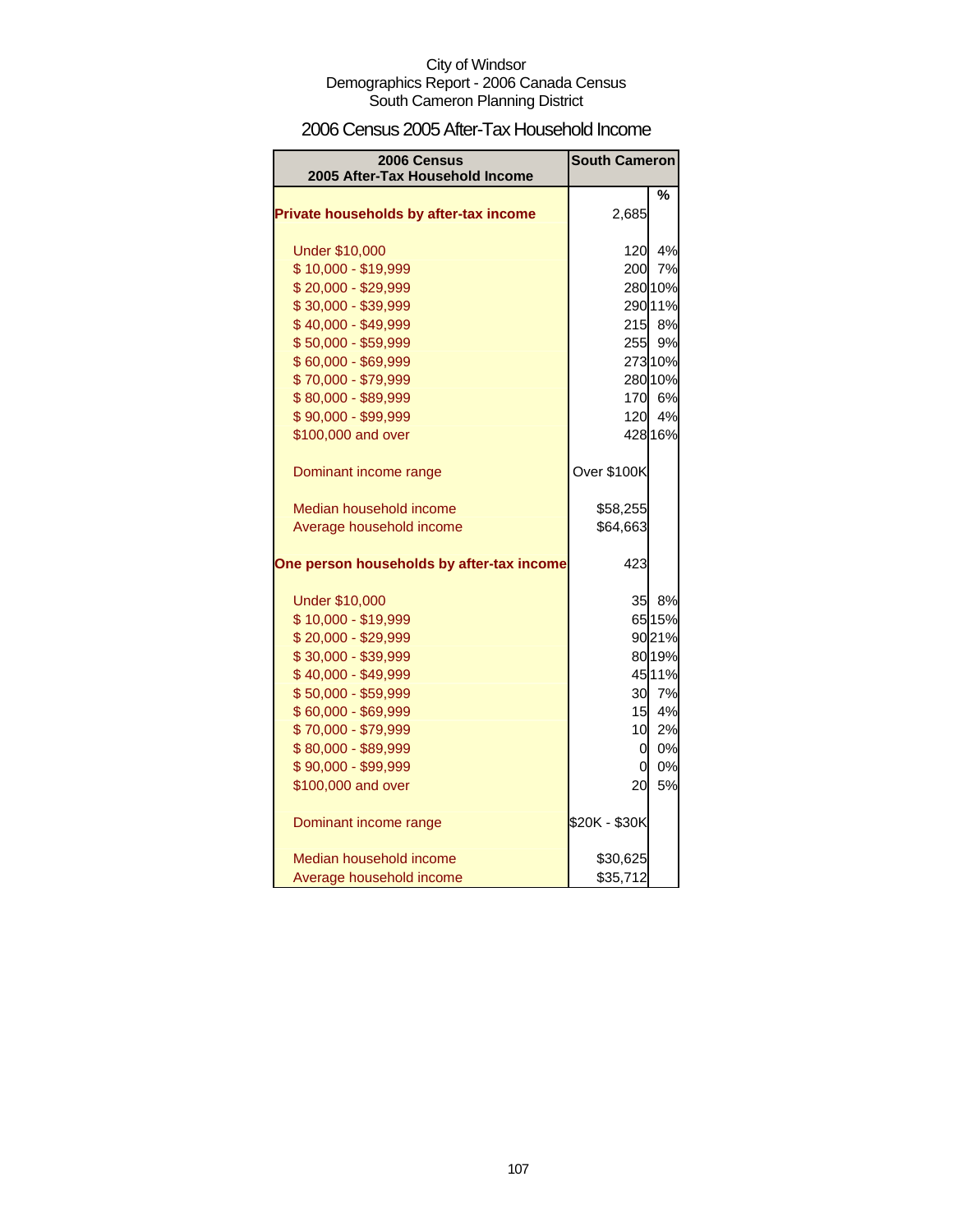City of Windsor
Demographics Report - 2006 Canada Census
South Cameron Planning District

# 2006 Census 2005 After-Tax Household Income

| 2006 Census<br>2005 After-Tax Household Income | South Cameron | |
|---|---|---|
| | | % |
| **Private households by after-tax income** | 2,685 | |
| Under $10,000 | 120 | 4% |
| $ 10,000 - $19,999 | 200 | 7% |
| $ 20,000 - $29,999 | 280 | 10% |
| $ 30,000 - $39,999 | 290 | 11% |
| $ 40,000 - $49,999 | 215 | 8% |
| $ 50,000 - $59,999 | 255 | 9% |
| $ 60,000 - $69,999 | 273 | 10% |
| $ 70,000 - $79,999 | 280 | 10% |
| $ 80,000 - $89,999 | 170 | 6% |
| $ 90,000 - $99,999 | 120 | 4% |
| $100,000 and over | 428 | 16% |
| Dominant income range | Over $100K | |
| Median household income | $58,255 | |
| Average household income | $64,663 | |
| **One person households by after-tax income** | 423 | |
| Under $10,000 | 35 | 8% |
| $ 10,000 - $19,999 | 65 | 15% |
| $ 20,000 - $29,999 | 90 | 21% |
| $ 30,000 - $39,999 | 80 | 19% |
| $ 40,000 - $49,999 | 45 | 11% |
| $ 50,000 - $59,999 | 30 | 7% |
| $ 60,000 - $69,999 | 15 | 4% |
| $ 70,000 - $79,999 | 10 | 2% |
| $ 80,000 - $89,999 | 0 | 0% |
| $ 90,000 - $99,999 | 0 | 0% |
| $100,000 and over | 20 | 5% |
| Dominant income range | $20K - $30K | |
| Median household income | $30,625 | |
| Average household income | $35,712 | |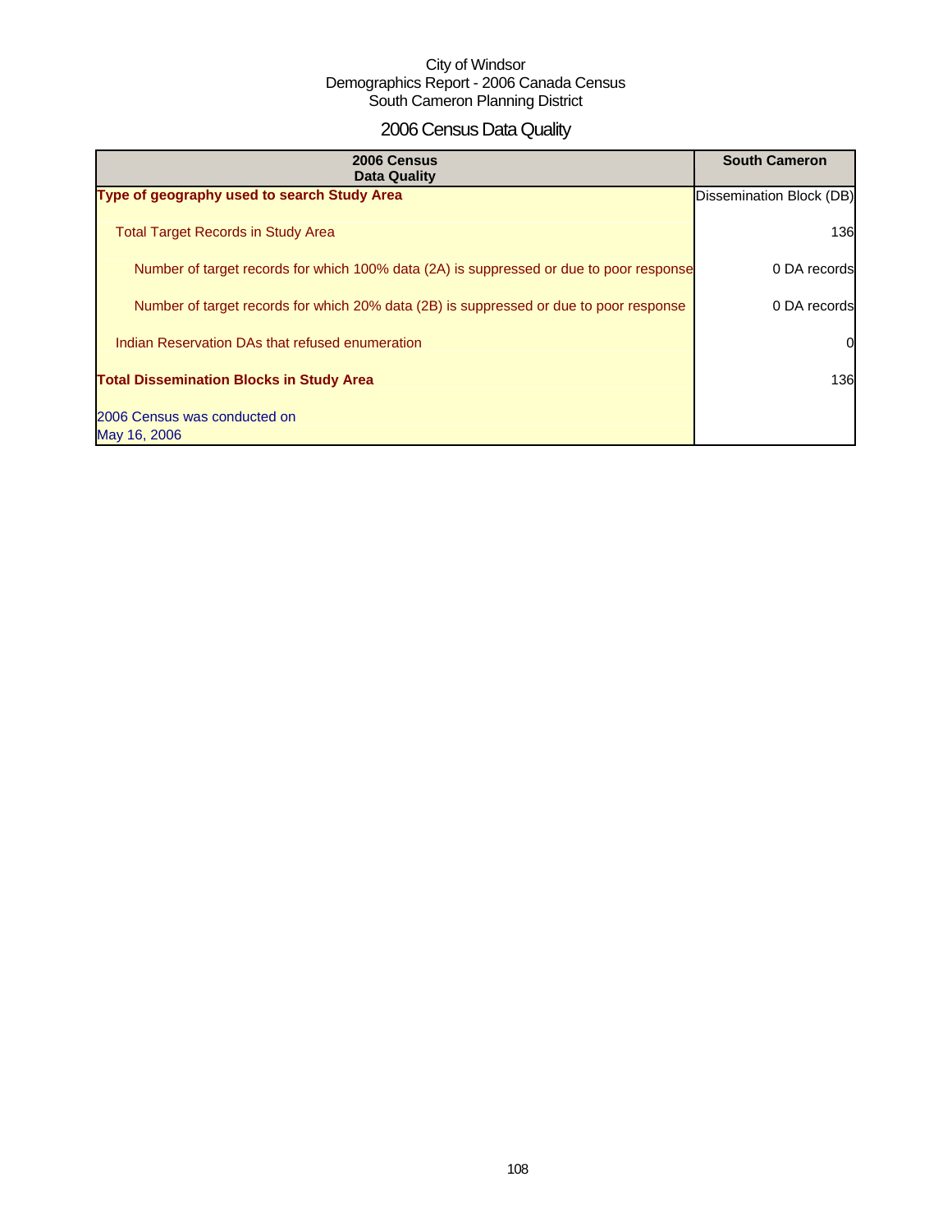City of Windsor
Demographics Report - 2006 Canada Census
South Cameron Planning District

# 2006 Census Data Quality

| 2006 Census Data Quality | South Cameron |
|---|---|
| **Type of geography used to search Study Area** | Dissemination Block (DB) |
| Total Target Records in Study Area | 136 |
| Number of target records for which 100% data (2A) is suppressed or due to poor response | 0 DA records |
| Number of target records for which 20% data (2B) is suppressed or due to poor response | 0 DA records |
| Indian Reservation DAs that refused enumeration | 0 |
| **Total Dissemination Blocks in Study Area** | 136 |
| 2006 Census was conducted on May 16, 2006 | |